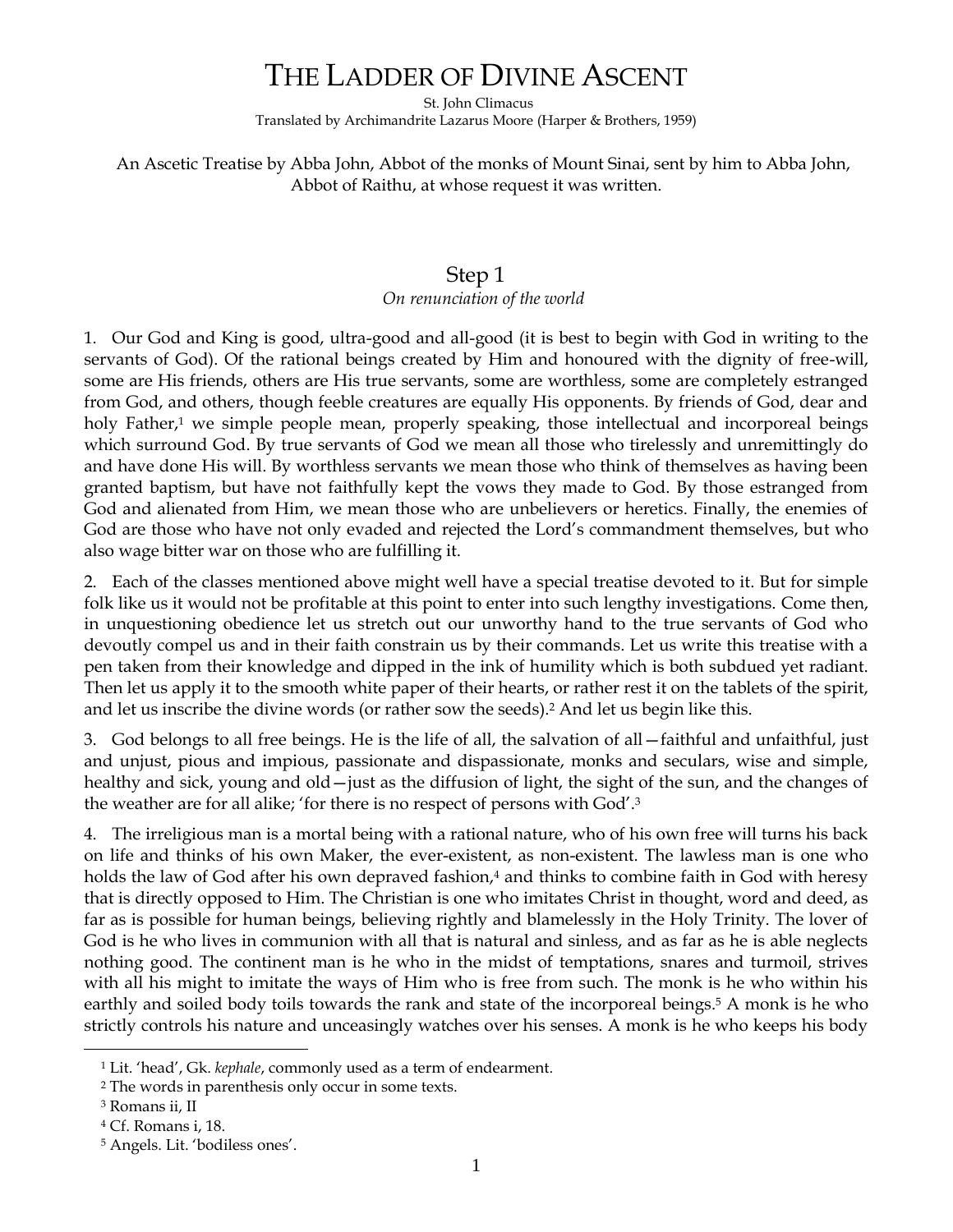# The Ladder of Divine Ascent

St. John Climacus

Translated by Archimandrite Lazarus Moore (Harper & Brothers, 1959)

An Ascetic Treatise by Abba John, Abbot of the monks of Mount Sinai, sent by him to Abba John, Abbot of Raithu, at whose request it was written.

## Step 1

*On renunciation of the world*

1. Our God and King is good, ultra-good and all-good (it is best to begin with God in writing to the servants of God). Of the rational beings created by Him and honoured with the dignity of free-will, some are His friends, others are His true servants, some are worthless, some are completely estranged from God, and others, though feeble creatures are equally His opponents. By friends of God, dear and holy Father,[1] we simple people mean, properly speaking, those intellectual and incorporeal beings which surround God. By true servants of God we mean all those who tirelessly and unremittingly do and have done His will. By worthless servants we mean those who think of themselves as having been granted baptism, but have not faithfully kept the vows they made to God. By those estranged from God and alienated from Him, we mean those who are unbelievers or heretics. Finally, the enemies of God are those who have not only evaded and rejected the Lord's commandment themselves, but who also wage bitter war on those who are fulfilling it.

2. Each of the classes mentioned above might well have a special treatise devoted to it. But for simple folk like us it would not be profitable at this point to enter into such lengthy investigations. Come then, in unquestioning obedience let us stretch out our unworthy hand to the true servants of God who devoutly compel us and in their faith constrain us by their commands. Let us write this treatise with a pen taken from their knowledge and dipped in the ink of humility which is both subdued yet radiant. Then let us apply it to the smooth white paper of their hearts, or rather rest it on the tablets of the spirit, and let us inscribe the divine words (or rather sow the seeds).[2] And let us begin like this.

3. God belongs to all free beings. He is the life of all, the salvation of all—faithful and unfaithful, just and unjust, pious and impious, passionate and dispassionate, monks and seculars, wise and simple, healthy and sick, young and old—just as the diffusion of light, the sight of the sun, and the changes of the weather are for all alike; 'for there is no respect of persons with God'.[3]

4. The irreligious man is a mortal being with a rational nature, who of his own free will turns his back on life and thinks of his own Maker, the ever-existent, as non-existent. The lawless man is one who holds the law of God after his own depraved fashion,[4] and thinks to combine faith in God with heresy that is directly opposed to Him. The Christian is one who imitates Christ in thought, word and deed, as far as is possible for human beings, believing rightly and blamelessly in the Holy Trinity. The lover of God is he who lives in communion with all that is natural and sinless, and as far as he is able neglects nothing good. The continent man is he who in the midst of temptations, snares and turmoil, strives with all his might to imitate the ways of Him who is free from such. The monk is he who within his earthly and soiled body toils towards the rank and state of the incorporeal beings.[5] A monk is he who strictly controls his nature and unceasingly watches over his senses. A monk is he who keeps his body

---

[1] Lit. 'head', Gk. *kephale*, commonly used as a term of endearment.

[2] The words in parenthesis only occur in some texts.

[3] Romans ii, II

[4] Cf. Romans i, 18.

[5] Angels. Lit. 'bodiless ones'.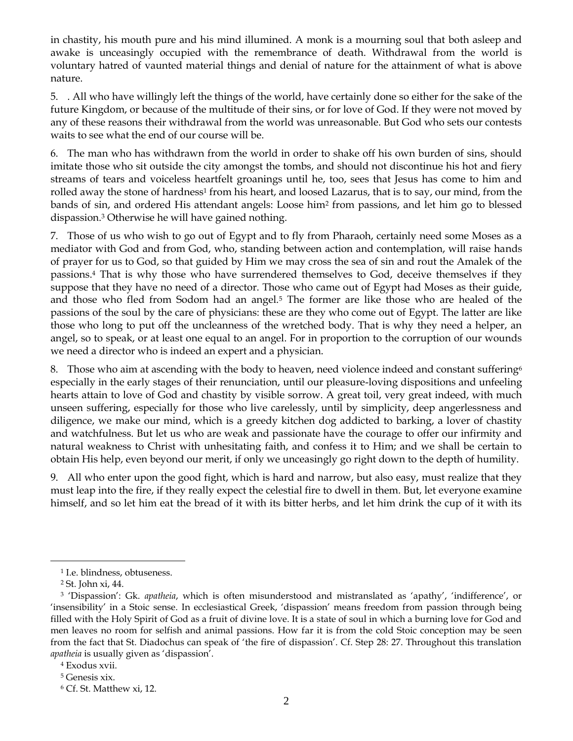in chastity, his mouth pure and his mind illumined. A monk is a mourning soul that both asleep and awake is unceasingly occupied with the remembrance of death. Withdrawal from the world is voluntary hatred of vaunted material things and denial of nature for the attainment of what is above nature.

5. . All who have willingly left the things of the world, have certainly done so either for the sake of the future Kingdom, or because of the multitude of their sins, or for love of God. If they were not moved by any of these reasons their withdrawal from the world was unreasonable. But God who sets our contests waits to see what the end of our course will be.

6. The man who has withdrawn from the world in order to shake off his own burden of sins, should imitate those who sit outside the city amongst the tombs, and should not discontinue his hot and fiery streams of tears and voiceless heartfelt groanings until he, too, sees that Jesus has come to him and rolled away the stone of hardness[1] from his heart, and loosed Lazarus, that is to say, our mind, from the bands of sin, and ordered His attendant angels: Loose him[2] from passions, and let him go to blessed dispassion.[3] Otherwise he will have gained nothing.

7. Those of us who wish to go out of Egypt and to fly from Pharaoh, certainly need some Moses as a mediator with God and from God, who, standing between action and contemplation, will raise hands of prayer for us to God, so that guided by Him we may cross the sea of sin and rout the Amalek of the passions.[4] That is why those who have surrendered themselves to God, deceive themselves if they suppose that they have no need of a director. Those who came out of Egypt had Moses as their guide, and those who fled from Sodom had an angel.[5] The former are like those who are healed of the passions of the soul by the care of physicians: these are they who come out of Egypt. The latter are like those who long to put off the uncleanness of the wretched body. That is why they need a helper, an angel, so to speak, or at least one equal to an angel. For in proportion to the corruption of our wounds we need a director who is indeed an expert and a physician.

8. Those who aim at ascending with the body to heaven, need violence indeed and constant suffering[6] especially in the early stages of their renunciation, until our pleasure-loving dispositions and unfeeling hearts attain to love of God and chastity by visible sorrow. A great toil, very great indeed, with much unseen suffering, especially for those who live carelessly, until by simplicity, deep angerlessness and diligence, we make our mind, which is a greedy kitchen dog addicted to barking, a lover of chastity and watchfulness. But let us who are weak and passionate have the courage to offer our infirmity and natural weakness to Christ with unhesitating faith, and confess it to Him; and we shall be certain to obtain His help, even beyond our merit, if only we unceasingly go right down to the depth of humility.

9. All who enter upon the good fight, which is hard and narrow, but also easy, must realize that they must leap into the fire, if they really expect the celestial fire to dwell in them. But, let everyone examine himself, and so let him eat the bread of it with its bitter herbs, and let him drink the cup of it with its

---

[1] I.e. blindness, obtuseness.

[2] St. John xi, 44.

[3] 'Dispassion': Gk. *apatheia*, which is often misunderstood and mistranslated as 'apathy', 'indifference', or 'insensibility' in a Stoic sense. In ecclesiastical Greek, 'dispassion' means freedom from passion through being filled with the Holy Spirit of God as a fruit of divine love. It is a state of soul in which a burning love for God and men leaves no room for selfish and animal passions. How far it is from the cold Stoic conception may be seen from the fact that St. Diadochus can speak of 'the fire of dispassion'. Cf. Step 28: 27. Throughout this translation *apatheia* is usually given as 'dispassion'.

[4] Exodus xvii.

[5] Genesis xix.

[6] Cf. St. Matthew xi, 12.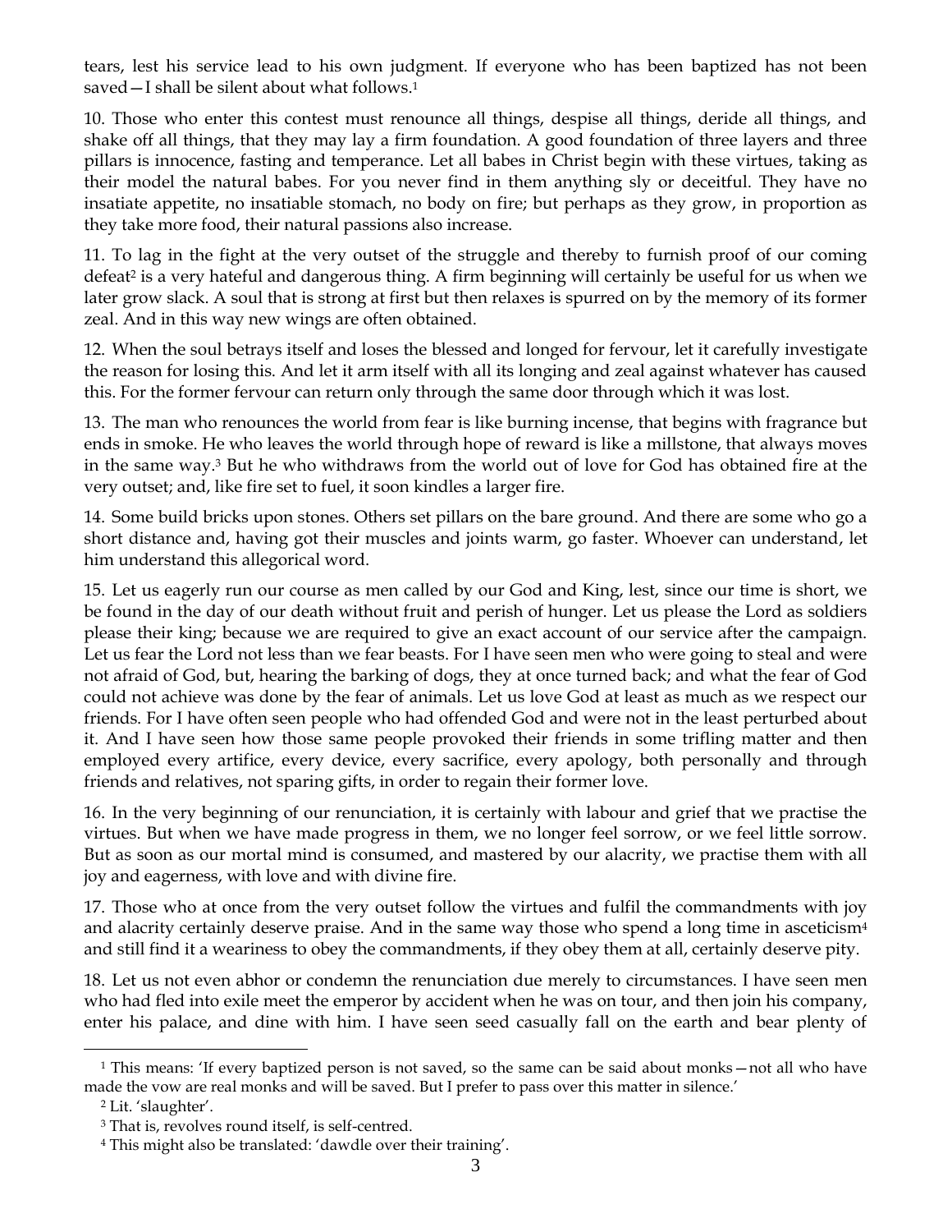tears, lest his service lead to his own judgment. If everyone who has been baptized has not been saved—I shall be silent about what follows.[1]

10. Those who enter this contest must renounce all things, despise all things, deride all things, and shake off all things, that they may lay a firm foundation. A good foundation of three layers and three pillars is innocence, fasting and temperance. Let all babes in Christ begin with these virtues, taking as their model the natural babes. For you never find in them anything sly or deceitful. They have no insatiate appetite, no insatiable stomach, no body on fire; but perhaps as they grow, in proportion as they take more food, their natural passions also increase.

11. To lag in the fight at the very outset of the struggle and thereby to furnish proof of our coming defeat[2] is a very hateful and dangerous thing. A firm beginning will certainly be useful for us when we later grow slack. A soul that is strong at first but then relaxes is spurred on by the memory of its former zeal. And in this way new wings are often obtained.

12. When the soul betrays itself and loses the blessed and longed for fervour, let it carefully investigate the reason for losing this. And let it arm itself with all its longing and zeal against whatever has caused this. For the former fervour can return only through the same door through which it was lost.

13. The man who renounces the world from fear is like burning incense, that begins with fragrance but ends in smoke. He who leaves the world through hope of reward is like a millstone, that always moves in the same way.[3] But he who withdraws from the world out of love for God has obtained fire at the very outset; and, like fire set to fuel, it soon kindles a larger fire.

14. Some build bricks upon stones. Others set pillars on the bare ground. And there are some who go a short distance and, having got their muscles and joints warm, go faster. Whoever can understand, let him understand this allegorical word.

15. Let us eagerly run our course as men called by our God and King, lest, since our time is short, we be found in the day of our death without fruit and perish of hunger. Let us please the Lord as soldiers please their king; because we are required to give an exact account of our service after the campaign. Let us fear the Lord not less than we fear beasts. For I have seen men who were going to steal and were not afraid of God, but, hearing the barking of dogs, they at once turned back; and what the fear of God could not achieve was done by the fear of animals. Let us love God at least as much as we respect our friends. For I have often seen people who had offended God and were not in the least perturbed about it. And I have seen how those same people provoked their friends in some trifling matter and then employed every artifice, every device, every sacrifice, every apology, both personally and through friends and relatives, not sparing gifts, in order to regain their former love.

16. In the very beginning of our renunciation, it is certainly with labour and grief that we practise the virtues. But when we have made progress in them, we no longer feel sorrow, or we feel little sorrow. But as soon as our mortal mind is consumed, and mastered by our alacrity, we practise them with all joy and eagerness, with love and with divine fire.

17. Those who at once from the very outset follow the virtues and fulfil the commandments with joy and alacrity certainly deserve praise. And in the same way those who spend a long time in asceticism[4] and still find it a weariness to obey the commandments, if they obey them at all, certainly deserve pity.

18. Let us not even abhor or condemn the renunciation due merely to circumstances. I have seen men who had fled into exile meet the emperor by accident when he was on tour, and then join his company, enter his palace, and dine with him. I have seen seed casually fall on the earth and bear plenty of

---

[1] This means: 'If every baptized person is not saved, so the same can be said about monks—not all who have made the vow are real monks and will be saved. But I prefer to pass over this matter in silence.'

[2] Lit. 'slaughter'.

[3] That is, revolves round itself, is self-centred.

[4] This might also be translated: 'dawdle over their training'.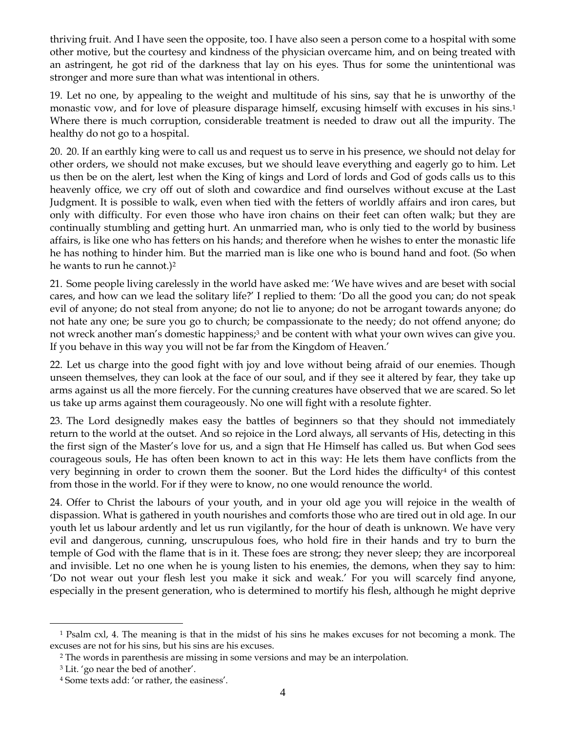thriving fruit. And I have seen the opposite, too. I have also seen a person come to a hospital with some other motive, but the courtesy and kindness of the physician overcame him, and on being treated with an astringent, he got rid of the darkness that lay on his eyes. Thus for some the unintentional was stronger and more sure than what was intentional in others.

19. Let no one, by appealing to the weight and multitude of his sins, say that he is unworthy of the monastic vow, and for love of pleasure disparage himself, excusing himself with excuses in his sins.[1] Where there is much corruption, considerable treatment is needed to draw out all the impurity. The healthy do not go to a hospital.

20. 20. If an earthly king were to call us and request us to serve in his presence, we should not delay for other orders, we should not make excuses, but we should leave everything and eagerly go to him. Let us then be on the alert, lest when the King of kings and Lord of lords and God of gods calls us to this heavenly office, we cry off out of sloth and cowardice and find ourselves without excuse at the Last Judgment. It is possible to walk, even when tied with the fetters of worldly affairs and iron cares, but only with difficulty. For even those who have iron chains on their feet can often walk; but they are continually stumbling and getting hurt. An unmarried man, who is only tied to the world by business affairs, is like one who has fetters on his hands; and therefore when he wishes to enter the monastic life he has nothing to hinder him. But the married man is like one who is bound hand and foot. (So when he wants to run he cannot.)[2]

21. Some people living carelessly in the world have asked me: 'We have wives and are beset with social cares, and how can we lead the solitary life?' I replied to them: 'Do all the good you can; do not speak evil of anyone; do not steal from anyone; do not lie to anyone; do not be arrogant towards anyone; do not hate any one; be sure you go to church; be compassionate to the needy; do not offend anyone; do not wreck another man's domestic happiness;[3] and be content with what your own wives can give you. If you behave in this way you will not be far from the Kingdom of Heaven.'

22. Let us charge into the good fight with joy and love without being afraid of our enemies. Though unseen themselves, they can look at the face of our soul, and if they see it altered by fear, they take up arms against us all the more fiercely. For the cunning creatures have observed that we are scared. So let us take up arms against them courageously. No one will fight with a resolute fighter.

23. The Lord designedly makes easy the battles of beginners so that they should not immediately return to the world at the outset. And so rejoice in the Lord always, all servants of His, detecting in this the first sign of the Master's love for us, and a sign that He Himself has called us. But when God sees courageous souls, He has often been known to act in this way: He lets them have conflicts from the very beginning in order to crown them the sooner. But the Lord hides the difficulty[4] of this contest from those in the world. For if they were to know, no one would renounce the world.

24. Offer to Christ the labours of your youth, and in your old age you will rejoice in the wealth of dispassion. What is gathered in youth nourishes and comforts those who are tired out in old age. In our youth let us labour ardently and let us run vigilantly, for the hour of death is unknown. We have very evil and dangerous, cunning, unscrupulous foes, who hold fire in their hands and try to burn the temple of God with the flame that is in it. These foes are strong; they never sleep; they are incorporeal and invisible. Let no one when he is young listen to his enemies, the demons, when they say to him: 'Do not wear out your flesh lest you make it sick and weak.' For you will scarcely find anyone, especially in the present generation, who is determined to mortify his flesh, although he might deprive

---

[1] Psalm cxl, 4. The meaning is that in the midst of his sins he makes excuses for not becoming a monk. The excuses are not for his sins, but his sins are his excuses.

[2] The words in parenthesis are missing in some versions and may be an interpolation.

[3] Lit. 'go near the bed of another'.

[4] Some texts add: 'or rather, the easiness'.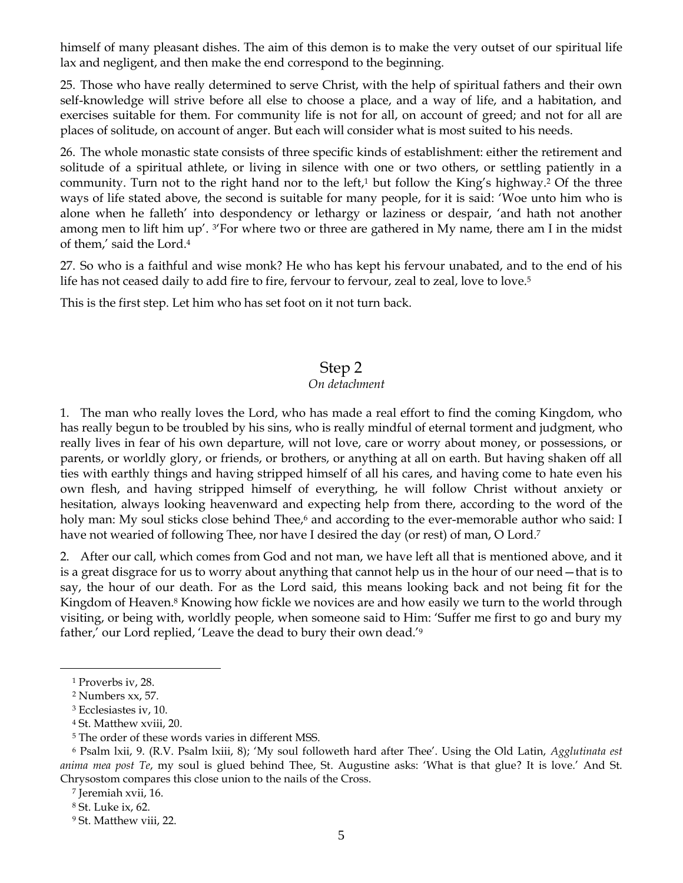himself of many pleasant dishes. The aim of this demon is to make the very outset of our spiritual life lax and negligent, and then make the end correspond to the beginning.

25. Those who have really determined to serve Christ, with the help of spiritual fathers and their own self-knowledge will strive before all else to choose a place, and a way of life, and a habitation, and exercises suitable for them. For community life is not for all, on account of greed; and not for all are places of solitude, on account of anger. But each will consider what is most suited to his needs.

26. The whole monastic state consists of three specific kinds of establishment: either the retirement and solitude of a spiritual athlete, or living in silence with one or two others, or settling patiently in a community. Turn not to the right hand nor to the left,[1] but follow the King's highway.[2] Of the three ways of life stated above, the second is suitable for many people, for it is said: 'Woe unto him who is alone when he falleth' into despondency or lethargy or laziness or despair, 'and hath not another among men to lift him up'. [3]'For where two or three are gathered in My name, there am I in the midst of them,' said the Lord.[4]

27. So who is a faithful and wise monk? He who has kept his fervour unabated, and to the end of his life has not ceased daily to add fire to fire, fervour to fervour, zeal to zeal, love to love.[5]

This is the first step. Let him who has set foot on it not turn back.

## Step 2

*On detachment*

1. The man who really loves the Lord, who has made a real effort to find the coming Kingdom, who has really begun to be troubled by his sins, who is really mindful of eternal torment and judgment, who really lives in fear of his own departure, will not love, care or worry about money, or possessions, or parents, or worldly glory, or friends, or brothers, or anything at all on earth. But having shaken off all ties with earthly things and having stripped himself of all his cares, and having come to hate even his own flesh, and having stripped himself of everything, he will follow Christ without anxiety or hesitation, always looking heavenward and expecting help from there, according to the word of the holy man: My soul sticks close behind Thee,[6] and according to the ever-memorable author who said: I have not wearied of following Thee, nor have I desired the day (or rest) of man, O Lord.[7]

2. After our call, which comes from God and not man, we have left all that is mentioned above, and it is a great disgrace for us to worry about anything that cannot help us in the hour of our need—that is to say, the hour of our death. For as the Lord said, this means looking back and not being fit for the Kingdom of Heaven.[8] Knowing how fickle we novices are and how easily we turn to the world through visiting, or being with, worldly people, when someone said to Him: 'Suffer me first to go and bury my father,' our Lord replied, 'Leave the dead to bury their own dead.'[9]

---

[1] Proverbs iv, 28.

[2] Numbers xx, 57.

[3] Ecclesiastes iv, 10.

[4] St. Matthew xviii, 20.

[5] The order of these words varies in different MSS.

[6] Psalm lxii, 9. (R.V. Psalm lxiii, 8); 'My soul followeth hard after Thee'. Using the Old Latin, *Agglutinata est anima mea post Te*, my soul is glued behind Thee, St. Augustine asks: 'What is that glue? It is love.' And St. Chrysostom compares this close union to the nails of the Cross.

[7] Jeremiah xvii, 16.

[8] St. Luke ix, 62.

[9] St. Matthew viii, 22.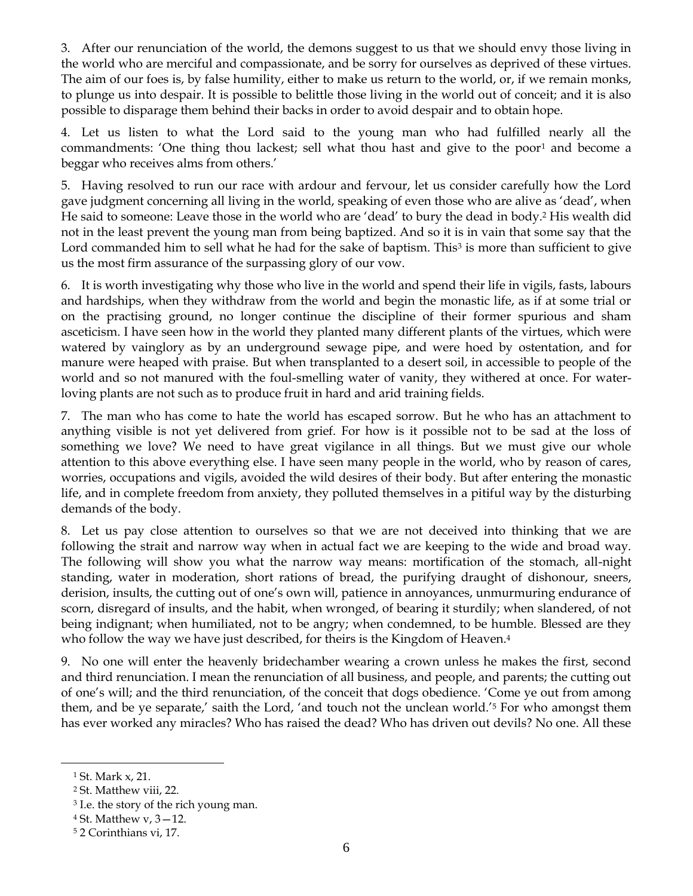3. After our renunciation of the world, the demons suggest to us that we should envy those living in the world who are merciful and compassionate, and be sorry for ourselves as deprived of these virtues. The aim of our foes is, by false humility, either to make us return to the world, or, if we remain monks, to plunge us into despair. It is possible to belittle those living in the world out of conceit; and it is also possible to disparage them behind their backs in order to avoid despair and to obtain hope.

4. Let us listen to what the Lord said to the young man who had fulfilled nearly all the commandments: 'One thing thou lackest; sell what thou hast and give to the poor[1] and become a beggar who receives alms from others.'

5. Having resolved to run our race with ardour and fervour, let us consider carefully how the Lord gave judgment concerning all living in the world, speaking of even those who are alive as 'dead', when He said to someone: Leave those in the world who are 'dead' to bury the dead in body.[2] His wealth did not in the least prevent the young man from being baptized. And so it is in vain that some say that the Lord commanded him to sell what he had for the sake of baptism. This[3] is more than sufficient to give us the most firm assurance of the surpassing glory of our vow.

6. It is worth investigating why those who live in the world and spend their life in vigils, fasts, labours and hardships, when they withdraw from the world and begin the monastic life, as if at some trial or on the practising ground, no longer continue the discipline of their former spurious and sham asceticism. I have seen how in the world they planted many different plants of the virtues, which were watered by vainglory as by an underground sewage pipe, and were hoed by ostentation, and for manure were heaped with praise. But when transplanted to a desert soil, in accessible to people of the world and so not manured with the foul-smelling water of vanity, they withered at once. For water-loving plants are not such as to produce fruit in hard and arid training fields.

7. The man who has come to hate the world has escaped sorrow. But he who has an attachment to anything visible is not yet delivered from grief. For how is it possible not to be sad at the loss of something we love? We need to have great vigilance in all things. But we must give our whole attention to this above everything else. I have seen many people in the world, who by reason of cares, worries, occupations and vigils, avoided the wild desires of their body. But after entering the monastic life, and in complete freedom from anxiety, they polluted themselves in a pitiful way by the disturbing demands of the body.

8. Let us pay close attention to ourselves so that we are not deceived into thinking that we are following the strait and narrow way when in actual fact we are keeping to the wide and broad way. The following will show you what the narrow way means: mortification of the stomach, all-night standing, water in moderation, short rations of bread, the purifying draught of dishonour, sneers, derision, insults, the cutting out of one's own will, patience in annoyances, unmurmuring endurance of scorn, disregard of insults, and the habit, when wronged, of bearing it sturdily; when slandered, of not being indignant; when humiliated, not to be angry; when condemned, to be humble. Blessed are they who follow the way we have just described, for theirs is the Kingdom of Heaven.[4]

9. No one will enter the heavenly bridechamber wearing a crown unless he makes the first, second and third renunciation. I mean the renunciation of all business, and people, and parents; the cutting out of one's will; and the third renunciation, of the conceit that dogs obedience. 'Come ye out from among them, and be ye separate,' saith the Lord, 'and touch not the unclean world.'[5] For who amongst them has ever worked any miracles? Who has raised the dead? Who has driven out devils? No one. All these

---

[1] St. Mark x, 21.

[2] St. Matthew viii, 22.

[3] I.e. the story of the rich young man.

[4] St. Matthew v, 3—12.

[5] 2 Corinthians vi, 17.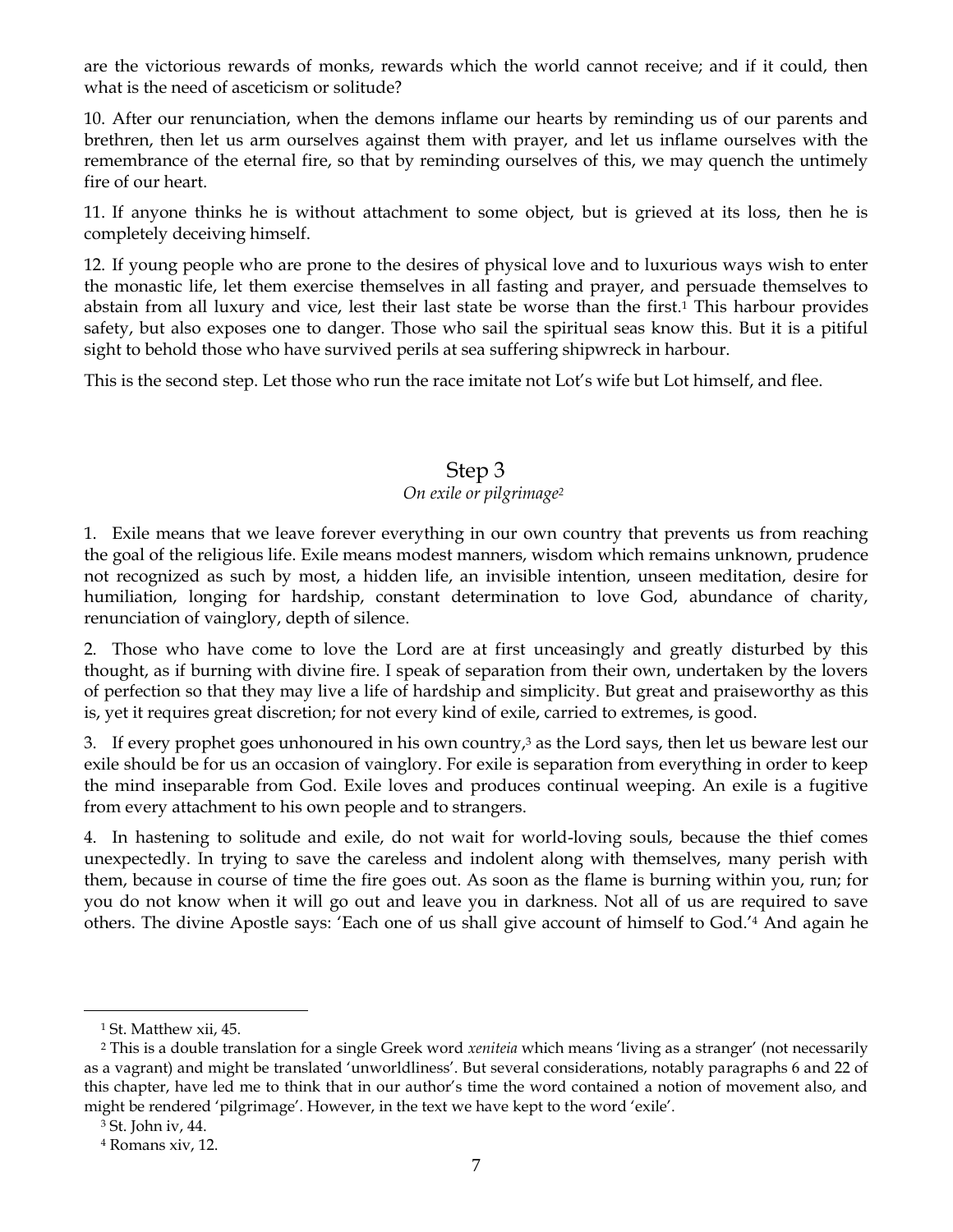are the victorious rewards of monks, rewards which the world cannot receive; and if it could, then what is the need of asceticism or solitude?

10. After our renunciation, when the demons inflame our hearts by reminding us of our parents and brethren, then let us arm ourselves against them with prayer, and let us inflame ourselves with the remembrance of the eternal fire, so that by reminding ourselves of this, we may quench the untimely fire of our heart.

11. If anyone thinks he is without attachment to some object, but is grieved at its loss, then he is completely deceiving himself.

12. If young people who are prone to the desires of physical love and to luxurious ways wish to enter the monastic life, let them exercise themselves in all fasting and prayer, and persuade themselves to abstain from all luxury and vice, lest their last state be worse than the first.[1] This harbour provides safety, but also exposes one to danger. Those who sail the spiritual seas know this. But it is a pitiful sight to behold those who have survived perils at sea suffering shipwreck in harbour.

This is the second step. Let those who run the race imitate not Lot's wife but Lot himself, and flee.

## Step 3

*On exile or pilgrimage*[2]

1. Exile means that we leave forever everything in our own country that prevents us from reaching the goal of the religious life. Exile means modest manners, wisdom which remains unknown, prudence not recognized as such by most, a hidden life, an invisible intention, unseen meditation, desire for humiliation, longing for hardship, constant determination to love God, abundance of charity, renunciation of vainglory, depth of silence.

2. Those who have come to love the Lord are at first unceasingly and greatly disturbed by this thought, as if burning with divine fire. I speak of separation from their own, undertaken by the lovers of perfection so that they may live a life of hardship and simplicity. But great and praiseworthy as this is, yet it requires great discretion; for not every kind of exile, carried to extremes, is good.

3. If every prophet goes unhonoured in his own country,[3] as the Lord says, then let us beware lest our exile should be for us an occasion of vainglory. For exile is separation from everything in order to keep the mind inseparable from God. Exile loves and produces continual weeping. An exile is a fugitive from every attachment to his own people and to strangers.

4. In hastening to solitude and exile, do not wait for world-loving souls, because the thief comes unexpectedly. In trying to save the careless and indolent along with themselves, many perish with them, because in course of time the fire goes out. As soon as the flame is burning within you, run; for you do not know when it will go out and leave you in darkness. Not all of us are required to save others. The divine Apostle says: 'Each one of us shall give account of himself to God.'[4] And again he

---

[1] St. Matthew xii, 45.

[2] This is a double translation for a single Greek word *xeniteia* which means 'living as a stranger' (not necessarily as a vagrant) and might be translated 'unworldliness'. But several considerations, notably paragraphs 6 and 22 of this chapter, have led me to think that in our author's time the word contained a notion of movement also, and might be rendered 'pilgrimage'. However, in the text we have kept to the word 'exile'.

[3] St. John iv, 44.

[4] Romans xiv, 12.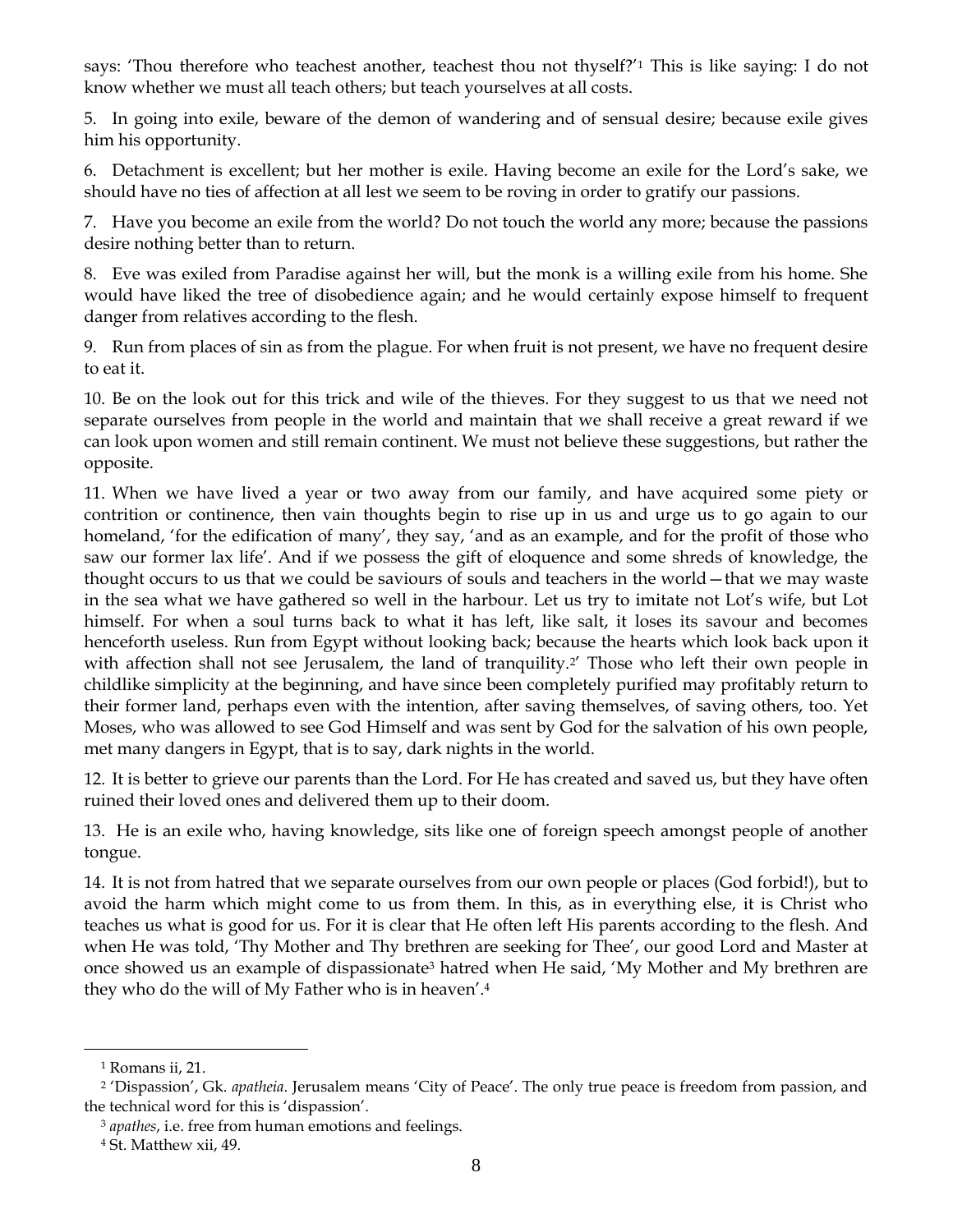says: 'Thou therefore who teachest another, teachest thou not thyself?'[1] This is like saying: I do not know whether we must all teach others; but teach yourselves at all costs.

5. In going into exile, beware of the demon of wandering and of sensual desire; because exile gives him his opportunity.

6. Detachment is excellent; but her mother is exile. Having become an exile for the Lord's sake, we should have no ties of affection at all lest we seem to be roving in order to gratify our passions.

7. Have you become an exile from the world? Do not touch the world any more; because the passions desire nothing better than to return.

8. Eve was exiled from Paradise against her will, but the monk is a willing exile from his home. She would have liked the tree of disobedience again; and he would certainly expose himself to frequent danger from relatives according to the flesh.

9. Run from places of sin as from the plague. For when fruit is not present, we have no frequent desire to eat it.

10. Be on the look out for this trick and wile of the thieves. For they suggest to us that we need not separate ourselves from people in the world and maintain that we shall receive a great reward if we can look upon women and still remain continent. We must not believe these suggestions, but rather the opposite.

11. When we have lived a year or two away from our family, and have acquired some piety or contrition or continence, then vain thoughts begin to rise up in us and urge us to go again to our homeland, 'for the edification of many', they say, 'and as an example, and for the profit of those who saw our former lax life'. And if we possess the gift of eloquence and some shreds of knowledge, the thought occurs to us that we could be saviours of souls and teachers in the world—that we may waste in the sea what we have gathered so well in the harbour. Let us try to imitate not Lot's wife, but Lot himself. For when a soul turns back to what it has left, like salt, it loses its savour and becomes henceforth useless. Run from Egypt without looking back; because the hearts which look back upon it with affection shall not see Jerusalem, the land of tranquility.[2]' Those who left their own people in childlike simplicity at the beginning, and have since been completely purified may profitably return to their former land, perhaps even with the intention, after saving themselves, of saving others, too. Yet Moses, who was allowed to see God Himself and was sent by God for the salvation of his own people, met many dangers in Egypt, that is to say, dark nights in the world.

12. It is better to grieve our parents than the Lord. For He has created and saved us, but they have often ruined their loved ones and delivered them up to their doom.

13. He is an exile who, having knowledge, sits like one of foreign speech amongst people of another tongue.

14. It is not from hatred that we separate ourselves from our own people or places (God forbid!), but to avoid the harm which might come to us from them. In this, as in everything else, it is Christ who teaches us what is good for us. For it is clear that He often left His parents according to the flesh. And when He was told, 'Thy Mother and Thy brethren are seeking for Thee', our good Lord and Master at once showed us an example of dispassionate[3] hatred when He said, 'My Mother and My brethren are they who do the will of My Father who is in heaven'.[4]

---

[1] Romans ii, 21.

[2] 'Dispassion', Gk. *apatheia*. Jerusalem means 'City of Peace'. The only true peace is freedom from passion, and the technical word for this is 'dispassion'.

[3] *apathes*, i.e. free from human emotions and feelings.

[4] St. Matthew xii, 49.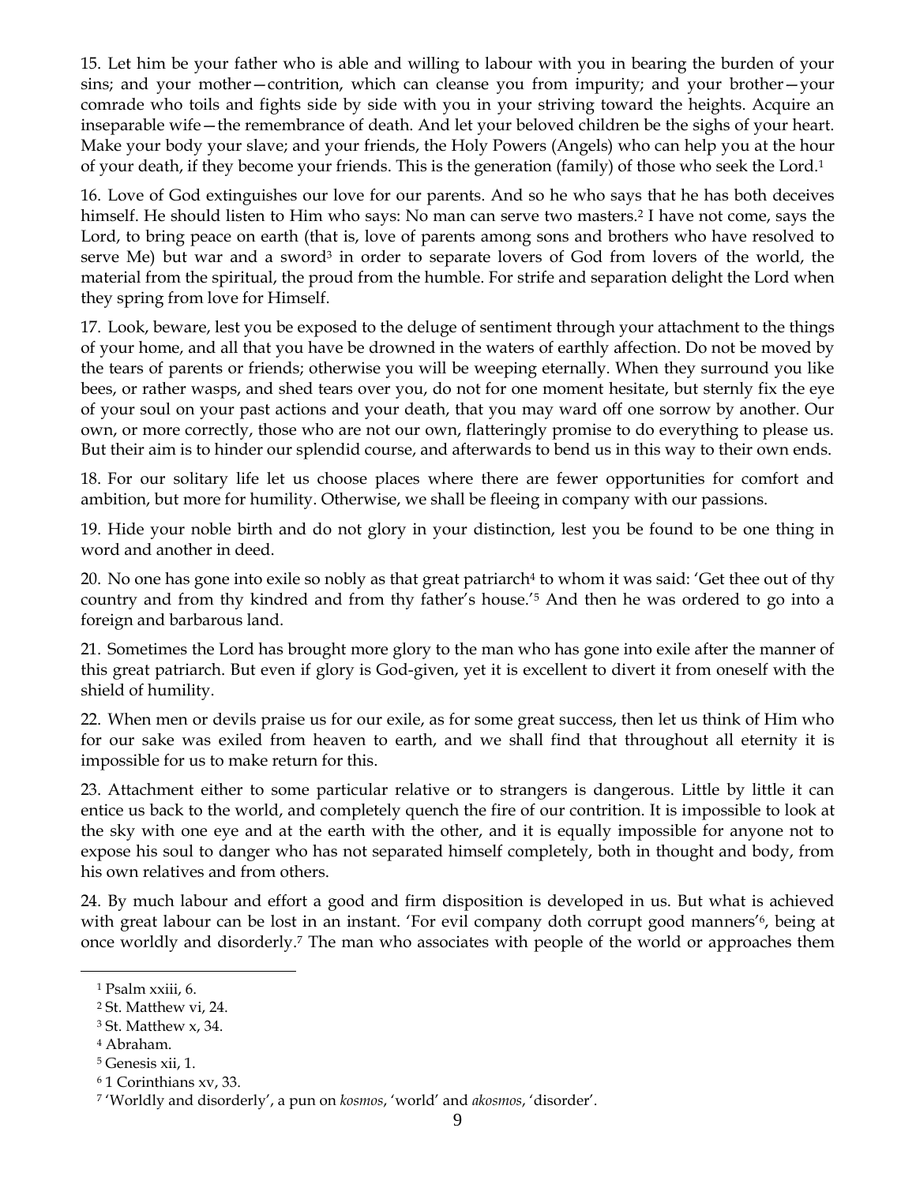15. Let him be your father who is able and willing to labour with you in bearing the burden of your sins; and your mother—contrition, which can cleanse you from impurity; and your brother—your comrade who toils and fights side by side with you in your striving toward the heights. Acquire an inseparable wife—the remembrance of death. And let your beloved children be the sighs of your heart. Make your body your slave; and your friends, the Holy Powers (Angels) who can help you at the hour of your death, if they become your friends. This is the generation (family) of those who seek the Lord.[1]

16. Love of God extinguishes our love for our parents. And so he who says that he has both deceives himself. He should listen to Him who says: No man can serve two masters.[2] I have not come, says the Lord, to bring peace on earth (that is, love of parents among sons and brothers who have resolved to serve Me) but war and a sword[3] in order to separate lovers of God from lovers of the world, the material from the spiritual, the proud from the humble. For strife and separation delight the Lord when they spring from love for Himself.

17. Look, beware, lest you be exposed to the deluge of sentiment through your attachment to the things of your home, and all that you have be drowned in the waters of earthly affection. Do not be moved by the tears of parents or friends; otherwise you will be weeping eternally. When they surround you like bees, or rather wasps, and shed tears over you, do not for one moment hesitate, but sternly fix the eye of your soul on your past actions and your death, that you may ward off one sorrow by another. Our own, or more correctly, those who are not our own, flatteringly promise to do everything to please us. But their aim is to hinder our splendid course, and afterwards to bend us in this way to their own ends.

18. For our solitary life let us choose places where there are fewer opportunities for comfort and ambition, but more for humility. Otherwise, we shall be fleeing in company with our passions.

19. Hide your noble birth and do not glory in your distinction, lest you be found to be one thing in word and another in deed.

20. No one has gone into exile so nobly as that great patriarch[4] to whom it was said: 'Get thee out of thy country and from thy kindred and from thy father's house.'[5] And then he was ordered to go into a foreign and barbarous land.

21. Sometimes the Lord has brought more glory to the man who has gone into exile after the manner of this great patriarch. But even if glory is God-given, yet it is excellent to divert it from oneself with the shield of humility.

22. When men or devils praise us for our exile, as for some great success, then let us think of Him who for our sake was exiled from heaven to earth, and we shall find that throughout all eternity it is impossible for us to make return for this.

23. Attachment either to some particular relative or to strangers is dangerous. Little by little it can entice us back to the world, and completely quench the fire of our contrition. It is impossible to look at the sky with one eye and at the earth with the other, and it is equally impossible for anyone not to expose his soul to danger who has not separated himself completely, both in thought and body, from his own relatives and from others.

24. By much labour and effort a good and firm disposition is developed in us. But what is achieved with great labour can be lost in an instant. 'For evil company doth corrupt good manners'[6], being at once worldly and disorderly.[7] The man who associates with people of the world or approaches them

---

[1] Psalm xxiii, 6.

[2] St. Matthew vi, 24.

[3] St. Matthew x, 34.

[4] Abraham.

[5] Genesis xii, 1.

[6] 1 Corinthians xv, 33.

[7] 'Worldly and disorderly', a pun on *kosmos*, 'world' and *akosmos*, 'disorder'.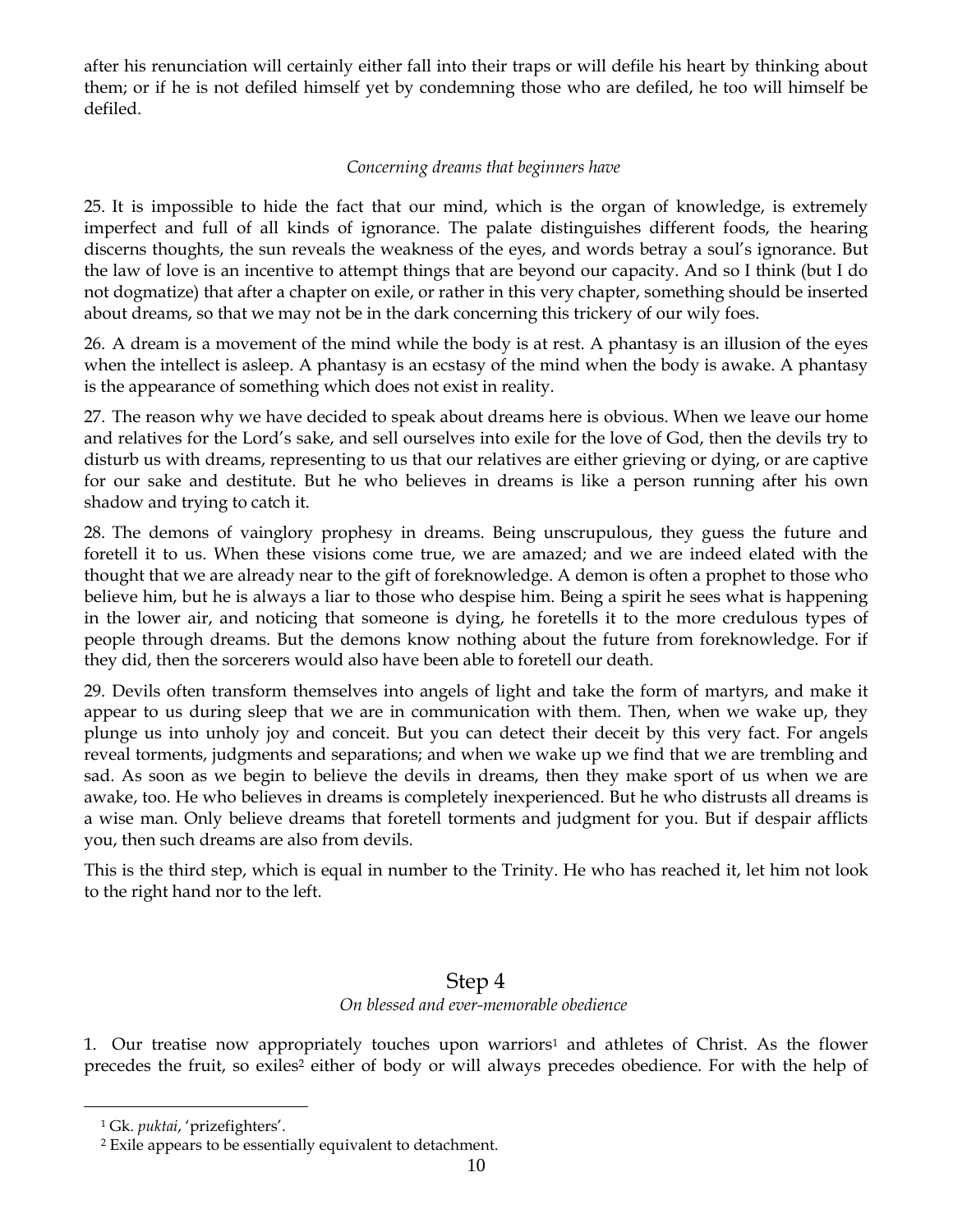after his renunciation will certainly either fall into their traps or will defile his heart by thinking about them; or if he is not defiled himself yet by condemning those who are defiled, he too will himself be defiled.

*Concerning dreams that beginners have*

25. It is impossible to hide the fact that our mind, which is the organ of knowledge, is extremely imperfect and full of all kinds of ignorance. The palate distinguishes different foods, the hearing discerns thoughts, the sun reveals the weakness of the eyes, and words betray a soul's ignorance. But the law of love is an incentive to attempt things that are beyond our capacity. And so I think (but I do not dogmatize) that after a chapter on exile, or rather in this very chapter, something should be inserted about dreams, so that we may not be in the dark concerning this trickery of our wily foes.

26. A dream is a movement of the mind while the body is at rest. A phantasy is an illusion of the eyes when the intellect is asleep. A phantasy is an ecstasy of the mind when the body is awake. A phantasy is the appearance of something which does not exist in reality.

27. The reason why we have decided to speak about dreams here is obvious. When we leave our home and relatives for the Lord's sake, and sell ourselves into exile for the love of God, then the devils try to disturb us with dreams, representing to us that our relatives are either grieving or dying, or are captive for our sake and destitute. But he who believes in dreams is like a person running after his own shadow and trying to catch it.

28. The demons of vainglory prophesy in dreams. Being unscrupulous, they guess the future and foretell it to us. When these visions come true, we are amazed; and we are indeed elated with the thought that we are already near to the gift of foreknowledge. A demon is often a prophet to those who believe him, but he is always a liar to those who despise him. Being a spirit he sees what is happening in the lower air, and noticing that someone is dying, he foretells it to the more credulous types of people through dreams. But the demons know nothing about the future from foreknowledge. For if they did, then the sorcerers would also have been able to foretell our death.

29. Devils often transform themselves into angels of light and take the form of martyrs, and make it appear to us during sleep that we are in communication with them. Then, when we wake up, they plunge us into unholy joy and conceit. But you can detect their deceit by this very fact. For angels reveal torments, judgments and separations; and when we wake up we find that we are trembling and sad. As soon as we begin to believe the devils in dreams, then they make sport of us when we are awake, too. He who believes in dreams is completely inexperienced. But he who distrusts all dreams is a wise man. Only believe dreams that foretell torments and judgment for you. But if despair afflicts you, then such dreams are also from devils.

This is the third step, which is equal in number to the Trinity. He who has reached it, let him not look to the right hand nor to the left.

## Step 4

*On blessed and ever-memorable obedience*

1. Our treatise now appropriately touches upon warriors[1] and athletes of Christ. As the flower precedes the fruit, so exiles[2] either of body or will always precedes obedience. For with the help of

[1] Gk. *puktai*, 'prizefighters'.

[2] Exile appears to be essentially equivalent to detachment.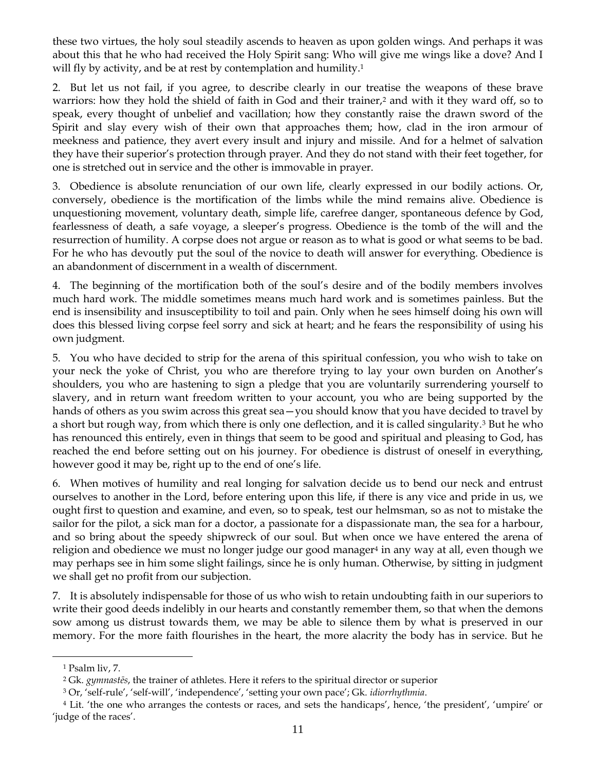these two virtues, the holy soul steadily ascends to heaven as upon golden wings. And perhaps it was about this that he who had received the Holy Spirit sang: Who will give me wings like a dove? And I will fly by activity, and be at rest by contemplation and humility.[1]

2. But let us not fail, if you agree, to describe clearly in our treatise the weapons of these brave warriors: how they hold the shield of faith in God and their trainer,[2] and with it they ward off, so to speak, every thought of unbelief and vacillation; how they constantly raise the drawn sword of the Spirit and slay every wish of their own that approaches them; how, clad in the iron armour of meekness and patience, they avert every insult and injury and missile. And for a helmet of salvation they have their superior's protection through prayer. And they do not stand with their feet together, for one is stretched out in service and the other is immovable in prayer.

3. Obedience is absolute renunciation of our own life, clearly expressed in our bodily actions. Or, conversely, obedience is the mortification of the limbs while the mind remains alive. Obedience is unquestioning movement, voluntary death, simple life, carefree danger, spontaneous defence by God, fearlessness of death, a safe voyage, a sleeper's progress. Obedience is the tomb of the will and the resurrection of humility. A corpse does not argue or reason as to what is good or what seems to be bad. For he who has devoutly put the soul of the novice to death will answer for everything. Obedience is an abandonment of discernment in a wealth of discernment.

4. The beginning of the mortification both of the soul's desire and of the bodily members involves much hard work. The middle sometimes means much hard work and is sometimes painless. But the end is insensibility and insusceptibility to toil and pain. Only when he sees himself doing his own will does this blessed living corpse feel sorry and sick at heart; and he fears the responsibility of using his own judgment.

5. You who have decided to strip for the arena of this spiritual confession, you who wish to take on your neck the yoke of Christ, you who are therefore trying to lay your own burden on Another's shoulders, you who are hastening to sign a pledge that you are voluntarily surrendering yourself to slavery, and in return want freedom written to your account, you who are being supported by the hands of others as you swim across this great sea—you should know that you have decided to travel by a short but rough way, from which there is only one deflection, and it is called singularity.[3] But he who has renounced this entirely, even in things that seem to be good and spiritual and pleasing to God, has reached the end before setting out on his journey. For obedience is distrust of oneself in everything, however good it may be, right up to the end of one's life.

6. When motives of humility and real longing for salvation decide us to bend our neck and entrust ourselves to another in the Lord, before entering upon this life, if there is any vice and pride in us, we ought first to question and examine, and even, so to speak, test our helmsman, so as not to mistake the sailor for the pilot, a sick man for a doctor, a passionate for a dispassionate man, the sea for a harbour, and so bring about the speedy shipwreck of our soul. But when once we have entered the arena of religion and obedience we must no longer judge our good manager[4] in any way at all, even though we may perhaps see in him some slight failings, since he is only human. Otherwise, by sitting in judgment we shall get no profit from our subjection.

7. It is absolutely indispensable for those of us who wish to retain undoubting faith in our superiors to write their good deeds indelibly in our hearts and constantly remember them, so that when the demons sow among us distrust towards them, we may be able to silence them by what is preserved in our memory. For the more faith flourishes in the heart, the more alacrity the body has in service. But he

---

[1] Psalm liv, 7.

[2] Gk. *gymnastēs*, the trainer of athletes. Here it refers to the spiritual director or superior

[3] Or, 'self-rule', 'self-will', 'independence', 'setting your own pace'; Gk. *idiorrhythmia*.

[4] Lit. 'the one who arranges the contests or races, and sets the handicaps', hence, 'the president', 'umpire' or 'judge of the races'.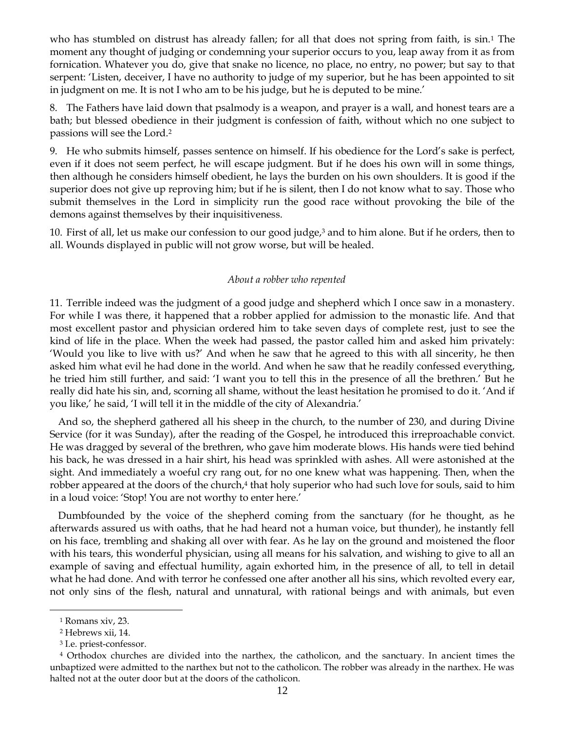who has stumbled on distrust has already fallen; for all that does not spring from faith, is sin.[1] The moment any thought of judging or condemning your superior occurs to you, leap away from it as from fornication. Whatever you do, give that snake no licence, no place, no entry, no power; but say to that serpent: 'Listen, deceiver, I have no authority to judge of my superior, but he has been appointed to sit in judgment on me. It is not I who am to be his judge, but he is deputed to be mine.'

8. The Fathers have laid down that psalmody is a weapon, and prayer is a wall, and honest tears are a bath; but blessed obedience in their judgment is confession of faith, without which no one subject to passions will see the Lord.[2]

9. He who submits himself, passes sentence on himself. If his obedience for the Lord's sake is perfect, even if it does not seem perfect, he will escape judgment. But if he does his own will in some things, then although he considers himself obedient, he lays the burden on his own shoulders. It is good if the superior does not give up reproving him; but if he is silent, then I do not know what to say. Those who submit themselves in the Lord in simplicity run the good race without provoking the bile of the demons against themselves by their inquisitiveness.

10. First of all, let us make our confession to our good judge,[3] and to him alone. But if he orders, then to all. Wounds displayed in public will not grow worse, but will be healed.

*About a robber who repented*

11. Terrible indeed was the judgment of a good judge and shepherd which I once saw in a monastery. For while I was there, it happened that a robber applied for admission to the monastic life. And that most excellent pastor and physician ordered him to take seven days of complete rest, just to see the kind of life in the place. When the week had passed, the pastor called him and asked him privately: 'Would you like to live with us?' And when he saw that he agreed to this with all sincerity, he then asked him what evil he had done in the world. And when he saw that he readily confessed everything, he tried him still further, and said: 'I want you to tell this in the presence of all the brethren.' But he really did hate his sin, and, scorning all shame, without the least hesitation he promised to do it. 'And if you like,' he said, 'I will tell it in the middle of the city of Alexandria.'

And so, the shepherd gathered all his sheep in the church, to the number of 230, and during Divine Service (for it was Sunday), after the reading of the Gospel, he introduced this irreproachable convict. He was dragged by several of the brethren, who gave him moderate blows. His hands were tied behind his back, he was dressed in a hair shirt, his head was sprinkled with ashes. All were astonished at the sight. And immediately a woeful cry rang out, for no one knew what was happening. Then, when the robber appeared at the doors of the church,[4] that holy superior who had such love for souls, said to him in a loud voice: 'Stop! You are not worthy to enter here.'

Dumbfounded by the voice of the shepherd coming from the sanctuary (for he thought, as he afterwards assured us with oaths, that he had heard not a human voice, but thunder), he instantly fell on his face, trembling and shaking all over with fear. As he lay on the ground and moistened the floor with his tears, this wonderful physician, using all means for his salvation, and wishing to give to all an example of saving and effectual humility, again exhorted him, in the presence of all, to tell in detail what he had done. And with terror he confessed one after another all his sins, which revolted every ear, not only sins of the flesh, natural and unnatural, with rational beings and with animals, but even

---

[1] Romans xiv, 23.

[2] Hebrews xii, 14.

[3] I.e. priest-confessor.

[4] Orthodox churches are divided into the narthex, the catholicon, and the sanctuary. In ancient times the unbaptized were admitted to the narthex but not to the catholicon. The robber was already in the narthex. He was halted not at the outer door but at the doors of the catholicon.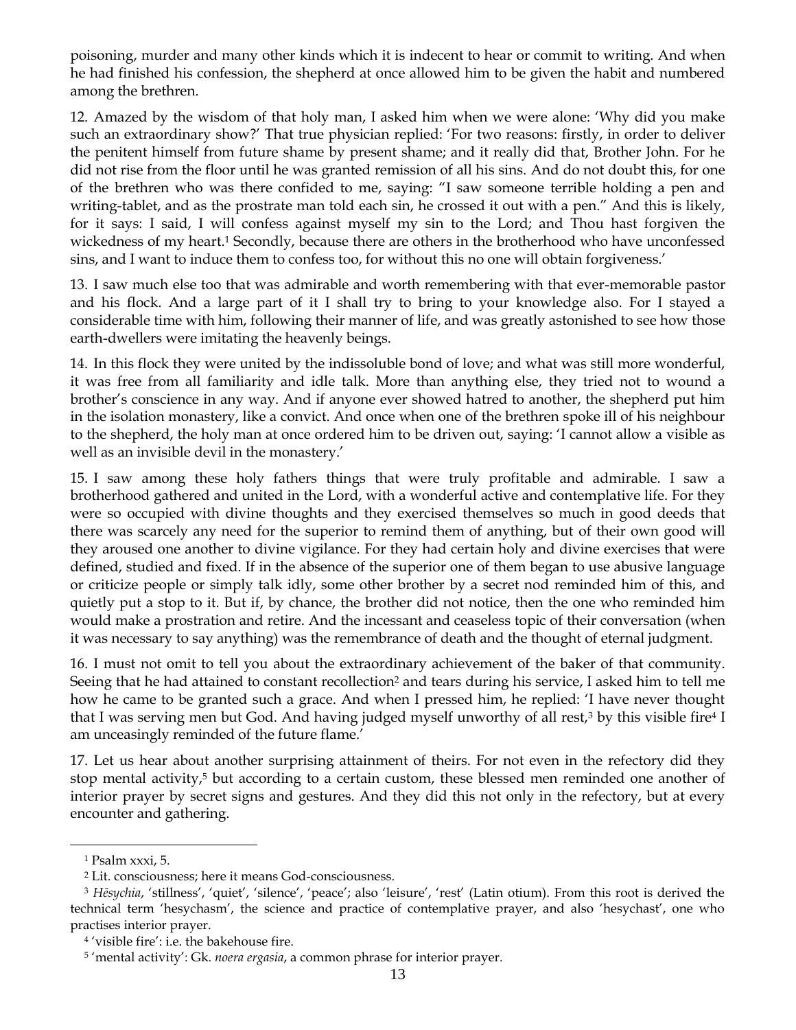poisoning, murder and many other kinds which it is indecent to hear or commit to writing. And when he had finished his confession, the shepherd at once allowed him to be given the habit and numbered among the brethren.

12. Amazed by the wisdom of that holy man, I asked him when we were alone: 'Why did you make such an extraordinary show?' That true physician replied: 'For two reasons: firstly, in order to deliver the penitent himself from future shame by present shame; and it really did that, Brother John. For he did not rise from the floor until he was granted remission of all his sins. And do not doubt this, for one of the brethren who was there confided to me, saying: "I saw someone terrible holding a pen and writing-tablet, and as the prostrate man told each sin, he crossed it out with a pen." And this is likely, for it says: I said, I will confess against myself my sin to the Lord; and Thou hast forgiven the wickedness of my heart.[1] Secondly, because there are others in the brotherhood who have unconfessed sins, and I want to induce them to confess too, for without this no one will obtain forgiveness.'

13. I saw much else too that was admirable and worth remembering with that ever-memorable pastor and his flock. And a large part of it I shall try to bring to your knowledge also. For I stayed a considerable time with him, following their manner of life, and was greatly astonished to see how those earth-dwellers were imitating the heavenly beings.

14. In this flock they were united by the indissoluble bond of love; and what was still more wonderful, it was free from all familiarity and idle talk. More than anything else, they tried not to wound a brother's conscience in any way. And if anyone ever showed hatred to another, the shepherd put him in the isolation monastery, like a convict. And once when one of the brethren spoke ill of his neighbour to the shepherd, the holy man at once ordered him to be driven out, saying: 'I cannot allow a visible as well as an invisible devil in the monastery.'

15. I saw among these holy fathers things that were truly profitable and admirable. I saw a brotherhood gathered and united in the Lord, with a wonderful active and contemplative life. For they were so occupied with divine thoughts and they exercised themselves so much in good deeds that there was scarcely any need for the superior to remind them of anything, but of their own good will they aroused one another to divine vigilance. For they had certain holy and divine exercises that were defined, studied and fixed. If in the absence of the superior one of them began to use abusive language or criticize people or simply talk idly, some other brother by a secret nod reminded him of this, and quietly put a stop to it. But if, by chance, the brother did not notice, then the one who reminded him would make a prostration and retire. And the incessant and ceaseless topic of their conversation (when it was necessary to say anything) was the remembrance of death and the thought of eternal judgment.

16. I must not omit to tell you about the extraordinary achievement of the baker of that community. Seeing that he had attained to constant recollection[2] and tears during his service, I asked him to tell me how he came to be granted such a grace. And when I pressed him, he replied: 'I have never thought that I was serving men but God. And having judged myself unworthy of all rest,[3] by this visible fire[4] I am unceasingly reminded of the future flame.'

17. Let us hear about another surprising attainment of theirs. For not even in the refectory did they stop mental activity,[5] but according to a certain custom, these blessed men reminded one another of interior prayer by secret signs and gestures. And they did this not only in the refectory, but at every encounter and gathering.

---

[1] Psalm xxxi, 5.

[2] Lit. consciousness; here it means God-consciousness.

[3] *Hēsychia*, 'stillness', 'quiet', 'silence', 'peace'; also 'leisure', 'rest' (Latin otium). From this root is derived the technical term 'hesychasm', the science and practice of contemplative prayer, and also 'hesychast', one who practises interior prayer.

[4] 'visible fire': i.e. the bakehouse fire.

[5] 'mental activity': Gk. *noera ergasia*, a common phrase for interior prayer.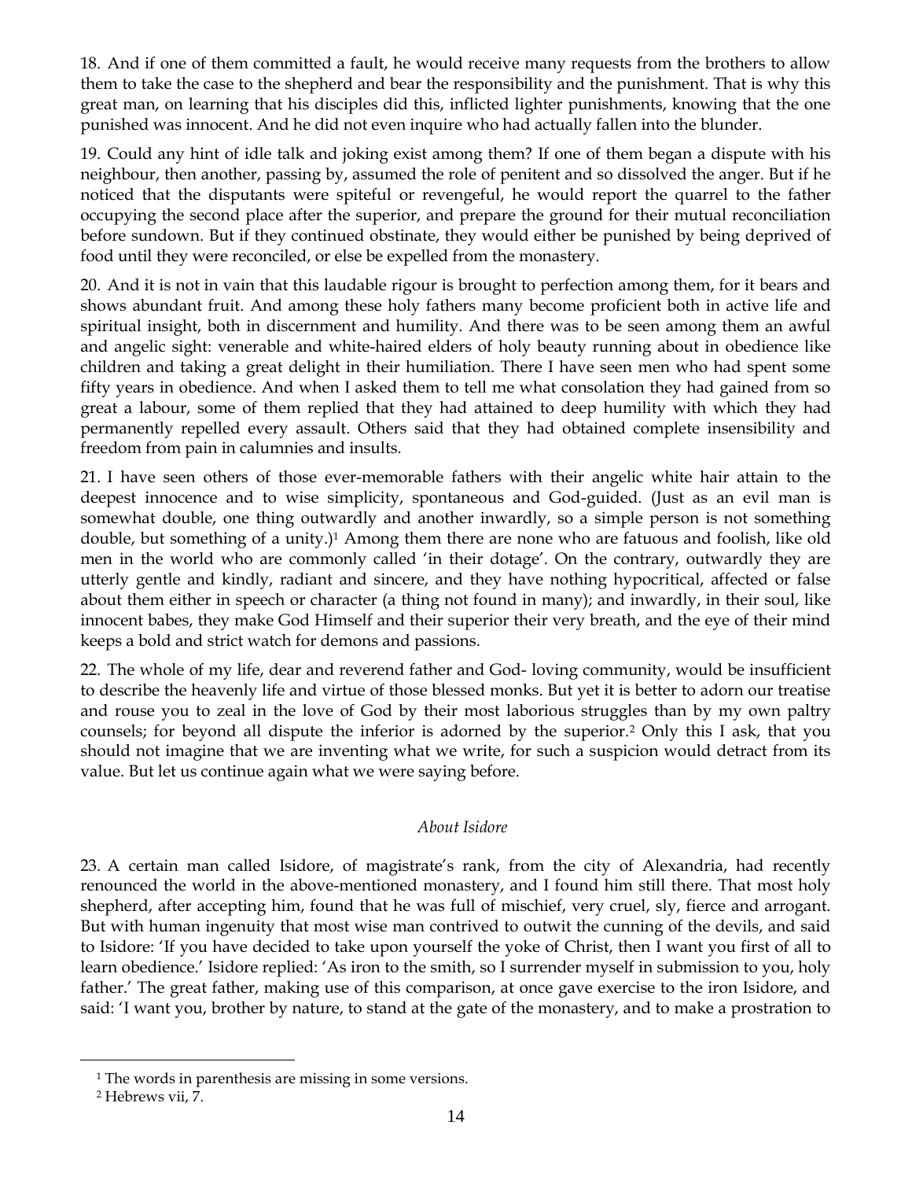18. And if one of them committed a fault, he would receive many requests from the brothers to allow them to take the case to the shepherd and bear the responsibility and the punishment. That is why this great man, on learning that his disciples did this, inflicted lighter punishments, knowing that the one punished was innocent. And he did not even inquire who had actually fallen into the blunder.

19. Could any hint of idle talk and joking exist among them? If one of them began a dispute with his neighbour, then another, passing by, assumed the role of penitent and so dissolved the anger. But if he noticed that the disputants were spiteful or revengeful, he would report the quarrel to the father occupying the second place after the superior, and prepare the ground for their mutual reconciliation before sundown. But if they continued obstinate, they would either be punished by being deprived of food until they were reconciled, or else be expelled from the monastery.

20. And it is not in vain that this laudable rigour is brought to perfection among them, for it bears and shows abundant fruit. And among these holy fathers many become proficient both in active life and spiritual insight, both in discernment and humility. And there was to be seen among them an awful and angelic sight: venerable and white-haired elders of holy beauty running about in obedience like children and taking a great delight in their humiliation. There I have seen men who had spent some fifty years in obedience. And when I asked them to tell me what consolation they had gained from so great a labour, some of them replied that they had attained to deep humility with which they had permanently repelled every assault. Others said that they had obtained complete insensibility and freedom from pain in calumnies and insults.

21. I have seen others of those ever-memorable fathers with their angelic white hair attain to the deepest innocence and to wise simplicity, spontaneous and God-guided. (Just as an evil man is somewhat double, one thing outwardly and another inwardly, so a simple person is not something double, but something of a unity.)[1] Among them there are none who are fatuous and foolish, like old men in the world who are commonly called 'in their dotage'. On the contrary, outwardly they are utterly gentle and kindly, radiant and sincere, and they have nothing hypocritical, affected or false about them either in speech or character (a thing not found in many); and inwardly, in their soul, like innocent babes, they make God Himself and their superior their very breath, and the eye of their mind keeps a bold and strict watch for demons and passions.

22. The whole of my life, dear and reverend father and God- loving community, would be insufficient to describe the heavenly life and virtue of those blessed monks. But yet it is better to adorn our treatise and rouse you to zeal in the love of God by their most laborious struggles than by my own paltry counsels; for beyond all dispute the inferior is adorned by the superior.[2] Only this I ask, that you should not imagine that we are inventing what we write, for such a suspicion would detract from its value. But let us continue again what we were saying before.

*About Isidore*

23. A certain man called Isidore, of magistrate's rank, from the city of Alexandria, had recently renounced the world in the above-mentioned monastery, and I found him still there. That most holy shepherd, after accepting him, found that he was full of mischief, very cruel, sly, fierce and arrogant. But with human ingenuity that most wise man contrived to outwit the cunning of the devils, and said to Isidore: 'If you have decided to take upon yourself the yoke of Christ, then I want you first of all to learn obedience.' Isidore replied: 'As iron to the smith, so I surrender myself in submission to you, holy father.' The great father, making use of this comparison, at once gave exercise to the iron Isidore, and said: 'I want you, brother by nature, to stand at the gate of the monastery, and to make a prostration to

---

[1] The words in parenthesis are missing in some versions.

[2] Hebrews vii, 7.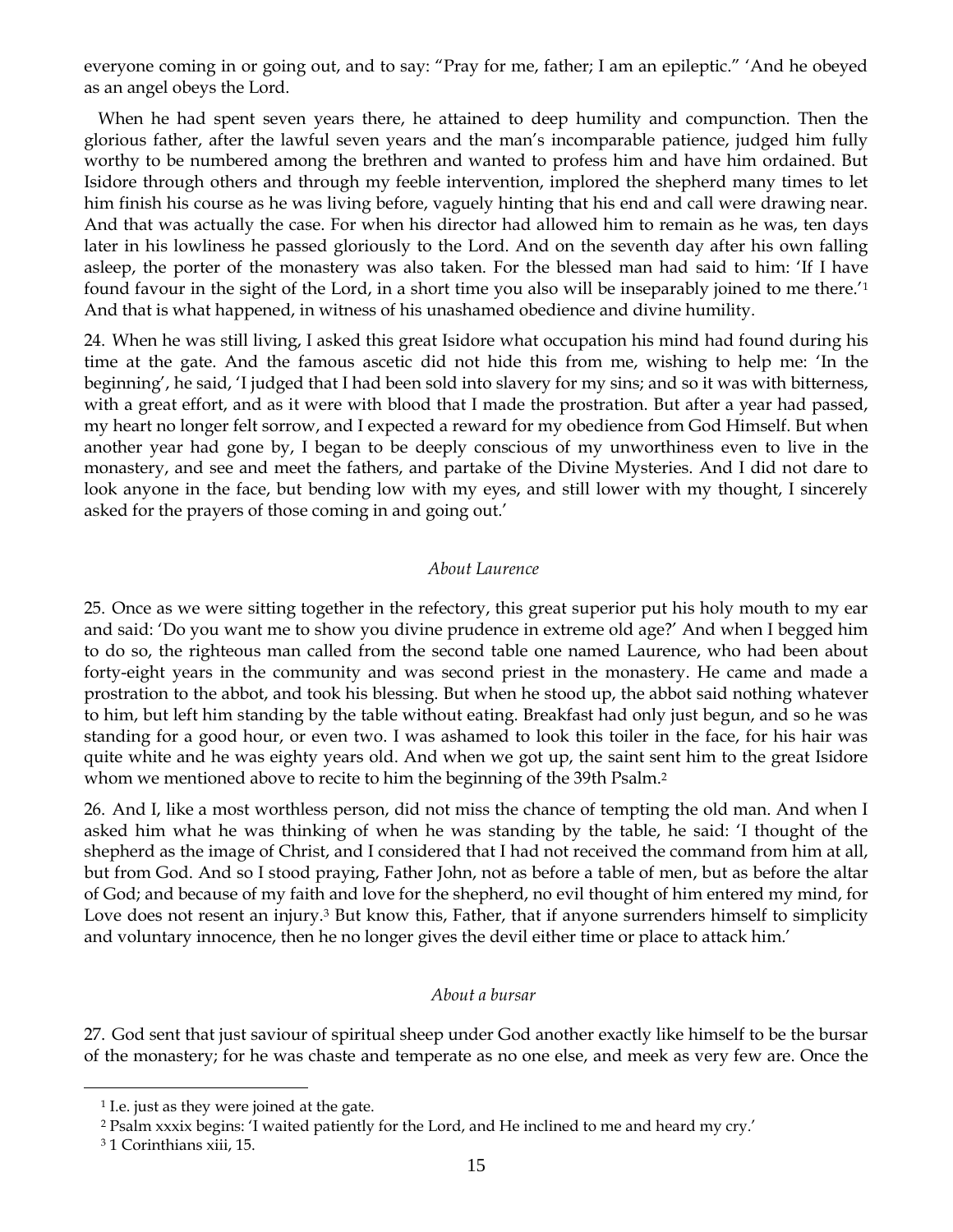everyone coming in or going out, and to say: “Pray for me, father; I am an epileptic.” ‘And he obeyed as an angel obeys the Lord.

When he had spent seven years there, he attained to deep humility and compunction. Then the glorious father, after the lawful seven years and the man’s incomparable patience, judged him fully worthy to be numbered among the brethren and wanted to profess him and have him ordained. But Isidore through others and through my feeble intervention, implored the shepherd many times to let him finish his course as he was living before, vaguely hinting that his end and call were drawing near. And that was actually the case. For when his director had allowed him to remain as he was, ten days later in his lowliness he passed gloriously to the Lord. And on the seventh day after his own falling asleep, the porter of the monastery was also taken. For the blessed man had said to him: ‘If I have found favour in the sight of the Lord, in a short time you also will be inseparably joined to me there.’[1] And that is what happened, in witness of his unashamed obedience and divine humility.

24. When he was still living, I asked this great Isidore what occupation his mind had found during his time at the gate. And the famous ascetic did not hide this from me, wishing to help me: ‘In the beginning’, he said, ‘I judged that I had been sold into slavery for my sins; and so it was with bitterness, with a great effort, and as it were with blood that I made the prostration. But after a year had passed, my heart no longer felt sorrow, and I expected a reward for my obedience from God Himself. But when another year had gone by, I began to be deeply conscious of my unworthiness even to live in the monastery, and see and meet the fathers, and partake of the Divine Mysteries. And I did not dare to look anyone in the face, but bending low with my eyes, and still lower with my thought, I sincerely asked for the prayers of those coming in and going out.’

### *About Laurence*

25. Once as we were sitting together in the refectory, this great superior put his holy mouth to my ear and said: ‘Do you want me to show you divine prudence in extreme old age?’ And when I begged him to do so, the righteous man called from the second table one named Laurence, who had been about forty-eight years in the community and was second priest in the monastery. He came and made a prostration to the abbot, and took his blessing. But when he stood up, the abbot said nothing whatever to him, but left him standing by the table without eating. Breakfast had only just begun, and so he was standing for a good hour, or even two. I was ashamed to look this toiler in the face, for his hair was quite white and he was eighty years old. And when we got up, the saint sent him to the great Isidore whom we mentioned above to recite to him the beginning of the 39th Psalm.[2]

26. And I, like a most worthless person, did not miss the chance of tempting the old man. And when I asked him what he was thinking of when he was standing by the table, he said: ‘I thought of the shepherd as the image of Christ, and I considered that I had not received the command from him at all, but from God. And so I stood praying, Father John, not as before a table of men, but as before the altar of God; and because of my faith and love for the shepherd, no evil thought of him entered my mind, for Love does not resent an injury.[3] But know this, Father, that if anyone surrenders himself to simplicity and voluntary innocence, then he no longer gives the devil either time or place to attack him.’

### *About a bursar*

27. God sent that just saviour of spiritual sheep under God another exactly like himself to be the bursar of the monastery; for he was chaste and temperate as no one else, and meek as very few are. Once the

---

[1] I.e. just as they were joined at the gate.

[2] Psalm xxxix begins: ‘I waited patiently for the Lord, and He inclined to me and heard my cry.’

[3] 1 Corinthians xiii, 15.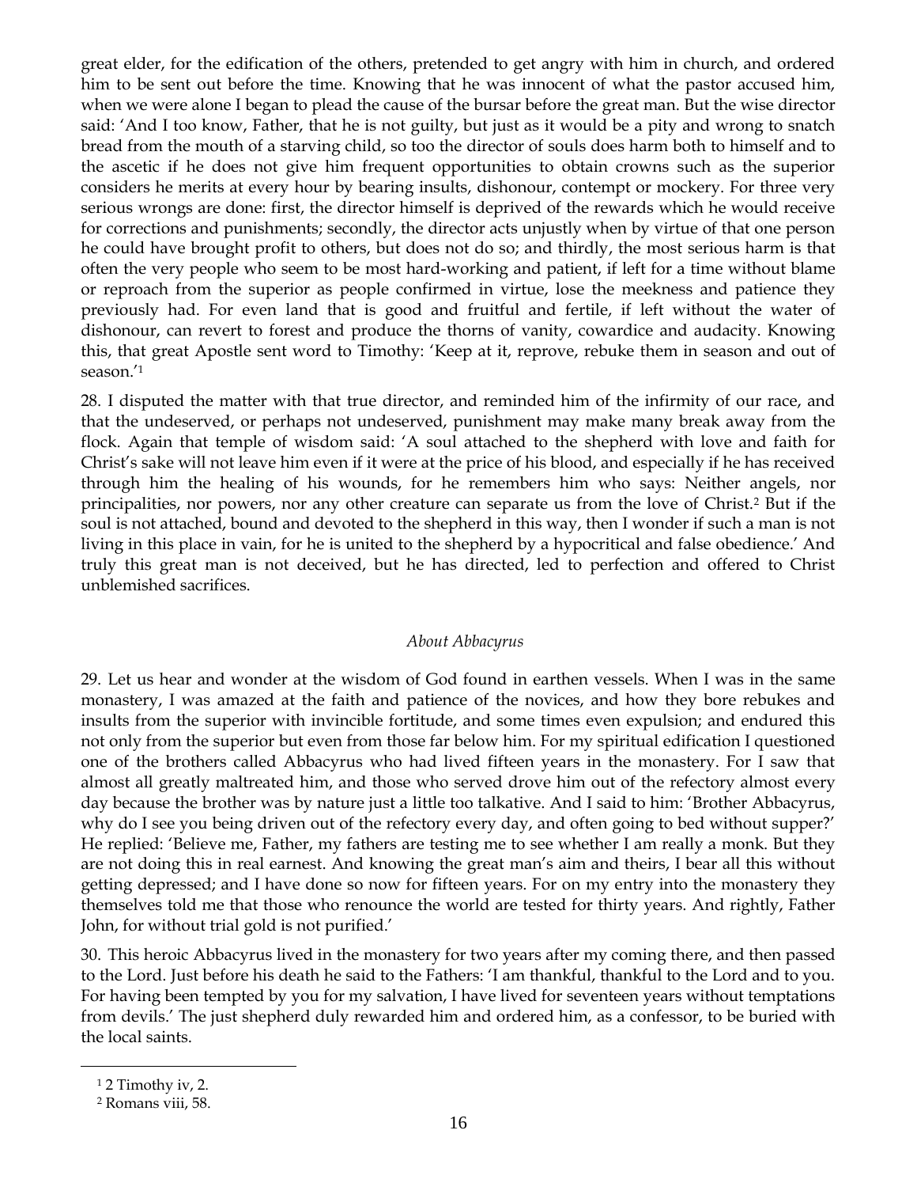great elder, for the edification of the others, pretended to get angry with him in church, and ordered him to be sent out before the time. Knowing that he was innocent of what the pastor accused him, when we were alone I began to plead the cause of the bursar before the great man. But the wise director said: 'And I too know, Father, that he is not guilty, but just as it would be a pity and wrong to snatch bread from the mouth of a starving child, so too the director of souls does harm both to himself and to the ascetic if he does not give him frequent opportunities to obtain crowns such as the superior considers he merits at every hour by bearing insults, dishonour, contempt or mockery. For three very serious wrongs are done: first, the director himself is deprived of the rewards which he would receive for corrections and punishments; secondly, the director acts unjustly when by virtue of that one person he could have brought profit to others, but does not do so; and thirdly, the most serious harm is that often the very people who seem to be most hard-working and patient, if left for a time without blame or reproach from the superior as people confirmed in virtue, lose the meekness and patience they previously had. For even land that is good and fruitful and fertile, if left without the water of dishonour, can revert to forest and produce the thorns of vanity, cowardice and audacity. Knowing this, that great Apostle sent word to Timothy: 'Keep at it, reprove, rebuke them in season and out of season.'[1]

28. I disputed the matter with that true director, and reminded him of the infirmity of our race, and that the undeserved, or perhaps not undeserved, punishment may make many break away from the flock. Again that temple of wisdom said: 'A soul attached to the shepherd with love and faith for Christ's sake will not leave him even if it were at the price of his blood, and especially if he has received through him the healing of his wounds, for he remembers him who says: Neither angels, nor principalities, nor powers, nor any other creature can separate us from the love of Christ.[2] But if the soul is not attached, bound and devoted to the shepherd in this way, then I wonder if such a man is not living in this place in vain, for he is united to the shepherd by a hypocritical and false obedience.' And truly this great man is not deceived, but he has directed, led to perfection and offered to Christ unblemished sacrifices.

### *About Abbacyrus*

29. Let us hear and wonder at the wisdom of God found in earthen vessels. When I was in the same monastery, I was amazed at the faith and patience of the novices, and how they bore rebukes and insults from the superior with invincible fortitude, and some times even expulsion; and endured this not only from the superior but even from those far below him. For my spiritual edification I questioned one of the brothers called Abbacyrus who had lived fifteen years in the monastery. For I saw that almost all greatly maltreated him, and those who served drove him out of the refectory almost every day because the brother was by nature just a little too talkative. And I said to him: 'Brother Abbacyrus, why do I see you being driven out of the refectory every day, and often going to bed without supper?' He replied: 'Believe me, Father, my fathers are testing me to see whether I am really a monk. But they are not doing this in real earnest. And knowing the great man's aim and theirs, I bear all this without getting depressed; and I have done so now for fifteen years. For on my entry into the monastery they themselves told me that those who renounce the world are tested for thirty years. And rightly, Father John, for without trial gold is not purified.'

30. This heroic Abbacyrus lived in the monastery for two years after my coming there, and then passed to the Lord. Just before his death he said to the Fathers: 'I am thankful, thankful to the Lord and to you. For having been tempted by you for my salvation, I have lived for seventeen years without temptations from devils.' The just shepherd duly rewarded him and ordered him, as a confessor, to be buried with the local saints.

---

[1] 2 Timothy iv, 2.

[2] Romans viii, 58.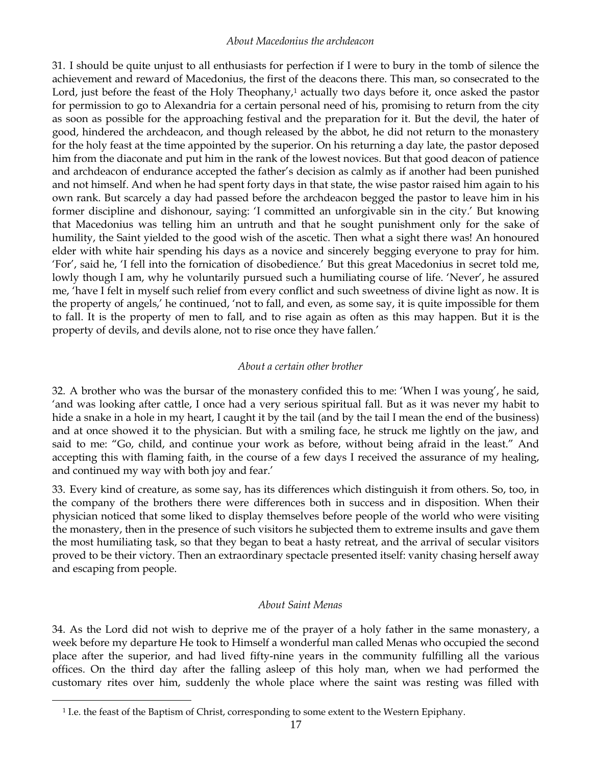*About Macedonius the archdeacon*

31. I should be quite unjust to all enthusiasts for perfection if I were to bury in the tomb of silence the achievement and reward of Macedonius, the first of the deacons there. This man, so consecrated to the Lord, just before the feast of the Holy Theophany,[1] actually two days before it, once asked the pastor for permission to go to Alexandria for a certain personal need of his, promising to return from the city as soon as possible for the approaching festival and the preparation for it. But the devil, the hater of good, hindered the archdeacon, and though released by the abbot, he did not return to the monastery for the holy feast at the time appointed by the superior. On his returning a day late, the pastor deposed him from the diaconate and put him in the rank of the lowest novices. But that good deacon of patience and archdeacon of endurance accepted the father's decision as calmly as if another had been punished and not himself. And when he had spent forty days in that state, the wise pastor raised him again to his own rank. But scarcely a day had passed before the archdeacon begged the pastor to leave him in his former discipline and dishonour, saying: 'I committed an unforgivable sin in the city.' But knowing that Macedonius was telling him an untruth and that he sought punishment only for the sake of humility, the Saint yielded to the good wish of the ascetic. Then what a sight there was! An honoured elder with white hair spending his days as a novice and sincerely begging everyone to pray for him. 'For', said he, 'I fell into the fornication of disobedience.' But this great Macedonius in secret told me, lowly though I am, why he voluntarily pursued such a humiliating course of life. 'Never', he assured me, 'have I felt in myself such relief from every conflict and such sweetness of divine light as now. It is the property of angels,' he continued, 'not to fall, and even, as some say, it is quite impossible for them to fall. It is the property of men to fall, and to rise again as often as this may happen. But it is the property of devils, and devils alone, not to rise once they have fallen.'

*About a certain other brother*

32. A brother who was the bursar of the monastery confided this to me: 'When I was young', he said, 'and was looking after cattle, I once had a very serious spiritual fall. But as it was never my habit to hide a snake in a hole in my heart, I caught it by the tail (and by the tail I mean the end of the business) and at once showed it to the physician. But with a smiling face, he struck me lightly on the jaw, and said to me: "Go, child, and continue your work as before, without being afraid in the least." And accepting this with flaming faith, in the course of a few days I received the assurance of my healing, and continued my way with both joy and fear.'

33. Every kind of creature, as some say, has its differences which distinguish it from others. So, too, in the company of the brothers there were differences both in success and in disposition. When their physician noticed that some liked to display themselves before people of the world who were visiting the monastery, then in the presence of such visitors he subjected them to extreme insults and gave them the most humiliating task, so that they began to beat a hasty retreat, and the arrival of secular visitors proved to be their victory. Then an extraordinary spectacle presented itself: vanity chasing herself away and escaping from people.

*About Saint Menas*

34. As the Lord did not wish to deprive me of the prayer of a holy father in the same monastery, a week before my departure He took to Himself a wonderful man called Menas who occupied the second place after the superior, and had lived fifty-nine years in the community fulfilling all the various offices. On the third day after the falling asleep of this holy man, when we had performed the customary rites over him, suddenly the whole place where the saint was resting was filled with

[1] I.e. the feast of the Baptism of Christ, corresponding to some extent to the Western Epiphany.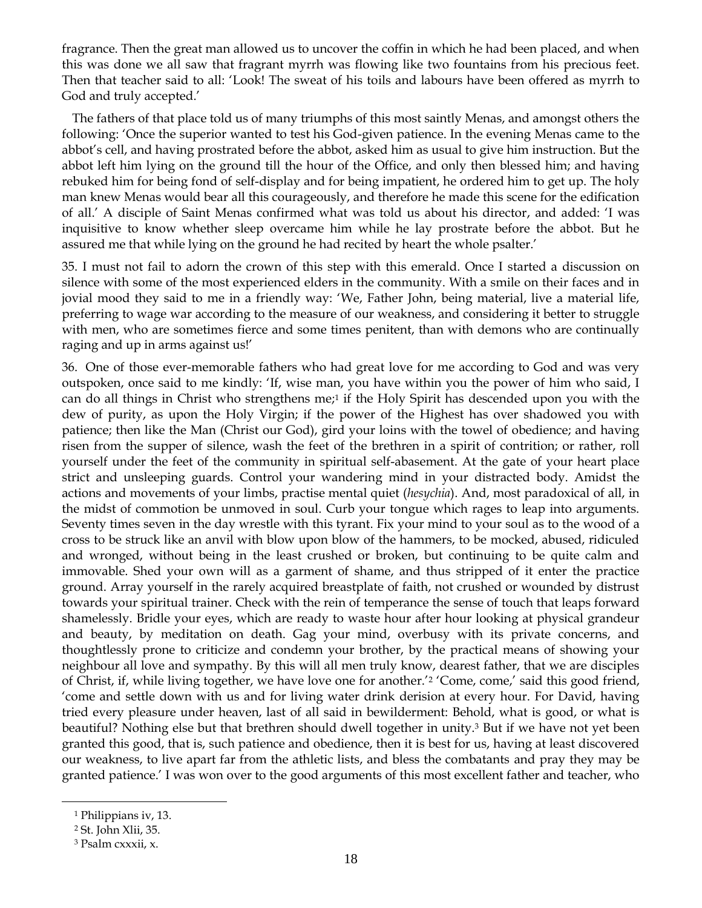fragrance. Then the great man allowed us to uncover the coffin in which he had been placed, and when this was done we all saw that fragrant myrrh was flowing like two fountains from his precious feet. Then that teacher said to all: 'Look! The sweat of his toils and labours have been offered as myrrh to God and truly accepted.'

The fathers of that place told us of many triumphs of this most saintly Menas, and amongst others the following: 'Once the superior wanted to test his God-given patience. In the evening Menas came to the abbot's cell, and having prostrated before the abbot, asked him as usual to give him instruction. But the abbot left him lying on the ground till the hour of the Office, and only then blessed him; and having rebuked him for being fond of self-display and for being impatient, he ordered him to get up. The holy man knew Menas would bear all this courageously, and therefore he made this scene for the edification of all.' A disciple of Saint Menas confirmed what was told us about his director, and added: 'I was inquisitive to know whether sleep overcame him while he lay prostrate before the abbot. But he assured me that while lying on the ground he had recited by heart the whole psalter.'

35. I must not fail to adorn the crown of this step with this emerald. Once I started a discussion on silence with some of the most experienced elders in the community. With a smile on their faces and in jovial mood they said to me in a friendly way: 'We, Father John, being material, live a material life, preferring to wage war according to the measure of our weakness, and considering it better to struggle with men, who are sometimes fierce and some times penitent, than with demons who are continually raging and up in arms against us!'

36. One of those ever-memorable fathers who had great love for me according to God and was very outspoken, once said to me kindly: 'If, wise man, you have within you the power of him who said, I can do all things in Christ who strengthens me;[1] if the Holy Spirit has descended upon you with the dew of purity, as upon the Holy Virgin; if the power of the Highest has over shadowed you with patience; then like the Man (Christ our God), gird your loins with the towel of obedience; and having risen from the supper of silence, wash the feet of the brethren in a spirit of contrition; or rather, roll yourself under the feet of the community in spiritual self-abasement. At the gate of your heart place strict and unsleeping guards. Control your wandering mind in your distracted body. Amidst the actions and movements of your limbs, practise mental quiet (*hesychia*). And, most paradoxical of all, in the midst of commotion be unmoved in soul. Curb your tongue which rages to leap into arguments. Seventy times seven in the day wrestle with this tyrant. Fix your mind to your soul as to the wood of a cross to be struck like an anvil with blow upon blow of the hammers, to be mocked, abused, ridiculed and wronged, without being in the least crushed or broken, but continuing to be quite calm and immovable. Shed your own will as a garment of shame, and thus stripped of it enter the practice ground. Array yourself in the rarely acquired breastplate of faith, not crushed or wounded by distrust towards your spiritual trainer. Check with the rein of temperance the sense of touch that leaps forward shamelessly. Bridle your eyes, which are ready to waste hour after hour looking at physical grandeur and beauty, by meditation on death. Gag your mind, overbusy with its private concerns, and thoughtlessly prone to criticize and condemn your brother, by the practical means of showing your neighbour all love and sympathy. By this will all men truly know, dearest father, that we are disciples of Christ, if, while living together, we have love one for another.'[2] 'Come, come,' said this good friend, 'come and settle down with us and for living water drink derision at every hour. For David, having tried every pleasure under heaven, last of all said in bewilderment: Behold, what is good, or what is beautiful? Nothing else but that brethren should dwell together in unity.[3] But if we have not yet been granted this good, that is, such patience and obedience, then it is best for us, having at least discovered our weakness, to live apart far from the athletic lists, and bless the combatants and pray they may be granted patience.' I was won over to the good arguments of this most excellent father and teacher, who

---

[1] Philippians iv, 13.

[2] St. John Xlii, 35.

[3] Psalm cxxxii, x.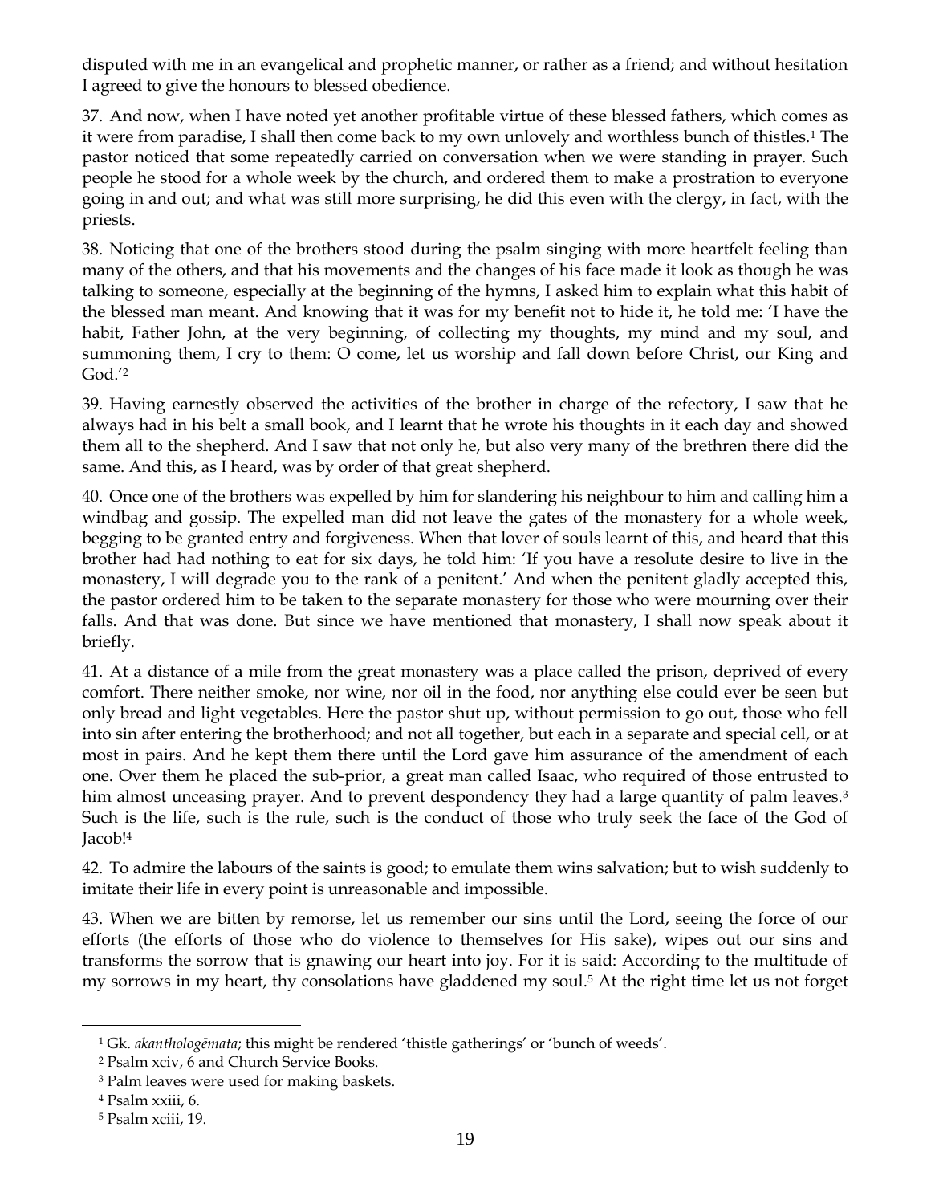disputed with me in an evangelical and prophetic manner, or rather as a friend; and without hesitation I agreed to give the honours to blessed obedience.

37. And now, when I have noted yet another profitable virtue of these blessed fathers, which comes as it were from paradise, I shall then come back to my own unlovely and worthless bunch of thistles.[1] The pastor noticed that some repeatedly carried on conversation when we were standing in prayer. Such people he stood for a whole week by the church, and ordered them to make a prostration to everyone going in and out; and what was still more surprising, he did this even with the clergy, in fact, with the priests.

38. Noticing that one of the brothers stood during the psalm singing with more heartfelt feeling than many of the others, and that his movements and the changes of his face made it look as though he was talking to someone, especially at the beginning of the hymns, I asked him to explain what this habit of the blessed man meant. And knowing that it was for my benefit not to hide it, he told me: 'I have the habit, Father John, at the very beginning, of collecting my thoughts, my mind and my soul, and summoning them, I cry to them: O come, let us worship and fall down before Christ, our King and God.'[2]

39. Having earnestly observed the activities of the brother in charge of the refectory, I saw that he always had in his belt a small book, and I learnt that he wrote his thoughts in it each day and showed them all to the shepherd. And I saw that not only he, but also very many of the brethren there did the same. And this, as I heard, was by order of that great shepherd.

40. Once one of the brothers was expelled by him for slandering his neighbour to him and calling him a windbag and gossip. The expelled man did not leave the gates of the monastery for a whole week, begging to be granted entry and forgiveness. When that lover of souls learnt of this, and heard that this brother had had nothing to eat for six days, he told him: 'If you have a resolute desire to live in the monastery, I will degrade you to the rank of a penitent.' And when the penitent gladly accepted this, the pastor ordered him to be taken to the separate monastery for those who were mourning over their falls. And that was done. But since we have mentioned that monastery, I shall now speak about it briefly.

41. At a distance of a mile from the great monastery was a place called the prison, deprived of every comfort. There neither smoke, nor wine, nor oil in the food, nor anything else could ever be seen but only bread and light vegetables. Here the pastor shut up, without permission to go out, those who fell into sin after entering the brotherhood; and not all together, but each in a separate and special cell, or at most in pairs. And he kept them there until the Lord gave him assurance of the amendment of each one. Over them he placed the sub-prior, a great man called Isaac, who required of those entrusted to him almost unceasing prayer. And to prevent despondency they had a large quantity of palm leaves.[3] Such is the life, such is the rule, such is the conduct of those who truly seek the face of the God of Jacob![4]

42. To admire the labours of the saints is good; to emulate them wins salvation; but to wish suddenly to imitate their life in every point is unreasonable and impossible.

43. When we are bitten by remorse, let us remember our sins until the Lord, seeing the force of our efforts (the efforts of those who do violence to themselves for His sake), wipes out our sins and transforms the sorrow that is gnawing our heart into joy. For it is said: According to the multitude of my sorrows in my heart, thy consolations have gladdened my soul.[5] At the right time let us not forget

---

[1] Gk. *akanthologēmata*; this might be rendered 'thistle gatherings' or 'bunch of weeds'.

[2] Psalm xciv, 6 and Church Service Books.

[3] Palm leaves were used for making baskets.

[4] Psalm xxiii, 6.

[5] Psalm xciii, 19.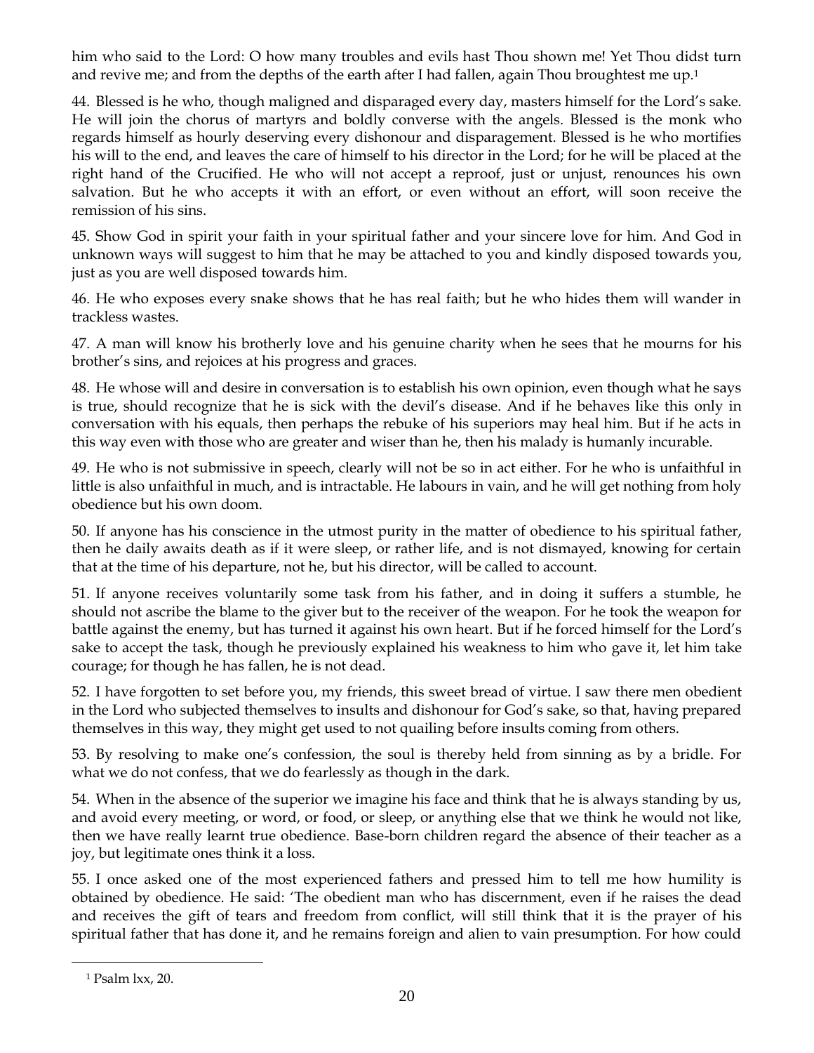him who said to the Lord: O how many troubles and evils hast Thou shown me! Yet Thou didst turn and revive me; and from the depths of the earth after I had fallen, again Thou broughtest me up.[1]

44. Blessed is he who, though maligned and disparaged every day, masters himself for the Lord's sake. He will join the chorus of martyrs and boldly converse with the angels. Blessed is the monk who regards himself as hourly deserving every dishonour and disparagement. Blessed is he who mortifies his will to the end, and leaves the care of himself to his director in the Lord; for he will be placed at the right hand of the Crucified. He who will not accept a reproof, just or unjust, renounces his own salvation. But he who accepts it with an effort, or even without an effort, will soon receive the remission of his sins.

45. Show God in spirit your faith in your spiritual father and your sincere love for him. And God in unknown ways will suggest to him that he may be attached to you and kindly disposed towards you, just as you are well disposed towards him.

46. He who exposes every snake shows that he has real faith; but he who hides them will wander in trackless wastes.

47. A man will know his brotherly love and his genuine charity when he sees that he mourns for his brother's sins, and rejoices at his progress and graces.

48. He whose will and desire in conversation is to establish his own opinion, even though what he says is true, should recognize that he is sick with the devil's disease. And if he behaves like this only in conversation with his equals, then perhaps the rebuke of his superiors may heal him. But if he acts in this way even with those who are greater and wiser than he, then his malady is humanly incurable.

49. He who is not submissive in speech, clearly will not be so in act either. For he who is unfaithful in little is also unfaithful in much, and is intractable. He labours in vain, and he will get nothing from holy obedience but his own doom.

50. If anyone has his conscience in the utmost purity in the matter of obedience to his spiritual father, then he daily awaits death as if it were sleep, or rather life, and is not dismayed, knowing for certain that at the time of his departure, not he, but his director, will be called to account.

51. If anyone receives voluntarily some task from his father, and in doing it suffers a stumble, he should not ascribe the blame to the giver but to the receiver of the weapon. For he took the weapon for battle against the enemy, but has turned it against his own heart. But if he forced himself for the Lord's sake to accept the task, though he previously explained his weakness to him who gave it, let him take courage; for though he has fallen, he is not dead.

52. I have forgotten to set before you, my friends, this sweet bread of virtue. I saw there men obedient in the Lord who subjected themselves to insults and dishonour for God's sake, so that, having prepared themselves in this way, they might get used to not quailing before insults coming from others.

53. By resolving to make one's confession, the soul is thereby held from sinning as by a bridle. For what we do not confess, that we do fearlessly as though in the dark.

54. When in the absence of the superior we imagine his face and think that he is always standing by us, and avoid every meeting, or word, or food, or sleep, or anything else that we think he would not like, then we have really learnt true obedience. Base-born children regard the absence of their teacher as a joy, but legitimate ones think it a loss.

55. I once asked one of the most experienced fathers and pressed him to tell me how humility is obtained by obedience. He said: 'The obedient man who has discernment, even if he raises the dead and receives the gift of tears and freedom from conflict, will still think that it is the prayer of his spiritual father that has done it, and he remains foreign and alien to vain presumption. For how could

[1] Psalm lxx, 20.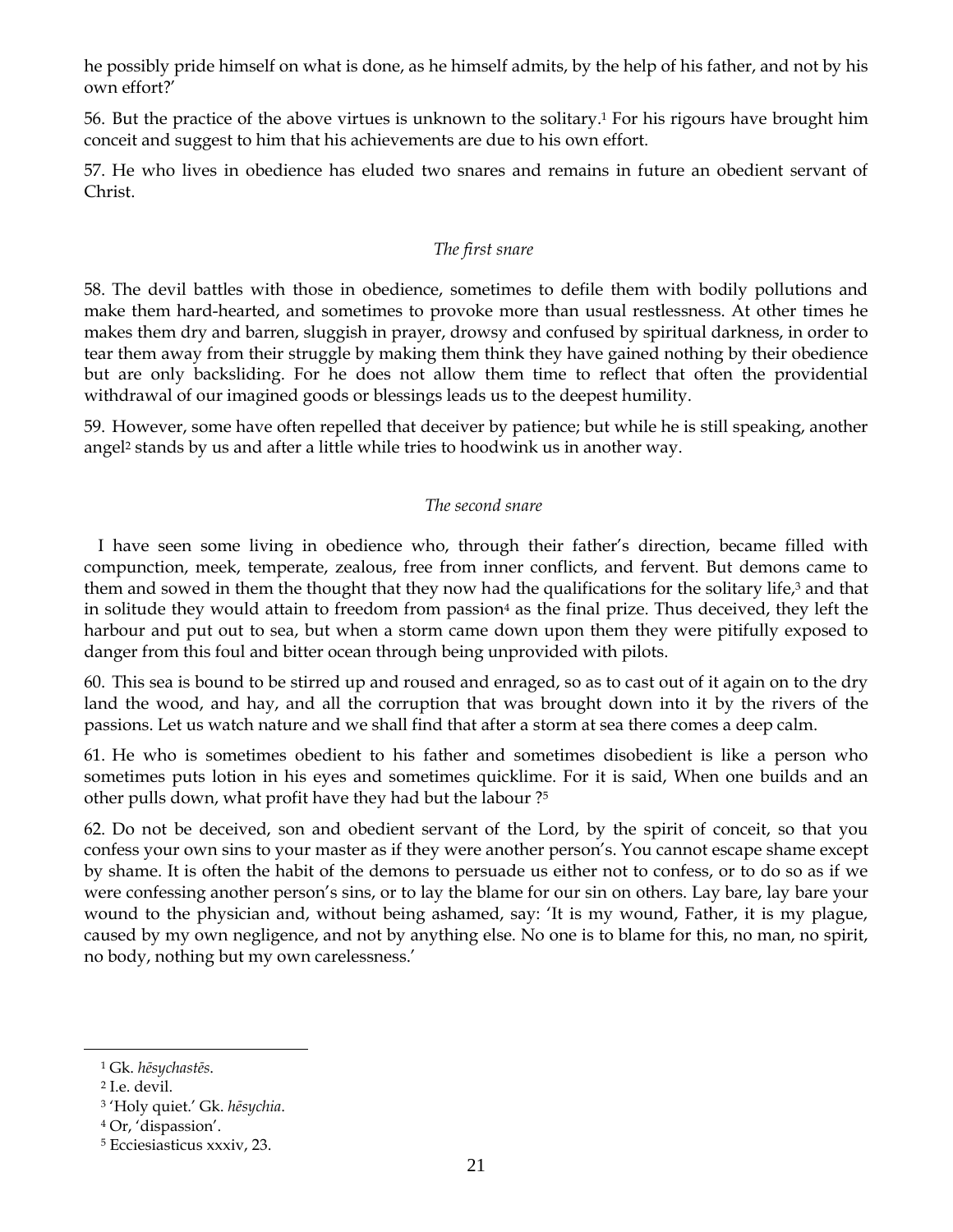he possibly pride himself on what is done, as he himself admits, by the help of his father, and not by his own effort?'

56. But the practice of the above virtues is unknown to the solitary.[1] For his rigours have brought him conceit and suggest to him that his achievements are due to his own effort.

57. He who lives in obedience has eluded two snares and remains in future an obedient servant of Christ.

*The first snare*

58. The devil battles with those in obedience, sometimes to defile them with bodily pollutions and make them hard-hearted, and sometimes to provoke more than usual restlessness. At other times he makes them dry and barren, sluggish in prayer, drowsy and confused by spiritual darkness, in order to tear them away from their struggle by making them think they have gained nothing by their obedience but are only backsliding. For he does not allow them time to reflect that often the providential withdrawal of our imagined goods or blessings leads us to the deepest humility.

59. However, some have often repelled that deceiver by patience; but while he is still speaking, another angel[2] stands by us and after a little while tries to hoodwink us in another way.

*The second snare*

I have seen some living in obedience who, through their father's direction, became filled with compunction, meek, temperate, zealous, free from inner conflicts, and fervent. But demons came to them and sowed in them the thought that they now had the qualifications for the solitary life,[3] and that in solitude they would attain to freedom from passion[4] as the final prize. Thus deceived, they left the harbour and put out to sea, but when a storm came down upon them they were pitifully exposed to danger from this foul and bitter ocean through being unprovided with pilots.

60. This sea is bound to be stirred up and roused and enraged, so as to cast out of it again on to the dry land the wood, and hay, and all the corruption that was brought down into it by the rivers of the passions. Let us watch nature and we shall find that after a storm at sea there comes a deep calm.

61. He who is sometimes obedient to his father and sometimes disobedient is like a person who sometimes puts lotion in his eyes and sometimes quicklime. For it is said, When one builds and an other pulls down, what profit have they had but the labour ?[5]

62. Do not be deceived, son and obedient servant of the Lord, by the spirit of conceit, so that you confess your own sins to your master as if they were another person's. You cannot escape shame except by shame. It is often the habit of the demons to persuade us either not to confess, or to do so as if we were confessing another person's sins, or to lay the blame for our sin on others. Lay bare, lay bare your wound to the physician and, without being ashamed, say: 'It is my wound, Father, it is my plague, caused by my own negligence, and not by anything else. No one is to blame for this, no man, no spirit, no body, nothing but my own carelessness.'

---

[1] Gk. *hēsychastēs*.

[2] I.e. devil.

[3] 'Holy quiet.' Gk. *hēsychia*.

[4] Or, 'dispassion'.

[5] Ecciesiasticus xxxiv, 23.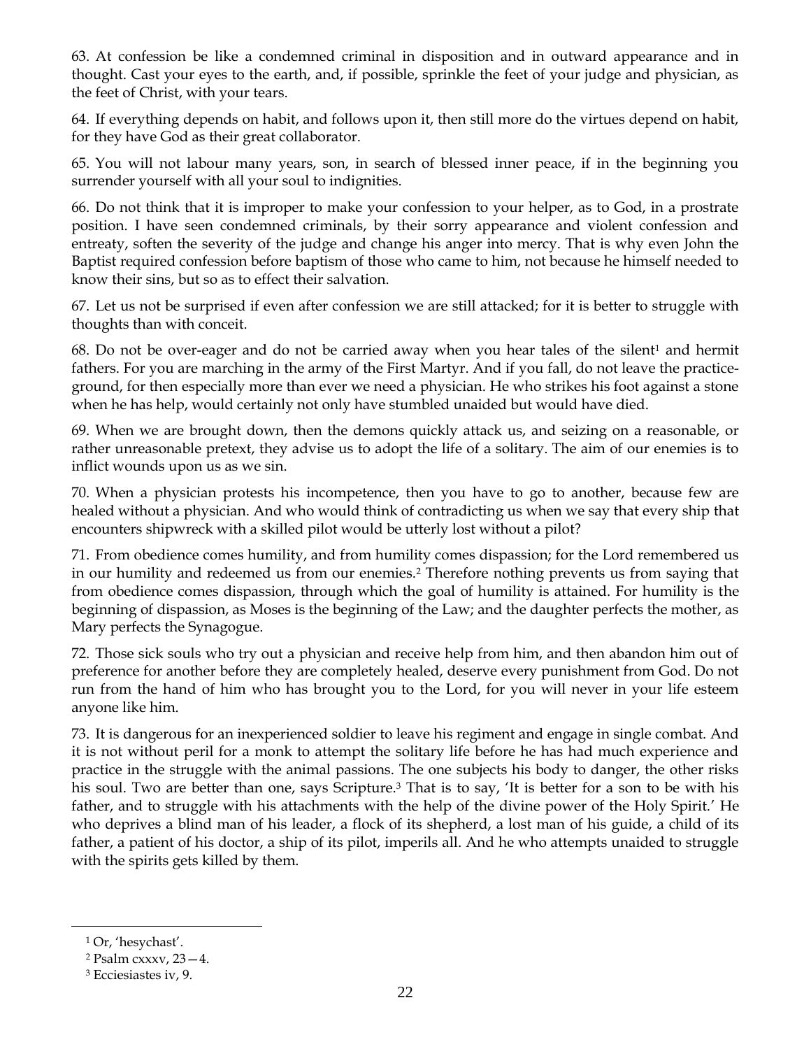63. At confession be like a condemned criminal in disposition and in outward appearance and in thought. Cast your eyes to the earth, and, if possible, sprinkle the feet of your judge and physician, as the feet of Christ, with your tears.

64. If everything depends on habit, and follows upon it, then still more do the virtues depend on habit, for they have God as their great collaborator.

65. You will not labour many years, son, in search of blessed inner peace, if in the beginning you surrender yourself with all your soul to indignities.

66. Do not think that it is improper to make your confession to your helper, as to God, in a prostrate position. I have seen condemned criminals, by their sorry appearance and violent confession and entreaty, soften the severity of the judge and change his anger into mercy. That is why even John the Baptist required confession before baptism of those who came to him, not because he himself needed to know their sins, but so as to effect their salvation.

67. Let us not be surprised if even after confession we are still attacked; for it is better to struggle with thoughts than with conceit.

68. Do not be over-eager and do not be carried away when you hear tales of the silent[1] and hermit fathers. For you are marching in the army of the First Martyr. And if you fall, do not leave the practice-ground, for then especially more than ever we need a physician. He who strikes his foot against a stone when he has help, would certainly not only have stumbled unaided but would have died.

69. When we are brought down, then the demons quickly attack us, and seizing on a reasonable, or rather unreasonable pretext, they advise us to adopt the life of a solitary. The aim of our enemies is to inflict wounds upon us as we sin.

70. When a physician protests his incompetence, then you have to go to another, because few are healed without a physician. And who would think of contradicting us when we say that every ship that encounters shipwreck with a skilled pilot would be utterly lost without a pilot?

71. From obedience comes humility, and from humility comes dispassion; for the Lord remembered us in our humility and redeemed us from our enemies.[2] Therefore nothing prevents us from saying that from obedience comes dispassion, through which the goal of humility is attained. For humility is the beginning of dispassion, as Moses is the beginning of the Law; and the daughter perfects the mother, as Mary perfects the Synagogue.

72. Those sick souls who try out a physician and receive help from him, and then abandon him out of preference for another before they are completely healed, deserve every punishment from God. Do not run from the hand of him who has brought you to the Lord, for you will never in your life esteem anyone like him.

73. It is dangerous for an inexperienced soldier to leave his regiment and engage in single combat. And it is not without peril for a monk to attempt the solitary life before he has had much experience and practice in the struggle with the animal passions. The one subjects his body to danger, the other risks his soul. Two are better than one, says Scripture.[3] That is to say, 'It is better for a son to be with his father, and to struggle with his attachments with the help of the divine power of the Holy Spirit.' He who deprives a blind man of his leader, a flock of its shepherd, a lost man of his guide, a child of its father, a patient of his doctor, a ship of its pilot, imperils all. And he who attempts unaided to struggle with the spirits gets killed by them.

---

[1] Or, 'hesychast'.

[2] Psalm cxxxv, 23—4.

[3] Ecciesiastes iv, 9.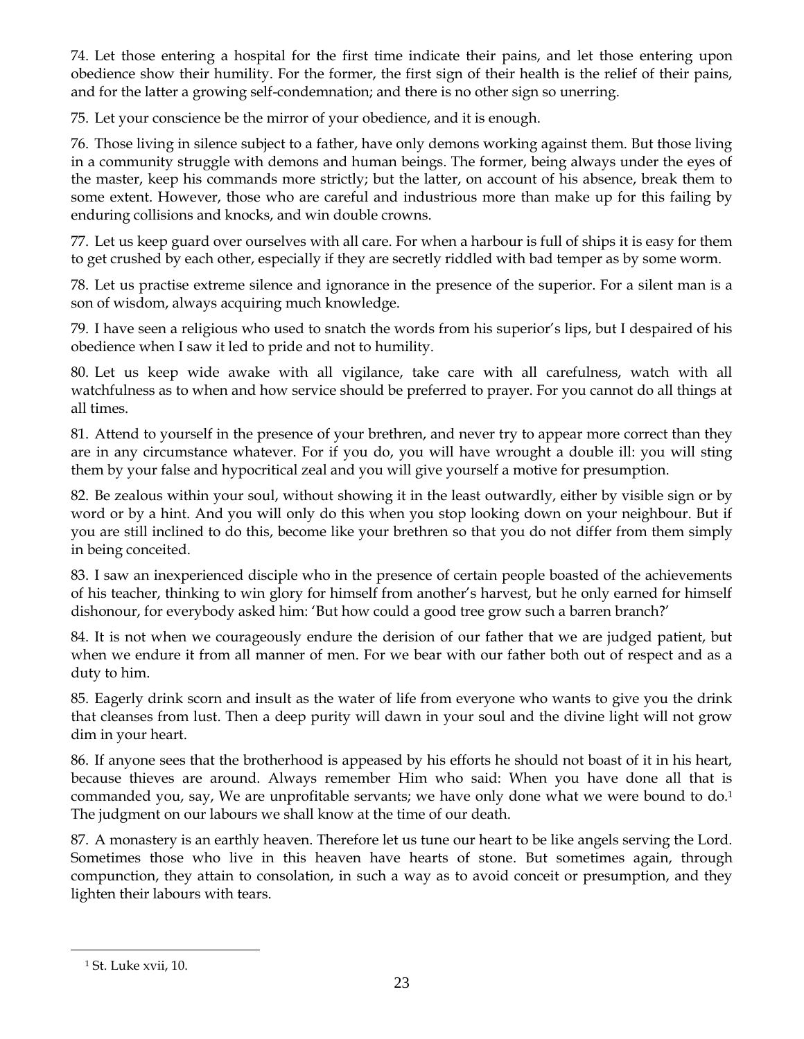74. Let those entering a hospital for the first time indicate their pains, and let those entering upon obedience show their humility. For the former, the first sign of their health is the relief of their pains, and for the latter a growing self-condemnation; and there is no other sign so unerring.

75. Let your conscience be the mirror of your obedience, and it is enough.

76. Those living in silence subject to a father, have only demons working against them. But those living in a community struggle with demons and human beings. The former, being always under the eyes of the master, keep his commands more strictly; but the latter, on account of his absence, break them to some extent. However, those who are careful and industrious more than make up for this failing by enduring collisions and knocks, and win double crowns.

77. Let us keep guard over ourselves with all care. For when a harbour is full of ships it is easy for them to get crushed by each other, especially if they are secretly riddled with bad temper as by some worm.

78. Let us practise extreme silence and ignorance in the presence of the superior. For a silent man is a son of wisdom, always acquiring much knowledge.

79. I have seen a religious who used to snatch the words from his superior's lips, but I despaired of his obedience when I saw it led to pride and not to humility.

80. Let us keep wide awake with all vigilance, take care with all carefulness, watch with all watchfulness as to when and how service should be preferred to prayer. For you cannot do all things at all times.

81. Attend to yourself in the presence of your brethren, and never try to appear more correct than they are in any circumstance whatever. For if you do, you will have wrought a double ill: you will sting them by your false and hypocritical zeal and you will give yourself a motive for presumption.

82. Be zealous within your soul, without showing it in the least outwardly, either by visible sign or by word or by a hint. And you will only do this when you stop looking down on your neighbour. But if you are still inclined to do this, become like your brethren so that you do not differ from them simply in being conceited.

83. I saw an inexperienced disciple who in the presence of certain people boasted of the achievements of his teacher, thinking to win glory for himself from another's harvest, but he only earned for himself dishonour, for everybody asked him: 'But how could a good tree grow such a barren branch?'

84. It is not when we courageously endure the derision of our father that we are judged patient, but when we endure it from all manner of men. For we bear with our father both out of respect and as a duty to him.

85. Eagerly drink scorn and insult as the water of life from everyone who wants to give you the drink that cleanses from lust. Then a deep purity will dawn in your soul and the divine light will not grow dim in your heart.

86. If anyone sees that the brotherhood is appeased by his efforts he should not boast of it in his heart, because thieves are around. Always remember Him who said: When you have done all that is commanded you, say, We are unprofitable servants; we have only done what we were bound to do.[1] The judgment on our labours we shall know at the time of our death.

87. A monastery is an earthly heaven. Therefore let us tune our heart to be like angels serving the Lord. Sometimes those who live in this heaven have hearts of stone. But sometimes again, through compunction, they attain to consolation, in such a way as to avoid conceit or presumption, and they lighten their labours with tears.

[1] St. Luke xvii, 10.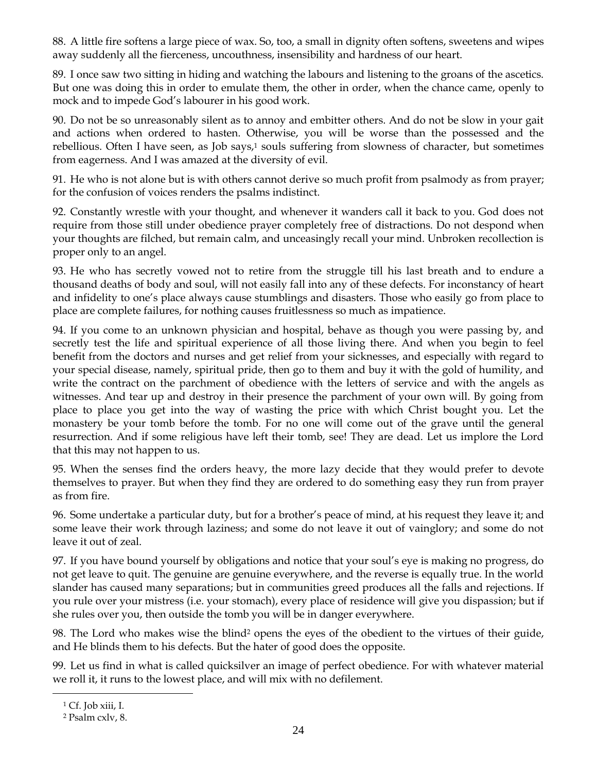88. A little fire softens a large piece of wax. So, too, a small in dignity often softens, sweetens and wipes away suddenly all the fierceness, uncouthness, insensibility and hardness of our heart.

89. I once saw two sitting in hiding and watching the labours and listening to the groans of the ascetics. But one was doing this in order to emulate them, the other in order, when the chance came, openly to mock and to impede God's labourer in his good work.

90. Do not be so unreasonably silent as to annoy and embitter others. And do not be slow in your gait and actions when ordered to hasten. Otherwise, you will be worse than the possessed and the rebellious. Often I have seen, as Job says,[1] souls suffering from slowness of character, but sometimes from eagerness. And I was amazed at the diversity of evil.

91. He who is not alone but is with others cannot derive so much profit from psalmody as from prayer; for the confusion of voices renders the psalms indistinct.

92. Constantly wrestle with your thought, and whenever it wanders call it back to you. God does not require from those still under obedience prayer completely free of distractions. Do not despond when your thoughts are filched, but remain calm, and unceasingly recall your mind. Unbroken recollection is proper only to an angel.

93. He who has secretly vowed not to retire from the struggle till his last breath and to endure a thousand deaths of body and soul, will not easily fall into any of these defects. For inconstancy of heart and infidelity to one's place always cause stumblings and disasters. Those who easily go from place to place are complete failures, for nothing causes fruitlessness so much as impatience.

94. If you come to an unknown physician and hospital, behave as though you were passing by, and secretly test the life and spiritual experience of all those living there. And when you begin to feel benefit from the doctors and nurses and get relief from your sicknesses, and especially with regard to your special disease, namely, spiritual pride, then go to them and buy it with the gold of humility, and write the contract on the parchment of obedience with the letters of service and with the angels as witnesses. And tear up and destroy in their presence the parchment of your own will. By going from place to place you get into the way of wasting the price with which Christ bought you. Let the monastery be your tomb before the tomb. For no one will come out of the grave until the general resurrection. And if some religious have left their tomb, see! They are dead. Let us implore the Lord that this may not happen to us.

95. When the senses find the orders heavy, the more lazy decide that they would prefer to devote themselves to prayer. But when they find they are ordered to do something easy they run from prayer as from fire.

96. Some undertake a particular duty, but for a brother's peace of mind, at his request they leave it; and some leave their work through laziness; and some do not leave it out of vainglory; and some do not leave it out of zeal.

97. If you have bound yourself by obligations and notice that your soul's eye is making no progress, do not get leave to quit. The genuine are genuine everywhere, and the reverse is equally true. In the world slander has caused many separations; but in communities greed produces all the falls and rejections. If you rule over your mistress (i.e. your stomach), every place of residence will give you dispassion; but if she rules over you, then outside the tomb you will be in danger everywhere.

98. The Lord who makes wise the blind[2] opens the eyes of the obedient to the virtues of their guide, and He blinds them to his defects. But the hater of good does the opposite.

99. Let us find in what is called quicksilver an image of perfect obedience. For with whatever material we roll it, it runs to the lowest place, and will mix with no defilement.

[1] Cf. Job xiii, I.

[2] Psalm cxlv, 8.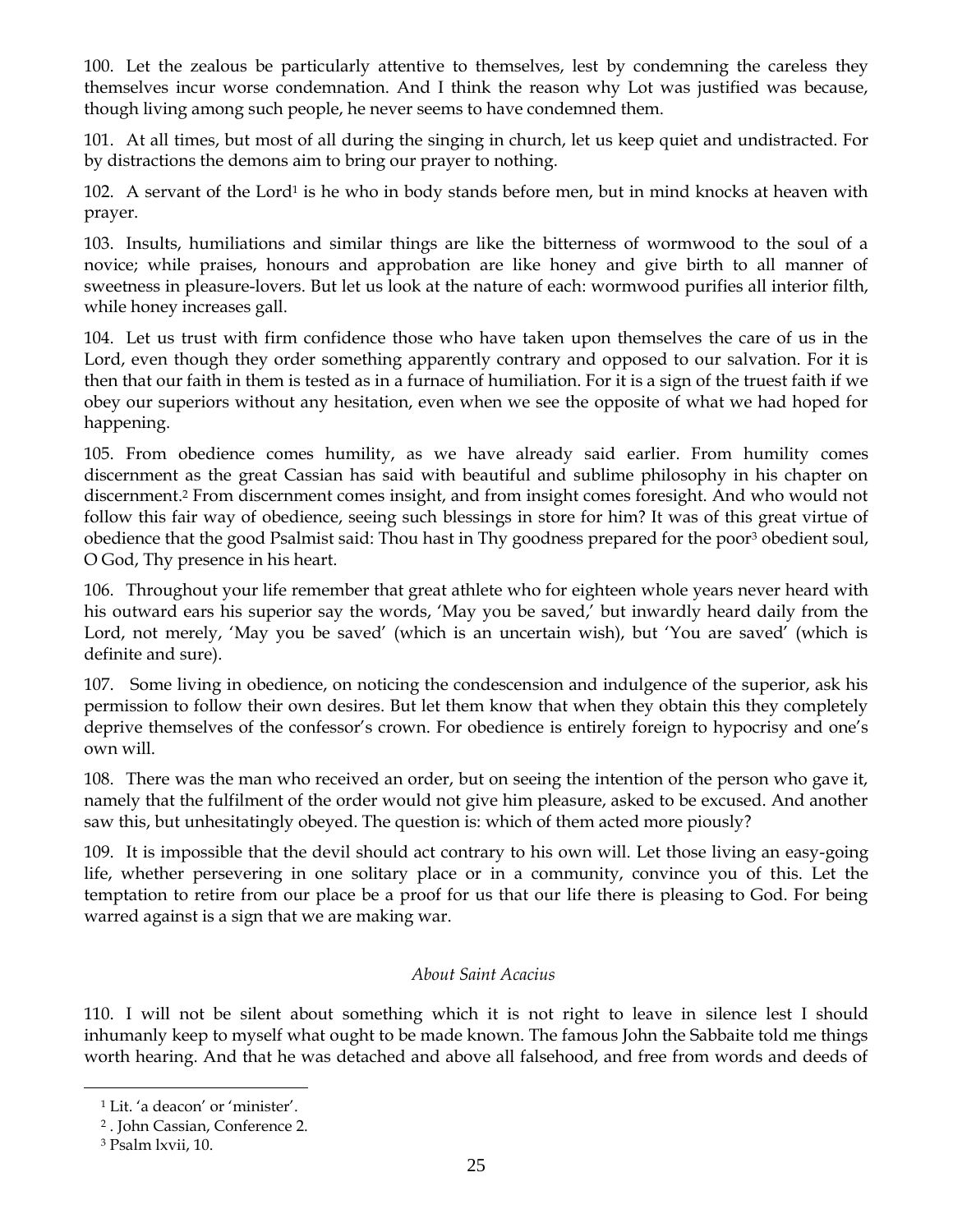100. Let the zealous be particularly attentive to themselves, lest by condemning the careless they themselves incur worse condemnation. And I think the reason why Lot was justified was because, though living among such people, he never seems to have condemned them.

101. At all times, but most of all during the singing in church, let us keep quiet and undistracted. For by distractions the demons aim to bring our prayer to nothing.

102. A servant of the Lord[1] is he who in body stands before men, but in mind knocks at heaven with prayer.

103. Insults, humiliations and similar things are like the bitterness of wormwood to the soul of a novice; while praises, honours and approbation are like honey and give birth to all manner of sweetness in pleasure-lovers. But let us look at the nature of each: wormwood purifies all interior filth, while honey increases gall.

104. Let us trust with firm confidence those who have taken upon themselves the care of us in the Lord, even though they order something apparently contrary and opposed to our salvation. For it is then that our faith in them is tested as in a furnace of humiliation. For it is a sign of the truest faith if we obey our superiors without any hesitation, even when we see the opposite of what we had hoped for happening.

105. From obedience comes humility, as we have already said earlier. From humility comes discernment as the great Cassian has said with beautiful and sublime philosophy in his chapter on discernment.[2] From discernment comes insight, and from insight comes foresight. And who would not follow this fair way of obedience, seeing such blessings in store for him? It was of this great virtue of obedience that the good Psalmist said: Thou hast in Thy goodness prepared for the poor[3] obedient soul, O God, Thy presence in his heart.

106. Throughout your life remember that great athlete who for eighteen whole years never heard with his outward ears his superior say the words, 'May you be saved,' but inwardly heard daily from the Lord, not merely, 'May you be saved' (which is an uncertain wish), but 'You are saved' (which is definite and sure).

107. Some living in obedience, on noticing the condescension and indulgence of the superior, ask his permission to follow their own desires. But let them know that when they obtain this they completely deprive themselves of the confessor's crown. For obedience is entirely foreign to hypocrisy and one's own will.

108. There was the man who received an order, but on seeing the intention of the person who gave it, namely that the fulfilment of the order would not give him pleasure, asked to be excused. And another saw this, but unhesitatingly obeyed. The question is: which of them acted more piously?

109. It is impossible that the devil should act contrary to his own will. Let those living an easy-going life, whether persevering in one solitary place or in a community, convince you of this. Let the temptation to retire from our place be a proof for us that our life there is pleasing to God. For being warred against is a sign that we are making war.

*About Saint Acacius*

110. I will not be silent about something which it is not right to leave in silence lest I should inhumanly keep to myself what ought to be made known. The famous John the Sabbaite told me things worth hearing. And that he was detached and above all falsehood, and free from words and deeds of

[1] Lit. 'a deacon' or 'minister'.

[2] . John Cassian, Conference 2.

[3] Psalm lxvii, 10.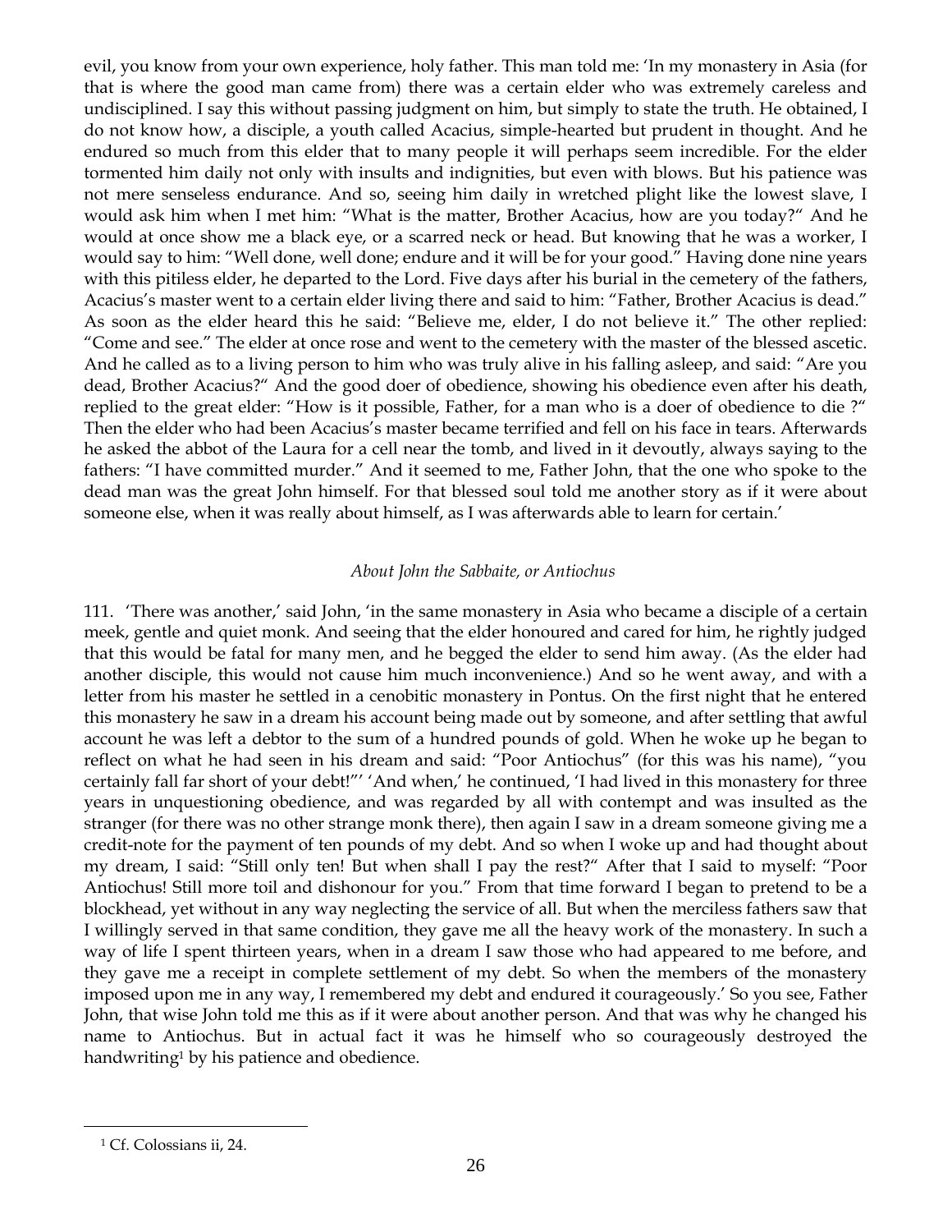evil, you know from your own experience, holy father. This man told me: 'In my monastery in Asia (for that is where the good man came from) there was a certain elder who was extremely careless and undisciplined. I say this without passing judgment on him, but simply to state the truth. He obtained, I do not know how, a disciple, a youth called Acacius, simple-hearted but prudent in thought. And he endured so much from this elder that to many people it will perhaps seem incredible. For the elder tormented him daily not only with insults and indignities, but even with blows. But his patience was not mere senseless endurance. And so, seeing him daily in wretched plight like the lowest slave, I would ask him when I met him: "What is the matter, Brother Acacius, how are you today?" And he would at once show me a black eye, or a scarred neck or head. But knowing that he was a worker, I would say to him: "Well done, well done; endure and it will be for your good." Having done nine years with this pitiless elder, he departed to the Lord. Five days after his burial in the cemetery of the fathers, Acacius's master went to a certain elder living there and said to him: "Father, Brother Acacius is dead." As soon as the elder heard this he said: "Believe me, elder, I do not believe it." The other replied: "Come and see." The elder at once rose and went to the cemetery with the master of the blessed ascetic. And he called as to a living person to him who was truly alive in his falling asleep, and said: "Are you dead, Brother Acacius?" And the good doer of obedience, showing his obedience even after his death, replied to the great elder: "How is it possible, Father, for a man who is a doer of obedience to die ?" Then the elder who had been Acacius's master became terrified and fell on his face in tears. Afterwards he asked the abbot of the Laura for a cell near the tomb, and lived in it devoutly, always saying to the fathers: "I have committed murder." And it seemed to me, Father John, that the one who spoke to the dead man was the great John himself. For that blessed soul told me another story as if it were about someone else, when it was really about himself, as I was afterwards able to learn for certain.'

*About John the Sabbaite, or Antiochus*

111. 'There was another,' said John, 'in the same monastery in Asia who became a disciple of a certain meek, gentle and quiet monk. And seeing that the elder honoured and cared for him, he rightly judged that this would be fatal for many men, and he begged the elder to send him away. (As the elder had another disciple, this would not cause him much inconvenience.) And so he went away, and with a letter from his master he settled in a cenobitic monastery in Pontus. On the first night that he entered this monastery he saw in a dream his account being made out by someone, and after settling that awful account he was left a debtor to the sum of a hundred pounds of gold. When he woke up he began to reflect on what he had seen in his dream and said: "Poor Antiochus" (for this was his name), "you certainly fall far short of your debt!"' 'And when,' he continued, 'I had lived in this monastery for three years in unquestioning obedience, and was regarded by all with contempt and was insulted as the stranger (for there was no other strange monk there), then again I saw in a dream someone giving me a credit-note for the payment of ten pounds of my debt. And so when I woke up and had thought about my dream, I said: "Still only ten! But when shall I pay the rest?" After that I said to myself: "Poor Antiochus! Still more toil and dishonour for you." From that time forward I began to pretend to be a blockhead, yet without in any way neglecting the service of all. But when the merciless fathers saw that I willingly served in that same condition, they gave me all the heavy work of the monastery. In such a way of life I spent thirteen years, when in a dream I saw those who had appeared to me before, and they gave me a receipt in complete settlement of my debt. So when the members of the monastery imposed upon me in any way, I remembered my debt and endured it courageously.' So you see, Father John, that wise John told me this as if it were about another person. And that was why he changed his name to Antiochus. But in actual fact it was he himself who so courageously destroyed the handwriting[1] by his patience and obedience.

[1] Cf. Colossians ii, 24.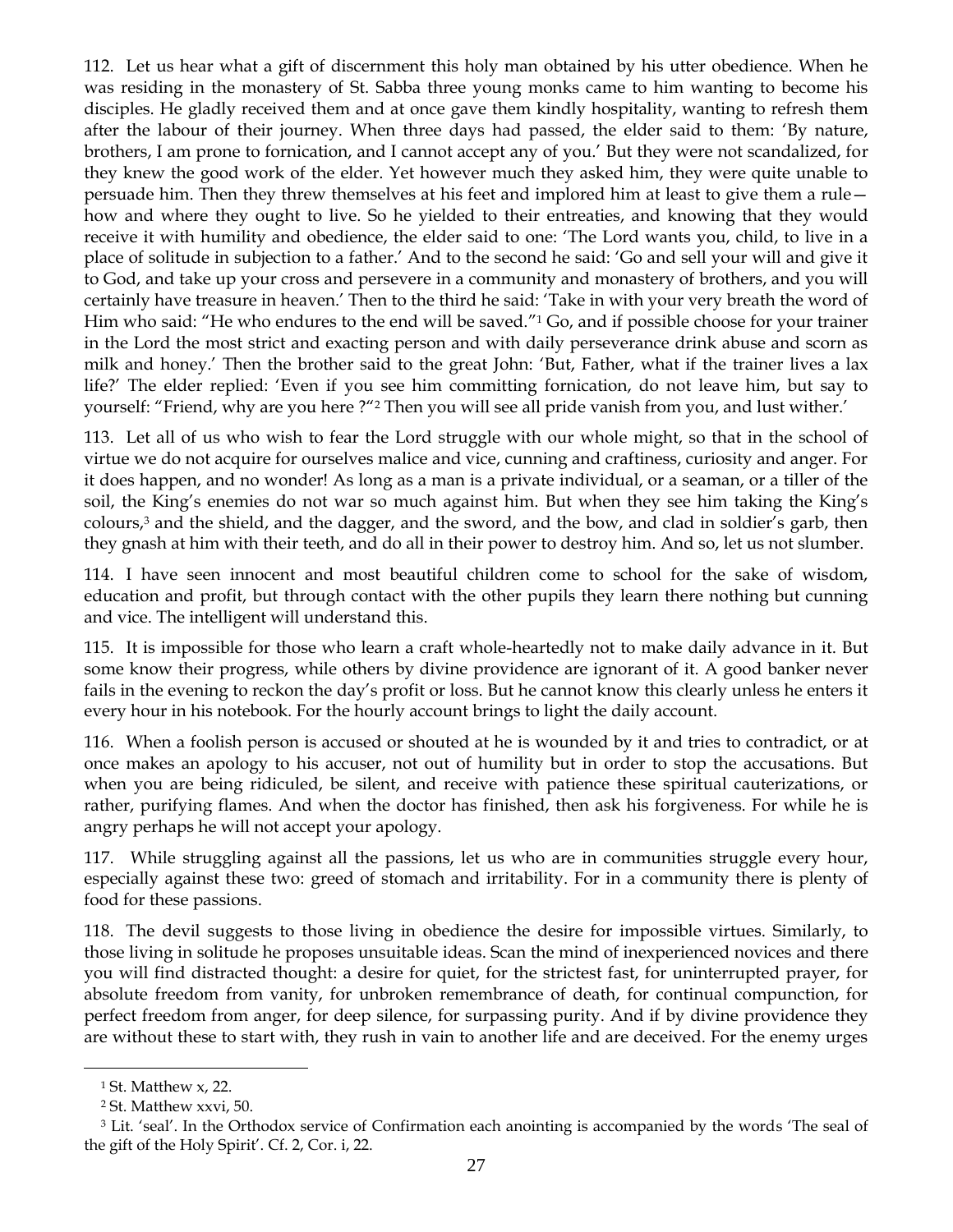112. Let us hear what a gift of discernment this holy man obtained by his utter obedience. When he was residing in the monastery of St. Sabba three young monks came to him wanting to become his disciples. He gladly received them and at once gave them kindly hospitality, wanting to refresh them after the labour of their journey. When three days had passed, the elder said to them: 'By nature, brothers, I am prone to fornication, and I cannot accept any of you.' But they were not scandalized, for they knew the good work of the elder. Yet however much they asked him, they were quite unable to persuade him. Then they threw themselves at his feet and implored him at least to give them a rule—how and where they ought to live. So he yielded to their entreaties, and knowing that they would receive it with humility and obedience, the elder said to one: 'The Lord wants you, child, to live in a place of solitude in subjection to a father.' And to the second he said: 'Go and sell your will and give it to God, and take up your cross and persevere in a community and monastery of brothers, and you will certainly have treasure in heaven.' Then to the third he said: 'Take in with your very breath the word of Him who said: "He who endures to the end will be saved."[1] Go, and if possible choose for your trainer in the Lord the most strict and exacting person and with daily perseverance drink abuse and scorn as milk and honey.' Then the brother said to the great John: 'But, Father, what if the trainer lives a lax life?' The elder replied: 'Even if you see him committing fornication, do not leave him, but say to yourself: "Friend, why are you here ?"[2] Then you will see all pride vanish from you, and lust wither.'

113. Let all of us who wish to fear the Lord struggle with our whole might, so that in the school of virtue we do not acquire for ourselves malice and vice, cunning and craftiness, curiosity and anger. For it does happen, and no wonder! As long as a man is a private individual, or a seaman, or a tiller of the soil, the King's enemies do not war so much against him. But when they see him taking the King's colours,[3] and the shield, and the dagger, and the sword, and the bow, and clad in soldier's garb, then they gnash at him with their teeth, and do all in their power to destroy him. And so, let us not slumber.

114. I have seen innocent and most beautiful children come to school for the sake of wisdom, education and profit, but through contact with the other pupils they learn there nothing but cunning and vice. The intelligent will understand this.

115. It is impossible for those who learn a craft whole-heartedly not to make daily advance in it. But some know their progress, while others by divine providence are ignorant of it. A good banker never fails in the evening to reckon the day's profit or loss. But he cannot know this clearly unless he enters it every hour in his notebook. For the hourly account brings to light the daily account.

116. When a foolish person is accused or shouted at he is wounded by it and tries to contradict, or at once makes an apology to his accuser, not out of humility but in order to stop the accusations. But when you are being ridiculed, be silent, and receive with patience these spiritual cauterizations, or rather, purifying flames. And when the doctor has finished, then ask his forgiveness. For while he is angry perhaps he will not accept your apology.

117. While struggling against all the passions, let us who are in communities struggle every hour, especially against these two: greed of stomach and irritability. For in a community there is plenty of food for these passions.

118. The devil suggests to those living in obedience the desire for impossible virtues. Similarly, to those living in solitude he proposes unsuitable ideas. Scan the mind of inexperienced novices and there you will find distracted thought: a desire for quiet, for the strictest fast, for uninterrupted prayer, for absolute freedom from vanity, for unbroken remembrance of death, for continual compunction, for perfect freedom from anger, for deep silence, for surpassing purity. And if by divine providence they are without these to start with, they rush in vain to another life and are deceived. For the enemy urges

---

[1] St. Matthew x, 22.

[2] St. Matthew xxvi, 50.

[3] Lit. 'seal'. In the Orthodox service of Confirmation each anointing is accompanied by the words 'The seal of the gift of the Holy Spirit'. Cf. 2, Cor. i, 22.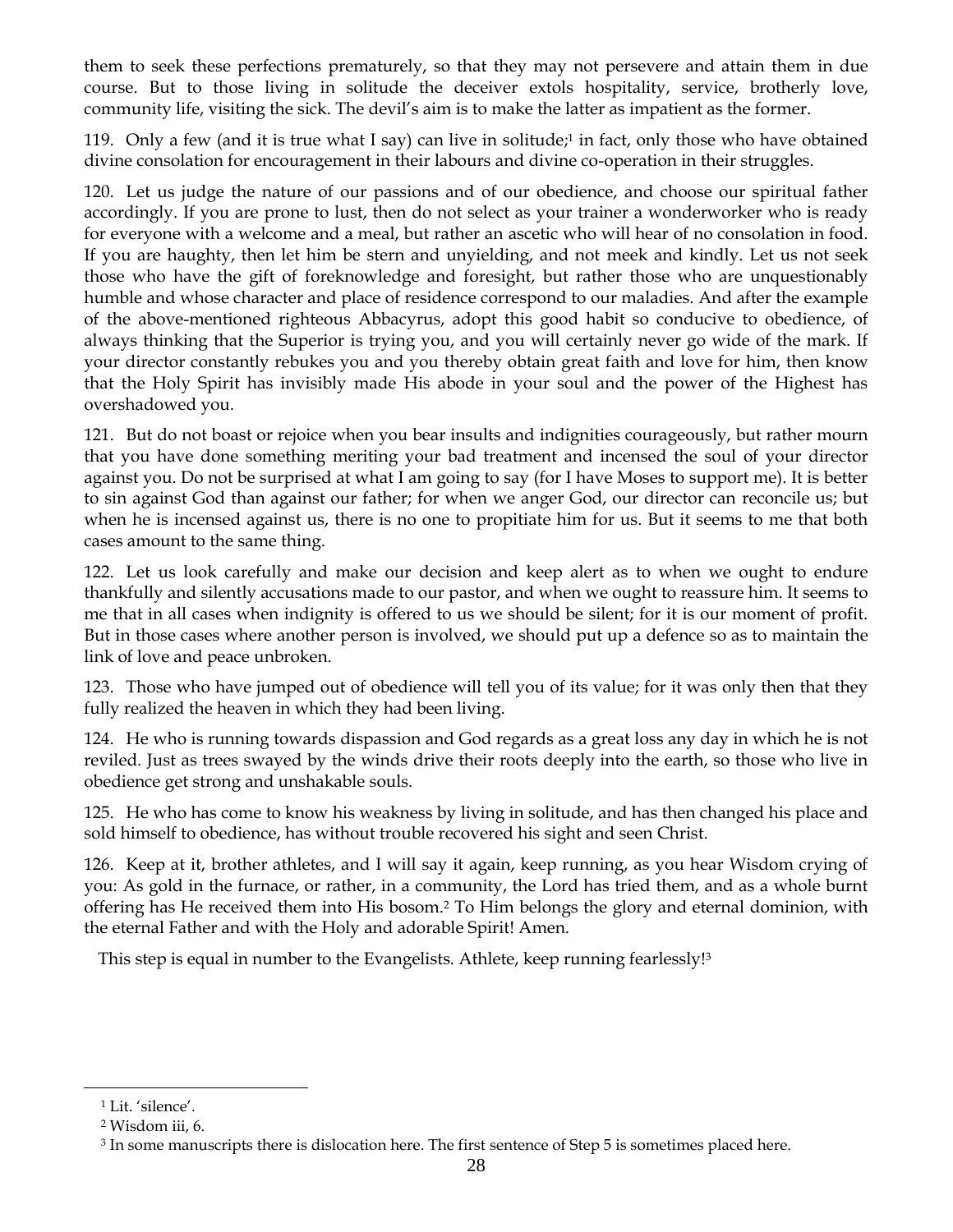them to seek these perfections prematurely, so that they may not persevere and attain them in due course. But to those living in solitude the deceiver extols hospitality, service, brotherly love, community life, visiting the sick. The devil's aim is to make the latter as impatient as the former.

119. Only a few (and it is true what I say) can live in solitude;[1] in fact, only those who have obtained divine consolation for encouragement in their labours and divine co-operation in their struggles.

120. Let us judge the nature of our passions and of our obedience, and choose our spiritual father accordingly. If you are prone to lust, then do not select as your trainer a wonderworker who is ready for everyone with a welcome and a meal, but rather an ascetic who will hear of no consolation in food. If you are haughty, then let him be stern and unyielding, and not meek and kindly. Let us not seek those who have the gift of foreknowledge and foresight, but rather those who are unquestionably humble and whose character and place of residence correspond to our maladies. And after the example of the above-mentioned righteous Abbacyrus, adopt this good habit so conducive to obedience, of always thinking that the Superior is trying you, and you will certainly never go wide of the mark. If your director constantly rebukes you and you thereby obtain great faith and love for him, then know that the Holy Spirit has invisibly made His abode in your soul and the power of the Highest has overshadowed you.

121. But do not boast or rejoice when you bear insults and indignities courageously, but rather mourn that you have done something meriting your bad treatment and incensed the soul of your director against you. Do not be surprised at what I am going to say (for I have Moses to support me). It is better to sin against God than against our father; for when we anger God, our director can reconcile us; but when he is incensed against us, there is no one to propitiate him for us. But it seems to me that both cases amount to the same thing.

122. Let us look carefully and make our decision and keep alert as to when we ought to endure thankfully and silently accusations made to our pastor, and when we ought to reassure him. It seems to me that in all cases when indignity is offered to us we should be silent; for it is our moment of profit. But in those cases where another person is involved, we should put up a defence so as to maintain the link of love and peace unbroken.

123. Those who have jumped out of obedience will tell you of its value; for it was only then that they fully realized the heaven in which they had been living.

124. He who is running towards dispassion and God regards as a great loss any day in which he is not reviled. Just as trees swayed by the winds drive their roots deeply into the earth, so those who live in obedience get strong and unshakable souls.

125. He who has come to know his weakness by living in solitude, and has then changed his place and sold himself to obedience, has without trouble recovered his sight and seen Christ.

126. Keep at it, brother athletes, and I will say it again, keep running, as you hear Wisdom crying of you: As gold in the furnace, or rather, in a community, the Lord has tried them, and as a whole burnt offering has He received them into His bosom.[2] To Him belongs the glory and eternal dominion, with the eternal Father and with the Holy and adorable Spirit! Amen.

This step is equal in number to the Evangelists. Athlete, keep running fearlessly![3]

---

[1] Lit. 'silence'.

[2] Wisdom iii, 6.

[3] In some manuscripts there is dislocation here. The first sentence of Step 5 is sometimes placed here.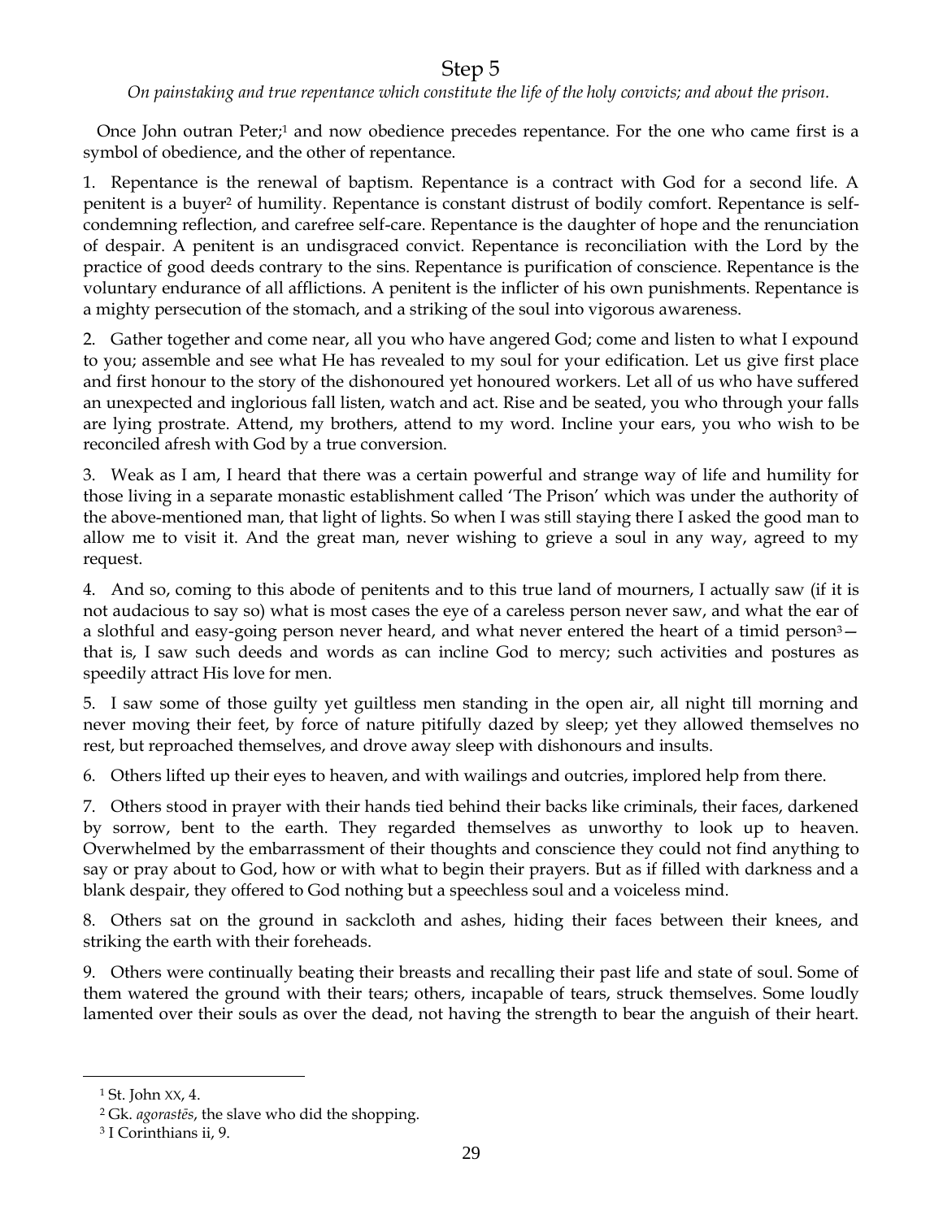# Step 5

*On painstaking and true repentance which constitute the life of the holy convicts; and about the prison.*

Once John outran Peter;[1] and now obedience precedes repentance. For the one who came first is a symbol of obedience, and the other of repentance.

1. Repentance is the renewal of baptism. Repentance is a contract with God for a second life. A penitent is a buyer[2] of humility. Repentance is constant distrust of bodily comfort. Repentance is self-condemning reflection, and carefree self-care. Repentance is the daughter of hope and the renunciation of despair. A penitent is an undisgraced convict. Repentance is reconciliation with the Lord by the practice of good deeds contrary to the sins. Repentance is purification of conscience. Repentance is the voluntary endurance of all afflictions. A penitent is the inflicter of his own punishments. Repentance is a mighty persecution of the stomach, and a striking of the soul into vigorous awareness.

2. Gather together and come near, all you who have angered God; come and listen to what I expound to you; assemble and see what He has revealed to my soul for your edification. Let us give first place and first honour to the story of the dishonoured yet honoured workers. Let all of us who have suffered an unexpected and inglorious fall listen, watch and act. Rise and be seated, you who through your falls are lying prostrate. Attend, my brothers, attend to my word. Incline your ears, you who wish to be reconciled afresh with God by a true conversion.

3. Weak as I am, I heard that there was a certain powerful and strange way of life and humility for those living in a separate monastic establishment called 'The Prison' which was under the authority of the above-mentioned man, that light of lights. So when I was still staying there I asked the good man to allow me to visit it. And the great man, never wishing to grieve a soul in any way, agreed to my request.

4. And so, coming to this abode of penitents and to this true land of mourners, I actually saw (if it is not audacious to say so) what is most cases the eye of a careless person never saw, and what the ear of a slothful and easy-going person never heard, and what never entered the heart of a timid person[3]—that is, I saw such deeds and words as can incline God to mercy; such activities and postures as speedily attract His love for men.

5. I saw some of those guilty yet guiltless men standing in the open air, all night till morning and never moving their feet, by force of nature pitifully dazed by sleep; yet they allowed themselves no rest, but reproached themselves, and drove away sleep with dishonours and insults.

6. Others lifted up their eyes to heaven, and with wailings and outcries, implored help from there.

7. Others stood in prayer with their hands tied behind their backs like criminals, their faces, darkened by sorrow, bent to the earth. They regarded themselves as unworthy to look up to heaven. Overwhelmed by the embarrassment of their thoughts and conscience they could not find anything to say or pray about to God, how or with what to begin their prayers. But as if filled with darkness and a blank despair, they offered to God nothing but a speechless soul and a voiceless mind.

8. Others sat on the ground in sackcloth and ashes, hiding their faces between their knees, and striking the earth with their foreheads.

9. Others were continually beating their breasts and recalling their past life and state of soul. Some of them watered the ground with their tears; others, incapable of tears, struck themselves. Some loudly lamented over their souls as over the dead, not having the strength to bear the anguish of their heart.

---

[1] St. John XX, 4.

[2] Gk. *agorastēs*, the slave who did the shopping.

[3] I Corinthians ii, 9.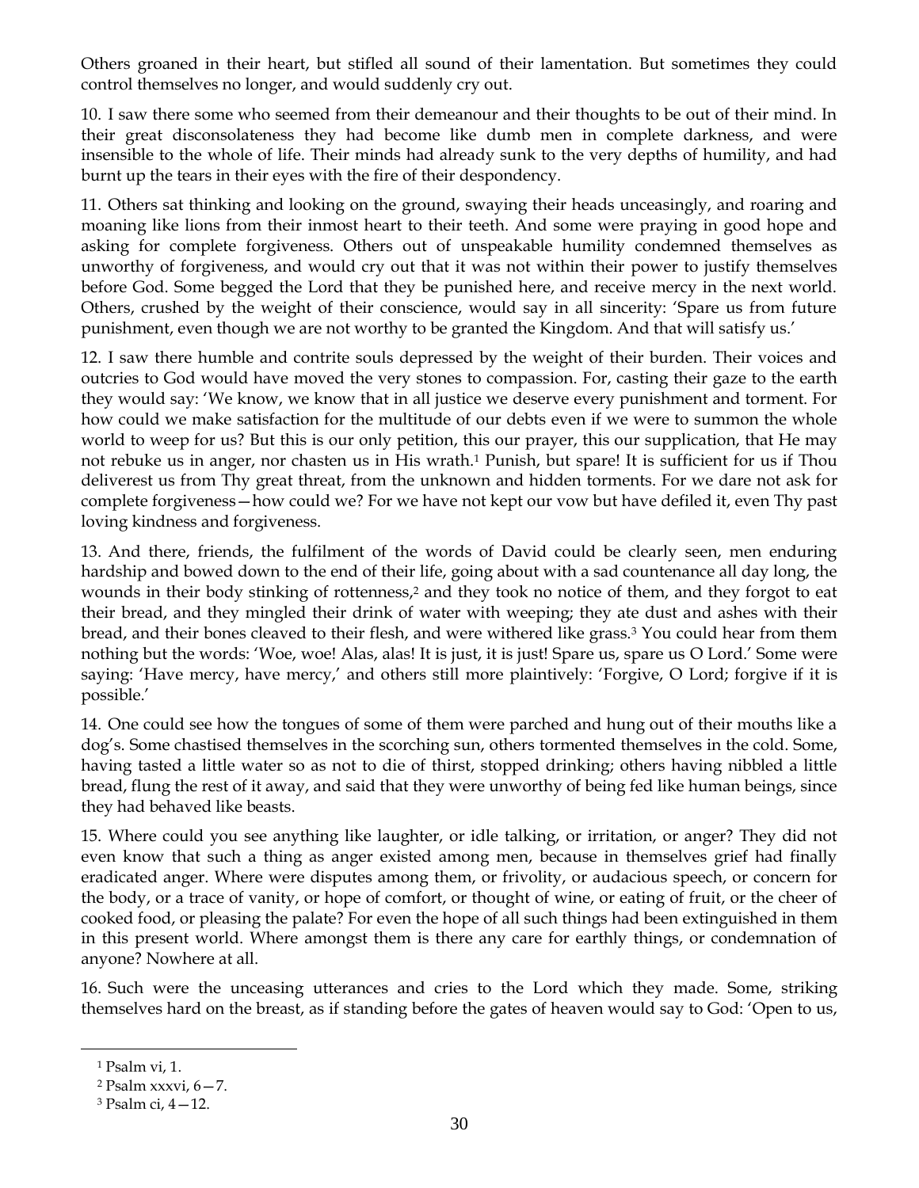Others groaned in their heart, but stifled all sound of their lamentation. But sometimes they could control themselves no longer, and would suddenly cry out.

10. I saw there some who seemed from their demeanour and their thoughts to be out of their mind. In their great disconsolateness they had become like dumb men in complete darkness, and were insensible to the whole of life. Their minds had already sunk to the very depths of humility, and had burnt up the tears in their eyes with the fire of their despondency.

11. Others sat thinking and looking on the ground, swaying their heads unceasingly, and roaring and moaning like lions from their inmost heart to their teeth. And some were praying in good hope and asking for complete forgiveness. Others out of unspeakable humility condemned themselves as unworthy of forgiveness, and would cry out that it was not within their power to justify themselves before God. Some begged the Lord that they be punished here, and receive mercy in the next world. Others, crushed by the weight of their conscience, would say in all sincerity: 'Spare us from future punishment, even though we are not worthy to be granted the Kingdom. And that will satisfy us.'

12. I saw there humble and contrite souls depressed by the weight of their burden. Their voices and outcries to God would have moved the very stones to compassion. For, casting their gaze to the earth they would say: 'We know, we know that in all justice we deserve every punishment and torment. For how could we make satisfaction for the multitude of our debts even if we were to summon the whole world to weep for us? But this is our only petition, this our prayer, this our supplication, that He may not rebuke us in anger, nor chasten us in His wrath.[1] Punish, but spare! It is sufficient for us if Thou deliverest us from Thy great threat, from the unknown and hidden torments. For we dare not ask for complete forgiveness—how could we? For we have not kept our vow but have defiled it, even Thy past loving kindness and forgiveness.

13. And there, friends, the fulfilment of the words of David could be clearly seen, men enduring hardship and bowed down to the end of their life, going about with a sad countenance all day long, the wounds in their body stinking of rottenness,[2] and they took no notice of them, and they forgot to eat their bread, and they mingled their drink of water with weeping; they ate dust and ashes with their bread, and their bones cleaved to their flesh, and were withered like grass.[3] You could hear from them nothing but the words: 'Woe, woe! Alas, alas! It is just, it is just! Spare us, spare us O Lord.' Some were saying: 'Have mercy, have mercy,' and others still more plaintively: 'Forgive, O Lord; forgive if it is possible.'

14. One could see how the tongues of some of them were parched and hung out of their mouths like a dog's. Some chastised themselves in the scorching sun, others tormented themselves in the cold. Some, having tasted a little water so as not to die of thirst, stopped drinking; others having nibbled a little bread, flung the rest of it away, and said that they were unworthy of being fed like human beings, since they had behaved like beasts.

15. Where could you see anything like laughter, or idle talking, or irritation, or anger? They did not even know that such a thing as anger existed among men, because in themselves grief had finally eradicated anger. Where were disputes among them, or frivolity, or audacious speech, or concern for the body, or a trace of vanity, or hope of comfort, or thought of wine, or eating of fruit, or the cheer of cooked food, or pleasing the palate? For even the hope of all such things had been extinguished in them in this present world. Where amongst them is there any care for earthly things, or condemnation of anyone? Nowhere at all.

16. Such were the unceasing utterances and cries to the Lord which they made. Some, striking themselves hard on the breast, as if standing before the gates of heaven would say to God: 'Open to us,

---

[1] Psalm vi, 1.

[2] Psalm xxxvi, 6—7.

[3] Psalm ci, 4—12.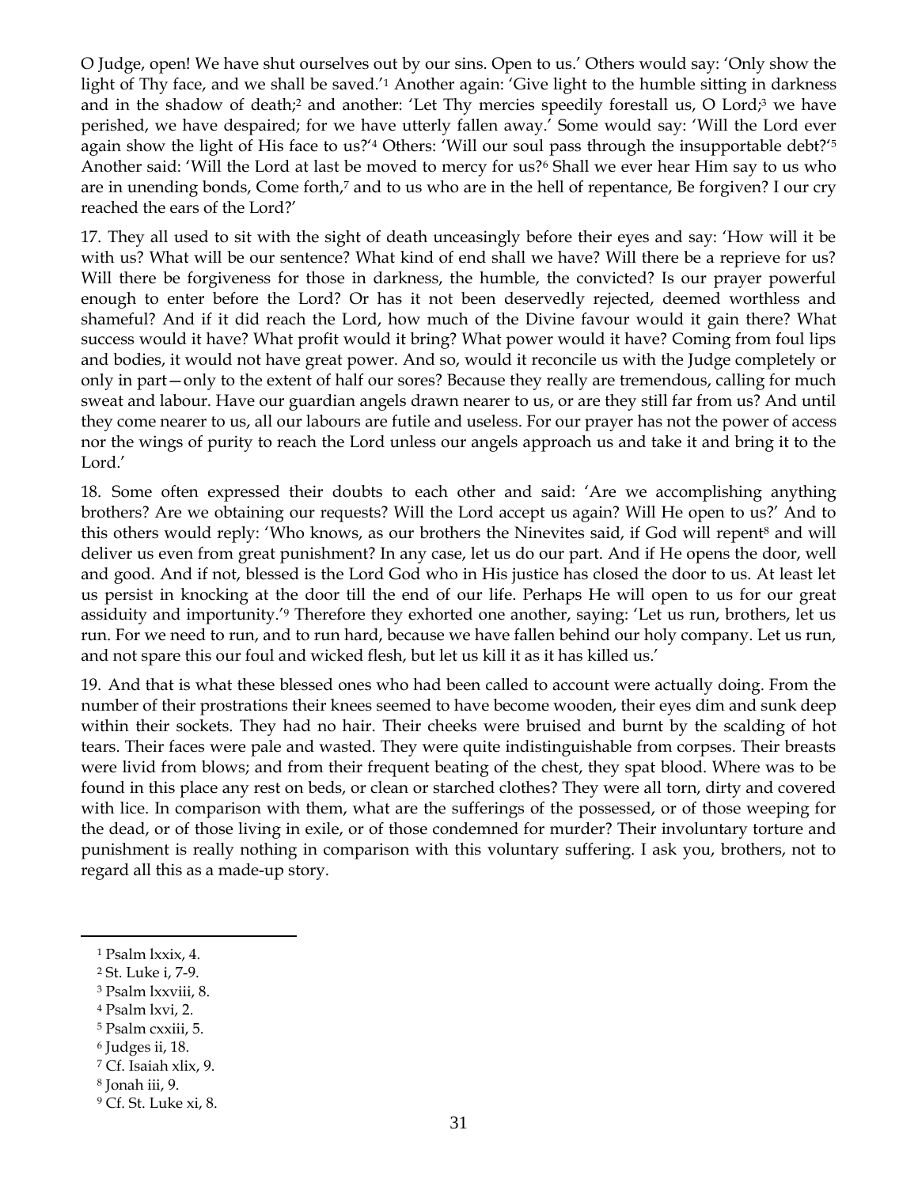O Judge, open! We have shut ourselves out by our sins. Open to us.' Others would say: 'Only show the light of Thy face, and we shall be saved.'[1] Another again: 'Give light to the humble sitting in darkness and in the shadow of death;[2] and another: 'Let Thy mercies speedily forestall us, O Lord;[3] we have perished, we have despaired; for we have utterly fallen away.' Some would say: 'Will the Lord ever again show the light of His face to us?'[4] Others: 'Will our soul pass through the insupportable debt?'[5] Another said: 'Will the Lord at last be moved to mercy for us?[6] Shall we ever hear Him say to us who are in unending bonds, Come forth,[7] and to us who are in the hell of repentance, Be forgiven? I our cry reached the ears of the Lord?'

17. They all used to sit with the sight of death unceasingly before their eyes and say: 'How will it be with us? What will be our sentence? What kind of end shall we have? Will there be a reprieve for us? Will there be forgiveness for those in darkness, the humble, the convicted? Is our prayer powerful enough to enter before the Lord? Or has it not been deservedly rejected, deemed worthless and shameful? And if it did reach the Lord, how much of the Divine favour would it gain there? What success would it have? What profit would it bring? What power would it have? Coming from foul lips and bodies, it would not have great power. And so, would it reconcile us with the Judge completely or only in part—only to the extent of half our sores? Because they really are tremendous, calling for much sweat and labour. Have our guardian angels drawn nearer to us, or are they still far from us? And until they come nearer to us, all our labours are futile and useless. For our prayer has not the power of access nor the wings of purity to reach the Lord unless our angels approach us and take it and bring it to the Lord.'

18. Some often expressed their doubts to each other and said: 'Are we accomplishing anything brothers? Are we obtaining our requests? Will the Lord accept us again? Will He open to us?' And to this others would reply: 'Who knows, as our brothers the Ninevites said, if God will repent[8] and will deliver us even from great punishment? In any case, let us do our part. And if He opens the door, well and good. And if not, blessed is the Lord God who in His justice has closed the door to us. At least let us persist in knocking at the door till the end of our life. Perhaps He will open to us for our great assiduity and importunity.'[9] Therefore they exhorted one another, saying: 'Let us run, brothers, let us run. For we need to run, and to run hard, because we have fallen behind our holy company. Let us run, and not spare this our foul and wicked flesh, but let us kill it as it has killed us.'

19. And that is what these blessed ones who had been called to account were actually doing. From the number of their prostrations their knees seemed to have become wooden, their eyes dim and sunk deep within their sockets. They had no hair. Their cheeks were bruised and burnt by the scalding of hot tears. Their faces were pale and wasted. They were quite indistinguishable from corpses. Their breasts were livid from blows; and from their frequent beating of the chest, they spat blood. Where was to be found in this place any rest on beds, or clean or starched clothes? They were all torn, dirty and covered with lice. In comparison with them, what are the sufferings of the possessed, or of those weeping for the dead, or of those living in exile, or of those condemned for murder? Their involuntary torture and punishment is really nothing in comparison with this voluntary suffering. I ask you, brothers, not to regard all this as a made-up story.

---

[1] Psalm lxxix, 4.
[2] St. Luke i, 7-9.
[3] Psalm lxxviii, 8.
[4] Psalm lxvi, 2.
[5] Psalm cxxiii, 5.
[6] Judges ii, 18.
[7] Cf. Isaiah xlix, 9.
[8] Jonah iii, 9.
[9] Cf. St. Luke xi, 8.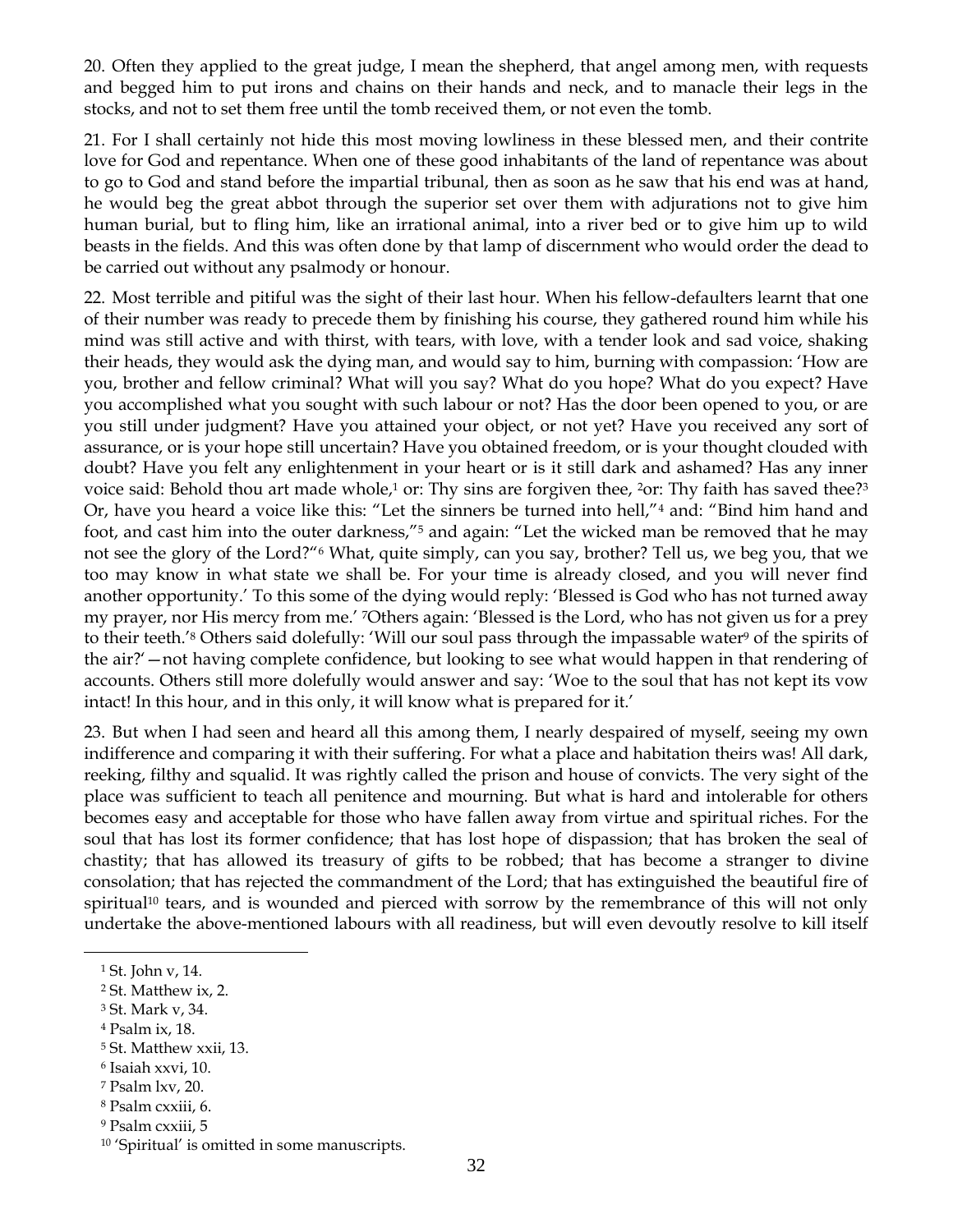20. Often they applied to the great judge, I mean the shepherd, that angel among men, with requests and begged him to put irons and chains on their hands and neck, and to manacle their legs in the stocks, and not to set them free until the tomb received them, or not even the tomb.

21. For I shall certainly not hide this most moving lowliness in these blessed men, and their contrite love for God and repentance. When one of these good inhabitants of the land of repentance was about to go to God and stand before the impartial tribunal, then as soon as he saw that his end was at hand, he would beg the great abbot through the superior set over them with adjurations not to give him human burial, but to fling him, like an irrational animal, into a river bed or to give him up to wild beasts in the fields. And this was often done by that lamp of discernment who would order the dead to be carried out without any psalmody or honour.

22. Most terrible and pitiful was the sight of their last hour. When his fellow-defaulters learnt that one of their number was ready to precede them by finishing his course, they gathered round him while his mind was still active and with thirst, with tears, with love, with a tender look and sad voice, shaking their heads, they would ask the dying man, and would say to him, burning with compassion: 'How are you, brother and fellow criminal? What will you say? What do you hope? What do you expect? Have you accomplished what you sought with such labour or not? Has the door been opened to you, or are you still under judgment? Have you attained your object, or not yet? Have you received any sort of assurance, or is your hope still uncertain? Have you obtained freedom, or is your thought clouded with doubt? Have you felt any enlightenment in your heart or is it still dark and ashamed? Has any inner voice said: Behold thou art made whole,[1] or: Thy sins are forgiven thee, [2]or: Thy faith has saved thee?[3] Or, have you heard a voice like this: "Let the sinners be turned into hell,"[4] and: "Bind him hand and foot, and cast him into the outer darkness,"[5] and again: "Let the wicked man be removed that he may not see the glory of the Lord?"[6] What, quite simply, can you say, brother? Tell us, we beg you, that we too may know in what state we shall be. For your time is already closed, and you will never find another opportunity.' To this some of the dying would reply: 'Blessed is God who has not turned away my prayer, nor His mercy from me.' [7]Others again: 'Blessed is the Lord, who has not given us for a prey to their teeth.'[8] Others said dolefully: 'Will our soul pass through the impassable water[9] of the spirits of the air?'—not having complete confidence, but looking to see what would happen in that rendering of accounts. Others still more dolefully would answer and say: 'Woe to the soul that has not kept its vow intact! In this hour, and in this only, it will know what is prepared for it.'

23. But when I had seen and heard all this among them, I nearly despaired of myself, seeing my own indifference and comparing it with their suffering. For what a place and habitation theirs was! All dark, reeking, filthy and squalid. It was rightly called the prison and house of convicts. The very sight of the place was sufficient to teach all penitence and mourning. But what is hard and intolerable for others becomes easy and acceptable for those who have fallen away from virtue and spiritual riches. For the soul that has lost its former confidence; that has lost hope of dispassion; that has broken the seal of chastity; that has allowed its treasury of gifts to be robbed; that has become a stranger to divine consolation; that has rejected the commandment of the Lord; that has extinguished the beautiful fire of spiritual[10] tears, and is wounded and pierced with sorrow by the remembrance of this will not only undertake the above-mentioned labours with all readiness, but will even devoutly resolve to kill itself

[1] St. John v, 14.
[2] St. Matthew ix, 2.
[3] St. Mark v, 34.
[4] Psalm ix, 18.
[5] St. Matthew xxii, 13.
[6] Isaiah xxvi, 10.
[7] Psalm lxv, 20.
[8] Psalm cxxiii, 6.
[9] Psalm cxxiii, 5
[10] 'Spiritual' is omitted in some manuscripts.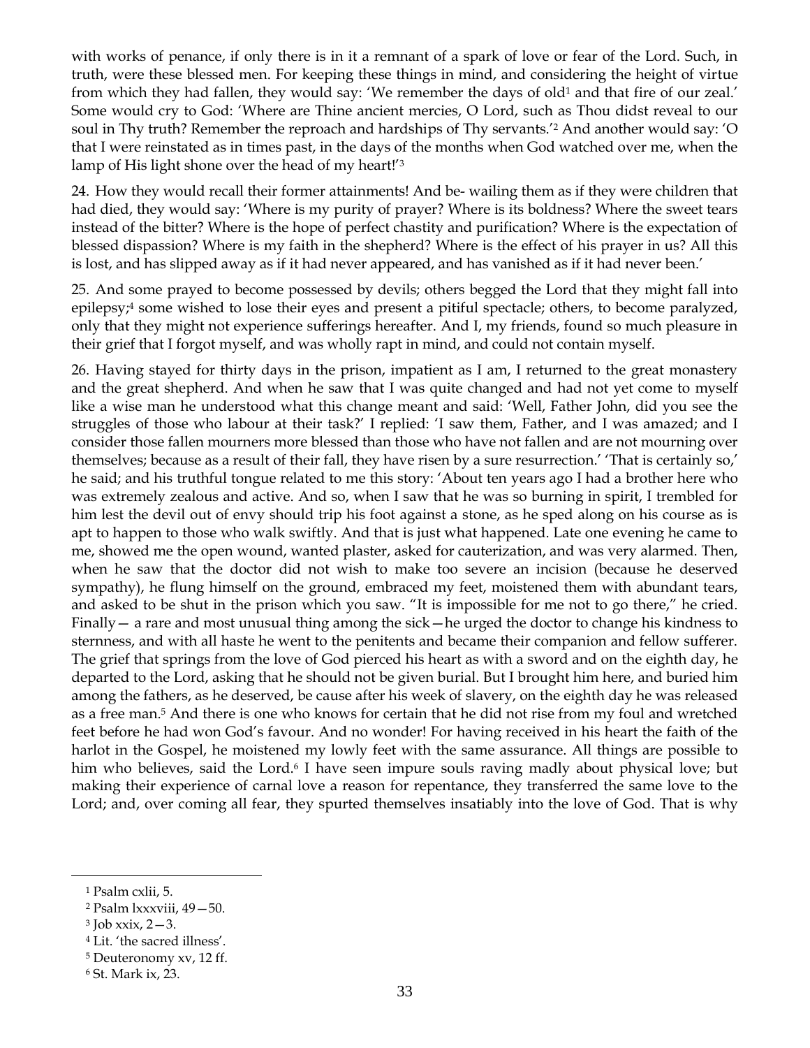with works of penance, if only there is in it a remnant of a spark of love or fear of the Lord. Such, in truth, were these blessed men. For keeping these things in mind, and considering the height of virtue from which they had fallen, they would say: 'We remember the days of old[1] and that fire of our zeal.' Some would cry to God: 'Where are Thine ancient mercies, O Lord, such as Thou didst reveal to our soul in Thy truth? Remember the reproach and hardships of Thy servants.'[2] And another would say: 'O that I were reinstated as in times past, in the days of the months when God watched over me, when the lamp of His light shone over the head of my heart!'[3]

24. How they would recall their former attainments! And be- wailing them as if they were children that had died, they would say: 'Where is my purity of prayer? Where is its boldness? Where the sweet tears instead of the bitter? Where is the hope of perfect chastity and purification? Where is the expectation of blessed dispassion? Where is my faith in the shepherd? Where is the effect of his prayer in us? All this is lost, and has slipped away as if it had never appeared, and has vanished as if it had never been.'

25. And some prayed to become possessed by devils; others begged the Lord that they might fall into epilepsy;[4] some wished to lose their eyes and present a pitiful spectacle; others, to become paralyzed, only that they might not experience sufferings hereafter. And I, my friends, found so much pleasure in their grief that I forgot myself, and was wholly rapt in mind, and could not contain myself.

26. Having stayed for thirty days in the prison, impatient as I am, I returned to the great monastery and the great shepherd. And when he saw that I was quite changed and had not yet come to myself like a wise man he understood what this change meant and said: 'Well, Father John, did you see the struggles of those who labour at their task?' I replied: 'I saw them, Father, and I was amazed; and I consider those fallen mourners more blessed than those who have not fallen and are not mourning over themselves; because as a result of their fall, they have risen by a sure resurrection.' 'That is certainly so,' he said; and his truthful tongue related to me this story: 'About ten years ago I had a brother here who was extremely zealous and active. And so, when I saw that he was so burning in spirit, I trembled for him lest the devil out of envy should trip his foot against a stone, as he sped along on his course as is apt to happen to those who walk swiftly. And that is just what happened. Late one evening he came to me, showed me the open wound, wanted plaster, asked for cauterization, and was very alarmed. Then, when he saw that the doctor did not wish to make too severe an incision (because he deserved sympathy), he flung himself on the ground, embraced my feet, moistened them with abundant tears, and asked to be shut in the prison which you saw. "It is impossible for me not to go there," he cried. Finally— a rare and most unusual thing among the sick—he urged the doctor to change his kindness to sternness, and with all haste he went to the penitents and became their companion and fellow sufferer. The grief that springs from the love of God pierced his heart as with a sword and on the eighth day, he departed to the Lord, asking that he should not be given burial. But I brought him here, and buried him among the fathers, as he deserved, be cause after his week of slavery, on the eighth day he was released as a free man.[5] And there is one who knows for certain that he did not rise from my foul and wretched feet before he had won God's favour. And no wonder! For having received in his heart the faith of the harlot in the Gospel, he moistened my lowly feet with the same assurance. All things are possible to him who believes, said the Lord.[6] I have seen impure souls raving madly about physical love; but making their experience of carnal love a reason for repentance, they transferred the same love to the Lord; and, over coming all fear, they spurted themselves insatiably into the love of God. That is why

---

[1] Psalm cxlii, 5.

[2] Psalm lxxxviii, 49—50.

[3] Job xxix, 2—3.

[4] Lit. 'the sacred illness'.

[5] Deuteronomy xv, 12 ff.

[6] St. Mark ix, 23.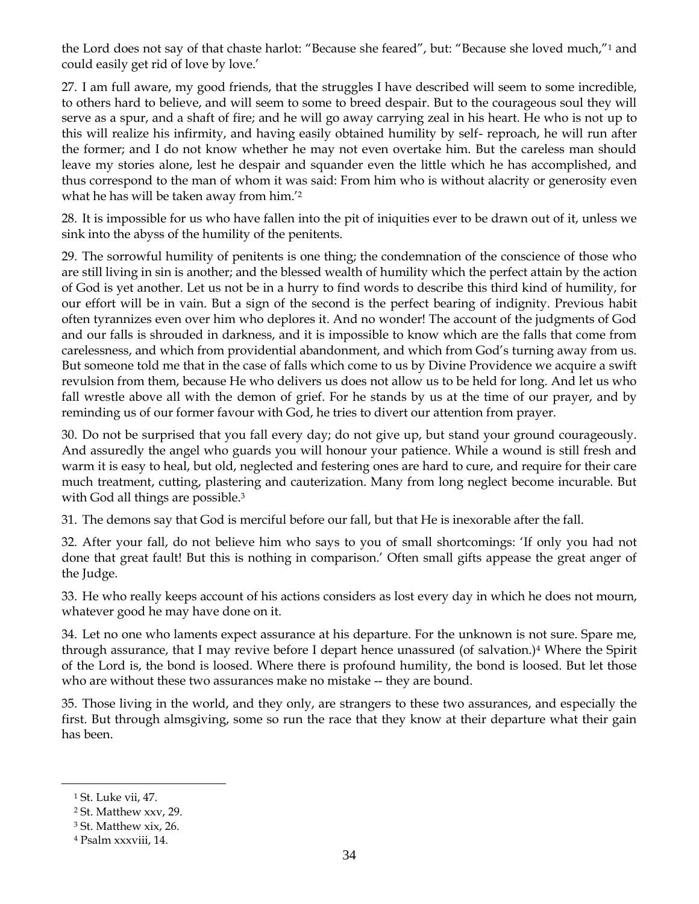the Lord does not say of that chaste harlot: "Because she feared", but: "Because she loved much,"[1] and could easily get rid of love by love.'

27. I am full aware, my good friends, that the struggles I have described will seem to some incredible, to others hard to believe, and will seem to some to breed despair. But to the courageous soul they will serve as a spur, and a shaft of fire; and he will go away carrying zeal in his heart. He who is not up to this will realize his infirmity, and having easily obtained humility by self- reproach, he will run after the former; and I do not know whether he may not even overtake him. But the careless man should leave my stories alone, lest he despair and squander even the little which he has accomplished, and thus correspond to the man of whom it was said: From him who is without alacrity or generosity even what he has will be taken away from him.'[2]

28. It is impossible for us who have fallen into the pit of iniquities ever to be drawn out of it, unless we sink into the abyss of the humility of the penitents.

29. The sorrowful humility of penitents is one thing; the condemnation of the conscience of those who are still living in sin is another; and the blessed wealth of humility which the perfect attain by the action of God is yet another. Let us not be in a hurry to find words to describe this third kind of humility, for our effort will be in vain. But a sign of the second is the perfect bearing of indignity. Previous habit often tyrannizes even over him who deplores it. And no wonder! The account of the judgments of God and our falls is shrouded in darkness, and it is impossible to know which are the falls that come from carelessness, and which from providential abandonment, and which from God's turning away from us. But someone told me that in the case of falls which come to us by Divine Providence we acquire a swift revulsion from them, because He who delivers us does not allow us to be held for long. And let us who fall wrestle above all with the demon of grief. For he stands by us at the time of our prayer, and by reminding us of our former favour with God, he tries to divert our attention from prayer.

30. Do not be surprised that you fall every day; do not give up, but stand your ground courageously. And assuredly the angel who guards you will honour your patience. While a wound is still fresh and warm it is easy to heal, but old, neglected and festering ones are hard to cure, and require for their care much treatment, cutting, plastering and cauterization. Many from long neglect become incurable. But with God all things are possible.[3]

31. The demons say that God is merciful before our fall, but that He is inexorable after the fall.

32. After your fall, do not believe him who says to you of small shortcomings: 'If only you had not done that great fault! But this is nothing in comparison.' Often small gifts appease the great anger of the Judge.

33. He who really keeps account of his actions considers as lost every day in which he does not mourn, whatever good he may have done on it.

34. Let no one who laments expect assurance at his departure. For the unknown is not sure. Spare me, through assurance, that I may revive before I depart hence unassured (of salvation.)[4] Where the Spirit of the Lord is, the bond is loosed. Where there is profound humility, the bond is loosed. But let those who are without these two assurances make no mistake -- they are bound.

35. Those living in the world, and they only, are strangers to these two assurances, and especially the first. But through almsgiving, some so run the race that they know at their departure what their gain has been.

---

[1] St. Luke vii, 47.

[2] St. Matthew xxv, 29.

[3] St. Matthew xix, 26.

[4] Psalm xxxviii, 14.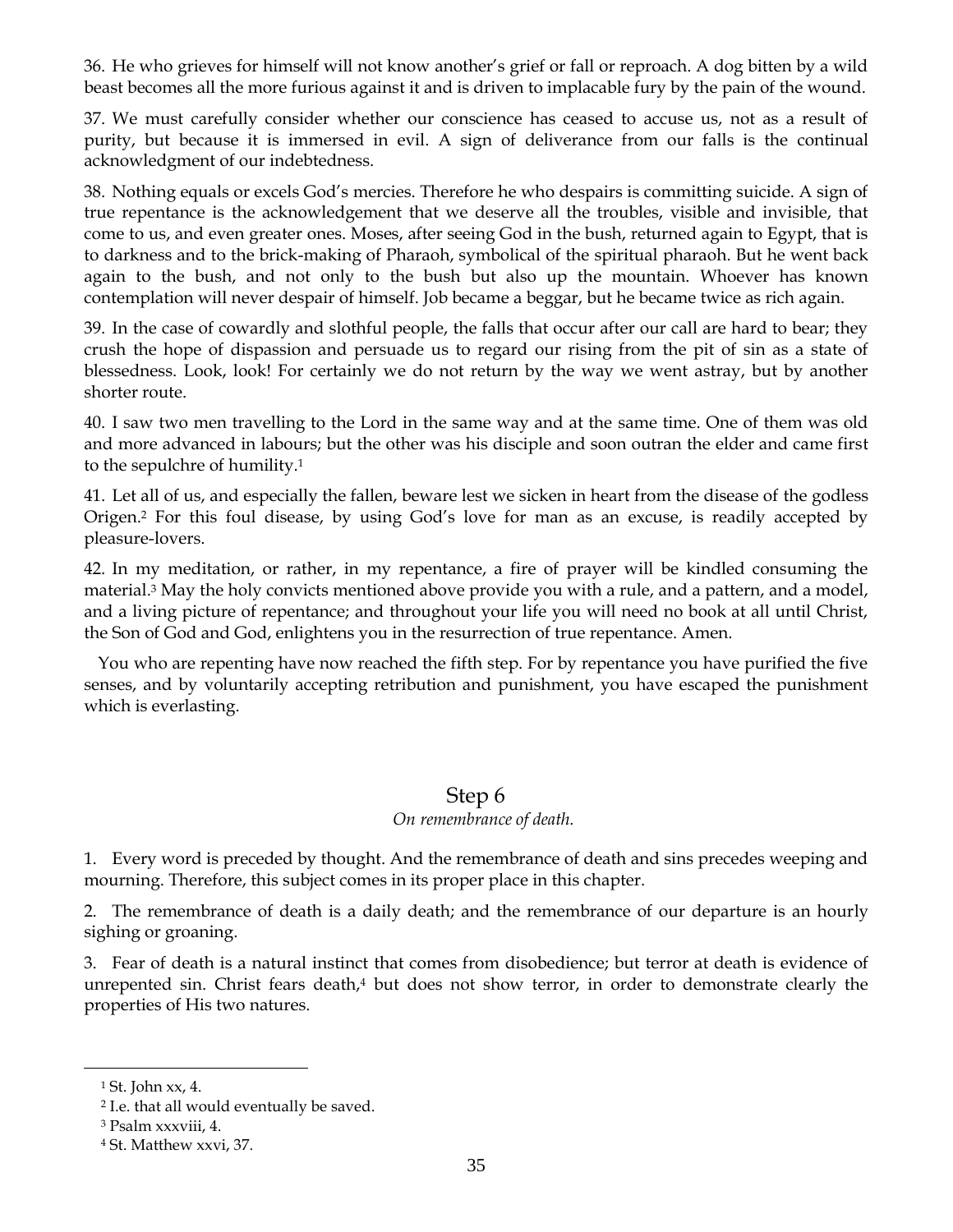36. He who grieves for himself will not know another's grief or fall or reproach. A dog bitten by a wild beast becomes all the more furious against it and is driven to implacable fury by the pain of the wound.

37. We must carefully consider whether our conscience has ceased to accuse us, not as a result of purity, but because it is immersed in evil. A sign of deliverance from our falls is the continual acknowledgment of our indebtedness.

38. Nothing equals or excels God's mercies. Therefore he who despairs is committing suicide. A sign of true repentance is the acknowledgement that we deserve all the troubles, visible and invisible, that come to us, and even greater ones. Moses, after seeing God in the bush, returned again to Egypt, that is to darkness and to the brick-making of Pharaoh, symbolical of the spiritual pharaoh. But he went back again to the bush, and not only to the bush but also up the mountain. Whoever has known contemplation will never despair of himself. Job became a beggar, but he became twice as rich again.

39. In the case of cowardly and slothful people, the falls that occur after our call are hard to bear; they crush the hope of dispassion and persuade us to regard our rising from the pit of sin as a state of blessedness. Look, look! For certainly we do not return by the way we went astray, but by another shorter route.

40. I saw two men travelling to the Lord in the same way and at the same time. One of them was old and more advanced in labours; but the other was his disciple and soon outran the elder and came first to the sepulchre of humility.[1]

41. Let all of us, and especially the fallen, beware lest we sicken in heart from the disease of the godless Origen.[2] For this foul disease, by using God's love for man as an excuse, is readily accepted by pleasure-lovers.

42. In my meditation, or rather, in my repentance, a fire of prayer will be kindled consuming the material.[3] May the holy convicts mentioned above provide you with a rule, and a pattern, and a model, and a living picture of repentance; and throughout your life you will need no book at all until Christ, the Son of God and God, enlightens you in the resurrection of true repentance. Amen.

You who are repenting have now reached the fifth step. For by repentance you have purified the five senses, and by voluntarily accepting retribution and punishment, you have escaped the punishment which is everlasting.

## Step 6

*On remembrance of death.*

1. Every word is preceded by thought. And the remembrance of death and sins precedes weeping and mourning. Therefore, this subject comes in its proper place in this chapter.

2. The remembrance of death is a daily death; and the remembrance of our departure is an hourly sighing or groaning.

3. Fear of death is a natural instinct that comes from disobedience; but terror at death is evidence of unrepented sin. Christ fears death,[4] but does not show terror, in order to demonstrate clearly the properties of His two natures.

---

[1] St. John xx, 4.

[2] I.e. that all would eventually be saved.

[3] Psalm xxxviii, 4.

[4] St. Matthew xxvi, 37.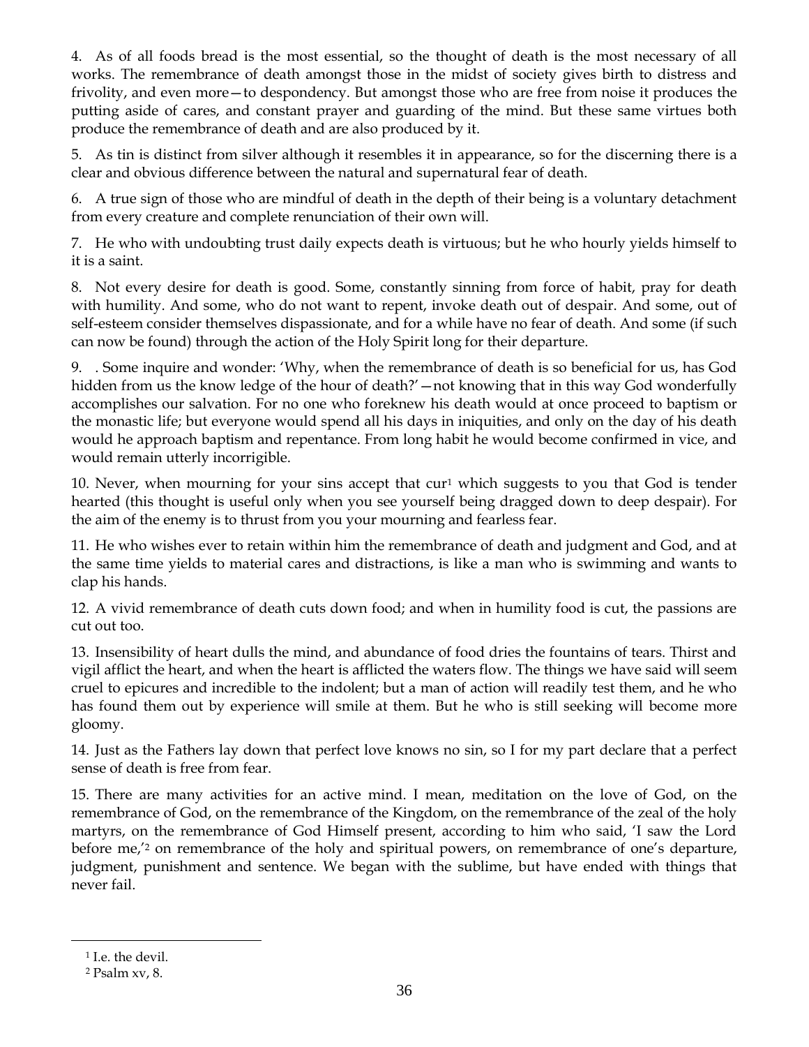4. As of all foods bread is the most essential, so the thought of death is the most necessary of all works. The remembrance of death amongst those in the midst of society gives birth to distress and frivolity, and even more—to despondency. But amongst those who are free from noise it produces the putting aside of cares, and constant prayer and guarding of the mind. But these same virtues both produce the remembrance of death and are also produced by it.

5. As tin is distinct from silver although it resembles it in appearance, so for the discerning there is a clear and obvious difference between the natural and supernatural fear of death.

6. A true sign of those who are mindful of death in the depth of their being is a voluntary detachment from every creature and complete renunciation of their own will.

7. He who with undoubting trust daily expects death is virtuous; but he who hourly yields himself to it is a saint.

8. Not every desire for death is good. Some, constantly sinning from force of habit, pray for death with humility. And some, who do not want to repent, invoke death out of despair. And some, out of self-esteem consider themselves dispassionate, and for a while have no fear of death. And some (if such can now be found) through the action of the Holy Spirit long for their departure.

9. . Some inquire and wonder: 'Why, when the remembrance of death is so beneficial for us, has God hidden from us the know ledge of the hour of death?'—not knowing that in this way God wonderfully accomplishes our salvation. For no one who foreknew his death would at once proceed to baptism or the monastic life; but everyone would spend all his days in iniquities, and only on the day of his death would he approach baptism and repentance. From long habit he would become confirmed in vice, and would remain utterly incorrigible.

10. Never, when mourning for your sins accept that cur[1] which suggests to you that God is tender hearted (this thought is useful only when you see yourself being dragged down to deep despair). For the aim of the enemy is to thrust from you your mourning and fearless fear.

11. He who wishes ever to retain within him the remembrance of death and judgment and God, and at the same time yields to material cares and distractions, is like a man who is swimming and wants to clap his hands.

12. A vivid remembrance of death cuts down food; and when in humility food is cut, the passions are cut out too.

13. Insensibility of heart dulls the mind, and abundance of food dries the fountains of tears. Thirst and vigil afflict the heart, and when the heart is afflicted the waters flow. The things we have said will seem cruel to epicures and incredible to the indolent; but a man of action will readily test them, and he who has found them out by experience will smile at them. But he who is still seeking will become more gloomy.

14. Just as the Fathers lay down that perfect love knows no sin, so I for my part declare that a perfect sense of death is free from fear.

15. There are many activities for an active mind. I mean, meditation on the love of God, on the remembrance of God, on the remembrance of the Kingdom, on the remembrance of the zeal of the holy martyrs, on the remembrance of God Himself present, according to him who said, 'I saw the Lord before me,'[2] on remembrance of the holy and spiritual powers, on remembrance of one's departure, judgment, punishment and sentence. We began with the sublime, but have ended with things that never fail.

---

[1] I.e. the devil.

[2] Psalm xv, 8.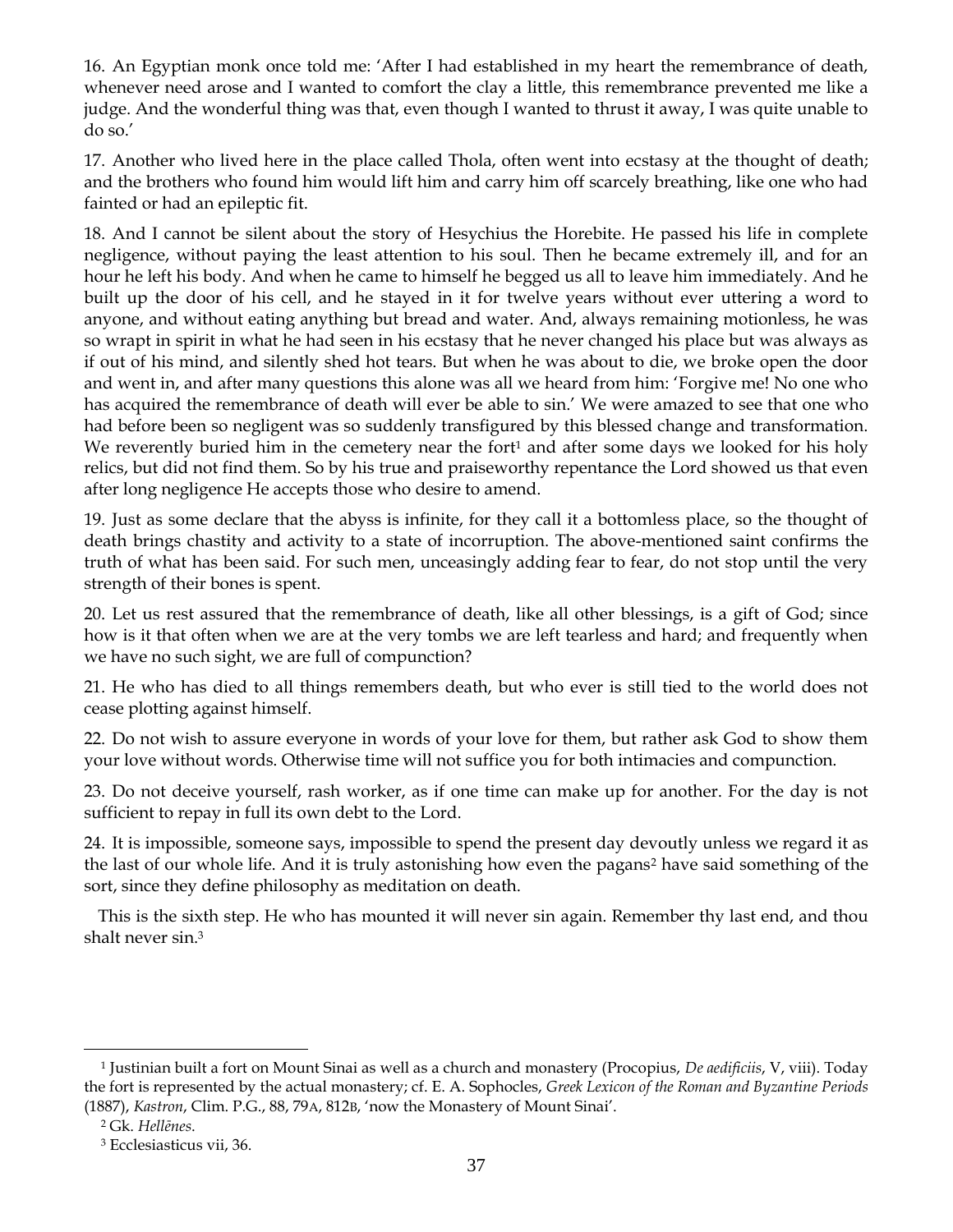16. An Egyptian monk once told me: 'After I had established in my heart the remembrance of death, whenever need arose and I wanted to comfort the clay a little, this remembrance prevented me like a judge. And the wonderful thing was that, even though I wanted to thrust it away, I was quite unable to do so.'

17. Another who lived here in the place called Thola, often went into ecstasy at the thought of death; and the brothers who found him would lift him and carry him off scarcely breathing, like one who had fainted or had an epileptic fit.

18. And I cannot be silent about the story of Hesychius the Horebite. He passed his life in complete negligence, without paying the least attention to his soul. Then he became extremely ill, and for an hour he left his body. And when he came to himself he begged us all to leave him immediately. And he built up the door of his cell, and he stayed in it for twelve years without ever uttering a word to anyone, and without eating anything but bread and water. And, always remaining motionless, he was so wrapt in spirit in what he had seen in his ecstasy that he never changed his place but was always as if out of his mind, and silently shed hot tears. But when he was about to die, we broke open the door and went in, and after many questions this alone was all we heard from him: 'Forgive me! No one who has acquired the remembrance of death will ever be able to sin.' We were amazed to see that one who had before been so negligent was so suddenly transfigured by this blessed change and transformation. We reverently buried him in the cemetery near the fort[1] and after some days we looked for his holy relics, but did not find them. So by his true and praiseworthy repentance the Lord showed us that even after long negligence He accepts those who desire to amend.

19. Just as some declare that the abyss is infinite, for they call it a bottomless place, so the thought of death brings chastity and activity to a state of incorruption. The above-mentioned saint confirms the truth of what has been said. For such men, unceasingly adding fear to fear, do not stop until the very strength of their bones is spent.

20. Let us rest assured that the remembrance of death, like all other blessings, is a gift of God; since how is it that often when we are at the very tombs we are left tearless and hard; and frequently when we have no such sight, we are full of compunction?

21. He who has died to all things remembers death, but who ever is still tied to the world does not cease plotting against himself.

22. Do not wish to assure everyone in words of your love for them, but rather ask God to show them your love without words. Otherwise time will not suffice you for both intimacies and compunction.

23. Do not deceive yourself, rash worker, as if one time can make up for another. For the day is not sufficient to repay in full its own debt to the Lord.

24. It is impossible, someone says, impossible to spend the present day devoutly unless we regard it as the last of our whole life. And it is truly astonishing how even the pagans[2] have said something of the sort, since they define philosophy as meditation on death.

This is the sixth step. He who has mounted it will never sin again. Remember thy last end, and thou shalt never sin.[3]

---

[1] Justinian built a fort on Mount Sinai as well as a church and monastery (Procopius, *De aedificiis*, V, viii). Today the fort is represented by the actual monastery; cf. E. A. Sophocles, *Greek Lexicon of the Roman and Byzantine Periods* (1887), *Kastron*, Clim. P.G., 88, 79A, 812B, 'now the Monastery of Mount Sinai'.

[2] Gk. *Hellēnes*.

[3] Ecclesiasticus vii, 36.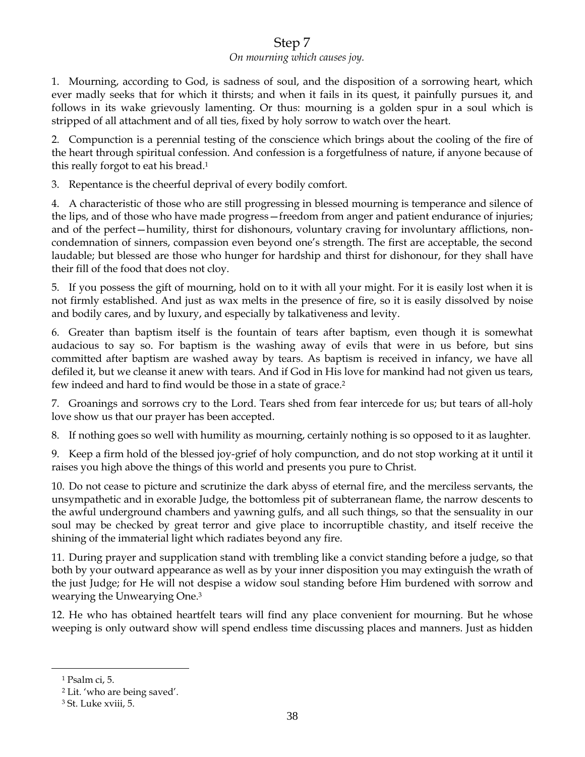# Step 7

*On mourning which causes joy.*

1. Mourning, according to God, is sadness of soul, and the disposition of a sorrowing heart, which ever madly seeks that for which it thirsts; and when it fails in its quest, it painfully pursues it, and follows in its wake grievously lamenting. Or thus: mourning is a golden spur in a soul which is stripped of all attachment and of all ties, fixed by holy sorrow to watch over the heart.

2. Compunction is a perennial testing of the conscience which brings about the cooling of the fire of the heart through spiritual confession. And confession is a forgetfulness of nature, if anyone because of this really forgot to eat his bread.[1]

3. Repentance is the cheerful deprival of every bodily comfort.

4. A characteristic of those who are still progressing in blessed mourning is temperance and silence of the lips, and of those who have made progress—freedom from anger and patient endurance of injuries; and of the perfect—humility, thirst for dishonours, voluntary craving for involuntary afflictions, non-condemnation of sinners, compassion even beyond one's strength. The first are acceptable, the second laudable; but blessed are those who hunger for hardship and thirst for dishonour, for they shall have their fill of the food that does not cloy.

5. If you possess the gift of mourning, hold on to it with all your might. For it is easily lost when it is not firmly established. And just as wax melts in the presence of fire, so it is easily dissolved by noise and bodily cares, and by luxury, and especially by talkativeness and levity.

6. Greater than baptism itself is the fountain of tears after baptism, even though it is somewhat audacious to say so. For baptism is the washing away of evils that were in us before, but sins committed after baptism are washed away by tears. As baptism is received in infancy, we have all defiled it, but we cleanse it anew with tears. And if God in His love for mankind had not given us tears, few indeed and hard to find would be those in a state of grace.[2]

7. Groanings and sorrows cry to the Lord. Tears shed from fear intercede for us; but tears of all-holy love show us that our prayer has been accepted.

8. If nothing goes so well with humility as mourning, certainly nothing is so opposed to it as laughter.

9. Keep a firm hold of the blessed joy-grief of holy compunction, and do not stop working at it until it raises you high above the things of this world and presents you pure to Christ.

10. Do not cease to picture and scrutinize the dark abyss of eternal fire, and the merciless servants, the unsympathetic and in exorable Judge, the bottomless pit of subterranean flame, the narrow descents to the awful underground chambers and yawning gulfs, and all such things, so that the sensuality in our soul may be checked by great terror and give place to incorruptible chastity, and itself receive the shining of the immaterial light which radiates beyond any fire.

11. During prayer and supplication stand with trembling like a convict standing before a judge, so that both by your outward appearance as well as by your inner disposition you may extinguish the wrath of the just Judge; for He will not despise a widow soul standing before Him burdened with sorrow and wearying the Unwearying One.[3]

12. He who has obtained heartfelt tears will find any place convenient for mourning. But he whose weeping is only outward show will spend endless time discussing places and manners. Just as hidden

---

[1] Psalm ci, 5.

[2] Lit. 'who are being saved'.

[3] St. Luke xviii, 5.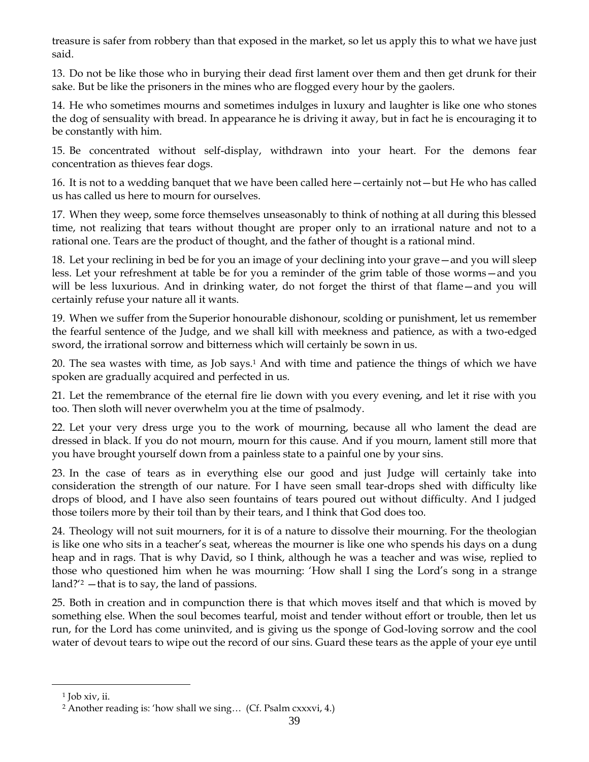treasure is safer from robbery than that exposed in the market, so let us apply this to what we have just said.

13. Do not be like those who in burying their dead first lament over them and then get drunk for their sake. But be like the prisoners in the mines who are flogged every hour by the gaolers.

14. He who sometimes mourns and sometimes indulges in luxury and laughter is like one who stones the dog of sensuality with bread. In appearance he is driving it away, but in fact he is encouraging it to be constantly with him.

15. Be concentrated without self-display, withdrawn into your heart. For the demons fear concentration as thieves fear dogs.

16. It is not to a wedding banquet that we have been called here—certainly not—but He who has called us has called us here to mourn for ourselves.

17. When they weep, some force themselves unseasonably to think of nothing at all during this blessed time, not realizing that tears without thought are proper only to an irrational nature and not to a rational one. Tears are the product of thought, and the father of thought is a rational mind.

18. Let your reclining in bed be for you an image of your declining into your grave—and you will sleep less. Let your refreshment at table be for you a reminder of the grim table of those worms—and you will be less luxurious. And in drinking water, do not forget the thirst of that flame—and you will certainly refuse your nature all it wants.

19. When we suffer from the Superior honourable dishonour, scolding or punishment, let us remember the fearful sentence of the Judge, and we shall kill with meekness and patience, as with a two-edged sword, the irrational sorrow and bitterness which will certainly be sown in us.

20. The sea wastes with time, as Job says.[1] And with time and patience the things of which we have spoken are gradually acquired and perfected in us.

21. Let the remembrance of the eternal fire lie down with you every evening, and let it rise with you too. Then sloth will never overwhelm you at the time of psalmody.

22. Let your very dress urge you to the work of mourning, because all who lament the dead are dressed in black. If you do not mourn, mourn for this cause. And if you mourn, lament still more that you have brought yourself down from a painless state to a painful one by your sins.

23. In the case of tears as in everything else our good and just Judge will certainly take into consideration the strength of our nature. For I have seen small tear-drops shed with difficulty like drops of blood, and I have also seen fountains of tears poured out without difficulty. And I judged those toilers more by their toil than by their tears, and I think that God does too.

24. Theology will not suit mourners, for it is of a nature to dissolve their mourning. For the theologian is like one who sits in a teacher's seat, whereas the mourner is like one who spends his days on a dung heap and in rags. That is why David, so I think, although he was a teacher and was wise, replied to those who questioned him when he was mourning: 'How shall I sing the Lord's song in a strange land?'[2] —that is to say, the land of passions.

25. Both in creation and in compunction there is that which moves itself and that which is moved by something else. When the soul becomes tearful, moist and tender without effort or trouble, then let us run, for the Lord has come uninvited, and is giving us the sponge of God-loving sorrow and the cool water of devout tears to wipe out the record of our sins. Guard these tears as the apple of your eye until

---

[1] Job xiv, ii.

[2] Another reading is: 'how shall we sing… (Cf. Psalm cxxxvi, 4.)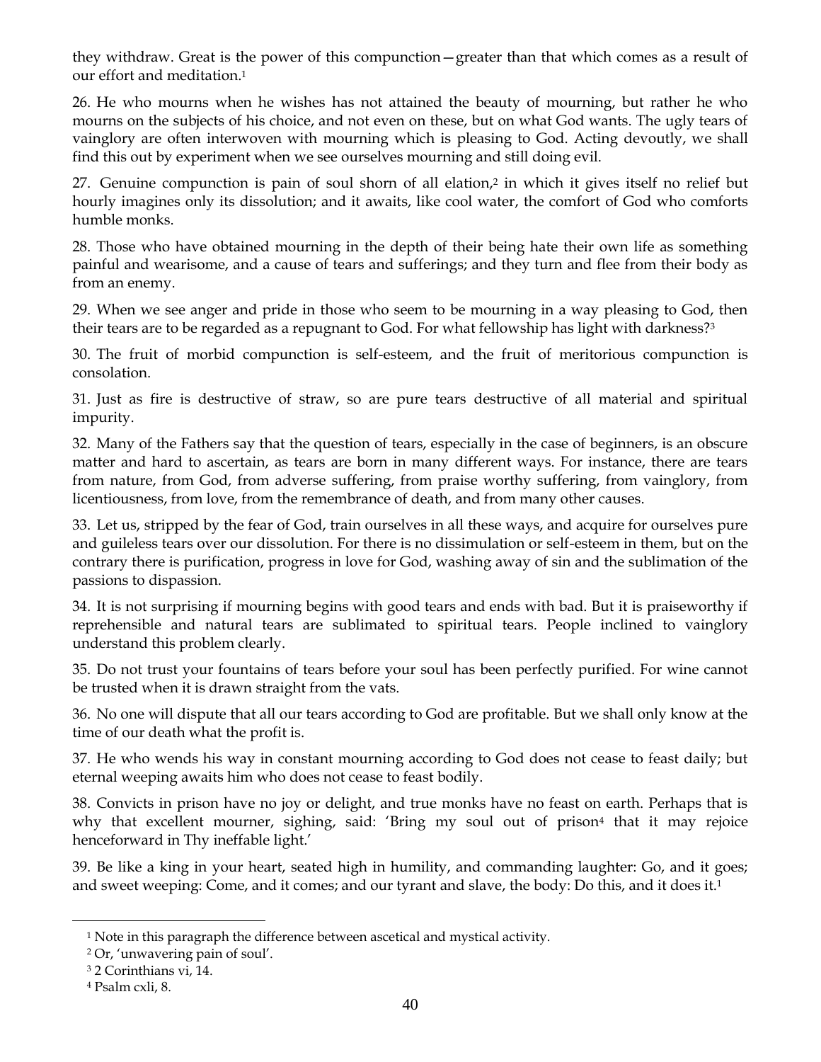they withdraw. Great is the power of this compunction—greater than that which comes as a result of our effort and meditation.[1]

26. He who mourns when he wishes has not attained the beauty of mourning, but rather he who mourns on the subjects of his choice, and not even on these, but on what God wants. The ugly tears of vainglory are often interwoven with mourning which is pleasing to God. Acting devoutly, we shall find this out by experiment when we see ourselves mourning and still doing evil.

27. Genuine compunction is pain of soul shorn of all elation,[2] in which it gives itself no relief but hourly imagines only its dissolution; and it awaits, like cool water, the comfort of God who comforts humble monks.

28. Those who have obtained mourning in the depth of their being hate their own life as something painful and wearisome, and a cause of tears and sufferings; and they turn and flee from their body as from an enemy.

29. When we see anger and pride in those who seem to be mourning in a way pleasing to God, then their tears are to be regarded as a repugnant to God. For what fellowship has light with darkness?[3]

30. The fruit of morbid compunction is self-esteem, and the fruit of meritorious compunction is consolation.

31. Just as fire is destructive of straw, so are pure tears destructive of all material and spiritual impurity.

32. Many of the Fathers say that the question of tears, especially in the case of beginners, is an obscure matter and hard to ascertain, as tears are born in many different ways. For instance, there are tears from nature, from God, from adverse suffering, from praise worthy suffering, from vainglory, from licentiousness, from love, from the remembrance of death, and from many other causes.

33. Let us, stripped by the fear of God, train ourselves in all these ways, and acquire for ourselves pure and guileless tears over our dissolution. For there is no dissimulation or self-esteem in them, but on the contrary there is purification, progress in love for God, washing away of sin and the sublimation of the passions to dispassion.

34. It is not surprising if mourning begins with good tears and ends with bad. But it is praiseworthy if reprehensible and natural tears are sublimated to spiritual tears. People inclined to vainglory understand this problem clearly.

35. Do not trust your fountains of tears before your soul has been perfectly purified. For wine cannot be trusted when it is drawn straight from the vats.

36. No one will dispute that all our tears according to God are profitable. But we shall only know at the time of our death what the profit is.

37. He who wends his way in constant mourning according to God does not cease to feast daily; but eternal weeping awaits him who does not cease to feast bodily.

38. Convicts in prison have no joy or delight, and true monks have no feast on earth. Perhaps that is why that excellent mourner, sighing, said: 'Bring my soul out of prison[4] that it may rejoice henceforward in Thy ineffable light.'

39. Be like a king in your heart, seated high in humility, and commanding laughter: Go, and it goes; and sweet weeping: Come, and it comes; and our tyrant and slave, the body: Do this, and it does it.[1]

---

[1] Note in this paragraph the difference between ascetical and mystical activity.

[2] Or, 'unwavering pain of soul'.

[3] 2 Corinthians vi, 14.

[4] Psalm cxli, 8.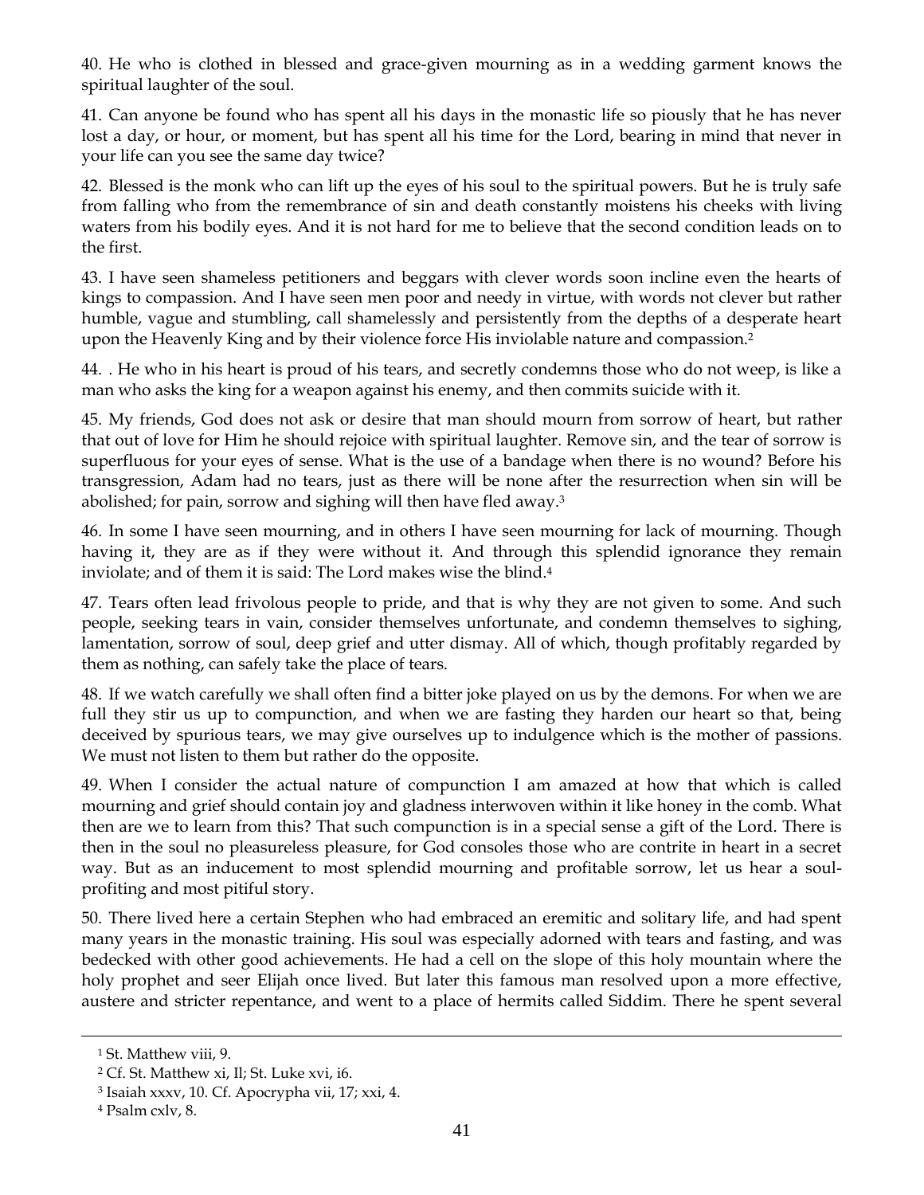40. He who is clothed in blessed and grace-given mourning as in a wedding garment knows the spiritual laughter of the soul.

41. Can anyone be found who has spent all his days in the monastic life so piously that he has never lost a day, or hour, or moment, but has spent all his time for the Lord, bearing in mind that never in your life can you see the same day twice?

42. Blessed is the monk who can lift up the eyes of his soul to the spiritual powers. But he is truly safe from falling who from the remembrance of sin and death constantly moistens his cheeks with living waters from his bodily eyes. And it is not hard for me to believe that the second condition leads on to the first.

43. I have seen shameless petitioners and beggars with clever words soon incline even the hearts of kings to compassion. And I have seen men poor and needy in virtue, with words not clever but rather humble, vague and stumbling, call shamelessly and persistently from the depths of a desperate heart upon the Heavenly King and by their violence force His inviolable nature and compassion.[2]

44. . He who in his heart is proud of his tears, and secretly condemns those who do not weep, is like a man who asks the king for a weapon against his enemy, and then commits suicide with it.

45. My friends, God does not ask or desire that man should mourn from sorrow of heart, but rather that out of love for Him he should rejoice with spiritual laughter. Remove sin, and the tear of sorrow is superfluous for your eyes of sense. What is the use of a bandage when there is no wound? Before his transgression, Adam had no tears, just as there will be none after the resurrection when sin will be abolished; for pain, sorrow and sighing will then have fled away.[3]

46. In some I have seen mourning, and in others I have seen mourning for lack of mourning. Though having it, they are as if they were without it. And through this splendid ignorance they remain inviolate; and of them it is said: The Lord makes wise the blind.[4]

47. Tears often lead frivolous people to pride, and that is why they are not given to some. And such people, seeking tears in vain, consider themselves unfortunate, and condemn themselves to sighing, lamentation, sorrow of soul, deep grief and utter dismay. All of which, though profitably regarded by them as nothing, can safely take the place of tears.

48. If we watch carefully we shall often find a bitter joke played on us by the demons. For when we are full they stir us up to compunction, and when we are fasting they harden our heart so that, being deceived by spurious tears, we may give ourselves up to indulgence which is the mother of passions. We must not listen to them but rather do the opposite.

49. When I consider the actual nature of compunction I am amazed at how that which is called mourning and grief should contain joy and gladness interwoven within it like honey in the comb. What then are we to learn from this? That such compunction is in a special sense a gift of the Lord. There is then in the soul no pleasureless pleasure, for God consoles those who are contrite in heart in a secret way. But as an inducement to most splendid mourning and profitable sorrow, let us hear a soul-profiting and most pitiful story.

50. There lived here a certain Stephen who had embraced an eremitic and solitary life, and had spent many years in the monastic training. His soul was especially adorned with tears and fasting, and was bedecked with other good achievements. He had a cell on the slope of this holy mountain where the holy prophet and seer Elijah once lived. But later this famous man resolved upon a more effective, austere and stricter repentance, and went to a place of hermits called Siddim. There he spent several

---

[1] St. Matthew viii, 9.

[2] Cf. St. Matthew xi, Il; St. Luke xvi, i6.

[3] Isaiah xxxv, 10. Cf. Apocrypha vii, 17; xxi, 4.

[4] Psalm cxlv, 8.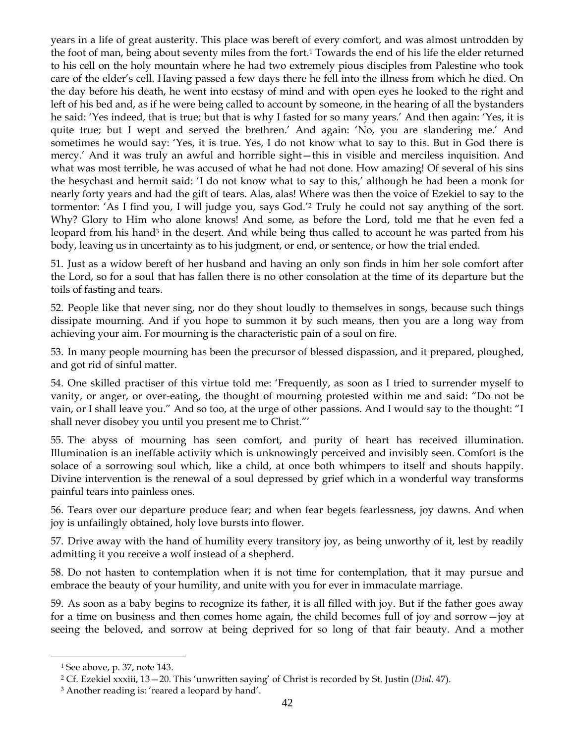years in a life of great austerity. This place was bereft of every comfort, and was almost untrodden by the foot of man, being about seventy miles from the fort.[1] Towards the end of his life the elder returned to his cell on the holy mountain where he had two extremely pious disciples from Palestine who took care of the elder's cell. Having passed a few days there he fell into the illness from which he died. On the day before his death, he went into ecstasy of mind and with open eyes he looked to the right and left of his bed and, as if he were being called to account by someone, in the hearing of all the bystanders he said: 'Yes indeed, that is true; but that is why I fasted for so many years.' And then again: 'Yes, it is quite true; but I wept and served the brethren.' And again: 'No, you are slandering me.' And sometimes he would say: 'Yes, it is true. Yes, I do not know what to say to this. But in God there is mercy.' And it was truly an awful and horrible sight—this in visible and merciless inquisition. And what was most terrible, he was accused of what he had not done. How amazing! Of several of his sins the hesychast and hermit said: 'I do not know what to say to this,' although he had been a monk for nearly forty years and had the gift of tears. Alas, alas! Where was then the voice of Ezekiel to say to the tormentor: 'As I find you, I will judge you, says God.'[2] Truly he could not say anything of the sort. Why? Glory to Him who alone knows! And some, as before the Lord, told me that he even fed a leopard from his hand[3] in the desert. And while being thus called to account he was parted from his body, leaving us in uncertainty as to his judgment, or end, or sentence, or how the trial ended.

51. Just as a widow bereft of her husband and having an only son finds in him her sole comfort after the Lord, so for a soul that has fallen there is no other consolation at the time of its departure but the toils of fasting and tears.

52. People like that never sing, nor do they shout loudly to themselves in songs, because such things dissipate mourning. And if you hope to summon it by such means, then you are a long way from achieving your aim. For mourning is the characteristic pain of a soul on fire.

53. In many people mourning has been the precursor of blessed dispassion, and it prepared, ploughed, and got rid of sinful matter.

54. One skilled practiser of this virtue told me: 'Frequently, as soon as I tried to surrender myself to vanity, or anger, or over-eating, the thought of mourning protested within me and said: "Do not be vain, or I shall leave you." And so too, at the urge of other passions. And I would say to the thought: "I shall never disobey you until you present me to Christ."'

55. The abyss of mourning has seen comfort, and purity of heart has received illumination. Illumination is an ineffable activity which is unknowingly perceived and invisibly seen. Comfort is the solace of a sorrowing soul which, like a child, at once both whimpers to itself and shouts happily. Divine intervention is the renewal of a soul depressed by grief which in a wonderful way transforms painful tears into painless ones.

56. Tears over our departure produce fear; and when fear begets fearlessness, joy dawns. And when joy is unfailingly obtained, holy love bursts into flower.

57. Drive away with the hand of humility every transitory joy, as being unworthy of it, lest by readily admitting it you receive a wolf instead of a shepherd.

58. Do not hasten to contemplation when it is not time for contemplation, that it may pursue and embrace the beauty of your humility, and unite with you for ever in immaculate marriage.

59. As soon as a baby begins to recognize its father, it is all filled with joy. But if the father goes away for a time on business and then comes home again, the child becomes full of joy and sorrow—joy at seeing the beloved, and sorrow at being deprived for so long of that fair beauty. And a mother

---

[1] See above, p. 37, note 143.

[2] Cf. Ezekiel xxxiii, 13—20. This 'unwritten saying' of Christ is recorded by St. Justin (*Dial.* 47).

[3] Another reading is: 'reared a leopard by hand'.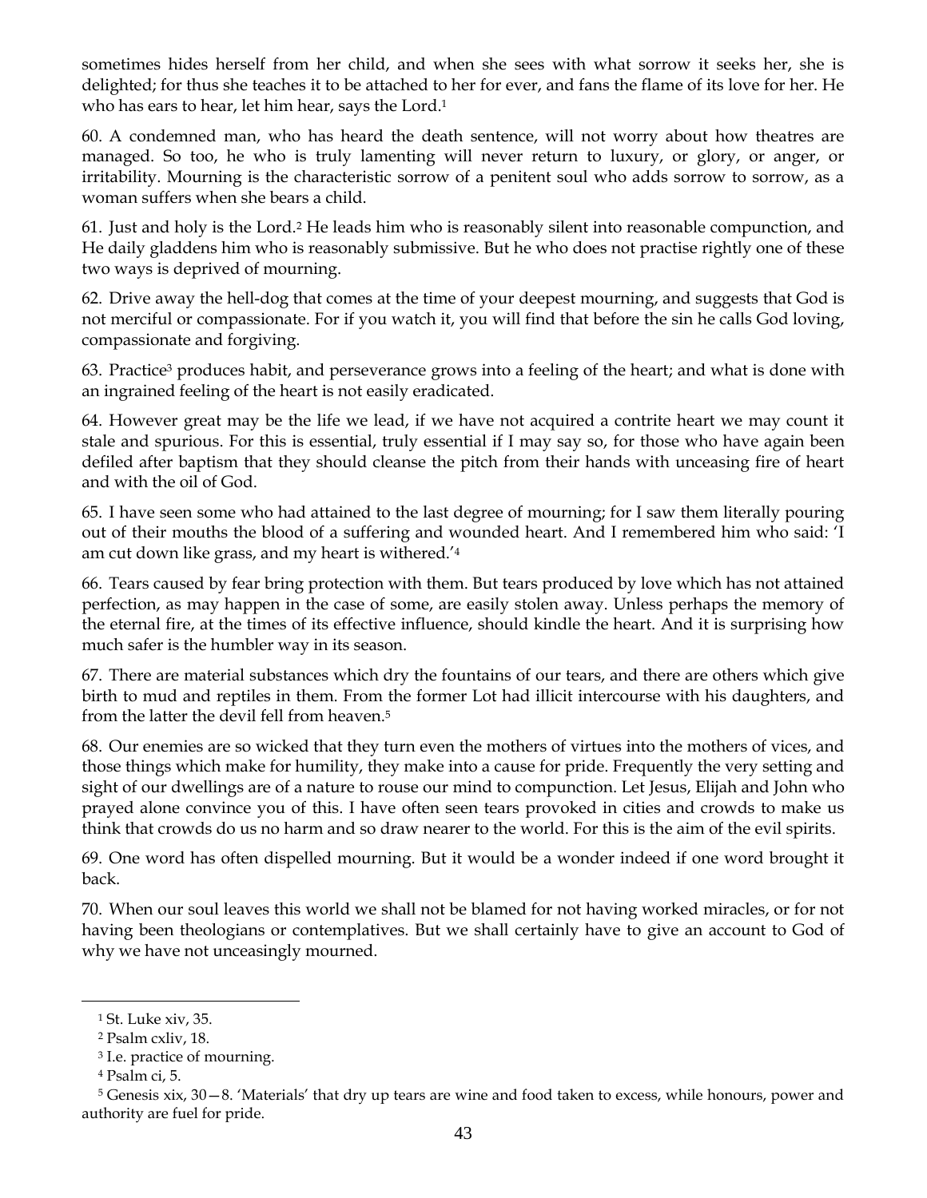sometimes hides herself from her child, and when she sees with what sorrow it seeks her, she is delighted; for thus she teaches it to be attached to her for ever, and fans the flame of its love for her. He who has ears to hear, let him hear, says the Lord.[1]

60. A condemned man, who has heard the death sentence, will not worry about how theatres are managed. So too, he who is truly lamenting will never return to luxury, or glory, or anger, or irritability. Mourning is the characteristic sorrow of a penitent soul who adds sorrow to sorrow, as a woman suffers when she bears a child.

61. Just and holy is the Lord.[2] He leads him who is reasonably silent into reasonable compunction, and He daily gladdens him who is reasonably submissive. But he who does not practise rightly one of these two ways is deprived of mourning.

62. Drive away the hell-dog that comes at the time of your deepest mourning, and suggests that God is not merciful or compassionate. For if you watch it, you will find that before the sin he calls God loving, compassionate and forgiving.

63. Practice[3] produces habit, and perseverance grows into a feeling of the heart; and what is done with an ingrained feeling of the heart is not easily eradicated.

64. However great may be the life we lead, if we have not acquired a contrite heart we may count it stale and spurious. For this is essential, truly essential if I may say so, for those who have again been defiled after baptism that they should cleanse the pitch from their hands with unceasing fire of heart and with the oil of God.

65. I have seen some who had attained to the last degree of mourning; for I saw them literally pouring out of their mouths the blood of a suffering and wounded heart. And I remembered him who said: 'I am cut down like grass, and my heart is withered.'[4]

66. Tears caused by fear bring protection with them. But tears produced by love which has not attained perfection, as may happen in the case of some, are easily stolen away. Unless perhaps the memory of the eternal fire, at the times of its effective influence, should kindle the heart. And it is surprising how much safer is the humbler way in its season.

67. There are material substances which dry the fountains of our tears, and there are others which give birth to mud and reptiles in them. From the former Lot had illicit intercourse with his daughters, and from the latter the devil fell from heaven.[5]

68. Our enemies are so wicked that they turn even the mothers of virtues into the mothers of vices, and those things which make for humility, they make into a cause for pride. Frequently the very setting and sight of our dwellings are of a nature to rouse our mind to compunction. Let Jesus, Elijah and John who prayed alone convince you of this. I have often seen tears provoked in cities and crowds to make us think that crowds do us no harm and so draw nearer to the world. For this is the aim of the evil spirits.

69. One word has often dispelled mourning. But it would be a wonder indeed if one word brought it back.

70. When our soul leaves this world we shall not be blamed for not having worked miracles, or for not having been theologians or contemplatives. But we shall certainly have to give an account to God of why we have not unceasingly mourned.

---

[1] St. Luke xiv, 35.

[2] Psalm cxliv, 18.

[3] I.e. practice of mourning.

[4] Psalm ci, 5.

[5] Genesis xix, 30—8. 'Materials' that dry up tears are wine and food taken to excess, while honours, power and authority are fuel for pride.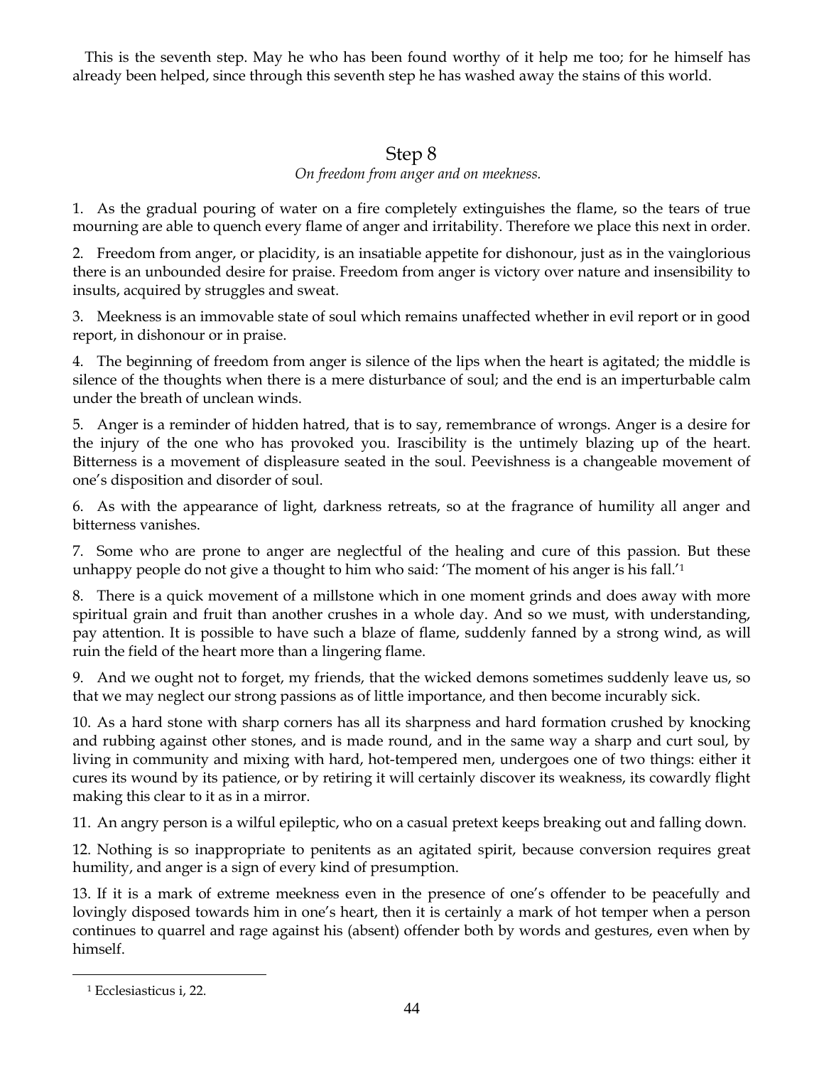This is the seventh step. May he who has been found worthy of it help me too; for he himself has already been helped, since through this seventh step he has washed away the stains of this world.

## Step 8

*On freedom from anger and on meekness.*

1. As the gradual pouring of water on a fire completely extinguishes the flame, so the tears of true mourning are able to quench every flame of anger and irritability. Therefore we place this next in order.

2. Freedom from anger, or placidity, is an insatiable appetite for dishonour, just as in the vainglorious there is an unbounded desire for praise. Freedom from anger is victory over nature and insensibility to insults, acquired by struggles and sweat.

3. Meekness is an immovable state of soul which remains unaffected whether in evil report or in good report, in dishonour or in praise.

4. The beginning of freedom from anger is silence of the lips when the heart is agitated; the middle is silence of the thoughts when there is a mere disturbance of soul; and the end is an imperturbable calm under the breath of unclean winds.

5. Anger is a reminder of hidden hatred, that is to say, remembrance of wrongs. Anger is a desire for the injury of the one who has provoked you. Irascibility is the untimely blazing up of the heart. Bitterness is a movement of displeasure seated in the soul. Peevishness is a changeable movement of one's disposition and disorder of soul.

6. As with the appearance of light, darkness retreats, so at the fragrance of humility all anger and bitterness vanishes.

7. Some who are prone to anger are neglectful of the healing and cure of this passion. But these unhappy people do not give a thought to him who said: 'The moment of his anger is his fall.'[1]

8. There is a quick movement of a millstone which in one moment grinds and does away with more spiritual grain and fruit than another crushes in a whole day. And so we must, with understanding, pay attention. It is possible to have such a blaze of flame, suddenly fanned by a strong wind, as will ruin the field of the heart more than a lingering flame.

9. And we ought not to forget, my friends, that the wicked demons sometimes suddenly leave us, so that we may neglect our strong passions as of little importance, and then become incurably sick.

10. As a hard stone with sharp corners has all its sharpness and hard formation crushed by knocking and rubbing against other stones, and is made round, and in the same way a sharp and curt soul, by living in community and mixing with hard, hot-tempered men, undergoes one of two things: either it cures its wound by its patience, or by retiring it will certainly discover its weakness, its cowardly flight making this clear to it as in a mirror.

11. An angry person is a wilful epileptic, who on a casual pretext keeps breaking out and falling down.

12. Nothing is so inappropriate to penitents as an agitated spirit, because conversion requires great humility, and anger is a sign of every kind of presumption.

13. If it is a mark of extreme meekness even in the presence of one's offender to be peacefully and lovingly disposed towards him in one's heart, then it is certainly a mark of hot temper when a person continues to quarrel and rage against his (absent) offender both by words and gestures, even when by himself.

---

[1] Ecclesiasticus i, 22.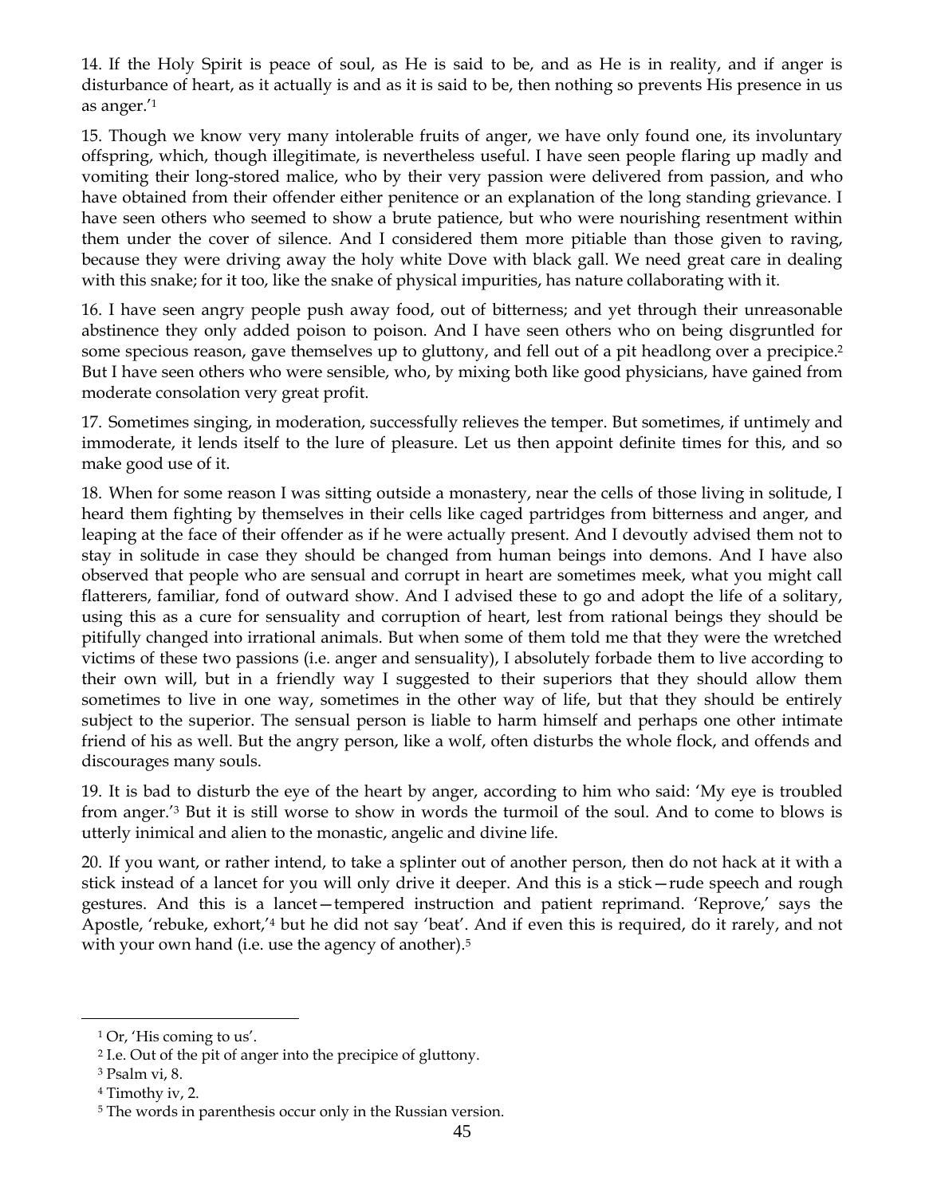14. If the Holy Spirit is peace of soul, as He is said to be, and as He is in reality, and if anger is disturbance of heart, as it actually is and as it is said to be, then nothing so prevents His presence in us as anger.'[1]

15. Though we know very many intolerable fruits of anger, we have only found one, its involuntary offspring, which, though illegitimate, is nevertheless useful. I have seen people flaring up madly and vomiting their long-stored malice, who by their very passion were delivered from passion, and who have obtained from their offender either penitence or an explanation of the long standing grievance. I have seen others who seemed to show a brute patience, but who were nourishing resentment within them under the cover of silence. And I considered them more pitiable than those given to raving, because they were driving away the holy white Dove with black gall. We need great care in dealing with this snake; for it too, like the snake of physical impurities, has nature collaborating with it.

16. I have seen angry people push away food, out of bitterness; and yet through their unreasonable abstinence they only added poison to poison. And I have seen others who on being disgruntled for some specious reason, gave themselves up to gluttony, and fell out of a pit headlong over a precipice.[2] But I have seen others who were sensible, who, by mixing both like good physicians, have gained from moderate consolation very great profit.

17. Sometimes singing, in moderation, successfully relieves the temper. But sometimes, if untimely and immoderate, it lends itself to the lure of pleasure. Let us then appoint definite times for this, and so make good use of it.

18. When for some reason I was sitting outside a monastery, near the cells of those living in solitude, I heard them fighting by themselves in their cells like caged partridges from bitterness and anger, and leaping at the face of their offender as if he were actually present. And I devoutly advised them not to stay in solitude in case they should be changed from human beings into demons. And I have also observed that people who are sensual and corrupt in heart are sometimes meek, what you might call flatterers, familiar, fond of outward show. And I advised these to go and adopt the life of a solitary, using this as a cure for sensuality and corruption of heart, lest from rational beings they should be pitifully changed into irrational animals. But when some of them told me that they were the wretched victims of these two passions (i.e. anger and sensuality), I absolutely forbade them to live according to their own will, but in a friendly way I suggested to their superiors that they should allow them sometimes to live in one way, sometimes in the other way of life, but that they should be entirely subject to the superior. The sensual person is liable to harm himself and perhaps one other intimate friend of his as well. But the angry person, like a wolf, often disturbs the whole flock, and offends and discourages many souls.

19. It is bad to disturb the eye of the heart by anger, according to him who said: 'My eye is troubled from anger.'[3] But it is still worse to show in words the turmoil of the soul. And to come to blows is utterly inimical and alien to the monastic, angelic and divine life.

20. If you want, or rather intend, to take a splinter out of another person, then do not hack at it with a stick instead of a lancet for you will only drive it deeper. And this is a stick—rude speech and rough gestures. And this is a lancet—tempered instruction and patient reprimand. 'Reprove,' says the Apostle, 'rebuke, exhort,'[4] but he did not say 'beat'. And if even this is required, do it rarely, and not with your own hand (i.e. use the agency of another).[5]

---

[1] Or, 'His coming to us'.

[2] I.e. Out of the pit of anger into the precipice of gluttony.

[3] Psalm vi, 8.

[4] Timothy iv, 2.

[5] The words in parenthesis occur only in the Russian version.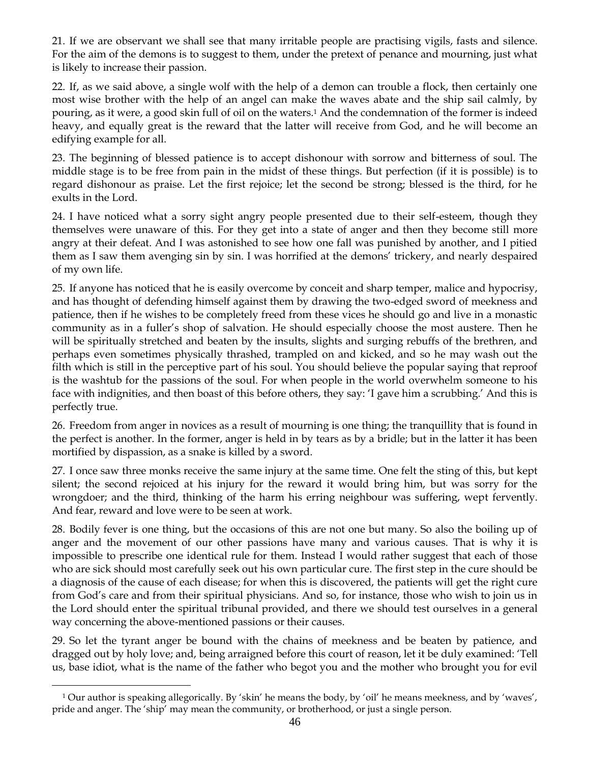21. If we are observant we shall see that many irritable people are practising vigils, fasts and silence. For the aim of the demons is to suggest to them, under the pretext of penance and mourning, just what is likely to increase their passion.

22. If, as we said above, a single wolf with the help of a demon can trouble a flock, then certainly one most wise brother with the help of an angel can make the waves abate and the ship sail calmly, by pouring, as it were, a good skin full of oil on the waters.[1] And the condemnation of the former is indeed heavy, and equally great is the reward that the latter will receive from God, and he will become an edifying example for all.

23. The beginning of blessed patience is to accept dishonour with sorrow and bitterness of soul. The middle stage is to be free from pain in the midst of these things. But perfection (if it is possible) is to regard dishonour as praise. Let the first rejoice; let the second be strong; blessed is the third, for he exults in the Lord.

24. I have noticed what a sorry sight angry people presented due to their self-esteem, though they themselves were unaware of this. For they get into a state of anger and then they become still more angry at their defeat. And I was astonished to see how one fall was punished by another, and I pitied them as I saw them avenging sin by sin. I was horrified at the demons' trickery, and nearly despaired of my own life.

25. If anyone has noticed that he is easily overcome by conceit and sharp temper, malice and hypocrisy, and has thought of defending himself against them by drawing the two-edged sword of meekness and patience, then if he wishes to be completely freed from these vices he should go and live in a monastic community as in a fuller's shop of salvation. He should especially choose the most austere. Then he will be spiritually stretched and beaten by the insults, slights and surging rebuffs of the brethren, and perhaps even sometimes physically thrashed, trampled on and kicked, and so he may wash out the filth which is still in the perceptive part of his soul. You should believe the popular saying that reproof is the washtub for the passions of the soul. For when people in the world overwhelm someone to his face with indignities, and then boast of this before others, they say: 'I gave him a scrubbing.' And this is perfectly true.

26. Freedom from anger in novices as a result of mourning is one thing; the tranquillity that is found in the perfect is another. In the former, anger is held in by tears as by a bridle; but in the latter it has been mortified by dispassion, as a snake is killed by a sword.

27. I once saw three monks receive the same injury at the same time. One felt the sting of this, but kept silent; the second rejoiced at his injury for the reward it would bring him, but was sorry for the wrongdoer; and the third, thinking of the harm his erring neighbour was suffering, wept fervently. And fear, reward and love were to be seen at work.

28. Bodily fever is one thing, but the occasions of this are not one but many. So also the boiling up of anger and the movement of our other passions have many and various causes. That is why it is impossible to prescribe one identical rule for them. Instead I would rather suggest that each of those who are sick should most carefully seek out his own particular cure. The first step in the cure should be a diagnosis of the cause of each disease; for when this is discovered, the patients will get the right cure from God's care and from their spiritual physicians. And so, for instance, those who wish to join us in the Lord should enter the spiritual tribunal provided, and there we should test ourselves in a general way concerning the above-mentioned passions or their causes.

29. So let the tyrant anger be bound with the chains of meekness and be beaten by patience, and dragged out by holy love; and, being arraigned before this court of reason, let it be duly examined: 'Tell us, base idiot, what is the name of the father who begot you and the mother who brought you for evil

---

[1] Our author is speaking allegorically. By 'skin' he means the body, by 'oil' he means meekness, and by 'waves', pride and anger. The 'ship' may mean the community, or brotherhood, or just a single person.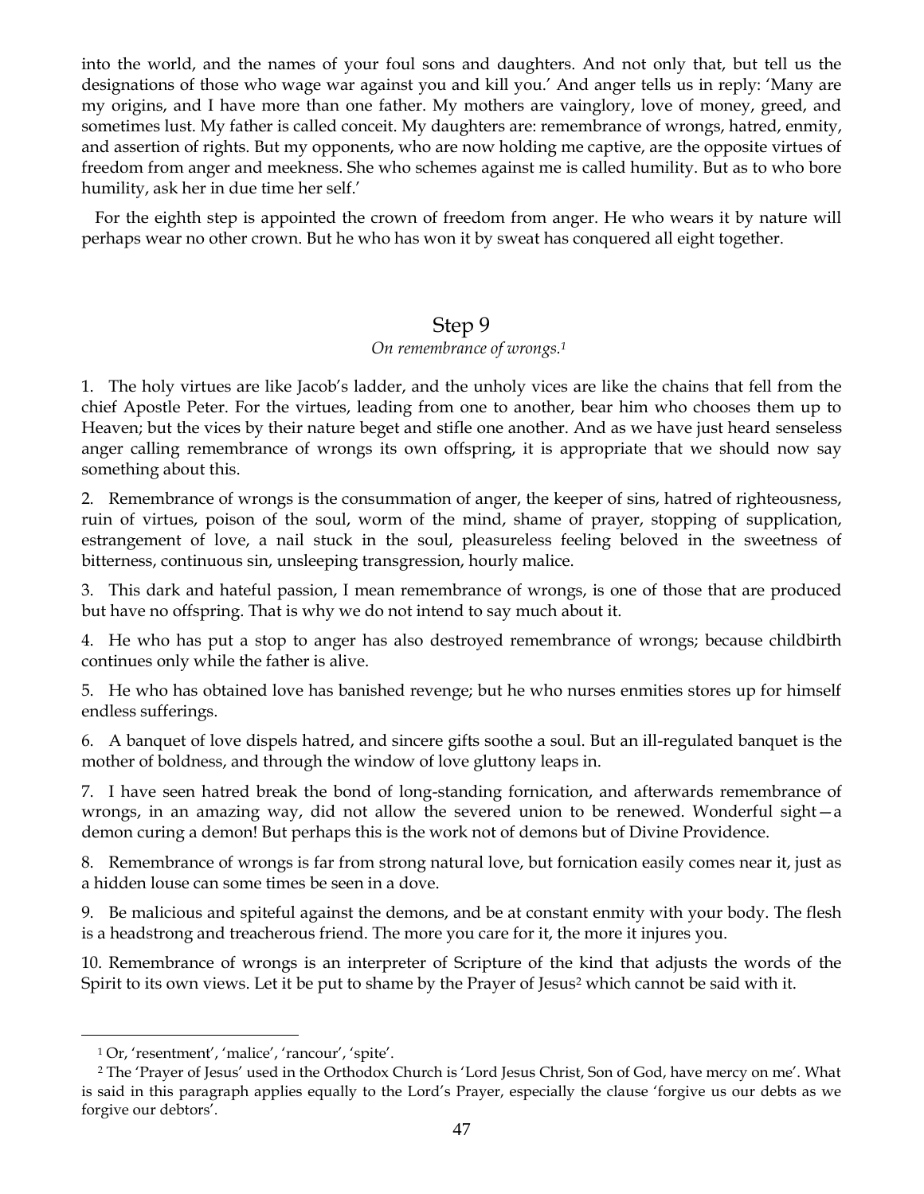into the world, and the names of your foul sons and daughters. And not only that, but tell us the designations of those who wage war against you and kill you.' And anger tells us in reply: 'Many are my origins, and I have more than one father. My mothers are vainglory, love of money, greed, and sometimes lust. My father is called conceit. My daughters are: remembrance of wrongs, hatred, enmity, and assertion of rights. But my opponents, who are now holding me captive, are the opposite virtues of freedom from anger and meekness. She who schemes against me is called humility. But as to who bore humility, ask her in due time her self.'

For the eighth step is appointed the crown of freedom from anger. He who wears it by nature will perhaps wear no other crown. But he who has won it by sweat has conquered all eight together.

## Step 9

*On remembrance of wrongs.*[1]

1. The holy virtues are like Jacob's ladder, and the unholy vices are like the chains that fell from the chief Apostle Peter. For the virtues, leading from one to another, bear him who chooses them up to Heaven; but the vices by their nature beget and stifle one another. And as we have just heard senseless anger calling remembrance of wrongs its own offspring, it is appropriate that we should now say something about this.

2. Remembrance of wrongs is the consummation of anger, the keeper of sins, hatred of righteousness, ruin of virtues, poison of the soul, worm of the mind, shame of prayer, stopping of supplication, estrangement of love, a nail stuck in the soul, pleasureless feeling beloved in the sweetness of bitterness, continuous sin, unsleeping transgression, hourly malice.

3. This dark and hateful passion, I mean remembrance of wrongs, is one of those that are produced but have no offspring. That is why we do not intend to say much about it.

4. He who has put a stop to anger has also destroyed remembrance of wrongs; because childbirth continues only while the father is alive.

5. He who has obtained love has banished revenge; but he who nurses enmities stores up for himself endless sufferings.

6. A banquet of love dispels hatred, and sincere gifts soothe a soul. But an ill-regulated banquet is the mother of boldness, and through the window of love gluttony leaps in.

7. I have seen hatred break the bond of long-standing fornication, and afterwards remembrance of wrongs, in an amazing way, did not allow the severed union to be renewed. Wonderful sight—a demon curing a demon! But perhaps this is the work not of demons but of Divine Providence.

8. Remembrance of wrongs is far from strong natural love, but fornication easily comes near it, just as a hidden louse can some times be seen in a dove.

9. Be malicious and spiteful against the demons, and be at constant enmity with your body. The flesh is a headstrong and treacherous friend. The more you care for it, the more it injures you.

10. Remembrance of wrongs is an interpreter of Scripture of the kind that adjusts the words of the Spirit to its own views. Let it be put to shame by the Prayer of Jesus[2] which cannot be said with it.

---

[1] Or, 'resentment', 'malice', 'rancour', 'spite'.

[2] The 'Prayer of Jesus' used in the Orthodox Church is 'Lord Jesus Christ, Son of God, have mercy on me'. What is said in this paragraph applies equally to the Lord's Prayer, especially the clause 'forgive us our debts as we forgive our debtors'.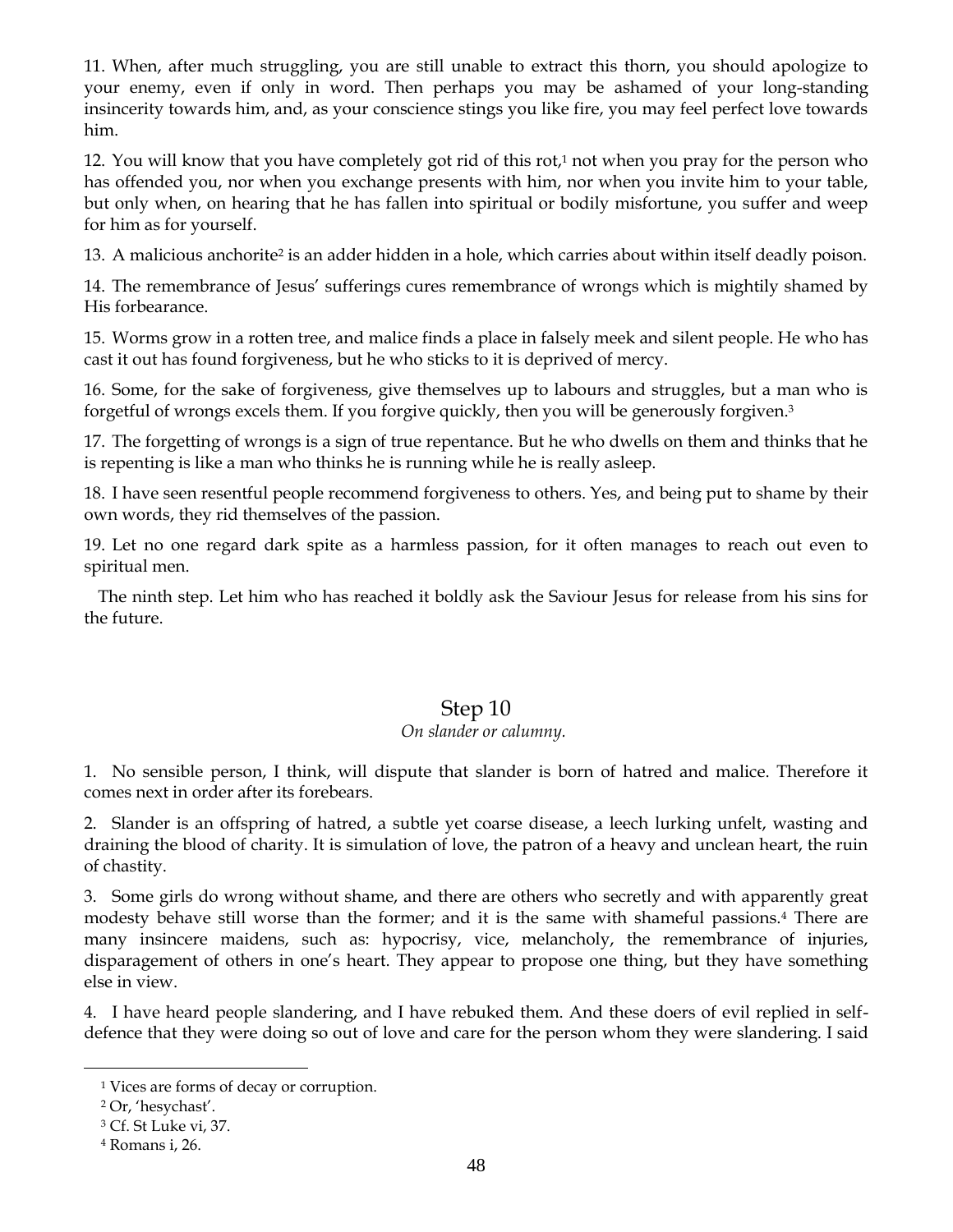11. When, after much struggling, you are still unable to extract this thorn, you should apologize to your enemy, even if only in word. Then perhaps you may be ashamed of your long-standing insincerity towards him, and, as your conscience stings you like fire, you may feel perfect love towards him.

12. You will know that you have completely got rid of this rot,[1] not when you pray for the person who has offended you, nor when you exchange presents with him, nor when you invite him to your table, but only when, on hearing that he has fallen into spiritual or bodily misfortune, you suffer and weep for him as for yourself.

13. A malicious anchorite[2] is an adder hidden in a hole, which carries about within itself deadly poison.

14. The remembrance of Jesus' sufferings cures remembrance of wrongs which is mightily shamed by His forbearance.

15. Worms grow in a rotten tree, and malice finds a place in falsely meek and silent people. He who has cast it out has found forgiveness, but he who sticks to it is deprived of mercy.

16. Some, for the sake of forgiveness, give themselves up to labours and struggles, but a man who is forgetful of wrongs excels them. If you forgive quickly, then you will be generously forgiven.[3]

17. The forgetting of wrongs is a sign of true repentance. But he who dwells on them and thinks that he is repenting is like a man who thinks he is running while he is really asleep.

18. I have seen resentful people recommend forgiveness to others. Yes, and being put to shame by their own words, they rid themselves of the passion.

19. Let no one regard dark spite as a harmless passion, for it often manages to reach out even to spiritual men.

The ninth step. Let him who has reached it boldly ask the Saviour Jesus for release from his sins for the future.

## Step 10

*On slander or calumny.*

1. No sensible person, I think, will dispute that slander is born of hatred and malice. Therefore it comes next in order after its forebears.

2. Slander is an offspring of hatred, a subtle yet coarse disease, a leech lurking unfelt, wasting and draining the blood of charity. It is simulation of love, the patron of a heavy and unclean heart, the ruin of chastity.

3. Some girls do wrong without shame, and there are others who secretly and with apparently great modesty behave still worse than the former; and it is the same with shameful passions.[4] There are many insincere maidens, such as: hypocrisy, vice, melancholy, the remembrance of injuries, disparagement of others in one's heart. They appear to propose one thing, but they have something else in view.

4. I have heard people slandering, and I have rebuked them. And these doers of evil replied in self-defence that they were doing so out of love and care for the person whom they were slandering. I said

---

[1] Vices are forms of decay or corruption.

[2] Or, 'hesychast'.

[3] Cf. St Luke vi, 37.

[4] Romans i, 26.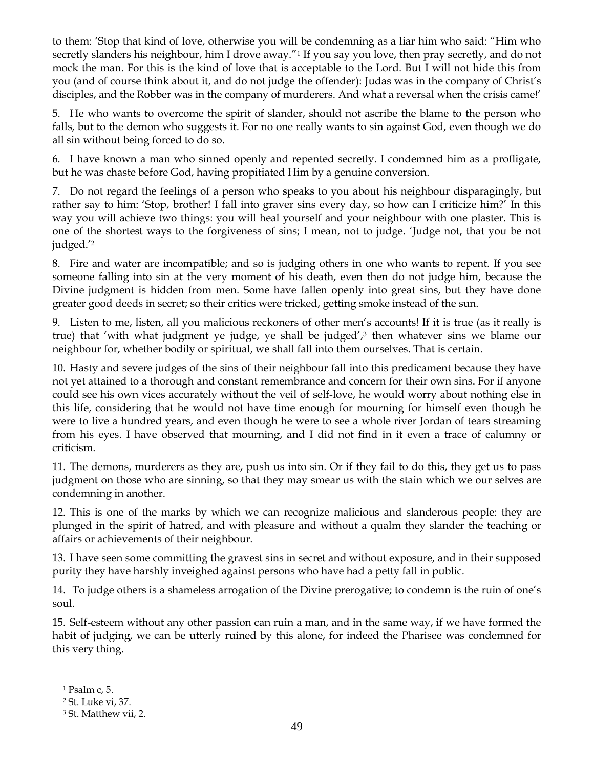to them: 'Stop that kind of love, otherwise you will be condemning as a liar him who said: "Him who secretly slanders his neighbour, him I drove away."[1] If you say you love, then pray secretly, and do not mock the man. For this is the kind of love that is acceptable to the Lord. But I will not hide this from you (and of course think about it, and do not judge the offender): Judas was in the company of Christ's disciples, and the Robber was in the company of murderers. And what a reversal when the crisis came!'

5. He who wants to overcome the spirit of slander, should not ascribe the blame to the person who falls, but to the demon who suggests it. For no one really wants to sin against God, even though we do all sin without being forced to do so.

6. I have known a man who sinned openly and repented secretly. I condemned him as a profligate, but he was chaste before God, having propitiated Him by a genuine conversion.

7. Do not regard the feelings of a person who speaks to you about his neighbour disparagingly, but rather say to him: 'Stop, brother! I fall into graver sins every day, so how can I criticize him?' In this way you will achieve two things: you will heal yourself and your neighbour with one plaster. This is one of the shortest ways to the forgiveness of sins; I mean, not to judge. 'Judge not, that you be not judged.'[2]

8. Fire and water are incompatible; and so is judging others in one who wants to repent. If you see someone falling into sin at the very moment of his death, even then do not judge him, because the Divine judgment is hidden from men. Some have fallen openly into great sins, but they have done greater good deeds in secret; so their critics were tricked, getting smoke instead of the sun.

9. Listen to me, listen, all you malicious reckoners of other men's accounts! If it is true (as it really is true) that 'with what judgment ye judge, ye shall be judged',[3] then whatever sins we blame our neighbour for, whether bodily or spiritual, we shall fall into them ourselves. That is certain.

10. Hasty and severe judges of the sins of their neighbour fall into this predicament because they have not yet attained to a thorough and constant remembrance and concern for their own sins. For if anyone could see his own vices accurately without the veil of self-love, he would worry about nothing else in this life, considering that he would not have time enough for mourning for himself even though he were to live a hundred years, and even though he were to see a whole river Jordan of tears streaming from his eyes. I have observed that mourning, and I did not find in it even a trace of calumny or criticism.

11. The demons, murderers as they are, push us into sin. Or if they fail to do this, they get us to pass judgment on those who are sinning, so that they may smear us with the stain which we our selves are condemning in another.

12. This is one of the marks by which we can recognize malicious and slanderous people: they are plunged in the spirit of hatred, and with pleasure and without a qualm they slander the teaching or affairs or achievements of their neighbour.

13. I have seen some committing the gravest sins in secret and without exposure, and in their supposed purity they have harshly inveighed against persons who have had a petty fall in public.

14. To judge others is a shameless arrogation of the Divine prerogative; to condemn is the ruin of one's soul.

15. Self-esteem without any other passion can ruin a man, and in the same way, if we have formed the habit of judging, we can be utterly ruined by this alone, for indeed the Pharisee was condemned for this very thing.

---

[1] Psalm c, 5.

[2] St. Luke vi, 37.

[3] St. Matthew vii, 2.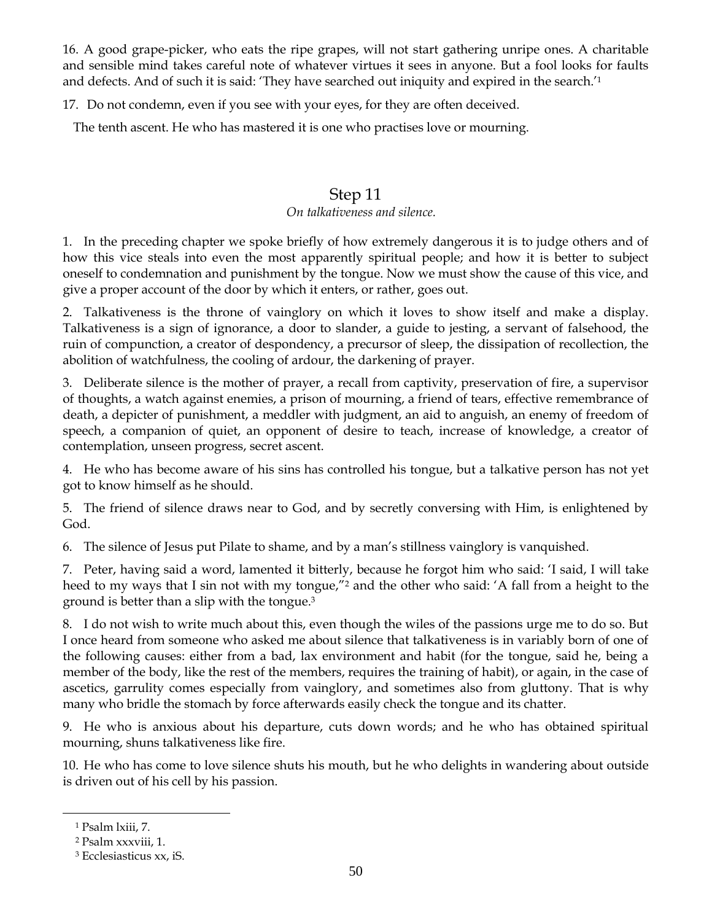16. A good grape-picker, who eats the ripe grapes, will not start gathering unripe ones. A charitable and sensible mind takes careful note of whatever virtues it sees in anyone. But a fool looks for faults and defects. And of such it is said: 'They have searched out iniquity and expired in the search.'[1]

17. Do not condemn, even if you see with your eyes, for they are often deceived.

The tenth ascent. He who has mastered it is one who practises love or mourning.

## Step 11

*On talkativeness and silence.*

1. In the preceding chapter we spoke briefly of how extremely dangerous it is to judge others and of how this vice steals into even the most apparently spiritual people; and how it is better to subject oneself to condemnation and punishment by the tongue. Now we must show the cause of this vice, and give a proper account of the door by which it enters, or rather, goes out.

2. Talkativeness is the throne of vainglory on which it loves to show itself and make a display. Talkativeness is a sign of ignorance, a door to slander, a guide to jesting, a servant of falsehood, the ruin of compunction, a creator of despondency, a precursor of sleep, the dissipation of recollection, the abolition of watchfulness, the cooling of ardour, the darkening of prayer.

3. Deliberate silence is the mother of prayer, a recall from captivity, preservation of fire, a supervisor of thoughts, a watch against enemies, a prison of mourning, a friend of tears, effective remembrance of death, a depicter of punishment, a meddler with judgment, an aid to anguish, an enemy of freedom of speech, a companion of quiet, an opponent of desire to teach, increase of knowledge, a creator of contemplation, unseen progress, secret ascent.

4. He who has become aware of his sins has controlled his tongue, but a talkative person has not yet got to know himself as he should.

5. The friend of silence draws near to God, and by secretly conversing with Him, is enlightened by God.

6. The silence of Jesus put Pilate to shame, and by a man's stillness vainglory is vanquished.

7. Peter, having said a word, lamented it bitterly, because he forgot him who said: 'I said, I will take heed to my ways that I sin not with my tongue,"[2] and the other who said: 'A fall from a height to the ground is better than a slip with the tongue.[3]

8. I do not wish to write much about this, even though the wiles of the passions urge me to do so. But I once heard from someone who asked me about silence that talkativeness is in variably born of one of the following causes: either from a bad, lax environment and habit (for the tongue, said he, being a member of the body, like the rest of the members, requires the training of habit), or again, in the case of ascetics, garrulity comes especially from vainglory, and sometimes also from gluttony. That is why many who bridle the stomach by force afterwards easily check the tongue and its chatter.

9. He who is anxious about his departure, cuts down words; and he who has obtained spiritual mourning, shuns talkativeness like fire.

10. He who has come to love silence shuts his mouth, but he who delights in wandering about outside is driven out of his cell by his passion.

---

[1] Psalm lxiii, 7.

[2] Psalm xxxviii, 1.

[3] Ecclesiasticus xx, iS.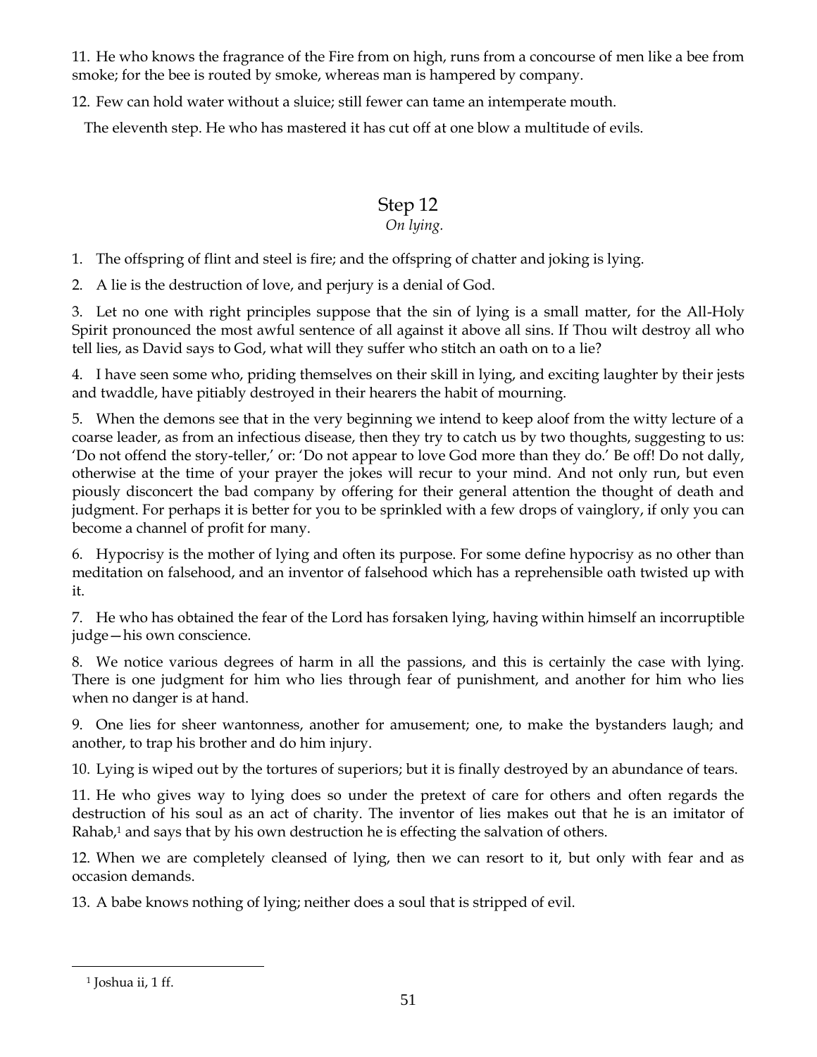11. He who knows the fragrance of the Fire from on high, runs from a concourse of men like a bee from smoke; for the bee is routed by smoke, whereas man is hampered by company.

12. Few can hold water without a sluice; still fewer can tame an intemperate mouth.

The eleventh step. He who has mastered it has cut off at one blow a multitude of evils.

## Step 12

*On lying.*

1. The offspring of flint and steel is fire; and the offspring of chatter and joking is lying.

2. A lie is the destruction of love, and perjury is a denial of God.

3. Let no one with right principles suppose that the sin of lying is a small matter, for the All-Holy Spirit pronounced the most awful sentence of all against it above all sins. If Thou wilt destroy all who tell lies, as David says to God, what will they suffer who stitch an oath on to a lie?

4. I have seen some who, priding themselves on their skill in lying, and exciting laughter by their jests and twaddle, have pitiably destroyed in their hearers the habit of mourning.

5. When the demons see that in the very beginning we intend to keep aloof from the witty lecture of a coarse leader, as from an infectious disease, then they try to catch us by two thoughts, suggesting to us: 'Do not offend the story-teller,' or: 'Do not appear to love God more than they do.' Be off! Do not dally, otherwise at the time of your prayer the jokes will recur to your mind. And not only run, but even piously disconcert the bad company by offering for their general attention the thought of death and judgment. For perhaps it is better for you to be sprinkled with a few drops of vainglory, if only you can become a channel of profit for many.

6. Hypocrisy is the mother of lying and often its purpose. For some define hypocrisy as no other than meditation on falsehood, and an inventor of falsehood which has a reprehensible oath twisted up with it.

7. He who has obtained the fear of the Lord has forsaken lying, having within himself an incorruptible judge—his own conscience.

8. We notice various degrees of harm in all the passions, and this is certainly the case with lying. There is one judgment for him who lies through fear of punishment, and another for him who lies when no danger is at hand.

9. One lies for sheer wantonness, another for amusement; one, to make the bystanders laugh; and another, to trap his brother and do him injury.

10. Lying is wiped out by the tortures of superiors; but it is finally destroyed by an abundance of tears.

11. He who gives way to lying does so under the pretext of care for others and often regards the destruction of his soul as an act of charity. The inventor of lies makes out that he is an imitator of Rahab,[1] and says that by his own destruction he is effecting the salvation of others.

12. When we are completely cleansed of lying, then we can resort to it, but only with fear and as occasion demands.

13. A babe knows nothing of lying; neither does a soul that is stripped of evil.

---

[1] Joshua ii, 1 ff.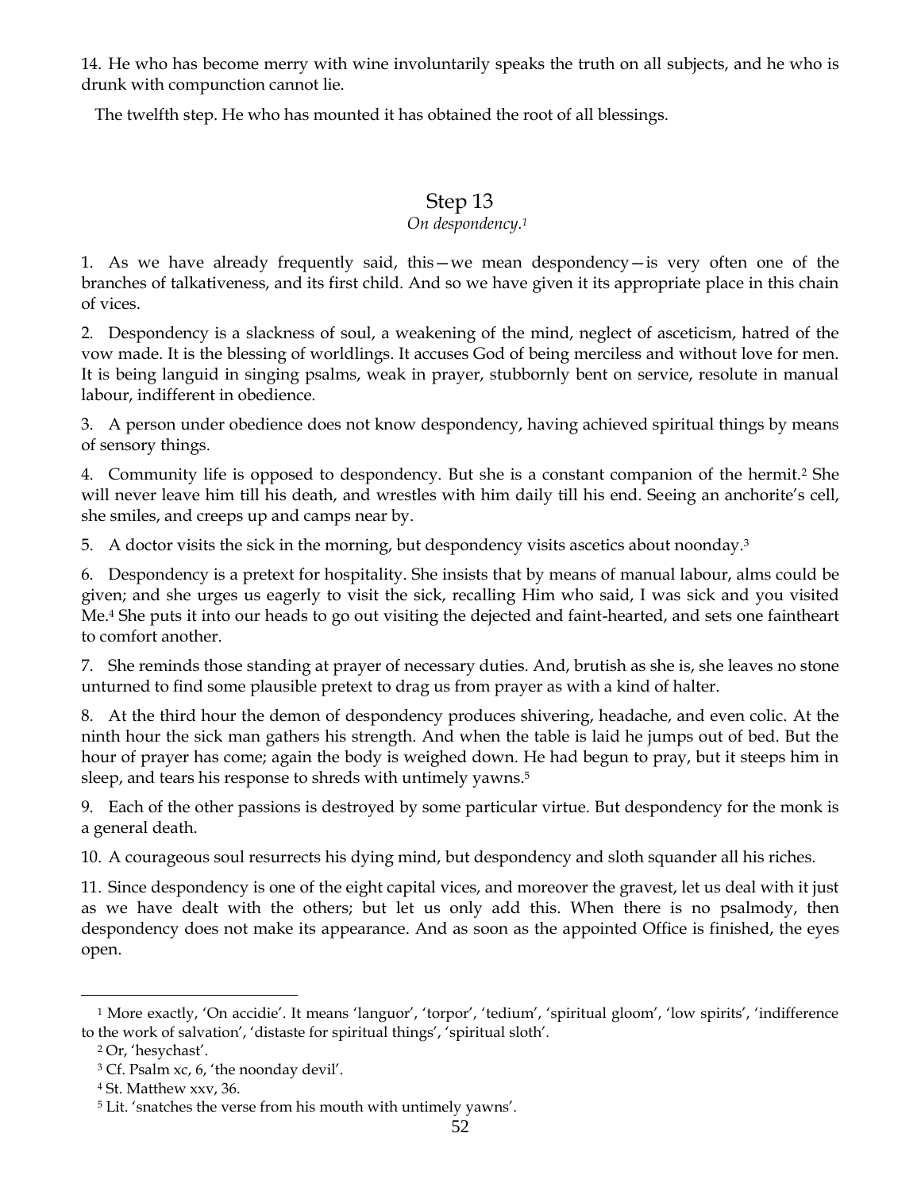14. He who has become merry with wine involuntarily speaks the truth on all subjects, and he who is drunk with compunction cannot lie.

The twelfth step. He who has mounted it has obtained the root of all blessings.

## Step 13

*On despondency.*[1]

1. As we have already frequently said, this—we mean despondency—is very often one of the branches of talkativeness, and its first child. And so we have given it its appropriate place in this chain of vices.

2. Despondency is a slackness of soul, a weakening of the mind, neglect of asceticism, hatred of the vow made. It is the blessing of worldlings. It accuses God of being merciless and without love for men. It is being languid in singing psalms, weak in prayer, stubbornly bent on service, resolute in manual labour, indifferent in obedience.

3. A person under obedience does not know despondency, having achieved spiritual things by means of sensory things.

4. Community life is opposed to despondency. But she is a constant companion of the hermit.[2] She will never leave him till his death, and wrestles with him daily till his end. Seeing an anchorite's cell, she smiles, and creeps up and camps near by.

5. A doctor visits the sick in the morning, but despondency visits ascetics about noonday.[3]

6. Despondency is a pretext for hospitality. She insists that by means of manual labour, alms could be given; and she urges us eagerly to visit the sick, recalling Him who said, I was sick and you visited Me.[4] She puts it into our heads to go out visiting the dejected and faint-hearted, and sets one faintheart to comfort another.

7. She reminds those standing at prayer of necessary duties. And, brutish as she is, she leaves no stone unturned to find some plausible pretext to drag us from prayer as with a kind of halter.

8. At the third hour the demon of despondency produces shivering, headache, and even colic. At the ninth hour the sick man gathers his strength. And when the table is laid he jumps out of bed. But the hour of prayer has come; again the body is weighed down. He had begun to pray, but it steeps him in sleep, and tears his response to shreds with untimely yawns.[5]

9. Each of the other passions is destroyed by some particular virtue. But despondency for the monk is a general death.

10. A courageous soul resurrects his dying mind, but despondency and sloth squander all his riches.

11. Since despondency is one of the eight capital vices, and moreover the gravest, let us deal with it just as we have dealt with the others; but let us only add this. When there is no psalmody, then despondency does not make its appearance. And as soon as the appointed Office is finished, the eyes open.

---

[1] More exactly, 'On accidie'. It means 'languor', 'torpor', 'tedium', 'spiritual gloom', 'low spirits', 'indifference to the work of salvation', 'distaste for spiritual things', 'spiritual sloth'.

[2] Or, 'hesychast'.

[3] Cf. Psalm xc, 6, 'the noonday devil'.

[4] St. Matthew xxv, 36.

[5] Lit. 'snatches the verse from his mouth with untimely yawns'.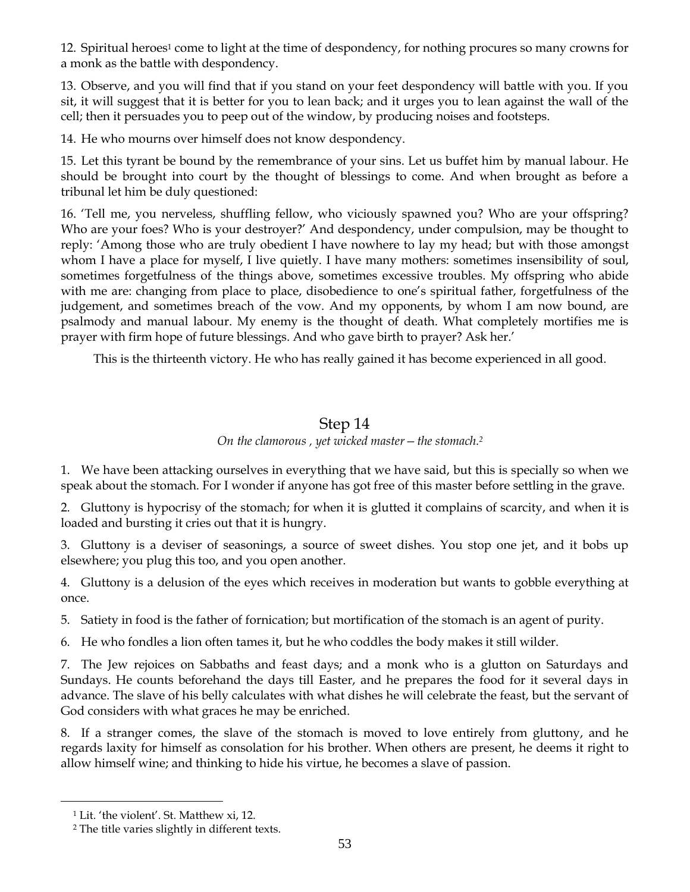12. Spiritual heroes[1] come to light at the time of despondency, for nothing procures so many crowns for a monk as the battle with despondency.

13. Observe, and you will find that if you stand on your feet despondency will battle with you. If you sit, it will suggest that it is better for you to lean back; and it urges you to lean against the wall of the cell; then it persuades you to peep out of the window, by producing noises and footsteps.

14. He who mourns over himself does not know despondency.

15. Let this tyrant be bound by the remembrance of your sins. Let us buffet him by manual labour. He should be brought into court by the thought of blessings to come. And when brought as before a tribunal let him be duly questioned:

16. 'Tell me, you nerveless, shuffling fellow, who viciously spawned you? Who are your offspring? Who are your foes? Who is your destroyer?' And despondency, under compulsion, may be thought to reply: 'Among those who are truly obedient I have nowhere to lay my head; but with those amongst whom I have a place for myself, I live quietly. I have many mothers: sometimes insensibility of soul, sometimes forgetfulness of the things above, sometimes excessive troubles. My offspring who abide with me are: changing from place to place, disobedience to one's spiritual father, forgetfulness of the judgement, and sometimes breach of the vow. And my opponents, by whom I am now bound, are psalmody and manual labour. My enemy is the thought of death. What completely mortifies me is prayer with firm hope of future blessings. And who gave birth to prayer? Ask her.'

This is the thirteenth victory. He who has really gained it has become experienced in all good.

## Step 14

*On the clamorous , yet wicked master – the stomach.*[2]

1. We have been attacking ourselves in everything that we have said, but this is specially so when we speak about the stomach. For I wonder if anyone has got free of this master before settling in the grave.

2. Gluttony is hypocrisy of the stomach; for when it is glutted it complains of scarcity, and when it is loaded and bursting it cries out that it is hungry.

3. Gluttony is a deviser of seasonings, a source of sweet dishes. You stop one jet, and it bobs up elsewhere; you plug this too, and you open another.

4. Gluttony is a delusion of the eyes which receives in moderation but wants to gobble everything at once.

5. Satiety in food is the father of fornication; but mortification of the stomach is an agent of purity.

6. He who fondles a lion often tames it, but he who coddles the body makes it still wilder.

7. The Jew rejoices on Sabbaths and feast days; and a monk who is a glutton on Saturdays and Sundays. He counts beforehand the days till Easter, and he prepares the food for it several days in advance. The slave of his belly calculates with what dishes he will celebrate the feast, but the servant of God considers with what graces he may be enriched.

8. If a stranger comes, the slave of the stomach is moved to love entirely from gluttony, and he regards laxity for himself as consolation for his brother. When others are present, he deems it right to allow himself wine; and thinking to hide his virtue, he becomes a slave of passion.

---

[1] Lit. 'the violent'. St. Matthew xi, 12.

[2] The title varies slightly in different texts.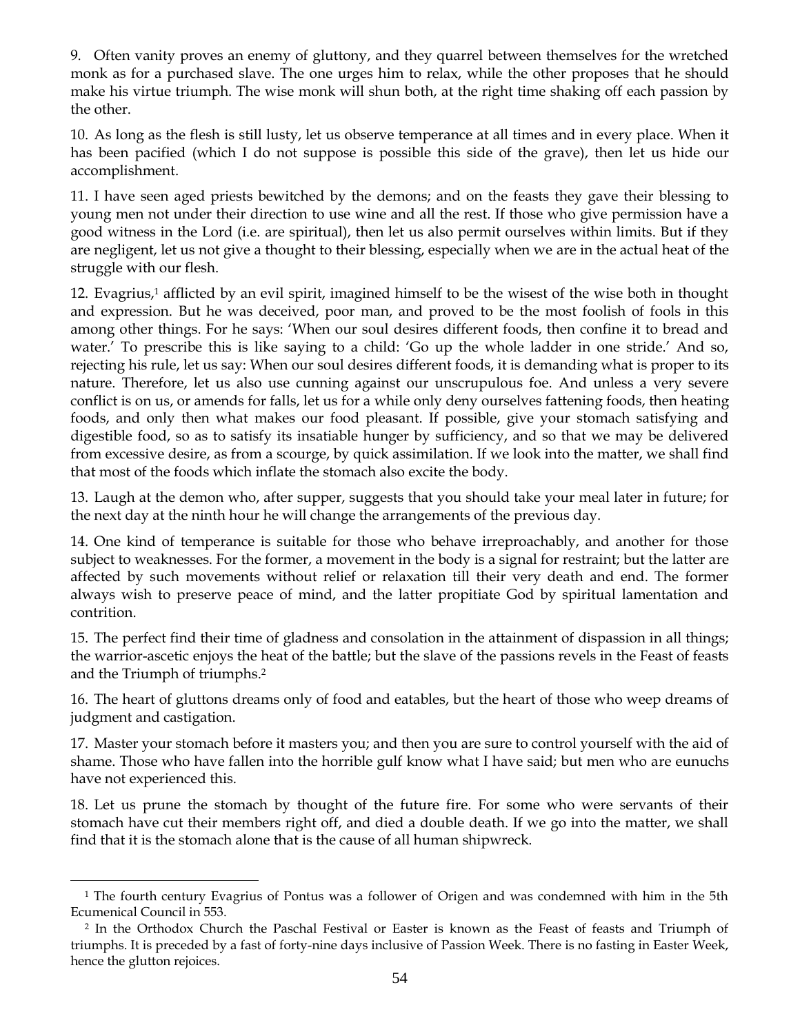9. Often vanity proves an enemy of gluttony, and they quarrel between themselves for the wretched monk as for a purchased slave. The one urges him to relax, while the other proposes that he should make his virtue triumph. The wise monk will shun both, at the right time shaking off each passion by the other.

10. As long as the flesh is still lusty, let us observe temperance at all times and in every place. When it has been pacified (which I do not suppose is possible this side of the grave), then let us hide our accomplishment.

11. I have seen aged priests bewitched by the demons; and on the feasts they gave their blessing to young men not under their direction to use wine and all the rest. If those who give permission have a good witness in the Lord (i.e. are spiritual), then let us also permit ourselves within limits. But if they are negligent, let us not give a thought to their blessing, especially when we are in the actual heat of the struggle with our flesh.

12. Evagrius,[1] afflicted by an evil spirit, imagined himself to be the wisest of the wise both in thought and expression. But he was deceived, poor man, and proved to be the most foolish of fools in this among other things. For he says: 'When our soul desires different foods, then confine it to bread and water.' To prescribe this is like saying to a child: 'Go up the whole ladder in one stride.' And so, rejecting his rule, let us say: When our soul desires different foods, it is demanding what is proper to its nature. Therefore, let us also use cunning against our unscrupulous foe. And unless a very severe conflict is on us, or amends for falls, let us for a while only deny ourselves fattening foods, then heating foods, and only then what makes our food pleasant. If possible, give your stomach satisfying and digestible food, so as to satisfy its insatiable hunger by sufficiency, and so that we may be delivered from excessive desire, as from a scourge, by quick assimilation. If we look into the matter, we shall find that most of the foods which inflate the stomach also excite the body.

13. Laugh at the demon who, after supper, suggests that you should take your meal later in future; for the next day at the ninth hour he will change the arrangements of the previous day.

14. One kind of temperance is suitable for those who behave irreproachably, and another for those subject to weaknesses. For the former, a movement in the body is a signal for restraint; but the latter are affected by such movements without relief or relaxation till their very death and end. The former always wish to preserve peace of mind, and the latter propitiate God by spiritual lamentation and contrition.

15. The perfect find their time of gladness and consolation in the attainment of dispassion in all things; the warrior-ascetic enjoys the heat of the battle; but the slave of the passions revels in the Feast of feasts and the Triumph of triumphs.[2]

16. The heart of gluttons dreams only of food and eatables, but the heart of those who weep dreams of judgment and castigation.

17. Master your stomach before it masters you; and then you are sure to control yourself with the aid of shame. Those who have fallen into the horrible gulf know what I have said; but men who are eunuchs have not experienced this.

18. Let us prune the stomach by thought of the future fire. For some who were servants of their stomach have cut their members right off, and died a double death. If we go into the matter, we shall find that it is the stomach alone that is the cause of all human shipwreck.

---

[1] The fourth century Evagrius of Pontus was a follower of Origen and was condemned with him in the 5th Ecumenical Council in 553.

[2] In the Orthodox Church the Paschal Festival or Easter is known as the Feast of feasts and Triumph of triumphs. It is preceded by a fast of forty-nine days inclusive of Passion Week. There is no fasting in Easter Week, hence the glutton rejoices.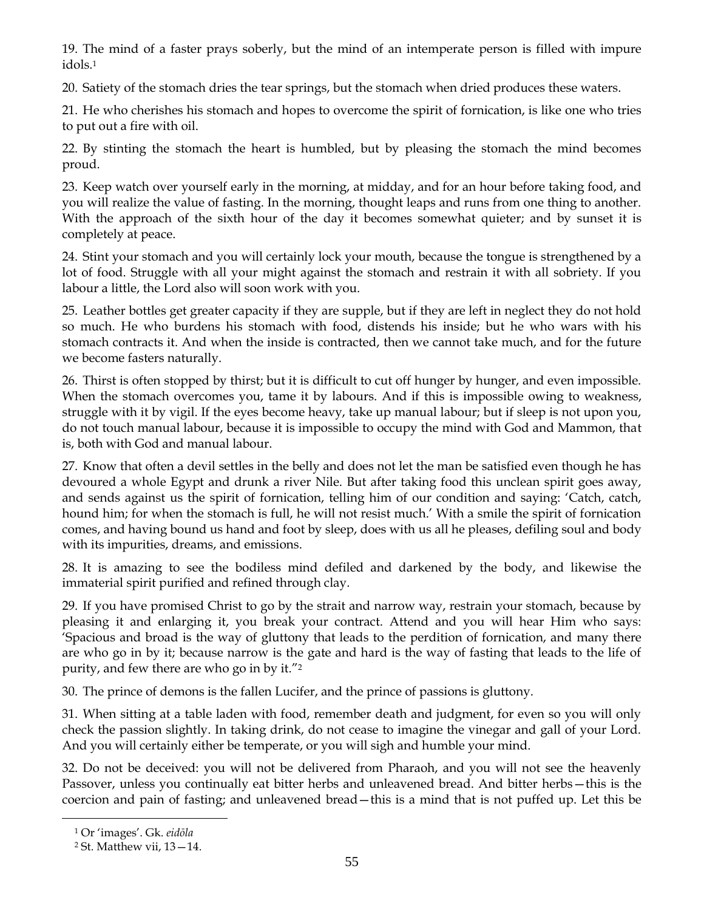19. The mind of a faster prays soberly, but the mind of an intemperate person is filled with impure idols.[1]

20. Satiety of the stomach dries the tear springs, but the stomach when dried produces these waters.

21. He who cherishes his stomach and hopes to overcome the spirit of fornication, is like one who tries to put out a fire with oil.

22. By stinting the stomach the heart is humbled, but by pleasing the stomach the mind becomes proud.

23. Keep watch over yourself early in the morning, at midday, and for an hour before taking food, and you will realize the value of fasting. In the morning, thought leaps and runs from one thing to another. With the approach of the sixth hour of the day it becomes somewhat quieter; and by sunset it is completely at peace.

24. Stint your stomach and you will certainly lock your mouth, because the tongue is strengthened by a lot of food. Struggle with all your might against the stomach and restrain it with all sobriety. If you labour a little, the Lord also will soon work with you.

25. Leather bottles get greater capacity if they are supple, but if they are left in neglect they do not hold so much. He who burdens his stomach with food, distends his inside; but he who wars with his stomach contracts it. And when the inside is contracted, then we cannot take much, and for the future we become fasters naturally.

26. Thirst is often stopped by thirst; but it is difficult to cut off hunger by hunger, and even impossible. When the stomach overcomes you, tame it by labours. And if this is impossible owing to weakness, struggle with it by vigil. If the eyes become heavy, take up manual labour; but if sleep is not upon you, do not touch manual labour, because it is impossible to occupy the mind with God and Mammon, that is, both with God and manual labour.

27. Know that often a devil settles in the belly and does not let the man be satisfied even though he has devoured a whole Egypt and drunk a river Nile. But after taking food this unclean spirit goes away, and sends against us the spirit of fornication, telling him of our condition and saying: 'Catch, catch, hound him; for when the stomach is full, he will not resist much.' With a smile the spirit of fornication comes, and having bound us hand and foot by sleep, does with us all he pleases, defiling soul and body with its impurities, dreams, and emissions.

28. It is amazing to see the bodiless mind defiled and darkened by the body, and likewise the immaterial spirit purified and refined through clay.

29. If you have promised Christ to go by the strait and narrow way, restrain your stomach, because by pleasing it and enlarging it, you break your contract. Attend and you will hear Him who says: 'Spacious and broad is the way of gluttony that leads to the perdition of fornication, and many there are who go in by it; because narrow is the gate and hard is the way of fasting that leads to the life of purity, and few there are who go in by it."[2]

30. The prince of demons is the fallen Lucifer, and the prince of passions is gluttony.

31. When sitting at a table laden with food, remember death and judgment, for even so you will only check the passion slightly. In taking drink, do not cease to imagine the vinegar and gall of your Lord. And you will certainly either be temperate, or you will sigh and humble your mind.

32. Do not be deceived: you will not be delivered from Pharaoh, and you will not see the heavenly Passover, unless you continually eat bitter herbs and unleavened bread. And bitter herbs—this is the coercion and pain of fasting; and unleavened bread—this is a mind that is not puffed up. Let this be

---

[1] Or 'images'. Gk. *eidōla*

[2] St. Matthew vii, 13—14.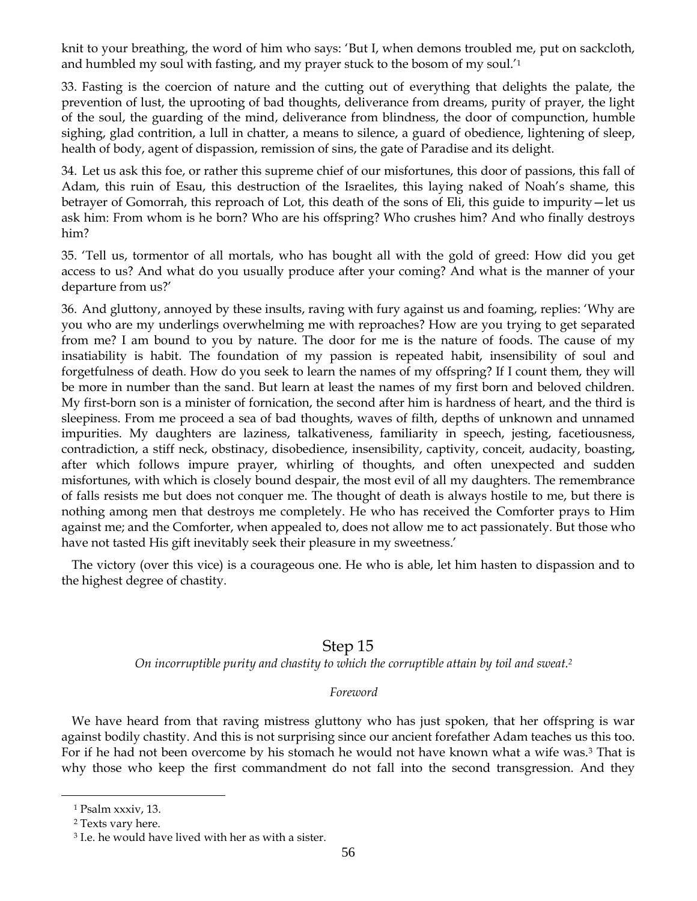knit to your breathing, the word of him who says: 'But I, when demons troubled me, put on sackcloth, and humbled my soul with fasting, and my prayer stuck to the bosom of my soul.'[1]

33. Fasting is the coercion of nature and the cutting out of everything that delights the palate, the prevention of lust, the uprooting of bad thoughts, deliverance from dreams, purity of prayer, the light of the soul, the guarding of the mind, deliverance from blindness, the door of compunction, humble sighing, glad contrition, a lull in chatter, a means to silence, a guard of obedience, lightening of sleep, health of body, agent of dispassion, remission of sins, the gate of Paradise and its delight.

34. Let us ask this foe, or rather this supreme chief of our misfortunes, this door of passions, this fall of Adam, this ruin of Esau, this destruction of the Israelites, this laying naked of Noah's shame, this betrayer of Gomorrah, this reproach of Lot, this death of the sons of Eli, this guide to impurity—let us ask him: From whom is he born? Who are his offspring? Who crushes him? And who finally destroys him?

35. 'Tell us, tormentor of all mortals, who has bought all with the gold of greed: How did you get access to us? And what do you usually produce after your coming? And what is the manner of your departure from us?'

36. And gluttony, annoyed by these insults, raving with fury against us and foaming, replies: 'Why are you who are my underlings overwhelming me with reproaches? How are you trying to get separated from me? I am bound to you by nature. The door for me is the nature of foods. The cause of my insatiability is habit. The foundation of my passion is repeated habit, insensibility of soul and forgetfulness of death. How do you seek to learn the names of my offspring? If I count them, they will be more in number than the sand. But learn at least the names of my first born and beloved children. My first-born son is a minister of fornication, the second after him is hardness of heart, and the third is sleepiness. From me proceed a sea of bad thoughts, waves of filth, depths of unknown and unnamed impurities. My daughters are laziness, talkativeness, familiarity in speech, jesting, facetiousness, contradiction, a stiff neck, obstinacy, disobedience, insensibility, captivity, conceit, audacity, boasting, after which follows impure prayer, whirling of thoughts, and often unexpected and sudden misfortunes, with which is closely bound despair, the most evil of all my daughters. The remembrance of falls resists me but does not conquer me. The thought of death is always hostile to me, but there is nothing among men that destroys me completely. He who has received the Comforter prays to Him against me; and the Comforter, when appealed to, does not allow me to act passionately. But those who have not tasted His gift inevitably seek their pleasure in my sweetness.'

The victory (over this vice) is a courageous one. He who is able, let him hasten to dispassion and to the highest degree of chastity.

## Step 15

*On incorruptible purity and chastity to which the corruptible attain by toil and sweat.*[2]

*Foreword*

We have heard from that raving mistress gluttony who has just spoken, that her offspring is war against bodily chastity. And this is not surprising since our ancient forefather Adam teaches us this too. For if he had not been overcome by his stomach he would not have known what a wife was.[3] That is why those who keep the first commandment do not fall into the second transgression. And they

---

[1] Psalm xxxiv, 13.

[2] Texts vary here.

[3] I.e. he would have lived with her as with a sister.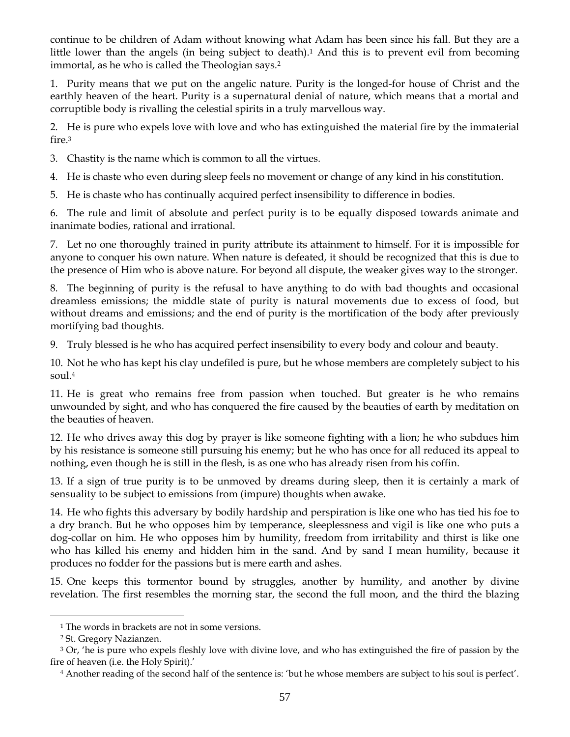continue to be children of Adam without knowing what Adam has been since his fall. But they are a little lower than the angels (in being subject to death).[1] And this is to prevent evil from becoming immortal, as he who is called the Theologian says.[2]

1. Purity means that we put on the angelic nature. Purity is the longed-for house of Christ and the earthly heaven of the heart. Purity is a supernatural denial of nature, which means that a mortal and corruptible body is rivalling the celestial spirits in a truly marvellous way.

2. He is pure who expels love with love and who has extinguished the material fire by the immaterial fire.[3]

3. Chastity is the name which is common to all the virtues.

4. He is chaste who even during sleep feels no movement or change of any kind in his constitution.

5. He is chaste who has continually acquired perfect insensibility to difference in bodies.

6. The rule and limit of absolute and perfect purity is to be equally disposed towards animate and inanimate bodies, rational and irrational.

7. Let no one thoroughly trained in purity attribute its attainment to himself. For it is impossible for anyone to conquer his own nature. When nature is defeated, it should be recognized that this is due to the presence of Him who is above nature. For beyond all dispute, the weaker gives way to the stronger.

8. The beginning of purity is the refusal to have anything to do with bad thoughts and occasional dreamless emissions; the middle state of purity is natural movements due to excess of food, but without dreams and emissions; and the end of purity is the mortification of the body after previously mortifying bad thoughts.

9. Truly blessed is he who has acquired perfect insensibility to every body and colour and beauty.

10. Not he who has kept his clay undefiled is pure, but he whose members are completely subject to his soul.[4]

11. He is great who remains free from passion when touched. But greater is he who remains unwounded by sight, and who has conquered the fire caused by the beauties of earth by meditation on the beauties of heaven.

12. He who drives away this dog by prayer is like someone fighting with a lion; he who subdues him by his resistance is someone still pursuing his enemy; but he who has once for all reduced its appeal to nothing, even though he is still in the flesh, is as one who has already risen from his coffin.

13. If a sign of true purity is to be unmoved by dreams during sleep, then it is certainly a mark of sensuality to be subject to emissions from (impure) thoughts when awake.

14. He who fights this adversary by bodily hardship and perspiration is like one who has tied his foe to a dry branch. But he who opposes him by temperance, sleeplessness and vigil is like one who puts a dog-collar on him. He who opposes him by humility, freedom from irritability and thirst is like one who has killed his enemy and hidden him in the sand. And by sand I mean humility, because it produces no fodder for the passions but is mere earth and ashes.

15. One keeps this tormentor bound by struggles, another by humility, and another by divine revelation. The first resembles the morning star, the second the full moon, and the third the blazing

---

[1] The words in brackets are not in some versions.

[2] St. Gregory Nazianzen.

[3] Or, 'he is pure who expels fleshly love with divine love, and who has extinguished the fire of passion by the fire of heaven (i.e. the Holy Spirit).'

[4] Another reading of the second half of the sentence is: 'but he whose members are subject to his soul is perfect'.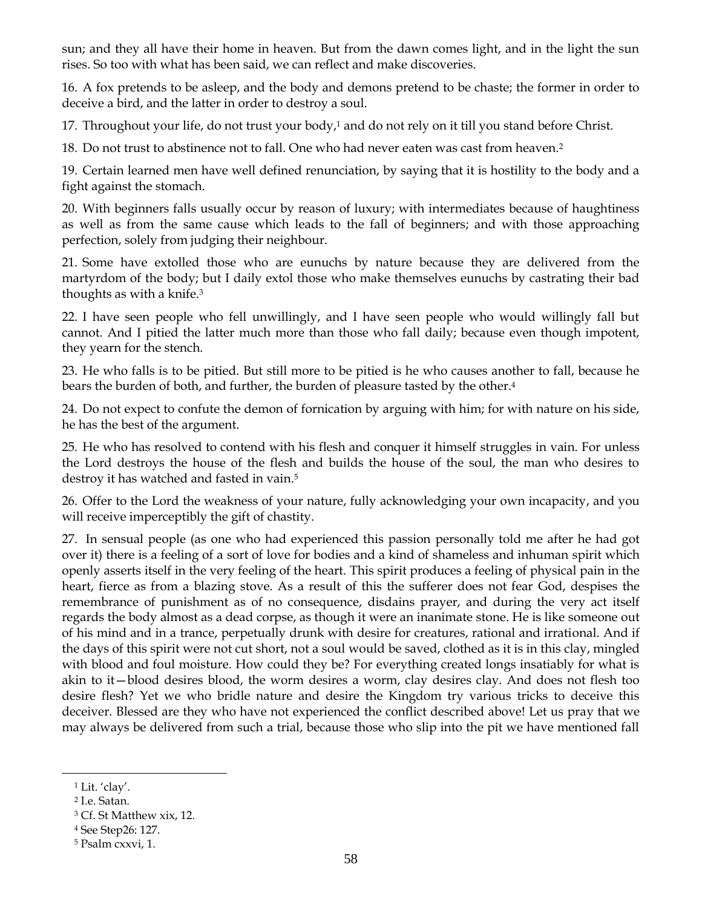sun; and they all have their home in heaven. But from the dawn comes light, and in the light the sun rises. So too with what has been said, we can reflect and make discoveries.

16. A fox pretends to be asleep, and the body and demons pretend to be chaste; the former in order to deceive a bird, and the latter in order to destroy a soul.

17. Throughout your life, do not trust your body,[1] and do not rely on it till you stand before Christ.

18. Do not trust to abstinence not to fall. One who had never eaten was cast from heaven.[2]

19. Certain learned men have well defined renunciation, by saying that it is hostility to the body and a fight against the stomach.

20. With beginners falls usually occur by reason of luxury; with intermediates because of haughtiness as well as from the same cause which leads to the fall of beginners; and with those approaching perfection, solely from judging their neighbour.

21. Some have extolled those who are eunuchs by nature because they are delivered from the martyrdom of the body; but I daily extol those who make themselves eunuchs by castrating their bad thoughts as with a knife.[3]

22. I have seen people who fell unwillingly, and I have seen people who would willingly fall but cannot. And I pitied the latter much more than those who fall daily; because even though impotent, they yearn for the stench.

23. He who falls is to be pitied. But still more to be pitied is he who causes another to fall, because he bears the burden of both, and further, the burden of pleasure tasted by the other.[4]

24. Do not expect to confute the demon of fornication by arguing with him; for with nature on his side, he has the best of the argument.

25. He who has resolved to contend with his flesh and conquer it himself struggles in vain. For unless the Lord destroys the house of the flesh and builds the house of the soul, the man who desires to destroy it has watched and fasted in vain.[5]

26. Offer to the Lord the weakness of your nature, fully acknowledging your own incapacity, and you will receive imperceptibly the gift of chastity.

27. In sensual people (as one who had experienced this passion personally told me after he had got over it) there is a feeling of a sort of love for bodies and a kind of shameless and inhuman spirit which openly asserts itself in the very feeling of the heart. This spirit produces a feeling of physical pain in the heart, fierce as from a blazing stove. As a result of this the sufferer does not fear God, despises the remembrance of punishment as of no consequence, disdains prayer, and during the very act itself regards the body almost as a dead corpse, as though it were an inanimate stone. He is like someone out of his mind and in a trance, perpetually drunk with desire for creatures, rational and irrational. And if the days of this spirit were not cut short, not a soul would be saved, clothed as it is in this clay, mingled with blood and foul moisture. How could they be? For everything created longs insatiably for what is akin to it—blood desires blood, the worm desires a worm, clay desires clay. And does not flesh too desire flesh? Yet we who bridle nature and desire the Kingdom try various tricks to deceive this deceiver. Blessed are they who have not experienced the conflict described above! Let us pray that we may always be delivered from such a trial, because those who slip into the pit we have mentioned fall

---

[1] Lit. 'clay'.

[2] I.e. Satan.

[3] Cf. St Matthew xix, 12.

[4] See Step26: 127.

[5] Psalm cxxvi, 1.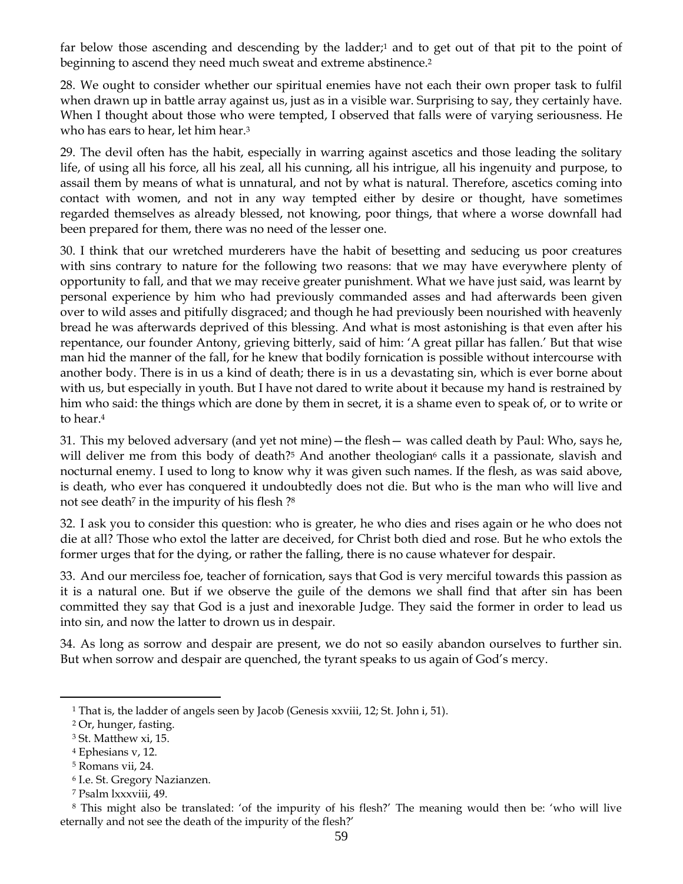far below those ascending and descending by the ladder;[1] and to get out of that pit to the point of beginning to ascend they need much sweat and extreme abstinence.[2]

28. We ought to consider whether our spiritual enemies have not each their own proper task to fulfil when drawn up in battle array against us, just as in a visible war. Surprising to say, they certainly have. When I thought about those who were tempted, I observed that falls were of varying seriousness. He who has ears to hear, let him hear.[3]

29. The devil often has the habit, especially in warring against ascetics and those leading the solitary life, of using all his force, all his zeal, all his cunning, all his intrigue, all his ingenuity and purpose, to assail them by means of what is unnatural, and not by what is natural. Therefore, ascetics coming into contact with women, and not in any way tempted either by desire or thought, have sometimes regarded themselves as already blessed, not knowing, poor things, that where a worse downfall had been prepared for them, there was no need of the lesser one.

30. I think that our wretched murderers have the habit of besetting and seducing us poor creatures with sins contrary to nature for the following two reasons: that we may have everywhere plenty of opportunity to fall, and that we may receive greater punishment. What we have just said, was learnt by personal experience by him who had previously commanded asses and had afterwards been given over to wild asses and pitifully disgraced; and though he had previously been nourished with heavenly bread he was afterwards deprived of this blessing. And what is most astonishing is that even after his repentance, our founder Antony, grieving bitterly, said of him: 'A great pillar has fallen.' But that wise man hid the manner of the fall, for he knew that bodily fornication is possible without intercourse with another body. There is in us a kind of death; there is in us a devastating sin, which is ever borne about with us, but especially in youth. But I have not dared to write about it because my hand is restrained by him who said: the things which are done by them in secret, it is a shame even to speak of, or to write or to hear.[4]

31. This my beloved adversary (and yet not mine)—the flesh— was called death by Paul: Who, says he, will deliver me from this body of death?[5] And another theologian[6] calls it a passionate, slavish and nocturnal enemy. I used to long to know why it was given such names. If the flesh, as was said above, is death, who ever has conquered it undoubtedly does not die. But who is the man who will live and not see death[7] in the impurity of his flesh ?[8]

32. I ask you to consider this question: who is greater, he who dies and rises again or he who does not die at all? Those who extol the latter are deceived, for Christ both died and rose. But he who extols the former urges that for the dying, or rather the falling, there is no cause whatever for despair.

33. And our merciless foe, teacher of fornication, says that God is very merciful towards this passion as it is a natural one. But if we observe the guile of the demons we shall find that after sin has been committed they say that God is a just and inexorable Judge. They said the former in order to lead us into sin, and now the latter to drown us in despair.

34. As long as sorrow and despair are present, we do not so easily abandon ourselves to further sin. But when sorrow and despair are quenched, the tyrant speaks to us again of God's mercy.

---

[1] That is, the ladder of angels seen by Jacob (Genesis xxviii, 12; St. John i, 51).

[2] Or, hunger, fasting.

[3] St. Matthew xi, 15.

[4] Ephesians v, 12.

[5] Romans vii, 24.

[6] I.e. St. Gregory Nazianzen.

[7] Psalm lxxxviii, 49.

[8] This might also be translated: 'of the impurity of his flesh?' The meaning would then be: 'who will live eternally and not see the death of the impurity of the flesh?'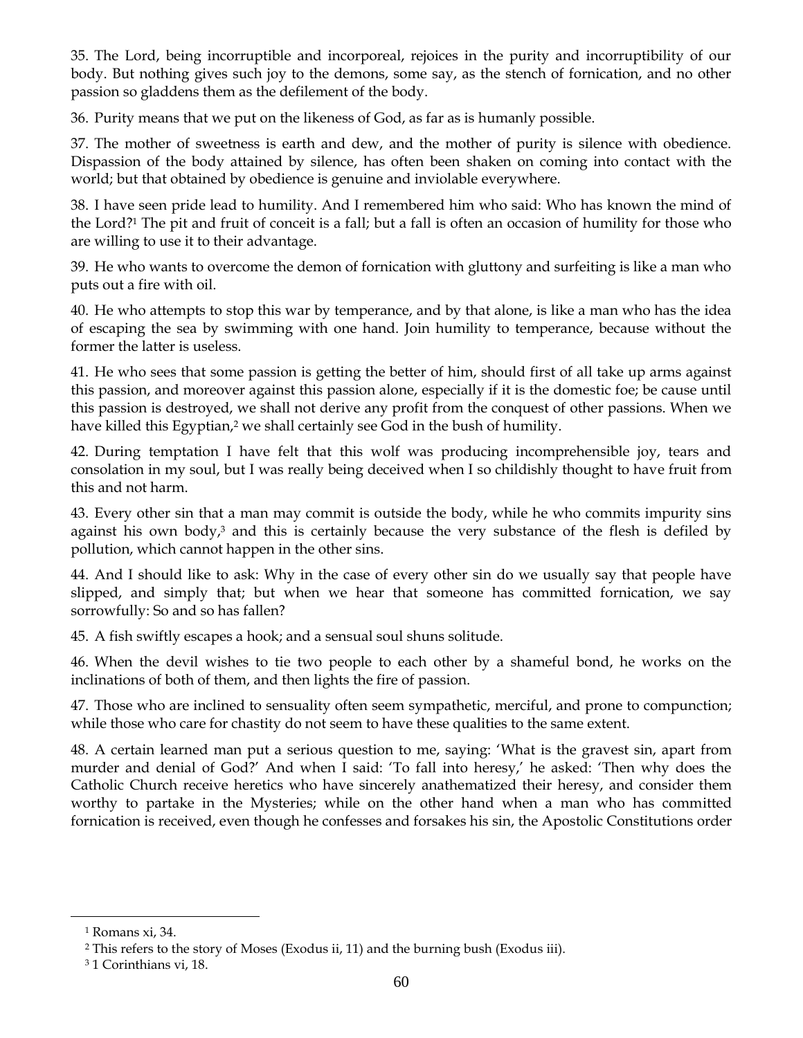35. The Lord, being incorruptible and incorporeal, rejoices in the purity and incorruptibility of our body. But nothing gives such joy to the demons, some say, as the stench of fornication, and no other passion so gladdens them as the defilement of the body.

36. Purity means that we put on the likeness of God, as far as is humanly possible.

37. The mother of sweetness is earth and dew, and the mother of purity is silence with obedience. Dispassion of the body attained by silence, has often been shaken on coming into contact with the world; but that obtained by obedience is genuine and inviolable everywhere.

38. I have seen pride lead to humility. And I remembered him who said: Who has known the mind of the Lord?[1] The pit and fruit of conceit is a fall; but a fall is often an occasion of humility for those who are willing to use it to their advantage.

39. He who wants to overcome the demon of fornication with gluttony and surfeiting is like a man who puts out a fire with oil.

40. He who attempts to stop this war by temperance, and by that alone, is like a man who has the idea of escaping the sea by swimming with one hand. Join humility to temperance, because without the former the latter is useless.

41. He who sees that some passion is getting the better of him, should first of all take up arms against this passion, and moreover against this passion alone, especially if it is the domestic foe; be cause until this passion is destroyed, we shall not derive any profit from the conquest of other passions. When we have killed this Egyptian,[2] we shall certainly see God in the bush of humility.

42. During temptation I have felt that this wolf was producing incomprehensible joy, tears and consolation in my soul, but I was really being deceived when I so childishly thought to have fruit from this and not harm.

43. Every other sin that a man may commit is outside the body, while he who commits impurity sins against his own body,[3] and this is certainly because the very substance of the flesh is defiled by pollution, which cannot happen in the other sins.

44. And I should like to ask: Why in the case of every other sin do we usually say that people have slipped, and simply that; but when we hear that someone has committed fornication, we say sorrowfully: So and so has fallen?

45. A fish swiftly escapes a hook; and a sensual soul shuns solitude.

46. When the devil wishes to tie two people to each other by a shameful bond, he works on the inclinations of both of them, and then lights the fire of passion.

47. Those who are inclined to sensuality often seem sympathetic, merciful, and prone to compunction; while those who care for chastity do not seem to have these qualities to the same extent.

48. A certain learned man put a serious question to me, saying: 'What is the gravest sin, apart from murder and denial of God?' And when I said: 'To fall into heresy,' he asked: 'Then why does the Catholic Church receive heretics who have sincerely anathematized their heresy, and consider them worthy to partake in the Mysteries; while on the other hand when a man who has committed fornication is received, even though he confesses and forsakes his sin, the Apostolic Constitutions order

[1] Romans xi, 34.

[2] This refers to the story of Moses (Exodus ii, 11) and the burning bush (Exodus iii).

[3] 1 Corinthians vi, 18.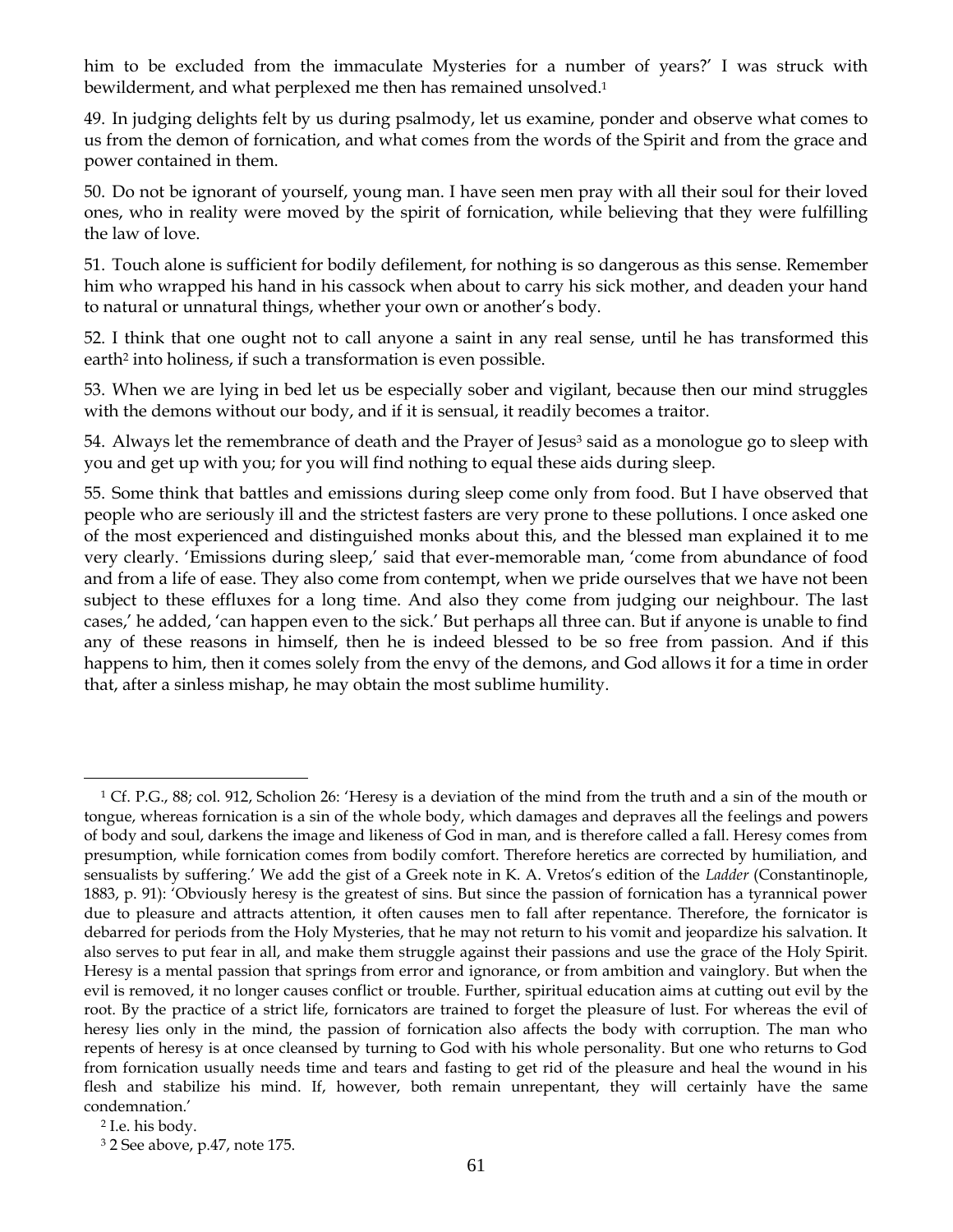him to be excluded from the immaculate Mysteries for a number of years?’ I was struck with bewilderment, and what perplexed me then has remained unsolved.[1]

49. In judging delights felt by us during psalmody, let us examine, ponder and observe what comes to us from the demon of fornication, and what comes from the words of the Spirit and from the grace and power contained in them.

50. Do not be ignorant of yourself, young man. I have seen men pray with all their soul for their loved ones, who in reality were moved by the spirit of fornication, while believing that they were fulfilling the law of love.

51. Touch alone is sufficient for bodily defilement, for nothing is so dangerous as this sense. Remember him who wrapped his hand in his cassock when about to carry his sick mother, and deaden your hand to natural or unnatural things, whether your own or another’s body.

52. I think that one ought not to call anyone a saint in any real sense, until he has transformed this earth[2] into holiness, if such a transformation is even possible.

53. When we are lying in bed let us be especially sober and vigilant, because then our mind struggles with the demons without our body, and if it is sensual, it readily becomes a traitor.

54. Always let the remembrance of death and the Prayer of Jesus[3] said as a monologue go to sleep with you and get up with you; for you will find nothing to equal these aids during sleep.

55. Some think that battles and emissions during sleep come only from food. But I have observed that people who are seriously ill and the strictest fasters are very prone to these pollutions. I once asked one of the most experienced and distinguished monks about this, and the blessed man explained it to me very clearly. ‘Emissions during sleep,’ said that ever-memorable man, ‘come from abundance of food and from a life of ease. They also come from contempt, when we pride ourselves that we have not been subject to these effluxes for a long time. And also they come from judging our neighbour. The last cases,’ he added, ‘can happen even to the sick.’ But perhaps all three can. But if anyone is unable to find any of these reasons in himself, then he is indeed blessed to be so free from passion. And if this happens to him, then it comes solely from the envy of the demons, and God allows it for a time in order that, after a sinless mishap, he may obtain the most sublime humility.

---

[1] Cf. P.G., 88; col. 912, Scholion 26: ‘Heresy is a deviation of the mind from the truth and a sin of the mouth or tongue, whereas fornication is a sin of the whole body, which damages and depraves all the feelings and powers of body and soul, darkens the image and likeness of God in man, and is therefore called a fall. Heresy comes from presumption, while fornication comes from bodily comfort. Therefore heretics are corrected by humiliation, and sensualists by suffering.’ We add the gist of a Greek note in K. A. Vretos’s edition of the *Ladder* (Constantinople, 1883, p. 91): ‘Obviously heresy is the greatest of sins. But since the passion of fornication has a tyrannical power due to pleasure and attracts attention, it often causes men to fall after repentance. Therefore, the fornicator is debarred for periods from the Holy Mysteries, that he may not return to his vomit and jeopardize his salvation. It also serves to put fear in all, and make them struggle against their passions and use the grace of the Holy Spirit. Heresy is a mental passion that springs from error and ignorance, or from ambition and vainglory. But when the evil is removed, it no longer causes conflict or trouble. Further, spiritual education aims at cutting out evil by the root. By the practice of a strict life, fornicators are trained to forget the pleasure of lust. For whereas the evil of heresy lies only in the mind, the passion of fornication also affects the body with corruption. The man who repents of heresy is at once cleansed by turning to God with his whole personality. But one who returns to God from fornication usually needs time and tears and fasting to get rid of the pleasure and heal the wound in his flesh and stabilize his mind. If, however, both remain unrepentant, they will certainly have the same condemnation.’

[2] I.e. his body.

[3] 2 See above, p.47, note 175.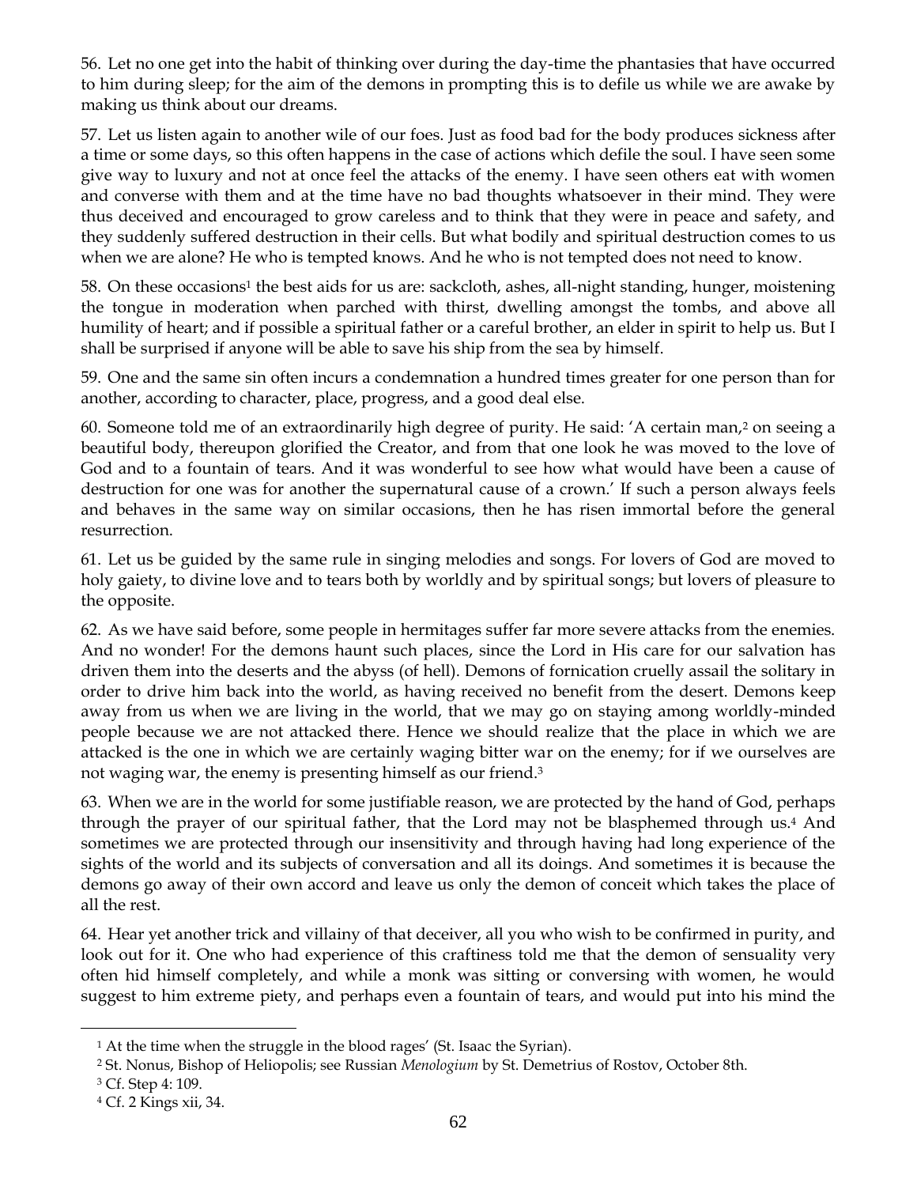56. Let no one get into the habit of thinking over during the day-time the phantasies that have occurred to him during sleep; for the aim of the demons in prompting this is to defile us while we are awake by making us think about our dreams.

57. Let us listen again to another wile of our foes. Just as food bad for the body produces sickness after a time or some days, so this often happens in the case of actions which defile the soul. I have seen some give way to luxury and not at once feel the attacks of the enemy. I have seen others eat with women and converse with them and at the time have no bad thoughts whatsoever in their mind. They were thus deceived and encouraged to grow careless and to think that they were in peace and safety, and they suddenly suffered destruction in their cells. But what bodily and spiritual destruction comes to us when we are alone? He who is tempted knows. And he who is not tempted does not need to know.

58. On these occasions[1] the best aids for us are: sackcloth, ashes, all-night standing, hunger, moistening the tongue in moderation when parched with thirst, dwelling amongst the tombs, and above all humility of heart; and if possible a spiritual father or a careful brother, an elder in spirit to help us. But I shall be surprised if anyone will be able to save his ship from the sea by himself.

59. One and the same sin often incurs a condemnation a hundred times greater for one person than for another, according to character, place, progress, and a good deal else.

60. Someone told me of an extraordinarily high degree of purity. He said: 'A certain man,[2] on seeing a beautiful body, thereupon glorified the Creator, and from that one look he was moved to the love of God and to a fountain of tears. And it was wonderful to see how what would have been a cause of destruction for one was for another the supernatural cause of a crown.' If such a person always feels and behaves in the same way on similar occasions, then he has risen immortal before the general resurrection.

61. Let us be guided by the same rule in singing melodies and songs. For lovers of God are moved to holy gaiety, to divine love and to tears both by worldly and by spiritual songs; but lovers of pleasure to the opposite.

62. As we have said before, some people in hermitages suffer far more severe attacks from the enemies. And no wonder! For the demons haunt such places, since the Lord in His care for our salvation has driven them into the deserts and the abyss (of hell). Demons of fornication cruelly assail the solitary in order to drive him back into the world, as having received no benefit from the desert. Demons keep away from us when we are living in the world, that we may go on staying among worldly-minded people because we are not attacked there. Hence we should realize that the place in which we are attacked is the one in which we are certainly waging bitter war on the enemy; for if we ourselves are not waging war, the enemy is presenting himself as our friend.[3]

63. When we are in the world for some justifiable reason, we are protected by the hand of God, perhaps through the prayer of our spiritual father, that the Lord may not be blasphemed through us.[4] And sometimes we are protected through our insensitivity and through having had long experience of the sights of the world and its subjects of conversation and all its doings. And sometimes it is because the demons go away of their own accord and leave us only the demon of conceit which takes the place of all the rest.

64. Hear yet another trick and villainy of that deceiver, all you who wish to be confirmed in purity, and look out for it. One who had experience of this craftiness told me that the demon of sensuality very often hid himself completely, and while a monk was sitting or conversing with women, he would suggest to him extreme piety, and perhaps even a fountain of tears, and would put into his mind the

---

[1] At the time when the struggle in the blood rages' (St. Isaac the Syrian).

[2] St. Nonus, Bishop of Heliopolis; see Russian *Menologium* by St. Demetrius of Rostov, October 8th.

[3] Cf. Step 4: 109.

[4] Cf. 2 Kings xii, 34.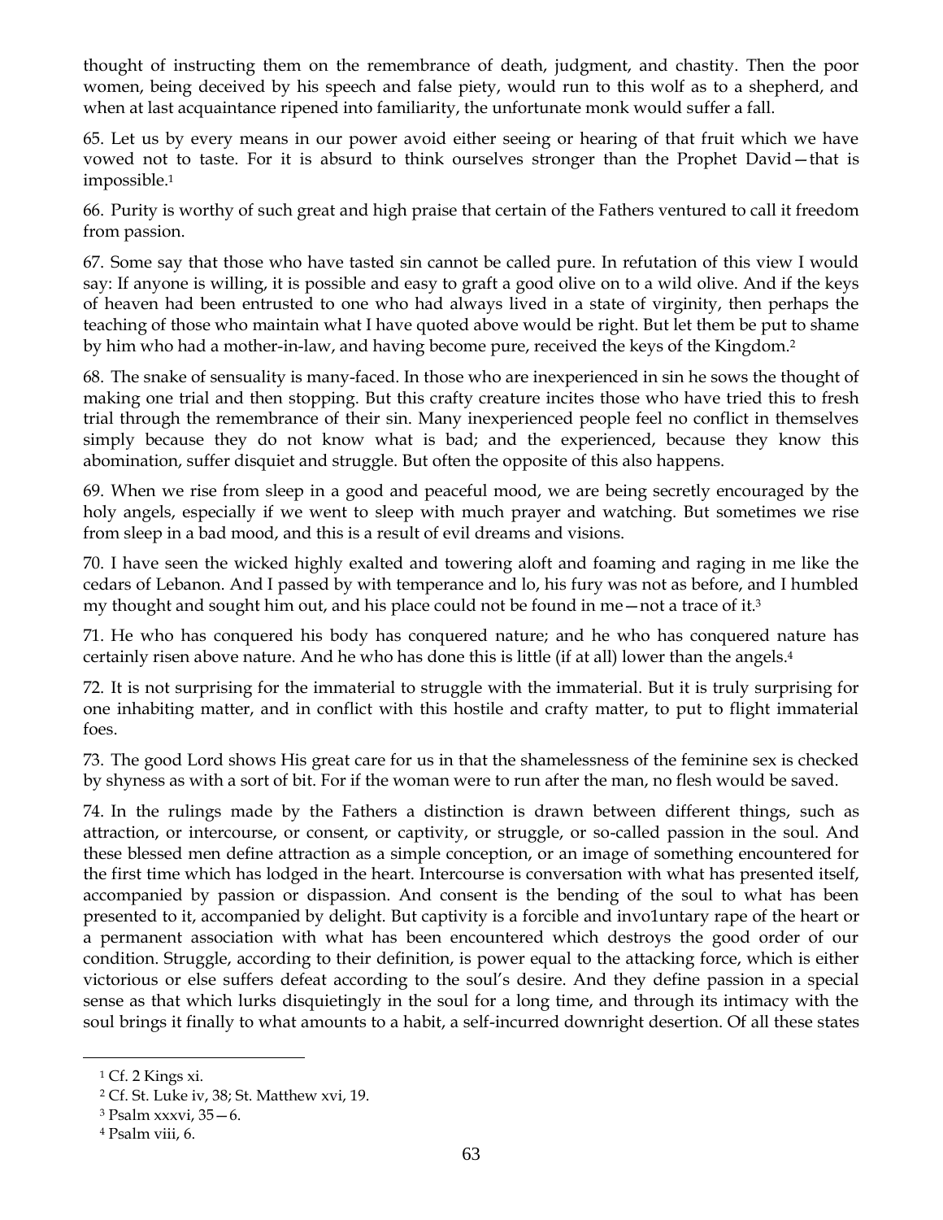thought of instructing them on the remembrance of death, judgment, and chastity. Then the poor women, being deceived by his speech and false piety, would run to this wolf as to a shepherd, and when at last acquaintance ripened into familiarity, the unfortunate monk would suffer a fall.

65. Let us by every means in our power avoid either seeing or hearing of that fruit which we have vowed not to taste. For it is absurd to think ourselves stronger than the Prophet David—that is impossible.[1]

66. Purity is worthy of such great and high praise that certain of the Fathers ventured to call it freedom from passion.

67. Some say that those who have tasted sin cannot be called pure. In refutation of this view I would say: If anyone is willing, it is possible and easy to graft a good olive on to a wild olive. And if the keys of heaven had been entrusted to one who had always lived in a state of virginity, then perhaps the teaching of those who maintain what I have quoted above would be right. But let them be put to shame by him who had a mother-in-law, and having become pure, received the keys of the Kingdom.[2]

68. The snake of sensuality is many-faced. In those who are inexperienced in sin he sows the thought of making one trial and then stopping. But this crafty creature incites those who have tried this to fresh trial through the remembrance of their sin. Many inexperienced people feel no conflict in themselves simply because they do not know what is bad; and the experienced, because they know this abomination, suffer disquiet and struggle. But often the opposite of this also happens.

69. When we rise from sleep in a good and peaceful mood, we are being secretly encouraged by the holy angels, especially if we went to sleep with much prayer and watching. But sometimes we rise from sleep in a bad mood, and this is a result of evil dreams and visions.

70. I have seen the wicked highly exalted and towering aloft and foaming and raging in me like the cedars of Lebanon. And I passed by with temperance and lo, his fury was not as before, and I humbled my thought and sought him out, and his place could not be found in me—not a trace of it.[3]

71. He who has conquered his body has conquered nature; and he who has conquered nature has certainly risen above nature. And he who has done this is little (if at all) lower than the angels.[4]

72. It is not surprising for the immaterial to struggle with the immaterial. But it is truly surprising for one inhabiting matter, and in conflict with this hostile and crafty matter, to put to flight immaterial foes.

73. The good Lord shows His great care for us in that the shamelessness of the feminine sex is checked by shyness as with a sort of bit. For if the woman were to run after the man, no flesh would be saved.

74. In the rulings made by the Fathers a distinction is drawn between different things, such as attraction, or intercourse, or consent, or captivity, or struggle, or so-called passion in the soul. And these blessed men define attraction as a simple conception, or an image of something encountered for the first time which has lodged in the heart. Intercourse is conversation with what has presented itself, accompanied by passion or dispassion. And consent is the bending of the soul to what has been presented to it, accompanied by delight. But captivity is a forcible and invo1untary rape of the heart or a permanent association with what has been encountered which destroys the good order of our condition. Struggle, according to their definition, is power equal to the attacking force, which is either victorious or else suffers defeat according to the soul's desire. And they define passion in a special sense as that which lurks disquietingly in the soul for a long time, and through its intimacy with the soul brings it finally to what amounts to a habit, a self-incurred downright desertion. Of all these states

[1] Cf. 2 Kings xi.

[2] Cf. St. Luke iv, 38; St. Matthew xvi, 19.

[3] Psalm xxxvi, 35—6.

[4] Psalm viii, 6.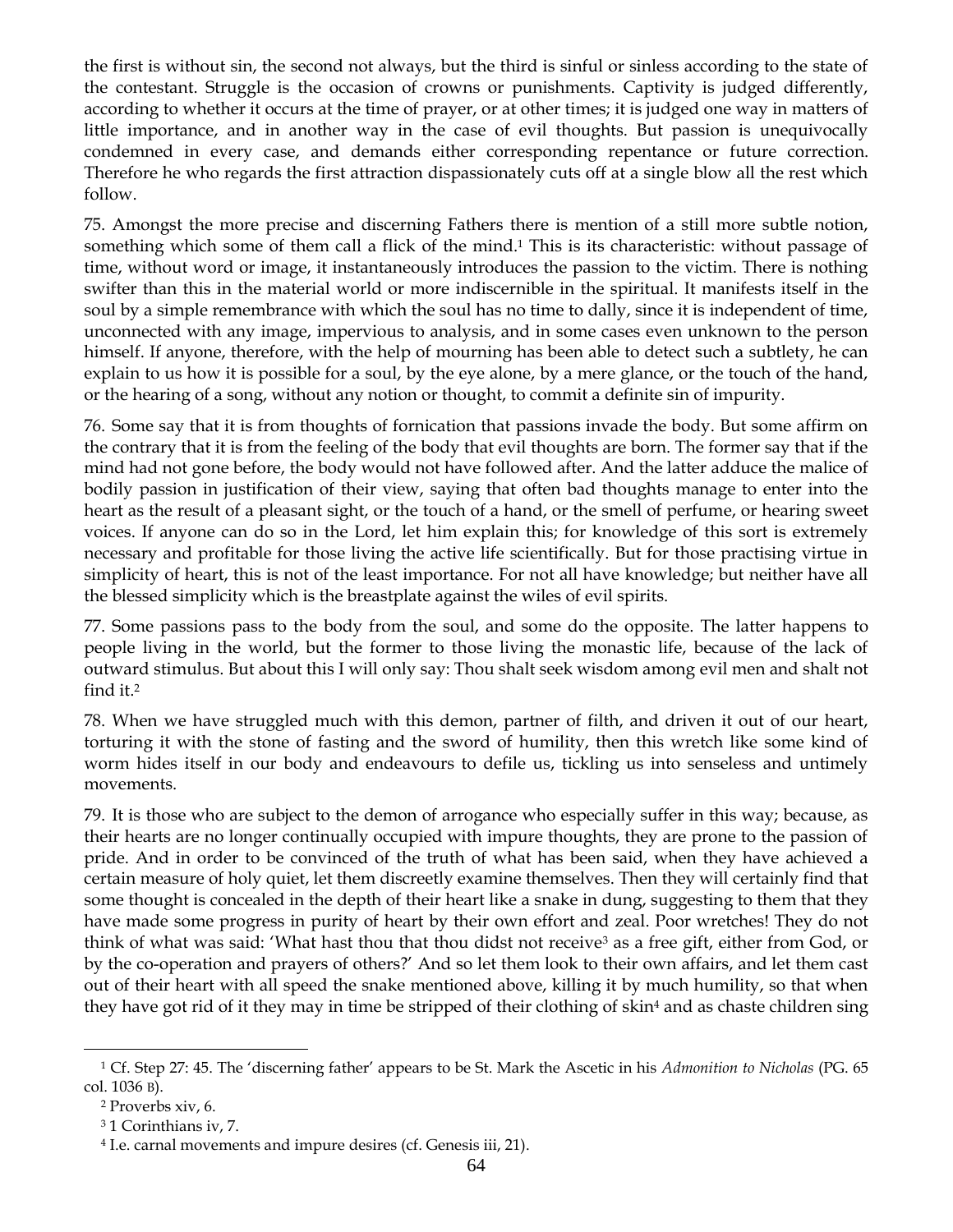the first is without sin, the second not always, but the third is sinful or sinless according to the state of the contestant. Struggle is the occasion of crowns or punishments. Captivity is judged differently, according to whether it occurs at the time of prayer, or at other times; it is judged one way in matters of little importance, and in another way in the case of evil thoughts. But passion is unequivocally condemned in every case, and demands either corresponding repentance or future correction. Therefore he who regards the first attraction dispassionately cuts off at a single blow all the rest which follow.

75. Amongst the more precise and discerning Fathers there is mention of a still more subtle notion, something which some of them call a flick of the mind.[1] This is its characteristic: without passage of time, without word or image, it instantaneously introduces the passion to the victim. There is nothing swifter than this in the material world or more indiscernible in the spiritual. It manifests itself in the soul by a simple remembrance with which the soul has no time to dally, since it is independent of time, unconnected with any image, impervious to analysis, and in some cases even unknown to the person himself. If anyone, therefore, with the help of mourning has been able to detect such a subtlety, he can explain to us how it is possible for a soul, by the eye alone, by a mere glance, or the touch of the hand, or the hearing of a song, without any notion or thought, to commit a definite sin of impurity.

76. Some say that it is from thoughts of fornication that passions invade the body. But some affirm on the contrary that it is from the feeling of the body that evil thoughts are born. The former say that if the mind had not gone before, the body would not have followed after. And the latter adduce the malice of bodily passion in justification of their view, saying that often bad thoughts manage to enter into the heart as the result of a pleasant sight, or the touch of a hand, or the smell of perfume, or hearing sweet voices. If anyone can do so in the Lord, let him explain this; for knowledge of this sort is extremely necessary and profitable for those living the active life scientifically. But for those practising virtue in simplicity of heart, this is not of the least importance. For not all have knowledge; but neither have all the blessed simplicity which is the breastplate against the wiles of evil spirits.

77. Some passions pass to the body from the soul, and some do the opposite. The latter happens to people living in the world, but the former to those living the monastic life, because of the lack of outward stimulus. But about this I will only say: Thou shalt seek wisdom among evil men and shalt not find it.[2]

78. When we have struggled much with this demon, partner of filth, and driven it out of our heart, torturing it with the stone of fasting and the sword of humility, then this wretch like some kind of worm hides itself in our body and endeavours to defile us, tickling us into senseless and untimely movements.

79. It is those who are subject to the demon of arrogance who especially suffer in this way; because, as their hearts are no longer continually occupied with impure thoughts, they are prone to the passion of pride. And in order to be convinced of the truth of what has been said, when they have achieved a certain measure of holy quiet, let them discreetly examine themselves. Then they will certainly find that some thought is concealed in the depth of their heart like a snake in dung, suggesting to them that they have made some progress in purity of heart by their own effort and zeal. Poor wretches! They do not think of what was said: 'What hast thou that thou didst not receive[3] as a free gift, either from God, or by the co-operation and prayers of others?' And so let them look to their own affairs, and let them cast out of their heart with all speed the snake mentioned above, killing it by much humility, so that when they have got rid of it they may in time be stripped of their clothing of skin[4] and as chaste children sing

---

[1] Cf. Step 27: 45. The 'discerning father' appears to be St. Mark the Ascetic in his *Admonition to Nicholas* (PG. 65 col. 1036 B).

[2] Proverbs xiv, 6.

[3] 1 Corinthians iv, 7.

[4] I.e. carnal movements and impure desires (cf. Genesis iii, 21).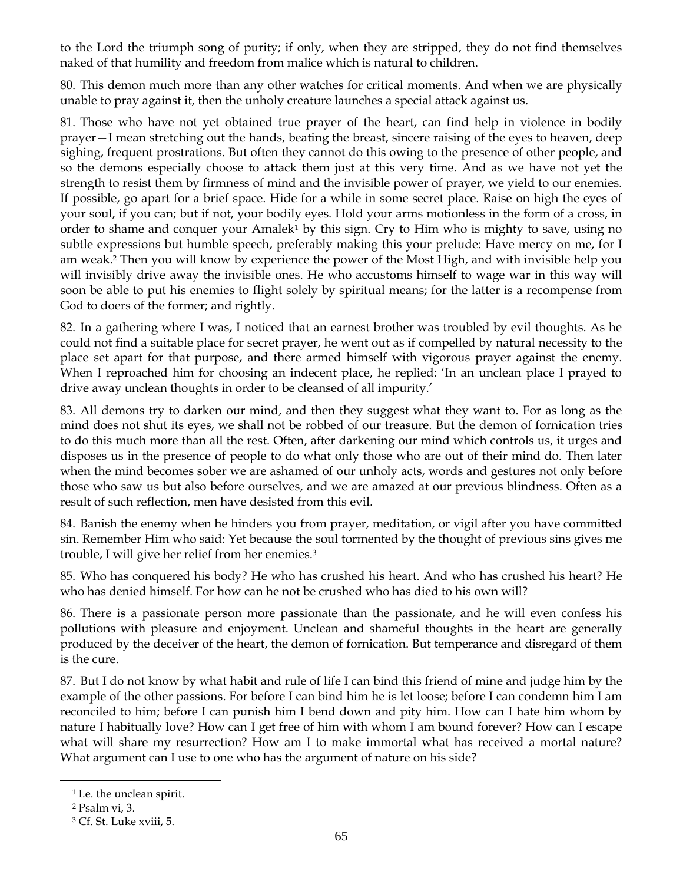to the Lord the triumph song of purity; if only, when they are stripped, they do not find themselves naked of that humility and freedom from malice which is natural to children.

80. This demon much more than any other watches for critical moments. And when we are physically unable to pray against it, then the unholy creature launches a special attack against us.

81. Those who have not yet obtained true prayer of the heart, can find help in violence in bodily prayer—I mean stretching out the hands, beating the breast, sincere raising of the eyes to heaven, deep sighing, frequent prostrations. But often they cannot do this owing to the presence of other people, and so the demons especially choose to attack them just at this very time. And as we have not yet the strength to resist them by firmness of mind and the invisible power of prayer, we yield to our enemies. If possible, go apart for a brief space. Hide for a while in some secret place. Raise on high the eyes of your soul, if you can; but if not, your bodily eyes. Hold your arms motionless in the form of a cross, in order to shame and conquer your Amalek[1] by this sign. Cry to Him who is mighty to save, using no subtle expressions but humble speech, preferably making this your prelude: Have mercy on me, for I am weak.[2] Then you will know by experience the power of the Most High, and with invisible help you will invisibly drive away the invisible ones. He who accustoms himself to wage war in this way will soon be able to put his enemies to flight solely by spiritual means; for the latter is a recompense from God to doers of the former; and rightly.

82. In a gathering where I was, I noticed that an earnest brother was troubled by evil thoughts. As he could not find a suitable place for secret prayer, he went out as if compelled by natural necessity to the place set apart for that purpose, and there armed himself with vigorous prayer against the enemy. When I reproached him for choosing an indecent place, he replied: 'In an unclean place I prayed to drive away unclean thoughts in order to be cleansed of all impurity.'

83. All demons try to darken our mind, and then they suggest what they want to. For as long as the mind does not shut its eyes, we shall not be robbed of our treasure. But the demon of fornication tries to do this much more than all the rest. Often, after darkening our mind which controls us, it urges and disposes us in the presence of people to do what only those who are out of their mind do. Then later when the mind becomes sober we are ashamed of our unholy acts, words and gestures not only before those who saw us but also before ourselves, and we are amazed at our previous blindness. Often as a result of such reflection, men have desisted from this evil.

84. Banish the enemy when he hinders you from prayer, meditation, or vigil after you have committed sin. Remember Him who said: Yet because the soul tormented by the thought of previous sins gives me trouble, I will give her relief from her enemies.[3]

85. Who has conquered his body? He who has crushed his heart. And who has crushed his heart? He who has denied himself. For how can he not be crushed who has died to his own will?

86. There is a passionate person more passionate than the passionate, and he will even confess his pollutions with pleasure and enjoyment. Unclean and shameful thoughts in the heart are generally produced by the deceiver of the heart, the demon of fornication. But temperance and disregard of them is the cure.

87. But I do not know by what habit and rule of life I can bind this friend of mine and judge him by the example of the other passions. For before I can bind him he is let loose; before I can condemn him I am reconciled to him; before I can punish him I bend down and pity him. How can I hate him whom by nature I habitually love? How can I get free of him with whom I am bound forever? How can I escape what will share my resurrection? How am I to make immortal what has received a mortal nature? What argument can I use to one who has the argument of nature on his side?

---

[1] I.e. the unclean spirit.

[2] Psalm vi, 3.

[3] Cf. St. Luke xviii, 5.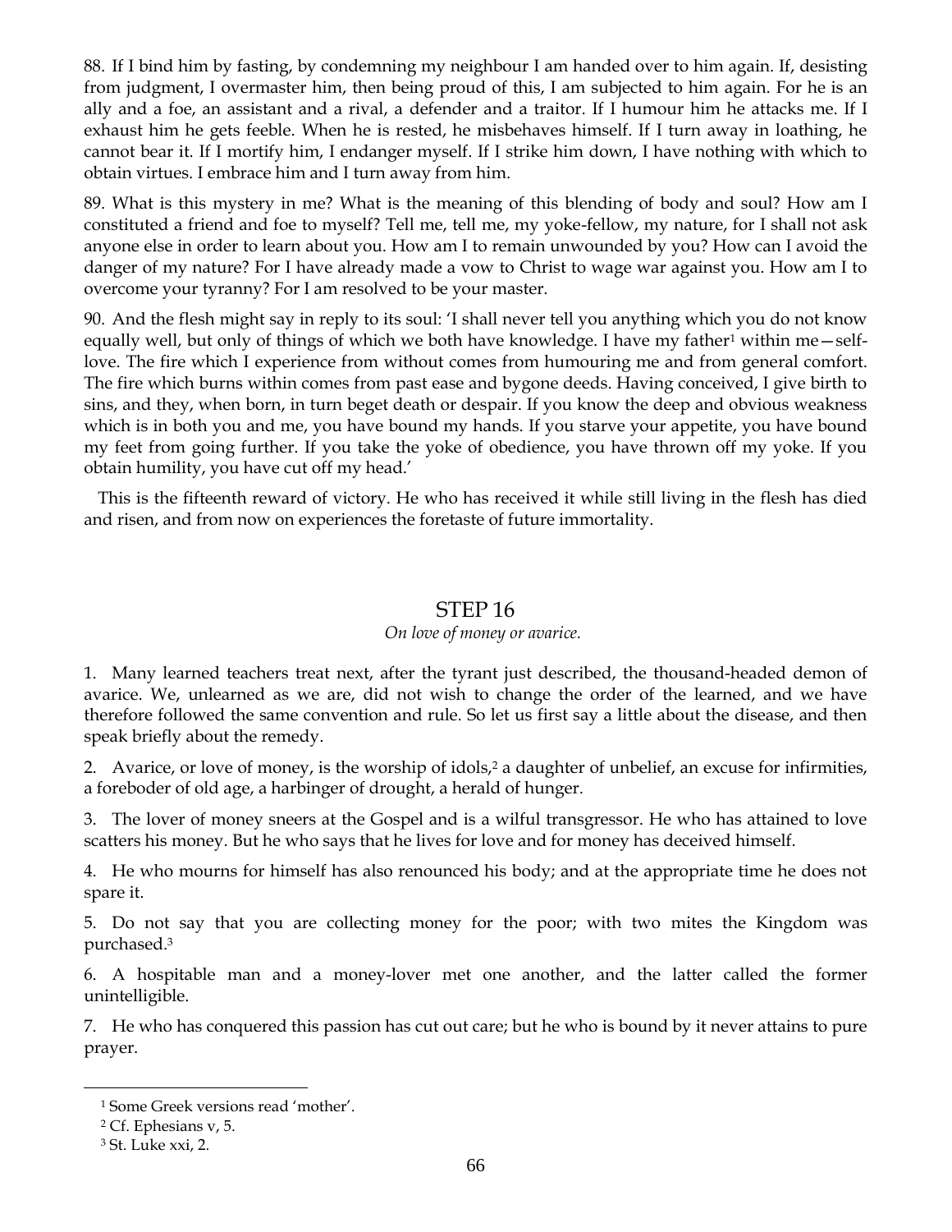88. If I bind him by fasting, by condemning my neighbour I am handed over to him again. If, desisting from judgment, I overmaster him, then being proud of this, I am subjected to him again. For he is an ally and a foe, an assistant and a rival, a defender and a traitor. If I humour him he attacks me. If I exhaust him he gets feeble. When he is rested, he misbehaves himself. If I turn away in loathing, he cannot bear it. If I mortify him, I endanger myself. If I strike him down, I have nothing with which to obtain virtues. I embrace him and I turn away from him.

89. What is this mystery in me? What is the meaning of this blending of body and soul? How am I constituted a friend and foe to myself? Tell me, tell me, my yoke-fellow, my nature, for I shall not ask anyone else in order to learn about you. How am I to remain unwounded by you? How can I avoid the danger of my nature? For I have already made a vow to Christ to wage war against you. How am I to overcome your tyranny? For I am resolved to be your master.

90. And the flesh might say in reply to its soul: 'I shall never tell you anything which you do not know equally well, but only of things of which we both have knowledge. I have my father[1] within me—self-love. The fire which I experience from without comes from humouring me and from general comfort. The fire which burns within comes from past ease and bygone deeds. Having conceived, I give birth to sins, and they, when born, in turn beget death or despair. If you know the deep and obvious weakness which is in both you and me, you have bound my hands. If you starve your appetite, you have bound my feet from going further. If you take the yoke of obedience, you have thrown off my yoke. If you obtain humility, you have cut off my head.'

This is the fifteenth reward of victory. He who has received it while still living in the flesh has died and risen, and from now on experiences the foretaste of future immortality.

## STEP 16

*On love of money or avarice.*

1. Many learned teachers treat next, after the tyrant just described, the thousand-headed demon of avarice. We, unlearned as we are, did not wish to change the order of the learned, and we have therefore followed the same convention and rule. So let us first say a little about the disease, and then speak briefly about the remedy.

2. Avarice, or love of money, is the worship of idols,[2] a daughter of unbelief, an excuse for infirmities, a foreboder of old age, a harbinger of drought, a herald of hunger.

3. The lover of money sneers at the Gospel and is a wilful transgressor. He who has attained to love scatters his money. But he who says that he lives for love and for money has deceived himself.

4. He who mourns for himself has also renounced his body; and at the appropriate time he does not spare it.

5. Do not say that you are collecting money for the poor; with two mites the Kingdom was purchased.[3]

6. A hospitable man and a money-lover met one another, and the latter called the former unintelligible.

7. He who has conquered this passion has cut out care; but he who is bound by it never attains to pure prayer.

---

[1] Some Greek versions read 'mother'.

[2] Cf. Ephesians v, 5.

[3] St. Luke xxi, 2.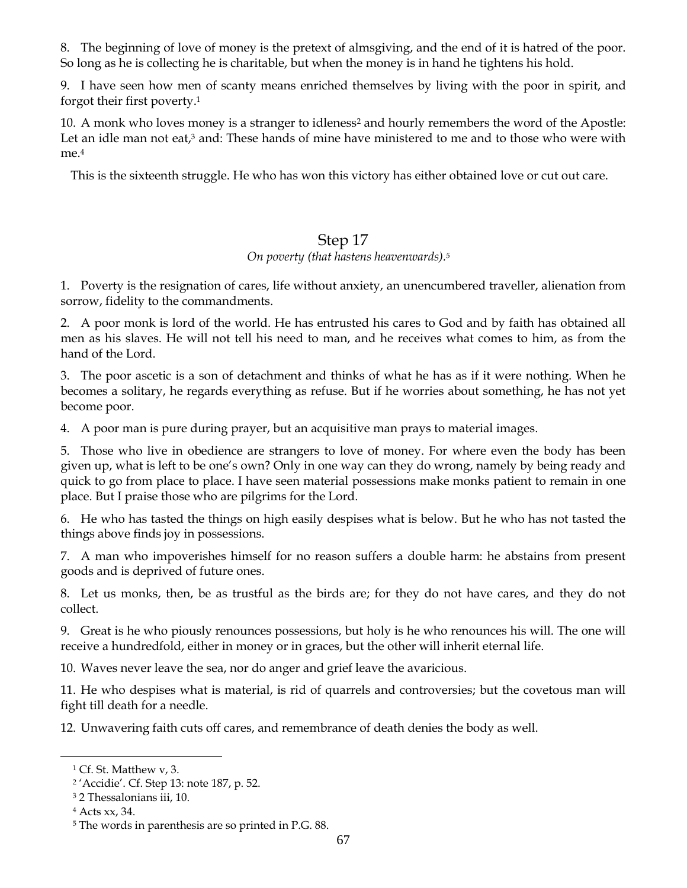8. The beginning of love of money is the pretext of almsgiving, and the end of it is hatred of the poor. So long as he is collecting he is charitable, but when the money is in hand he tightens his hold.

9. I have seen how men of scanty means enriched themselves by living with the poor in spirit, and forgot their first poverty.[1]

10. A monk who loves money is a stranger to idleness[2] and hourly remembers the word of the Apostle: Let an idle man not eat,[3] and: These hands of mine have ministered to me and to those who were with me.[4]

This is the sixteenth struggle. He who has won this victory has either obtained love or cut out care.

## Step 17

*On poverty (that hastens heavenwards).*[5]

1. Poverty is the resignation of cares, life without anxiety, an unencumbered traveller, alienation from sorrow, fidelity to the commandments.

2. A poor monk is lord of the world. He has entrusted his cares to God and by faith has obtained all men as his slaves. He will not tell his need to man, and he receives what comes to him, as from the hand of the Lord.

3. The poor ascetic is a son of detachment and thinks of what he has as if it were nothing. When he becomes a solitary, he regards everything as refuse. But if he worries about something, he has not yet become poor.

4. A poor man is pure during prayer, but an acquisitive man prays to material images.

5. Those who live in obedience are strangers to love of money. For where even the body has been given up, what is left to be one's own? Only in one way can they do wrong, namely by being ready and quick to go from place to place. I have seen material possessions make monks patient to remain in one place. But I praise those who are pilgrims for the Lord.

6. He who has tasted the things on high easily despises what is below. But he who has not tasted the things above finds joy in possessions.

7. A man who impoverishes himself for no reason suffers a double harm: he abstains from present goods and is deprived of future ones.

8. Let us monks, then, be as trustful as the birds are; for they do not have cares, and they do not collect.

9. Great is he who piously renounces possessions, but holy is he who renounces his will. The one will receive a hundredfold, either in money or in graces, but the other will inherit eternal life.

10. Waves never leave the sea, nor do anger and grief leave the avaricious.

11. He who despises what is material, is rid of quarrels and controversies; but the covetous man will fight till death for a needle.

12. Unwavering faith cuts off cares, and remembrance of death denies the body as well.

---

[1] Cf. St. Matthew v, 3.

[2] 'Accidie'. Cf. Step 13: note 187, p. 52.

[3] 2 Thessalonians iii, 10.

[4] Acts xx, 34.

[5] The words in parenthesis are so printed in P.G. 88.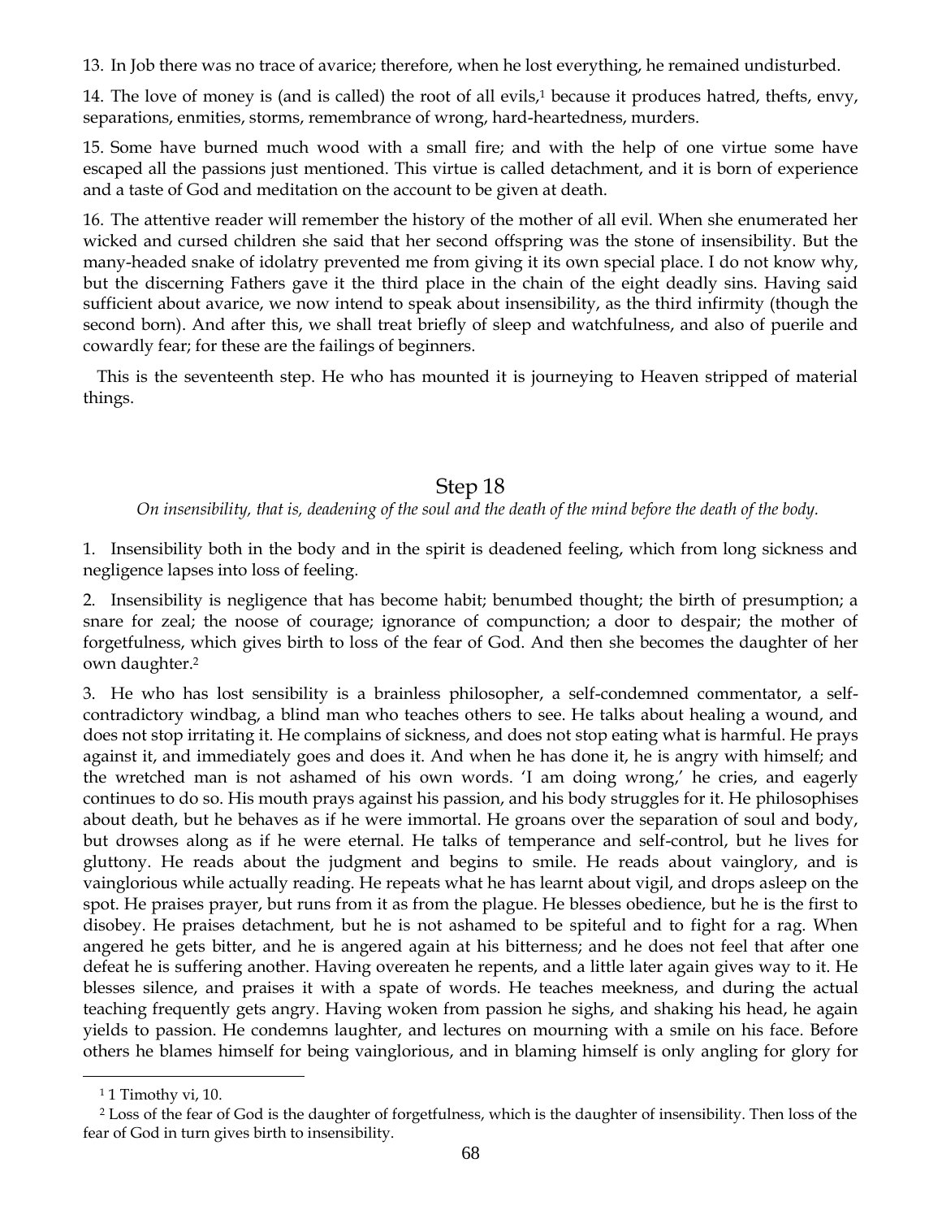13. In Job there was no trace of avarice; therefore, when he lost everything, he remained undisturbed.

14. The love of money is (and is called) the root of all evils,[1] because it produces hatred, thefts, envy, separations, enmities, storms, remembrance of wrong, hard-heartedness, murders.

15. Some have burned much wood with a small fire; and with the help of one virtue some have escaped all the passions just mentioned. This virtue is called detachment, and it is born of experience and a taste of God and meditation on the account to be given at death.

16. The attentive reader will remember the history of the mother of all evil. When she enumerated her wicked and cursed children she said that her second offspring was the stone of insensibility. But the many-headed snake of idolatry prevented me from giving it its own special place. I do not know why, but the discerning Fathers gave it the third place in the chain of the eight deadly sins. Having said sufficient about avarice, we now intend to speak about insensibility, as the third infirmity (though the second born). And after this, we shall treat briefly of sleep and watchfulness, and also of puerile and cowardly fear; for these are the failings of beginners.

This is the seventeenth step. He who has mounted it is journeying to Heaven stripped of material things.

## Step 18

*On insensibility, that is, deadening of the soul and the death of the mind before the death of the body.*

1. Insensibility both in the body and in the spirit is deadened feeling, which from long sickness and negligence lapses into loss of feeling.

2. Insensibility is negligence that has become habit; benumbed thought; the birth of presumption; a snare for zeal; the noose of courage; ignorance of compunction; a door to despair; the mother of forgetfulness, which gives birth to loss of the fear of God. And then she becomes the daughter of her own daughter.[2]

3. He who has lost sensibility is a brainless philosopher, a self-condemned commentator, a self-contradictory windbag, a blind man who teaches others to see. He talks about healing a wound, and does not stop irritating it. He complains of sickness, and does not stop eating what is harmful. He prays against it, and immediately goes and does it. And when he has done it, he is angry with himself; and the wretched man is not ashamed of his own words. 'I am doing wrong,' he cries, and eagerly continues to do so. His mouth prays against his passion, and his body struggles for it. He philosophises about death, but he behaves as if he were immortal. He groans over the separation of soul and body, but drowses along as if he were eternal. He talks of temperance and self-control, but he lives for gluttony. He reads about the judgment and begins to smile. He reads about vainglory, and is vainglorious while actually reading. He repeats what he has learnt about vigil, and drops asleep on the spot. He praises prayer, but runs from it as from the plague. He blesses obedience, but he is the first to disobey. He praises detachment, but he is not ashamed to be spiteful and to fight for a rag. When angered he gets bitter, and he is angered again at his bitterness; and he does not feel that after one defeat he is suffering another. Having overeaten he repents, and a little later again gives way to it. He blesses silence, and praises it with a spate of words. He teaches meekness, and during the actual teaching frequently gets angry. Having woken from passion he sighs, and shaking his head, he again yields to passion. He condemns laughter, and lectures on mourning with a smile on his face. Before others he blames himself for being vainglorious, and in blaming himself is only angling for glory for

[1] 1 Timothy vi, 10.

[2] Loss of the fear of God is the daughter of forgetfulness, which is the daughter of insensibility. Then loss of the fear of God in turn gives birth to insensibility.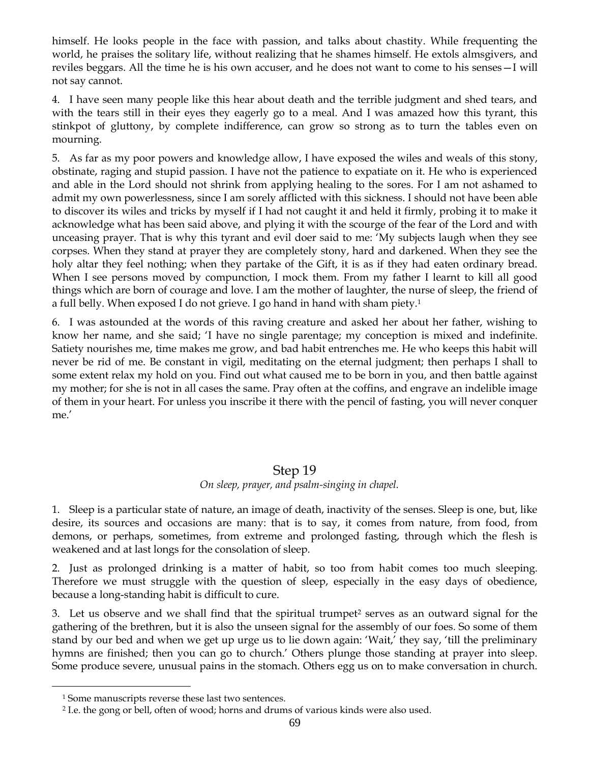himself. He looks people in the face with passion, and talks about chastity. While frequenting the world, he praises the solitary life, without realizing that he shames himself. He extols almsgivers, and reviles beggars. All the time he is his own accuser, and he does not want to come to his senses—I will not say cannot.

4. I have seen many people like this hear about death and the terrible judgment and shed tears, and with the tears still in their eyes they eagerly go to a meal. And I was amazed how this tyrant, this stinkpot of gluttony, by complete indifference, can grow so strong as to turn the tables even on mourning.

5. As far as my poor powers and knowledge allow, I have exposed the wiles and weals of this stony, obstinate, raging and stupid passion. I have not the patience to expatiate on it. He who is experienced and able in the Lord should not shrink from applying healing to the sores. For I am not ashamed to admit my own powerlessness, since I am sorely afflicted with this sickness. I should not have been able to discover its wiles and tricks by myself if I had not caught it and held it firmly, probing it to make it acknowledge what has been said above, and plying it with the scourge of the fear of the Lord and with unceasing prayer. That is why this tyrant and evil doer said to me: 'My subjects laugh when they see corpses. When they stand at prayer they are completely stony, hard and darkened. When they see the holy altar they feel nothing; when they partake of the Gift, it is as if they had eaten ordinary bread. When I see persons moved by compunction, I mock them. From my father I learnt to kill all good things which are born of courage and love. I am the mother of laughter, the nurse of sleep, the friend of a full belly. When exposed I do not grieve. I go hand in hand with sham piety.[1]

6. I was astounded at the words of this raving creature and asked her about her father, wishing to know her name, and she said; 'I have no single parentage; my conception is mixed and indefinite. Satiety nourishes me, time makes me grow, and bad habit entrenches me. He who keeps this habit will never be rid of me. Be constant in vigil, meditating on the eternal judgment; then perhaps I shall to some extent relax my hold on you. Find out what caused me to be born in you, and then battle against my mother; for she is not in all cases the same. Pray often at the coffins, and engrave an indelible image of them in your heart. For unless you inscribe it there with the pencil of fasting, you will never conquer me.'

## Step 19

*On sleep, prayer, and psalm-singing in chapel.*

1. Sleep is a particular state of nature, an image of death, inactivity of the senses. Sleep is one, but, like desire, its sources and occasions are many: that is to say, it comes from nature, from food, from demons, or perhaps, sometimes, from extreme and prolonged fasting, through which the flesh is weakened and at last longs for the consolation of sleep.

2. Just as prolonged drinking is a matter of habit, so too from habit comes too much sleeping. Therefore we must struggle with the question of sleep, especially in the easy days of obedience, because a long-standing habit is difficult to cure.

3. Let us observe and we shall find that the spiritual trumpet[2] serves as an outward signal for the gathering of the brethren, but it is also the unseen signal for the assembly of our foes. So some of them stand by our bed and when we get up urge us to lie down again: 'Wait,' they say, 'till the preliminary hymns are finished; then you can go to church.' Others plunge those standing at prayer into sleep. Some produce severe, unusual pains in the stomach. Others egg us on to make conversation in church.

---

[1] Some manuscripts reverse these last two sentences.

[2] I.e. the gong or bell, often of wood; horns and drums of various kinds were also used.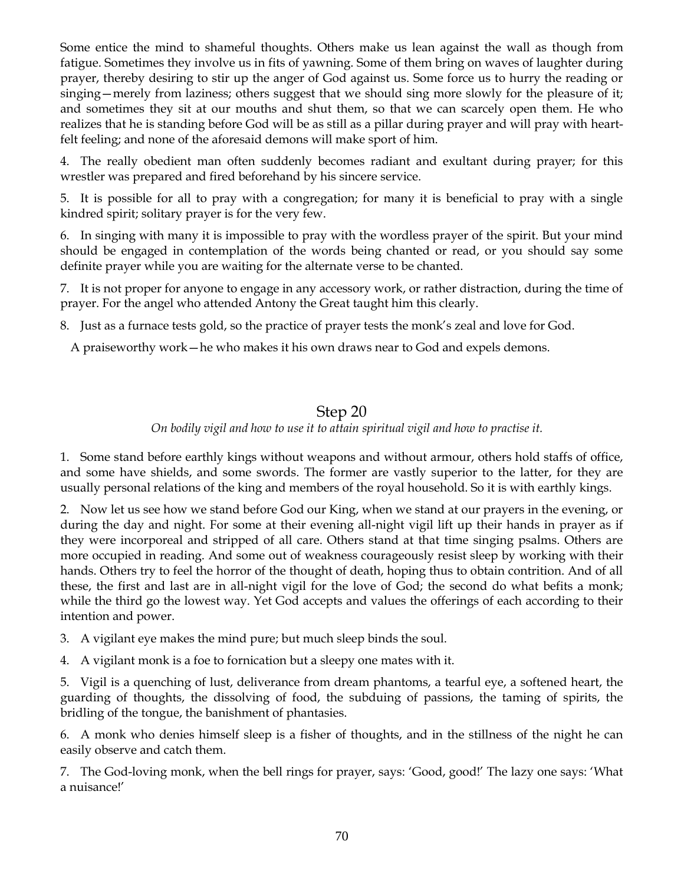Some entice the mind to shameful thoughts. Others make us lean against the wall as though from fatigue. Sometimes they involve us in fits of yawning. Some of them bring on waves of laughter during prayer, thereby desiring to stir up the anger of God against us. Some force us to hurry the reading or singing—merely from laziness; others suggest that we should sing more slowly for the pleasure of it; and sometimes they sit at our mouths and shut them, so that we can scarcely open them. He who realizes that he is standing before God will be as still as a pillar during prayer and will pray with heart-felt feeling; and none of the aforesaid demons will make sport of him.

4. The really obedient man often suddenly becomes radiant and exultant during prayer; for this wrestler was prepared and fired beforehand by his sincere service.

5. It is possible for all to pray with a congregation; for many it is beneficial to pray with a single kindred spirit; solitary prayer is for the very few.

6. In singing with many it is impossible to pray with the wordless prayer of the spirit. But your mind should be engaged in contemplation of the words being chanted or read, or you should say some definite prayer while you are waiting for the alternate verse to be chanted.

7. It is not proper for anyone to engage in any accessory work, or rather distraction, during the time of prayer. For the angel who attended Antony the Great taught him this clearly.

8. Just as a furnace tests gold, so the practice of prayer tests the monk's zeal and love for God.

A praiseworthy work—he who makes it his own draws near to God and expels demons.

## Step 20

*On bodily vigil and how to use it to attain spiritual vigil and how to practise it.*

1. Some stand before earthly kings without weapons and without armour, others hold staffs of office, and some have shields, and some swords. The former are vastly superior to the latter, for they are usually personal relations of the king and members of the royal household. So it is with earthly kings.

2. Now let us see how we stand before God our King, when we stand at our prayers in the evening, or during the day and night. For some at their evening all-night vigil lift up their hands in prayer as if they were incorporeal and stripped of all care. Others stand at that time singing psalms. Others are more occupied in reading. And some out of weakness courageously resist sleep by working with their hands. Others try to feel the horror of the thought of death, hoping thus to obtain contrition. And of all these, the first and last are in all-night vigil for the love of God; the second do what befits a monk; while the third go the lowest way. Yet God accepts and values the offerings of each according to their intention and power.

3. A vigilant eye makes the mind pure; but much sleep binds the soul.

4. A vigilant monk is a foe to fornication but a sleepy one mates with it.

5. Vigil is a quenching of lust, deliverance from dream phantoms, a tearful eye, a softened heart, the guarding of thoughts, the dissolving of food, the subduing of passions, the taming of spirits, the bridling of the tongue, the banishment of phantasies.

6. A monk who denies himself sleep is a fisher of thoughts, and in the stillness of the night he can easily observe and catch them.

7. The God-loving monk, when the bell rings for prayer, says: 'Good, good!' The lazy one says: 'What a nuisance!'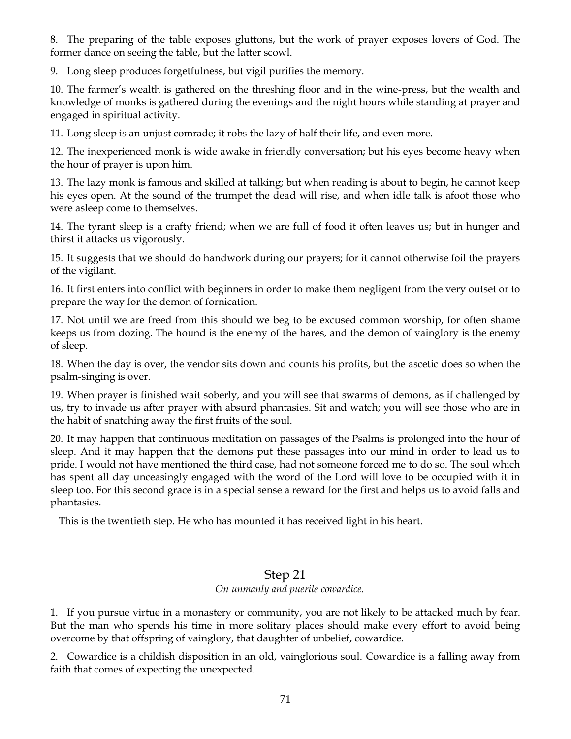8. The preparing of the table exposes gluttons, but the work of prayer exposes lovers of God. The former dance on seeing the table, but the latter scowl.

9. Long sleep produces forgetfulness, but vigil purifies the memory.

10. The farmer's wealth is gathered on the threshing floor and in the wine-press, but the wealth and knowledge of monks is gathered during the evenings and the night hours while standing at prayer and engaged in spiritual activity.

11. Long sleep is an unjust comrade; it robs the lazy of half their life, and even more.

12. The inexperienced monk is wide awake in friendly conversation; but his eyes become heavy when the hour of prayer is upon him.

13. The lazy monk is famous and skilled at talking; but when reading is about to begin, he cannot keep his eyes open. At the sound of the trumpet the dead will rise, and when idle talk is afoot those who were asleep come to themselves.

14. The tyrant sleep is a crafty friend; when we are full of food it often leaves us; but in hunger and thirst it attacks us vigorously.

15. It suggests that we should do handwork during our prayers; for it cannot otherwise foil the prayers of the vigilant.

16. It first enters into conflict with beginners in order to make them negligent from the very outset or to prepare the way for the demon of fornication.

17. Not until we are freed from this should we beg to be excused common worship, for often shame keeps us from dozing. The hound is the enemy of the hares, and the demon of vainglory is the enemy of sleep.

18. When the day is over, the vendor sits down and counts his profits, but the ascetic does so when the psalm-singing is over.

19. When prayer is finished wait soberly, and you will see that swarms of demons, as if challenged by us, try to invade us after prayer with absurd phantasies. Sit and watch; you will see those who are in the habit of snatching away the first fruits of the soul.

20. It may happen that continuous meditation on passages of the Psalms is prolonged into the hour of sleep. And it may happen that the demons put these passages into our mind in order to lead us to pride. I would not have mentioned the third case, had not someone forced me to do so. The soul which has spent all day unceasingly engaged with the word of the Lord will love to be occupied with it in sleep too. For this second grace is in a special sense a reward for the first and helps us to avoid falls and phantasies.

This is the twentieth step. He who has mounted it has received light in his heart.

## Step 21

*On unmanly and puerile cowardice.*

1. If you pursue virtue in a monastery or community, you are not likely to be attacked much by fear. But the man who spends his time in more solitary places should make every effort to avoid being overcome by that offspring of vainglory, that daughter of unbelief, cowardice.

2. Cowardice is a childish disposition in an old, vainglorious soul. Cowardice is a falling away from faith that comes of expecting the unexpected.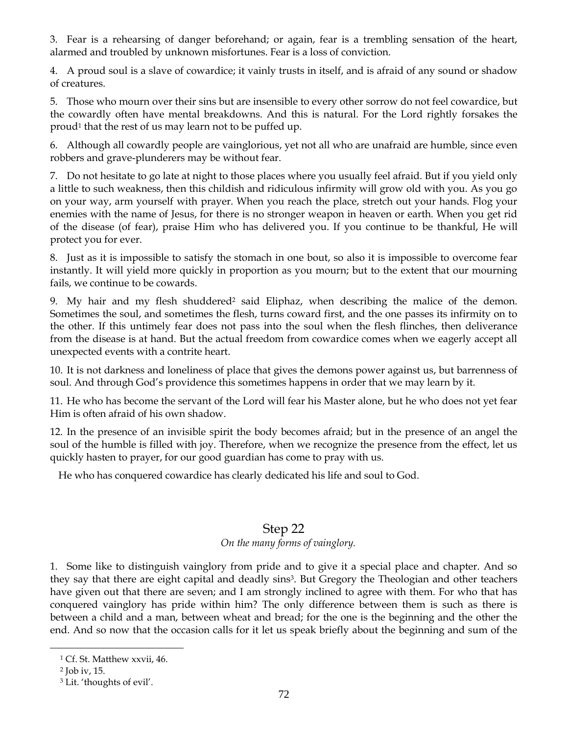3. Fear is a rehearsing of danger beforehand; or again, fear is a trembling sensation of the heart, alarmed and troubled by unknown misfortunes. Fear is a loss of conviction.

4. A proud soul is a slave of cowardice; it vainly trusts in itself, and is afraid of any sound or shadow of creatures.

5. Those who mourn over their sins but are insensible to every other sorrow do not feel cowardice, but the cowardly often have mental breakdowns. And this is natural. For the Lord rightly forsakes the proud[1] that the rest of us may learn not to be puffed up.

6. Although all cowardly people are vainglorious, yet not all who are unafraid are humble, since even robbers and grave-plunderers may be without fear.

7. Do not hesitate to go late at night to those places where you usually feel afraid. But if you yield only a little to such weakness, then this childish and ridiculous infirmity will grow old with you. As you go on your way, arm yourself with prayer. When you reach the place, stretch out your hands. Flog your enemies with the name of Jesus, for there is no stronger weapon in heaven or earth. When you get rid of the disease (of fear), praise Him who has delivered you. If you continue to be thankful, He will protect you for ever.

8. Just as it is impossible to satisfy the stomach in one bout, so also it is impossible to overcome fear instantly. It will yield more quickly in proportion as you mourn; but to the extent that our mourning fails, we continue to be cowards.

9. My hair and my flesh shuddered[2] said Eliphaz, when describing the malice of the demon. Sometimes the soul, and sometimes the flesh, turns coward first, and the one passes its infirmity on to the other. If this untimely fear does not pass into the soul when the flesh flinches, then deliverance from the disease is at hand. But the actual freedom from cowardice comes when we eagerly accept all unexpected events with a contrite heart.

10. It is not darkness and loneliness of place that gives the demons power against us, but barrenness of soul. And through God's providence this sometimes happens in order that we may learn by it.

11. He who has become the servant of the Lord will fear his Master alone, but he who does not yet fear Him is often afraid of his own shadow.

12. In the presence of an invisible spirit the body becomes afraid; but in the presence of an angel the soul of the humble is filled with joy. Therefore, when we recognize the presence from the effect, let us quickly hasten to prayer, for our good guardian has come to pray with us.

He who has conquered cowardice has clearly dedicated his life and soul to God.

## Step 22

*On the many forms of vainglory.*

1. Some like to distinguish vainglory from pride and to give it a special place and chapter. And so they say that there are eight capital and deadly sins[3]. But Gregory the Theologian and other teachers have given out that there are seven; and I am strongly inclined to agree with them. For who that has conquered vainglory has pride within him? The only difference between them is such as there is between a child and a man, between wheat and bread; for the one is the beginning and the other the end. And so now that the occasion calls for it let us speak briefly about the beginning and sum of the

---

[1] Cf. St. Matthew xxvii, 46.

[2] Job iv, 15.

[3] Lit. 'thoughts of evil'.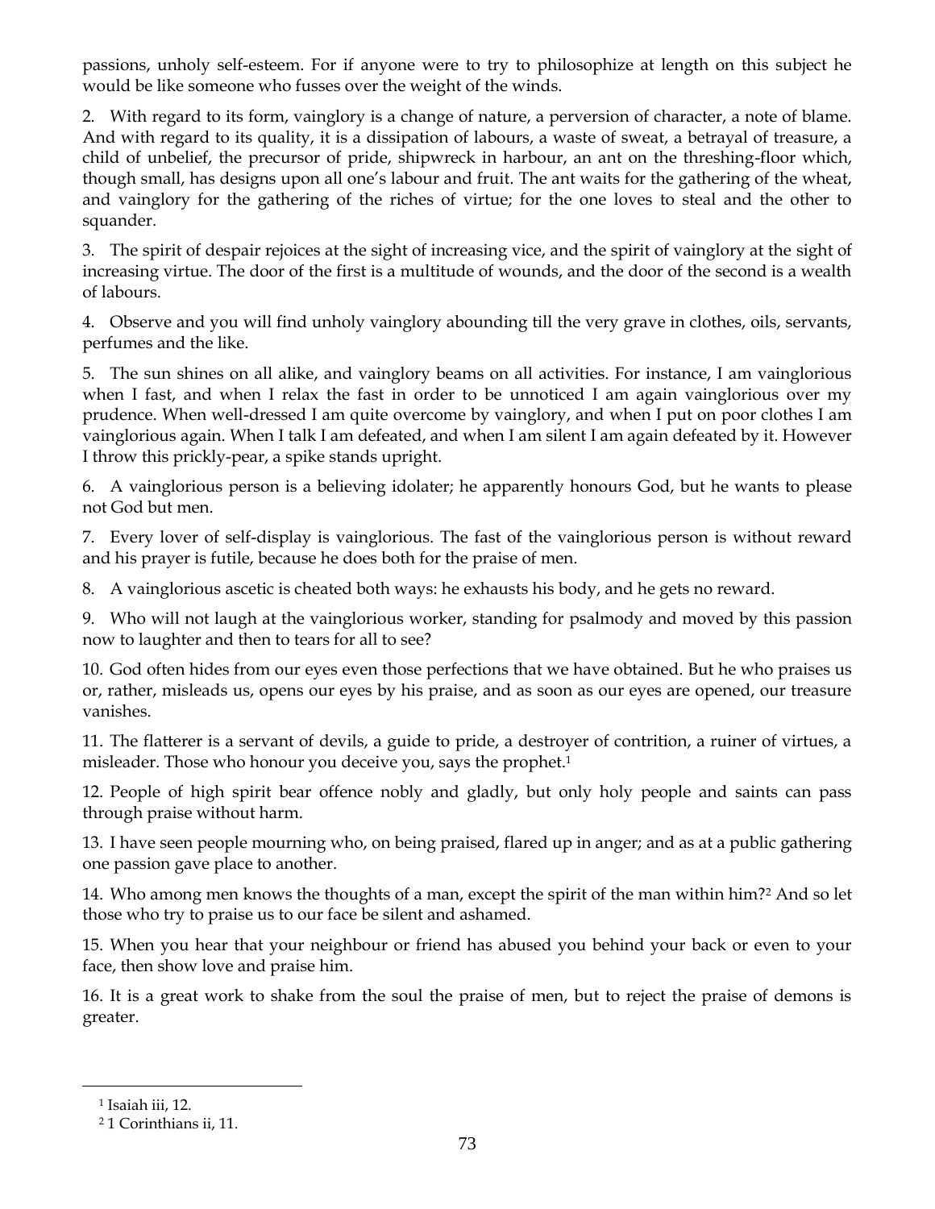passions, unholy self-esteem. For if anyone were to try to philosophize at length on this subject he would be like someone who fusses over the weight of the winds.

2. With regard to its form, vainglory is a change of nature, a perversion of character, a note of blame. And with regard to its quality, it is a dissipation of labours, a waste of sweat, a betrayal of treasure, a child of unbelief, the precursor of pride, shipwreck in harbour, an ant on the threshing-floor which, though small, has designs upon all one's labour and fruit. The ant waits for the gathering of the wheat, and vainglory for the gathering of the riches of virtue; for the one loves to steal and the other to squander.

3. The spirit of despair rejoices at the sight of increasing vice, and the spirit of vainglory at the sight of increasing virtue. The door of the first is a multitude of wounds, and the door of the second is a wealth of labours.

4. Observe and you will find unholy vainglory abounding till the very grave in clothes, oils, servants, perfumes and the like.

5. The sun shines on all alike, and vainglory beams on all activities. For instance, I am vainglorious when I fast, and when I relax the fast in order to be unnoticed I am again vainglorious over my prudence. When well-dressed I am quite overcome by vainglory, and when I put on poor clothes I am vainglorious again. When I talk I am defeated, and when I am silent I am again defeated by it. However I throw this prickly-pear, a spike stands upright.

6. A vainglorious person is a believing idolater; he apparently honours God, but he wants to please not God but men.

7. Every lover of self-display is vainglorious. The fast of the vainglorious person is without reward and his prayer is futile, because he does both for the praise of men.

8. A vainglorious ascetic is cheated both ways: he exhausts his body, and he gets no reward.

9. Who will not laugh at the vainglorious worker, standing for psalmody and moved by this passion now to laughter and then to tears for all to see?

10. God often hides from our eyes even those perfections that we have obtained. But he who praises us or, rather, misleads us, opens our eyes by his praise, and as soon as our eyes are opened, our treasure vanishes.

11. The flatterer is a servant of devils, a guide to pride, a destroyer of contrition, a ruiner of virtues, a misleader. Those who honour you deceive you, says the prophet.[1]

12. People of high spirit bear offence nobly and gladly, but only holy people and saints can pass through praise without harm.

13. I have seen people mourning who, on being praised, flared up in anger; and as at a public gathering one passion gave place to another.

14. Who among men knows the thoughts of a man, except the spirit of the man within him?[2] And so let those who try to praise us to our face be silent and ashamed.

15. When you hear that your neighbour or friend has abused you behind your back or even to your face, then show love and praise him.

16. It is a great work to shake from the soul the praise of men, but to reject the praise of demons is greater.

---

[1] Isaiah iii, 12.

[2] 1 Corinthians ii, 11.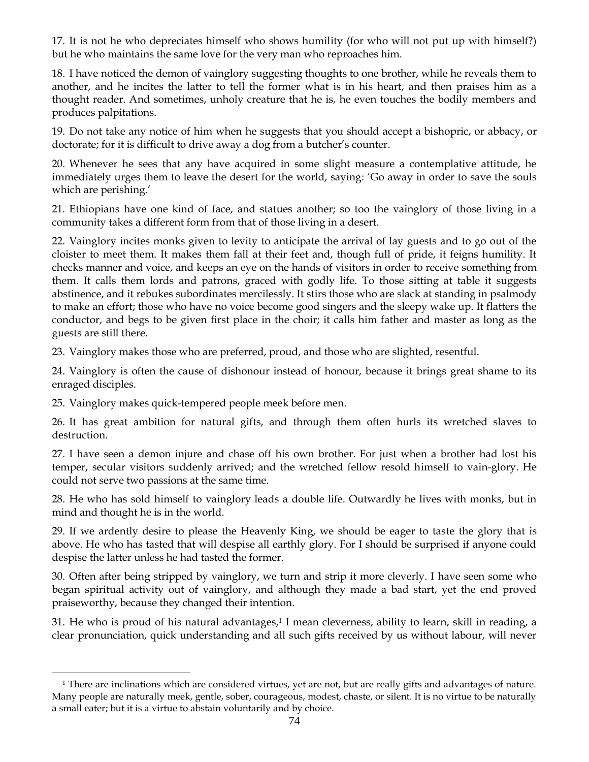17. It is not he who depreciates himself who shows humility (for who will not put up with himself?) but he who maintains the same love for the very man who reproaches him.

18. I have noticed the demon of vainglory suggesting thoughts to one brother, while he reveals them to another, and he incites the latter to tell the former what is in his heart, and then praises him as a thought reader. And sometimes, unholy creature that he is, he even touches the bodily members and produces palpitations.

19. Do not take any notice of him when he suggests that you should accept a bishopric, or abbacy, or doctorate; for it is difficult to drive away a dog from a butcher's counter.

20. Whenever he sees that any have acquired in some slight measure a contemplative attitude, he immediately urges them to leave the desert for the world, saying: 'Go away in order to save the souls which are perishing.'

21. Ethiopians have one kind of face, and statues another; so too the vainglory of those living in a community takes a different form from that of those living in a desert.

22. Vainglory incites monks given to levity to anticipate the arrival of lay guests and to go out of the cloister to meet them. It makes them fall at their feet and, though full of pride, it feigns humility. It checks manner and voice, and keeps an eye on the hands of visitors in order to receive something from them. It calls them lords and patrons, graced with godly life. To those sitting at table it suggests abstinence, and it rebukes subordinates mercilessly. It stirs those who are slack at standing in psalmody to make an effort; those who have no voice become good singers and the sleepy wake up. It flatters the conductor, and begs to be given first place in the choir; it calls him father and master as long as the guests are still there.

23. Vainglory makes those who are preferred, proud, and those who are slighted, resentful.

24. Vainglory is often the cause of dishonour instead of honour, because it brings great shame to its enraged disciples.

25. Vainglory makes quick-tempered people meek before men.

26. It has great ambition for natural gifts, and through them often hurls its wretched slaves to destruction.

27. I have seen a demon injure and chase off his own brother. For just when a brother had lost his temper, secular visitors suddenly arrived; and the wretched fellow resold himself to vain-glory. He could not serve two passions at the same time.

28. He who has sold himself to vainglory leads a double life. Outwardly he lives with monks, but in mind and thought he is in the world.

29. If we ardently desire to please the Heavenly King, we should be eager to taste the glory that is above. He who has tasted that will despise all earthly glory. For I should be surprised if anyone could despise the latter unless he had tasted the former.

30. Often after being stripped by vainglory, we turn and strip it more cleverly. I have seen some who began spiritual activity out of vainglory, and although they made a bad start, yet the end proved praiseworthy, because they changed their intention.

31. He who is proud of his natural advantages,[1] I mean cleverness, ability to learn, skill in reading, a clear pronunciation, quick understanding and all such gifts received by us without labour, will never

---

[1] There are inclinations which are considered virtues, yet are not, but are really gifts and advantages of nature. Many people are naturally meek, gentle, sober, courageous, modest, chaste, or silent. It is no virtue to be naturally a small eater; but it is a virtue to abstain voluntarily and by choice.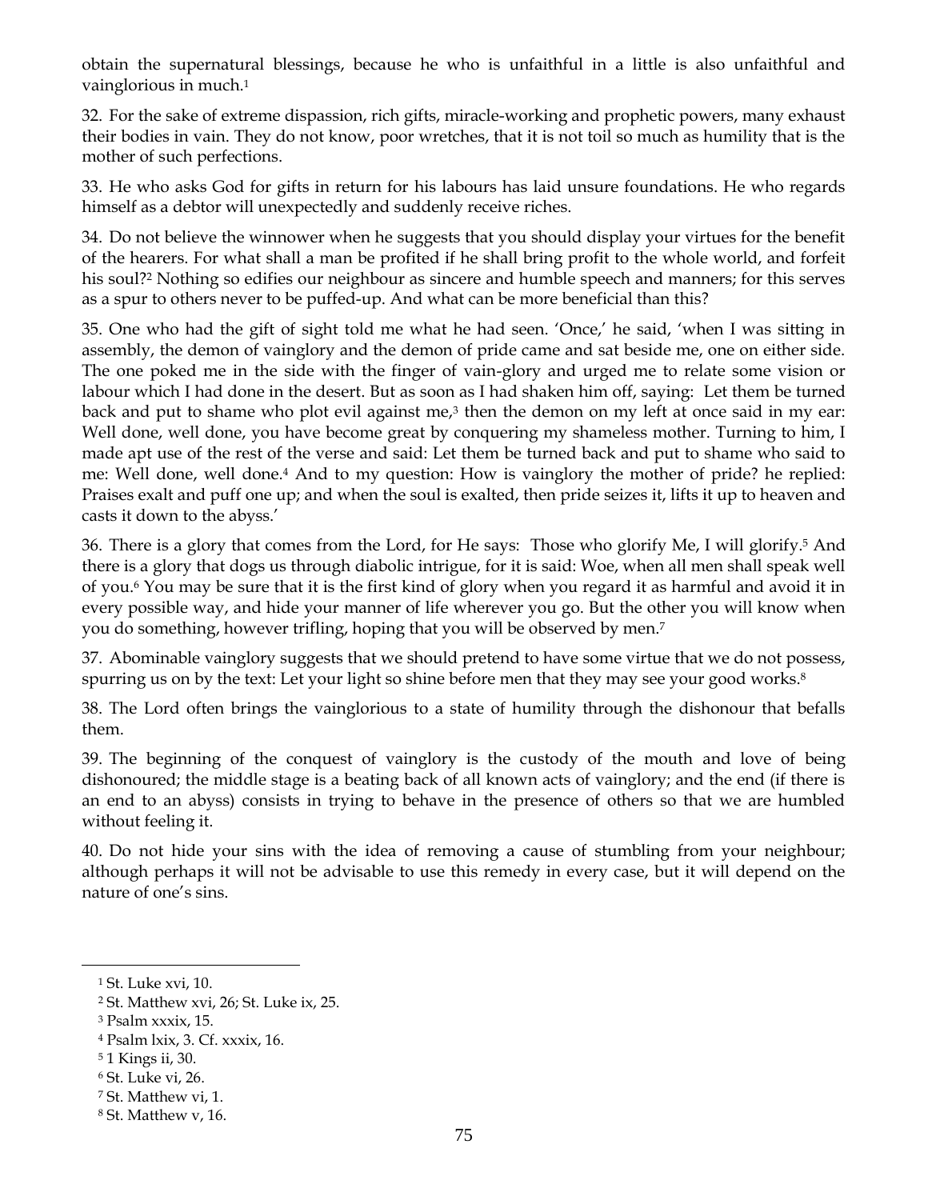obtain the supernatural blessings, because he who is unfaithful in a little is also unfaithful and vainglorious in much.[1]

32. For the sake of extreme dispassion, rich gifts, miracle-working and prophetic powers, many exhaust their bodies in vain. They do not know, poor wretches, that it is not toil so much as humility that is the mother of such perfections.

33. He who asks God for gifts in return for his labours has laid unsure foundations. He who regards himself as a debtor will unexpectedly and suddenly receive riches.

34. Do not believe the winnower when he suggests that you should display your virtues for the benefit of the hearers. For what shall a man be profited if he shall bring profit to the whole world, and forfeit his soul?[2] Nothing so edifies our neighbour as sincere and humble speech and manners; for this serves as a spur to others never to be puffed-up. And what can be more beneficial than this?

35. One who had the gift of sight told me what he had seen. 'Once,' he said, 'when I was sitting in assembly, the demon of vainglory and the demon of pride came and sat beside me, one on either side. The one poked me in the side with the finger of vain-glory and urged me to relate some vision or labour which I had done in the desert. But as soon as I had shaken him off, saying: Let them be turned back and put to shame who plot evil against me,[3] then the demon on my left at once said in my ear: Well done, well done, you have become great by conquering my shameless mother. Turning to him, I made apt use of the rest of the verse and said: Let them be turned back and put to shame who said to me: Well done, well done.[4] And to my question: How is vainglory the mother of pride? he replied: Praises exalt and puff one up; and when the soul is exalted, then pride seizes it, lifts it up to heaven and casts it down to the abyss.'

36. There is a glory that comes from the Lord, for He says: Those who glorify Me, I will glorify.[5] And there is a glory that dogs us through diabolic intrigue, for it is said: Woe, when all men shall speak well of you.[6] You may be sure that it is the first kind of glory when you regard it as harmful and avoid it in every possible way, and hide your manner of life wherever you go. But the other you will know when you do something, however trifling, hoping that you will be observed by men.[7]

37. Abominable vainglory suggests that we should pretend to have some virtue that we do not possess, spurring us on by the text: Let your light so shine before men that they may see your good works.[8]

38. The Lord often brings the vainglorious to a state of humility through the dishonour that befalls them.

39. The beginning of the conquest of vainglory is the custody of the mouth and love of being dishonoured; the middle stage is a beating back of all known acts of vainglory; and the end (if there is an end to an abyss) consists in trying to behave in the presence of others so that we are humbled without feeling it.

40. Do not hide your sins with the idea of removing a cause of stumbling from your neighbour; although perhaps it will not be advisable to use this remedy in every case, but it will depend on the nature of one's sins.

---

[1] St. Luke xvi, 10.
[2] St. Matthew xvi, 26; St. Luke ix, 25.
[3] Psalm xxxix, 15.
[4] Psalm lxix, 3. Cf. xxxix, 16.
[5] 1 Kings ii, 30.
[6] St. Luke vi, 26.
[7] St. Matthew vi, 1.
[8] St. Matthew v, 16.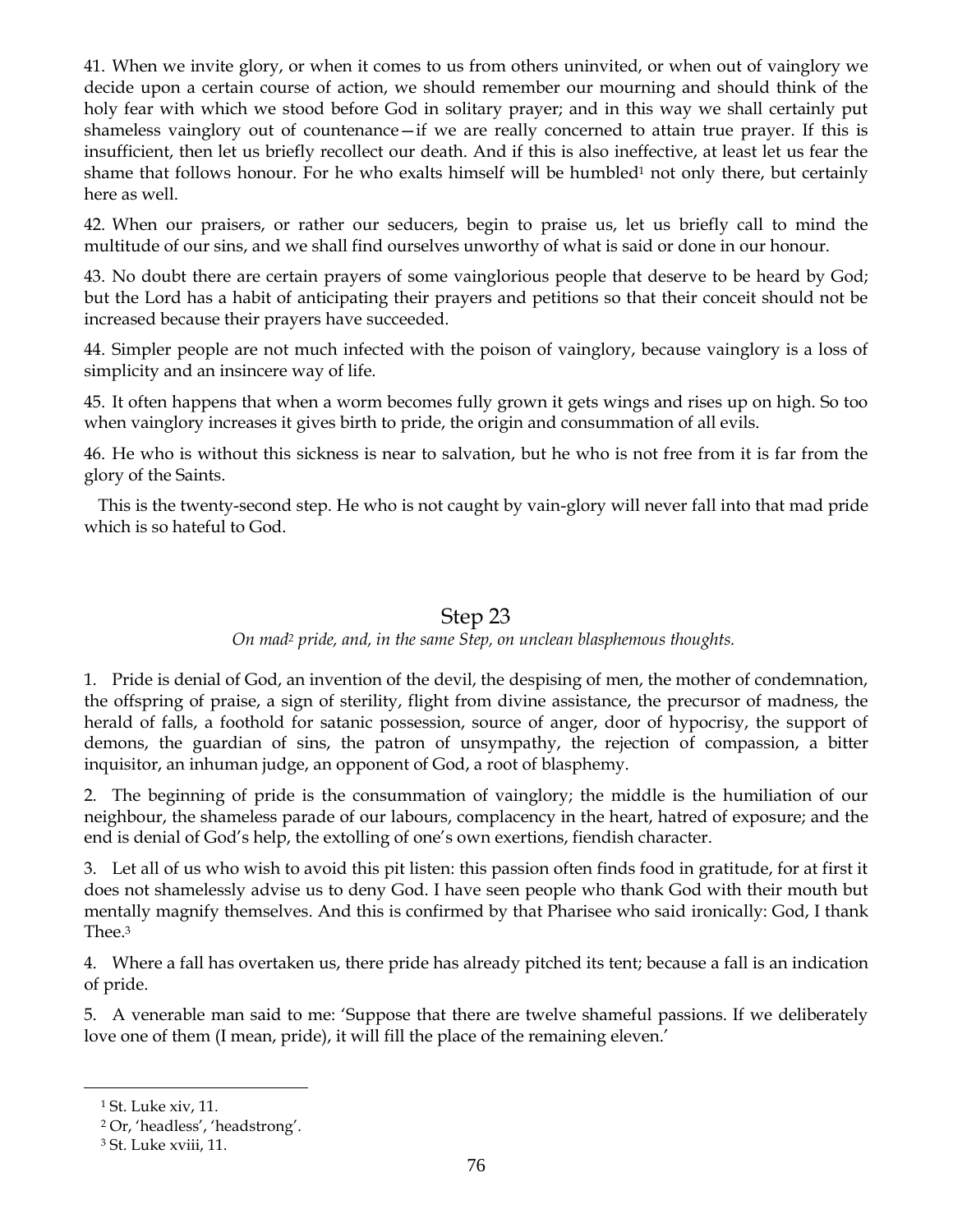41. When we invite glory, or when it comes to us from others uninvited, or when out of vainglory we decide upon a certain course of action, we should remember our mourning and should think of the holy fear with which we stood before God in solitary prayer; and in this way we shall certainly put shameless vainglory out of countenance—if we are really concerned to attain true prayer. If this is insufficient, then let us briefly recollect our death. And if this is also ineffective, at least let us fear the shame that follows honour. For he who exalts himself will be humbled[1] not only there, but certainly here as well.

42. When our praisers, or rather our seducers, begin to praise us, let us briefly call to mind the multitude of our sins, and we shall find ourselves unworthy of what is said or done in our honour.

43. No doubt there are certain prayers of some vainglorious people that deserve to be heard by God; but the Lord has a habit of anticipating their prayers and petitions so that their conceit should not be increased because their prayers have succeeded.

44. Simpler people are not much infected with the poison of vainglory, because vainglory is a loss of simplicity and an insincere way of life.

45. It often happens that when a worm becomes fully grown it gets wings and rises up on high. So too when vainglory increases it gives birth to pride, the origin and consummation of all evils.

46. He who is without this sickness is near to salvation, but he who is not free from it is far from the glory of the Saints.

This is the twenty-second step. He who is not caught by vain-glory will never fall into that mad pride which is so hateful to God.

## Step 23

*On mad[2] pride, and, in the same Step, on unclean blasphemous thoughts.*

1. Pride is denial of God, an invention of the devil, the despising of men, the mother of condemnation, the offspring of praise, a sign of sterility, flight from divine assistance, the precursor of madness, the herald of falls, a foothold for satanic possession, source of anger, door of hypocrisy, the support of demons, the guardian of sins, the patron of unsympathy, the rejection of compassion, a bitter inquisitor, an inhuman judge, an opponent of God, a root of blasphemy.

2. The beginning of pride is the consummation of vainglory; the middle is the humiliation of our neighbour, the shameless parade of our labours, complacency in the heart, hatred of exposure; and the end is denial of God's help, the extolling of one's own exertions, fiendish character.

3. Let all of us who wish to avoid this pit listen: this passion often finds food in gratitude, for at first it does not shamelessly advise us to deny God. I have seen people who thank God with their mouth but mentally magnify themselves. And this is confirmed by that Pharisee who said ironically: God, I thank Thee.[3]

4. Where a fall has overtaken us, there pride has already pitched its tent; because a fall is an indication of pride.

5. A venerable man said to me: 'Suppose that there are twelve shameful passions. If we deliberately love one of them (I mean, pride), it will fill the place of the remaining eleven.'

---

[1] St. Luke xiv, 11.

[2] Or, 'headless', 'headstrong'.

[3] St. Luke xviii, 11.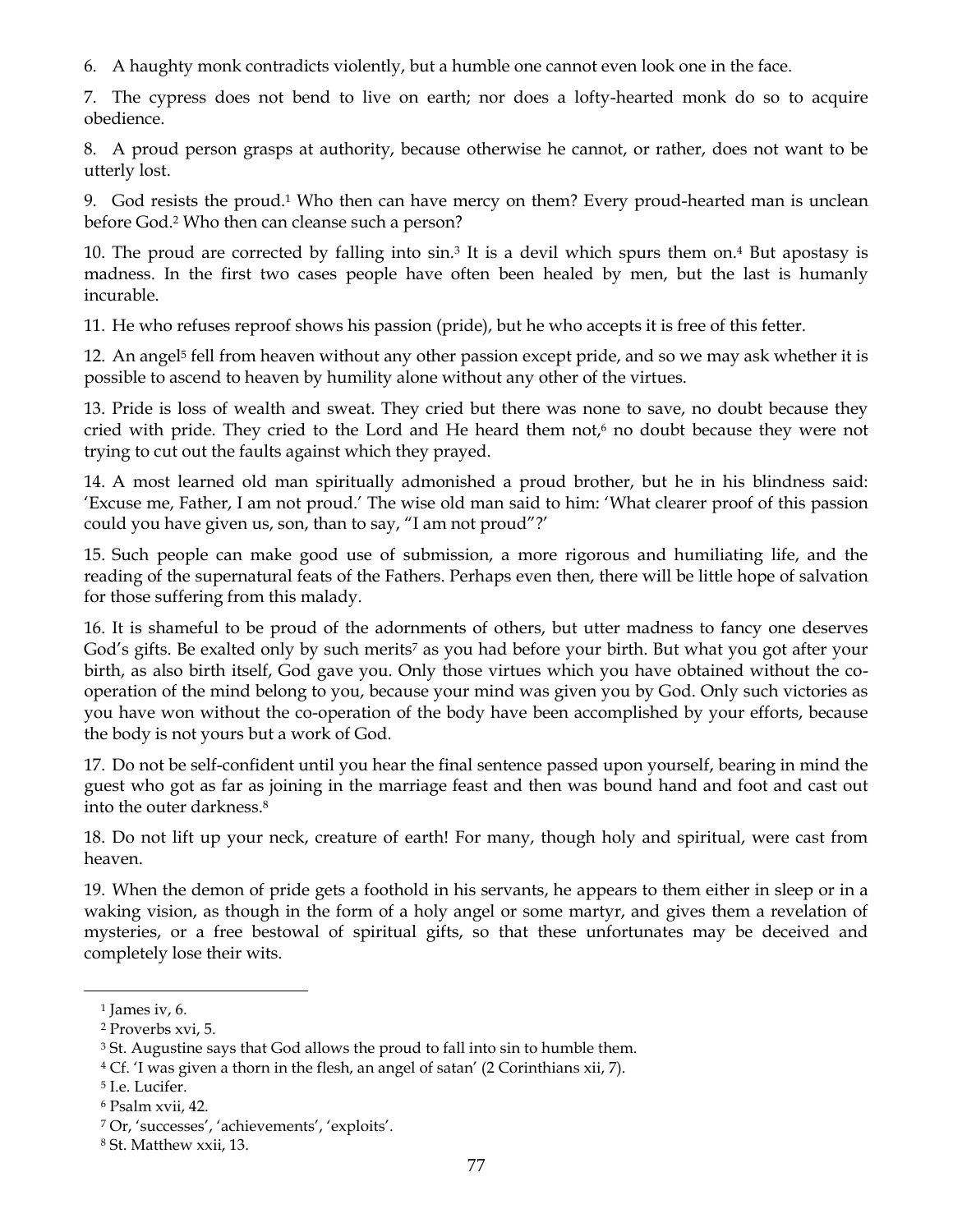6. A haughty monk contradicts violently, but a humble one cannot even look one in the face.

7. The cypress does not bend to live on earth; nor does a lofty-hearted monk do so to acquire obedience.

8. A proud person grasps at authority, because otherwise he cannot, or rather, does not want to be utterly lost.

9. God resists the proud.[1] Who then can have mercy on them? Every proud-hearted man is unclean before God.[2] Who then can cleanse such a person?

10. The proud are corrected by falling into sin.[3] It is a devil which spurs them on.[4] But apostasy is madness. In the first two cases people have often been healed by men, but the last is humanly incurable.

11. He who refuses reproof shows his passion (pride), but he who accepts it is free of this fetter.

12. An angel[5] fell from heaven without any other passion except pride, and so we may ask whether it is possible to ascend to heaven by humility alone without any other of the virtues.

13. Pride is loss of wealth and sweat. They cried but there was none to save, no doubt because they cried with pride. They cried to the Lord and He heard them not,[6] no doubt because they were not trying to cut out the faults against which they prayed.

14. A most learned old man spiritually admonished a proud brother, but he in his blindness said: 'Excuse me, Father, I am not proud.' The wise old man said to him: 'What clearer proof of this passion could you have given us, son, than to say, "I am not proud"?'

15. Such people can make good use of submission, a more rigorous and humiliating life, and the reading of the supernatural feats of the Fathers. Perhaps even then, there will be little hope of salvation for those suffering from this malady.

16. It is shameful to be proud of the adornments of others, but utter madness to fancy one deserves God's gifts. Be exalted only by such merits[7] as you had before your birth. But what you got after your birth, as also birth itself, God gave you. Only those virtues which you have obtained without the co-operation of the mind belong to you, because your mind was given you by God. Only such victories as you have won without the co-operation of the body have been accomplished by your efforts, because the body is not yours but a work of God.

17. Do not be self-confident until you hear the final sentence passed upon yourself, bearing in mind the guest who got as far as joining in the marriage feast and then was bound hand and foot and cast out into the outer darkness.[8]

18. Do not lift up your neck, creature of earth! For many, though holy and spiritual, were cast from heaven.

19. When the demon of pride gets a foothold in his servants, he appears to them either in sleep or in a waking vision, as though in the form of a holy angel or some martyr, and gives them a revelation of mysteries, or a free bestowal of spiritual gifts, so that these unfortunates may be deceived and completely lose their wits.

---

[1] James iv, 6.

[2] Proverbs xvi, 5.

[3] St. Augustine says that God allows the proud to fall into sin to humble them.

[4] Cf. 'I was given a thorn in the flesh, an angel of satan' (2 Corinthians xii, 7).

[5] I.e. Lucifer.

[6] Psalm xvii, 42.

[7] Or, 'successes', 'achievements', 'exploits'.

[8] St. Matthew xxii, 13.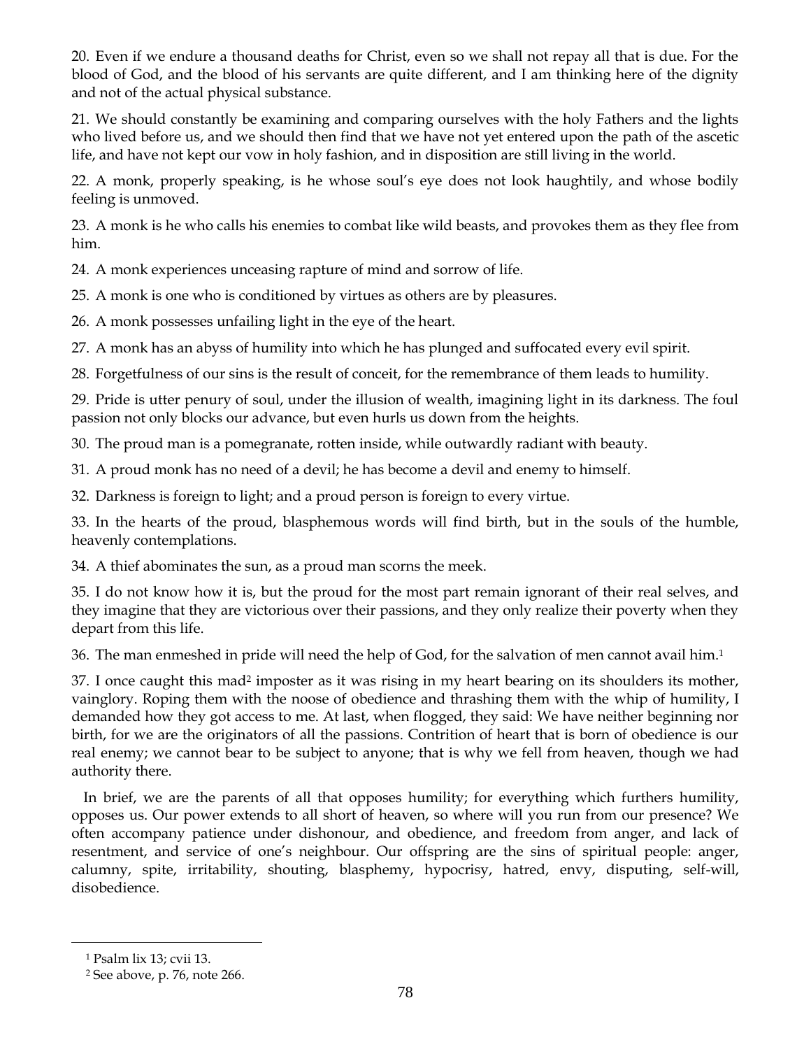20. Even if we endure a thousand deaths for Christ, even so we shall not repay all that is due. For the blood of God, and the blood of his servants are quite different, and I am thinking here of the dignity and not of the actual physical substance.

21. We should constantly be examining and comparing ourselves with the holy Fathers and the lights who lived before us, and we should then find that we have not yet entered upon the path of the ascetic life, and have not kept our vow in holy fashion, and in disposition are still living in the world.

22. A monk, properly speaking, is he whose soul's eye does not look haughtily, and whose bodily feeling is unmoved.

23. A monk is he who calls his enemies to combat like wild beasts, and provokes them as they flee from him.

24. A monk experiences unceasing rapture of mind and sorrow of life.

25. A monk is one who is conditioned by virtues as others are by pleasures.

26. A monk possesses unfailing light in the eye of the heart.

27. A monk has an abyss of humility into which he has plunged and suffocated every evil spirit.

28. Forgetfulness of our sins is the result of conceit, for the remembrance of them leads to humility.

29. Pride is utter penury of soul, under the illusion of wealth, imagining light in its darkness. The foul passion not only blocks our advance, but even hurls us down from the heights.

30. The proud man is a pomegranate, rotten inside, while outwardly radiant with beauty.

31. A proud monk has no need of a devil; he has become a devil and enemy to himself.

32. Darkness is foreign to light; and a proud person is foreign to every virtue.

33. In the hearts of the proud, blasphemous words will find birth, but in the souls of the humble, heavenly contemplations.

34. A thief abominates the sun, as a proud man scorns the meek.

35. I do not know how it is, but the proud for the most part remain ignorant of their real selves, and they imagine that they are victorious over their passions, and they only realize their poverty when they depart from this life.

36. The man enmeshed in pride will need the help of God, for the salvation of men cannot avail him.[1]

37. I once caught this mad[2] imposter as it was rising in my heart bearing on its shoulders its mother, vainglory. Roping them with the noose of obedience and thrashing them with the whip of humility, I demanded how they got access to me. At last, when flogged, they said: We have neither beginning nor birth, for we are the originators of all the passions. Contrition of heart that is born of obedience is our real enemy; we cannot bear to be subject to anyone; that is why we fell from heaven, though we had authority there.

In brief, we are the parents of all that opposes humility; for everything which furthers humility, opposes us. Our power extends to all short of heaven, so where will you run from our presence? We often accompany patience under dishonour, and obedience, and freedom from anger, and lack of resentment, and service of one's neighbour. Our offspring are the sins of spiritual people: anger, calumny, spite, irritability, shouting, blasphemy, hypocrisy, hatred, envy, disputing, self-will, disobedience.

---

[1] Psalm lix 13; cvii 13.

[2] See above, p. 76, note 266.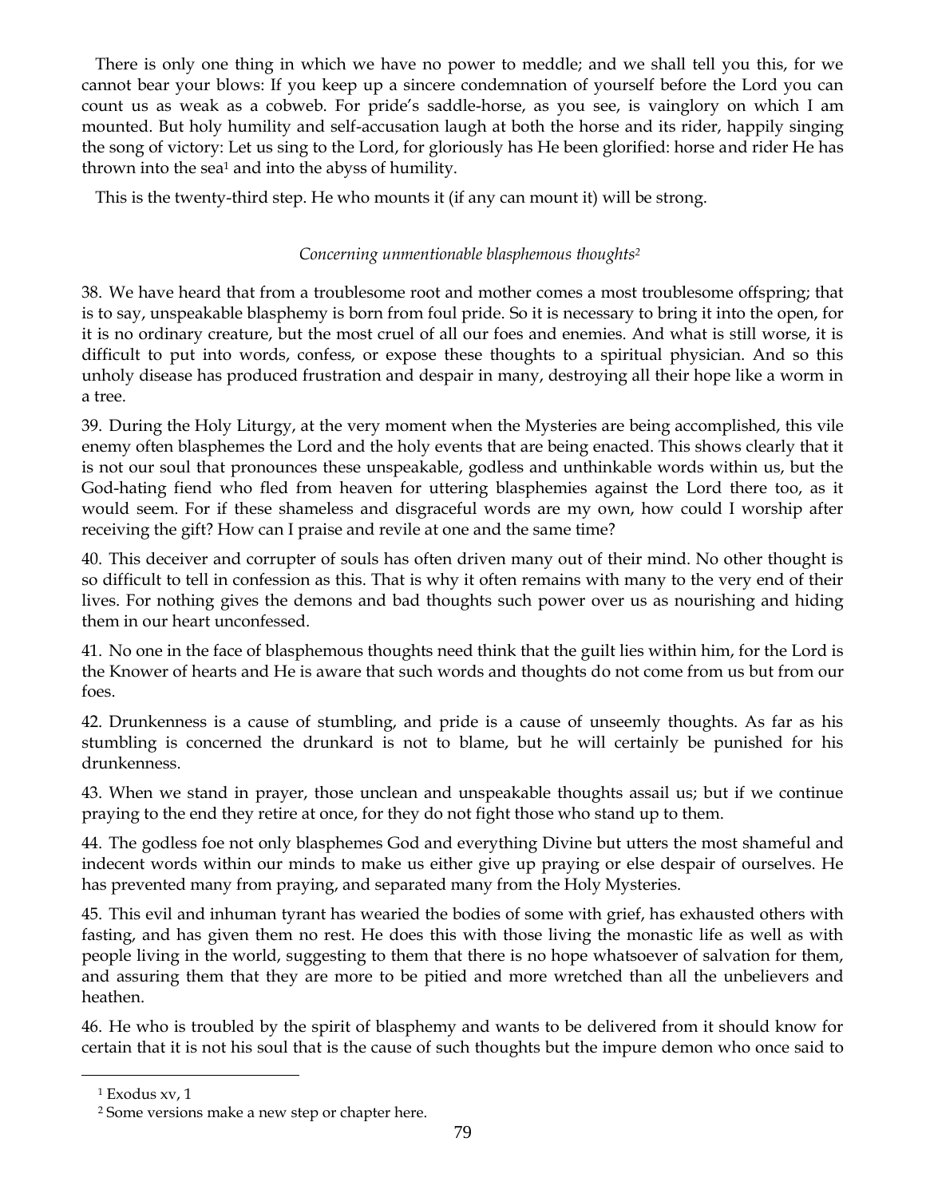There is only one thing in which we have no power to meddle; and we shall tell you this, for we cannot bear your blows: If you keep up a sincere condemnation of yourself before the Lord you can count us as weak as a cobweb. For pride's saddle-horse, as you see, is vainglory on which I am mounted. But holy humility and self-accusation laugh at both the horse and its rider, happily singing the song of victory: Let us sing to the Lord, for gloriously has He been glorified: horse and rider He has thrown into the sea[1] and into the abyss of humility.

This is the twenty-third step. He who mounts it (if any can mount it) will be strong.

*Concerning unmentionable blasphemous thoughts*[2]

38. We have heard that from a troublesome root and mother comes a most troublesome offspring; that is to say, unspeakable blasphemy is born from foul pride. So it is necessary to bring it into the open, for it is no ordinary creature, but the most cruel of all our foes and enemies. And what is still worse, it is difficult to put into words, confess, or expose these thoughts to a spiritual physician. And so this unholy disease has produced frustration and despair in many, destroying all their hope like a worm in a tree.

39. During the Holy Liturgy, at the very moment when the Mysteries are being accomplished, this vile enemy often blasphemes the Lord and the holy events that are being enacted. This shows clearly that it is not our soul that pronounces these unspeakable, godless and unthinkable words within us, but the God-hating fiend who fled from heaven for uttering blasphemies against the Lord there too, as it would seem. For if these shameless and disgraceful words are my own, how could I worship after receiving the gift? How can I praise and revile at one and the same time?

40. This deceiver and corrupter of souls has often driven many out of their mind. No other thought is so difficult to tell in confession as this. That is why it often remains with many to the very end of their lives. For nothing gives the demons and bad thoughts such power over us as nourishing and hiding them in our heart unconfessed.

41. No one in the face of blasphemous thoughts need think that the guilt lies within him, for the Lord is the Knower of hearts and He is aware that such words and thoughts do not come from us but from our foes.

42. Drunkenness is a cause of stumbling, and pride is a cause of unseemly thoughts. As far as his stumbling is concerned the drunkard is not to blame, but he will certainly be punished for his drunkenness.

43. When we stand in prayer, those unclean and unspeakable thoughts assail us; but if we continue praying to the end they retire at once, for they do not fight those who stand up to them.

44. The godless foe not only blasphemes God and everything Divine but utters the most shameful and indecent words within our minds to make us either give up praying or else despair of ourselves. He has prevented many from praying, and separated many from the Holy Mysteries.

45. This evil and inhuman tyrant has wearied the bodies of some with grief, has exhausted others with fasting, and has given them no rest. He does this with those living the monastic life as well as with people living in the world, suggesting to them that there is no hope whatsoever of salvation for them, and assuring them that they are more to be pitied and more wretched than all the unbelievers and heathen.

46. He who is troubled by the spirit of blasphemy and wants to be delivered from it should know for certain that it is not his soul that is the cause of such thoughts but the impure demon who once said to

---

[1] Exodus xv, 1

[2] Some versions make a new step or chapter here.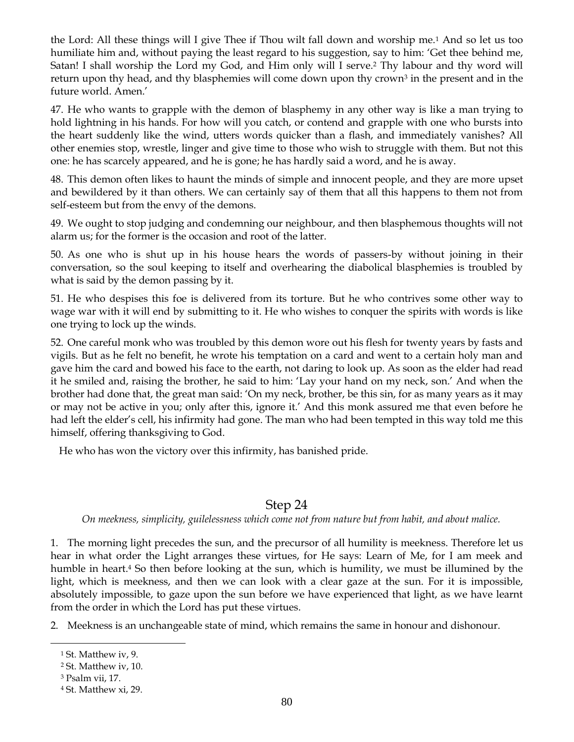the Lord: All these things will I give Thee if Thou wilt fall down and worship me.[1] And so let us too humiliate him and, without paying the least regard to his suggestion, say to him: 'Get thee behind me, Satan! I shall worship the Lord my God, and Him only will I serve.[2] Thy labour and thy word will return upon thy head, and thy blasphemies will come down upon thy crown[3] in the present and in the future world. Amen.'

47. He who wants to grapple with the demon of blasphemy in any other way is like a man trying to hold lightning in his hands. For how will you catch, or contend and grapple with one who bursts into the heart suddenly like the wind, utters words quicker than a flash, and immediately vanishes? All other enemies stop, wrestle, linger and give time to those who wish to struggle with them. But not this one: he has scarcely appeared, and he is gone; he has hardly said a word, and he is away.

48. This demon often likes to haunt the minds of simple and innocent people, and they are more upset and bewildered by it than others. We can certainly say of them that all this happens to them not from self-esteem but from the envy of the demons.

49. We ought to stop judging and condemning our neighbour, and then blasphemous thoughts will not alarm us; for the former is the occasion and root of the latter.

50. As one who is shut up in his house hears the words of passers-by without joining in their conversation, so the soul keeping to itself and overhearing the diabolical blasphemies is troubled by what is said by the demon passing by it.

51. He who despises this foe is delivered from its torture. But he who contrives some other way to wage war with it will end by submitting to it. He who wishes to conquer the spirits with words is like one trying to lock up the winds.

52. One careful monk who was troubled by this demon wore out his flesh for twenty years by fasts and vigils. But as he felt no benefit, he wrote his temptation on a card and went to a certain holy man and gave him the card and bowed his face to the earth, not daring to look up. As soon as the elder had read it he smiled and, raising the brother, he said to him: 'Lay your hand on my neck, son.' And when the brother had done that, the great man said: 'On my neck, brother, be this sin, for as many years as it may or may not be active in you; only after this, ignore it.' And this monk assured me that even before he had left the elder's cell, his infirmity had gone. The man who had been tempted in this way told me this himself, offering thanksgiving to God.

He who has won the victory over this infirmity, has banished pride.

## Step 24

*On meekness, simplicity, guilelessness which come not from nature but from habit, and about malice.*

1. The morning light precedes the sun, and the precursor of all humility is meekness. Therefore let us hear in what order the Light arranges these virtues, for He says: Learn of Me, for I am meek and humble in heart.[4] So then before looking at the sun, which is humility, we must be illumined by the light, which is meekness, and then we can look with a clear gaze at the sun. For it is impossible, absolutely impossible, to gaze upon the sun before we have experienced that light, as we have learnt from the order in which the Lord has put these virtues.

2. Meekness is an unchangeable state of mind, which remains the same in honour and dishonour.

---

[1] St. Matthew iv, 9.

[2] St. Matthew iv, 10.

[3] Psalm vii, 17.

[4] St. Matthew xi, 29.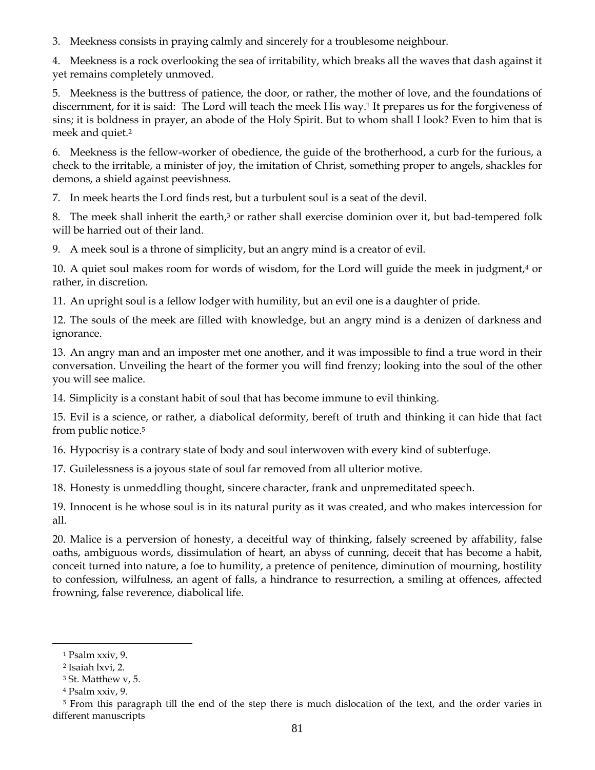3. Meekness consists in praying calmly and sincerely for a troublesome neighbour.

4. Meekness is a rock overlooking the sea of irritability, which breaks all the waves that dash against it yet remains completely unmoved.

5. Meekness is the buttress of patience, the door, or rather, the mother of love, and the foundations of discernment, for it is said: The Lord will teach the meek His way.[1] It prepares us for the forgiveness of sins; it is boldness in prayer, an abode of the Holy Spirit. But to whom shall I look? Even to him that is meek and quiet.[2]

6. Meekness is the fellow-worker of obedience, the guide of the brotherhood, a curb for the furious, a check to the irritable, a minister of joy, the imitation of Christ, something proper to angels, shackles for demons, a shield against peevishness.

7. In meek hearts the Lord finds rest, but a turbulent soul is a seat of the devil.

8. The meek shall inherit the earth,[3] or rather shall exercise dominion over it, but bad-tempered folk will be harried out of their land.

9. A meek soul is a throne of simplicity, but an angry mind is a creator of evil.

10. A quiet soul makes room for words of wisdom, for the Lord will guide the meek in judgment,[4] or rather, in discretion.

11. An upright soul is a fellow lodger with humility, but an evil one is a daughter of pride.

12. The souls of the meek are filled with knowledge, but an angry mind is a denizen of darkness and ignorance.

13. An angry man and an imposter met one another, and it was impossible to find a true word in their conversation. Unveiling the heart of the former you will find frenzy; looking into the soul of the other you will see malice.

14. Simplicity is a constant habit of soul that has become immune to evil thinking.

15. Evil is a science, or rather, a diabolical deformity, bereft of truth and thinking it can hide that fact from public notice.[5]

16. Hypocrisy is a contrary state of body and soul interwoven with every kind of subterfuge.

17. Guilelessness is a joyous state of soul far removed from all ulterior motive.

18. Honesty is unmeddling thought, sincere character, frank and unpremeditated speech.

19. Innocent is he whose soul is in its natural purity as it was created, and who makes intercession for all.

20. Malice is a perversion of honesty, a deceitful way of thinking, falsely screened by affability, false oaths, ambiguous words, dissimulation of heart, an abyss of cunning, deceit that has become a habit, conceit turned into nature, a foe to humility, a pretence of penitence, diminution of mourning, hostility to confession, wilfulness, an agent of falls, a hindrance to resurrection, a smiling at offences, affected frowning, false reverence, diabolical life.

---

[1] Psalm xxiv, 9.

[2] Isaiah lxvi, 2.

[3] St. Matthew v, 5.

[4] Psalm xxiv, 9.

[5] From this paragraph till the end of the step there is much dislocation of the text, and the order varies in different manuscripts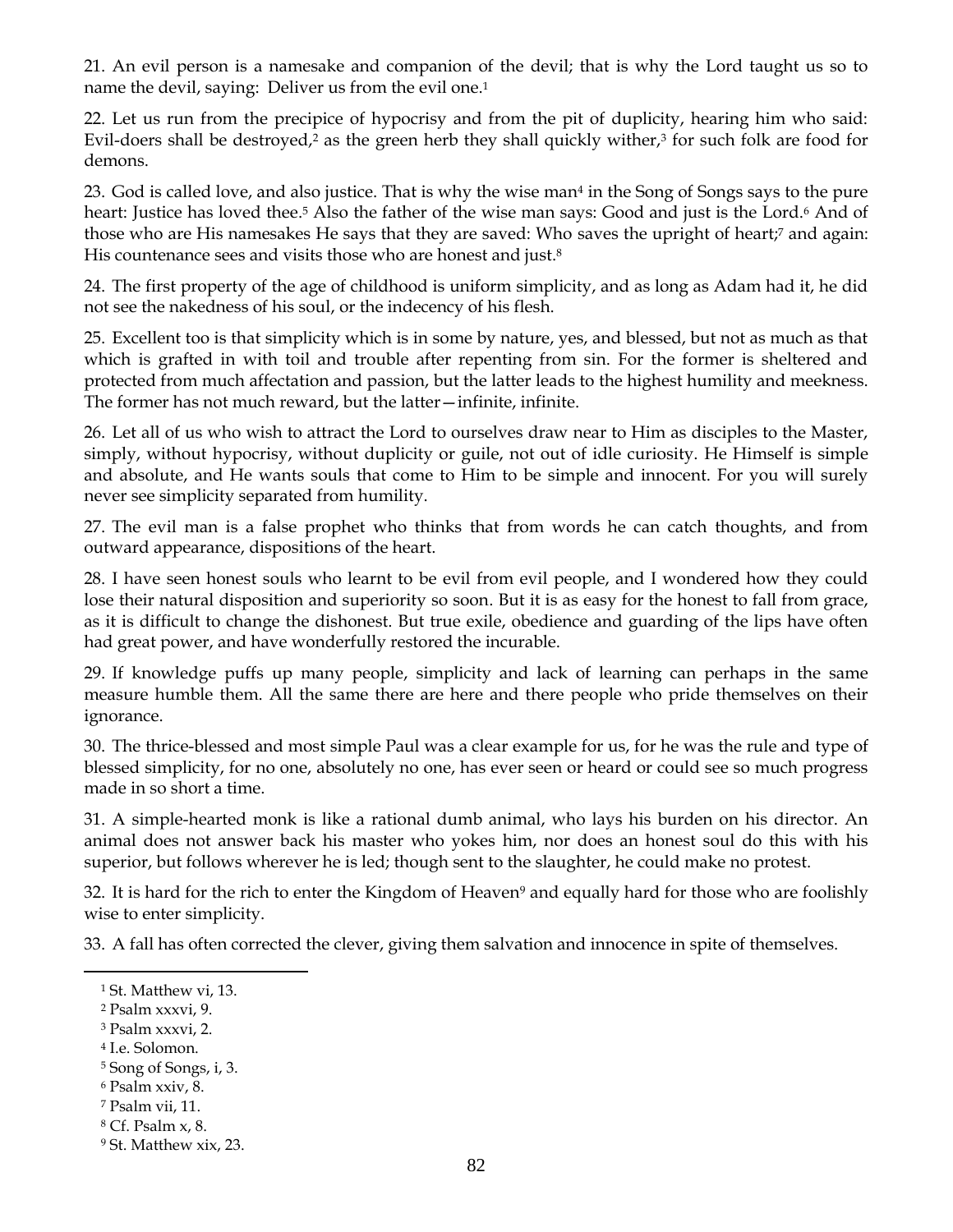21. An evil person is a namesake and companion of the devil; that is why the Lord taught us so to name the devil, saying: Deliver us from the evil one.[1]

22. Let us run from the precipice of hypocrisy and from the pit of duplicity, hearing him who said: Evil-doers shall be destroyed,[2] as the green herb they shall quickly wither,[3] for such folk are food for demons.

23. God is called love, and also justice. That is why the wise man[4] in the Song of Songs says to the pure heart: Justice has loved thee.[5] Also the father of the wise man says: Good and just is the Lord.[6] And of those who are His namesakes He says that they are saved: Who saves the upright of heart;[7] and again: His countenance sees and visits those who are honest and just.[8]

24. The first property of the age of childhood is uniform simplicity, and as long as Adam had it, he did not see the nakedness of his soul, or the indecency of his flesh.

25. Excellent too is that simplicity which is in some by nature, yes, and blessed, but not as much as that which is grafted in with toil and trouble after repenting from sin. For the former is sheltered and protected from much affectation and passion, but the latter leads to the highest humility and meekness. The former has not much reward, but the latter—infinite, infinite.

26. Let all of us who wish to attract the Lord to ourselves draw near to Him as disciples to the Master, simply, without hypocrisy, without duplicity or guile, not out of idle curiosity. He Himself is simple and absolute, and He wants souls that come to Him to be simple and innocent. For you will surely never see simplicity separated from humility.

27. The evil man is a false prophet who thinks that from words he can catch thoughts, and from outward appearance, dispositions of the heart.

28. I have seen honest souls who learnt to be evil from evil people, and I wondered how they could lose their natural disposition and superiority so soon. But it is as easy for the honest to fall from grace, as it is difficult to change the dishonest. But true exile, obedience and guarding of the lips have often had great power, and have wonderfully restored the incurable.

29. If knowledge puffs up many people, simplicity and lack of learning can perhaps in the same measure humble them. All the same there are here and there people who pride themselves on their ignorance.

30. The thrice-blessed and most simple Paul was a clear example for us, for he was the rule and type of blessed simplicity, for no one, absolutely no one, has ever seen or heard or could see so much progress made in so short a time.

31. A simple-hearted monk is like a rational dumb animal, who lays his burden on his director. An animal does not answer back his master who yokes him, nor does an honest soul do this with his superior, but follows wherever he is led; though sent to the slaughter, he could make no protest.

32. It is hard for the rich to enter the Kingdom of Heaven[9] and equally hard for those who are foolishly wise to enter simplicity.

33. A fall has often corrected the clever, giving them salvation and innocence in spite of themselves.

---

[1] St. Matthew vi, 13.
[2] Psalm xxxvi, 9.
[3] Psalm xxxvi, 2.
[4] I.e. Solomon.
[5] Song of Songs, i, 3.
[6] Psalm xxiv, 8.
[7] Psalm vii, 11.
[8] Cf. Psalm x, 8.
[9] St. Matthew xix, 23.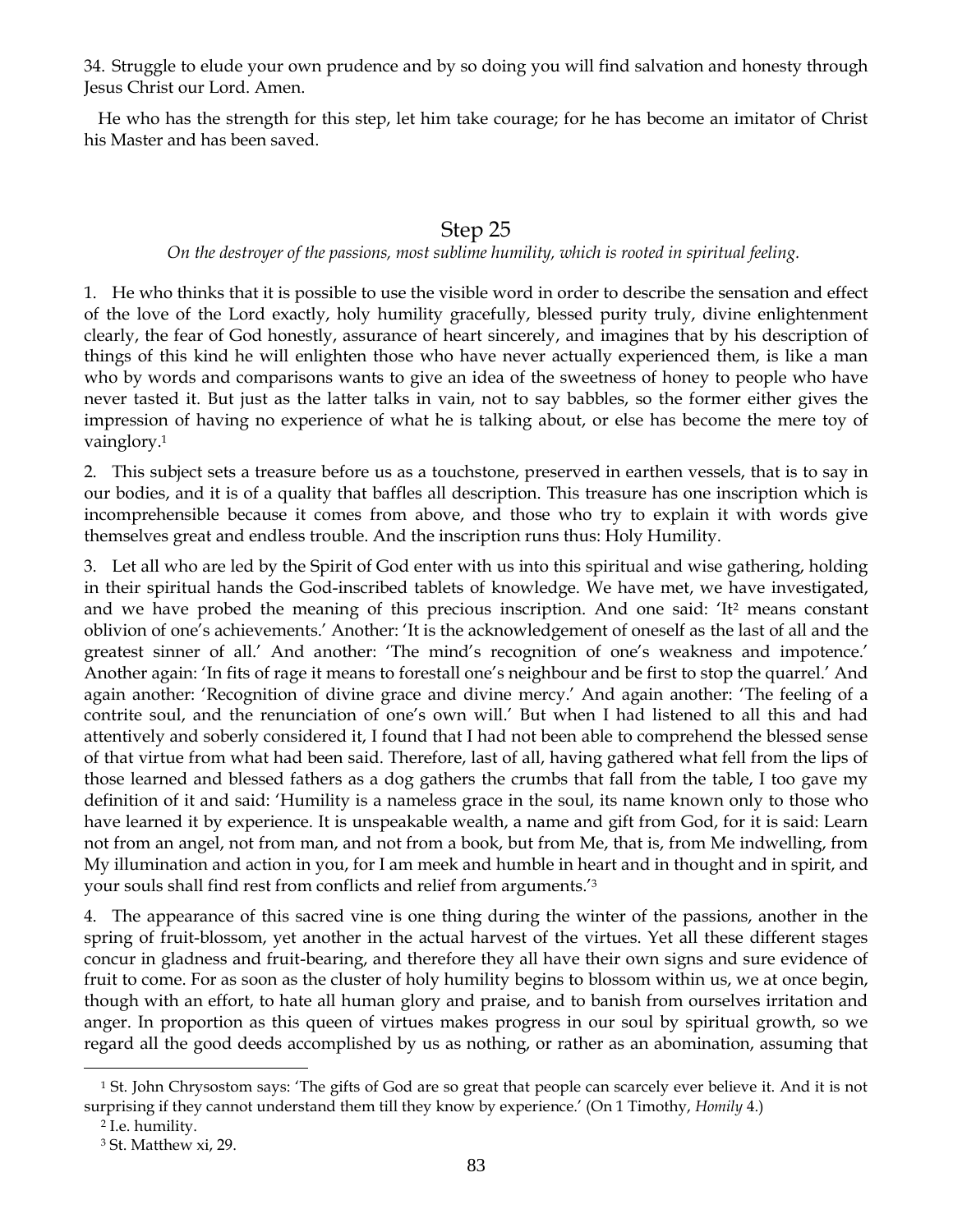34. Struggle to elude your own prudence and by so doing you will find salvation and honesty through Jesus Christ our Lord. Amen.

He who has the strength for this step, let him take courage; for he has become an imitator of Christ his Master and has been saved.

## Step 25

*On the destroyer of the passions, most sublime humility, which is rooted in spiritual feeling.*

1. He who thinks that it is possible to use the visible word in order to describe the sensation and effect of the love of the Lord exactly, holy humility gracefully, blessed purity truly, divine enlightenment clearly, the fear of God honestly, assurance of heart sincerely, and imagines that by his description of things of this kind he will enlighten those who have never actually experienced them, is like a man who by words and comparisons wants to give an idea of the sweetness of honey to people who have never tasted it. But just as the latter talks in vain, not to say babbles, so the former either gives the impression of having no experience of what he is talking about, or else has become the mere toy of vainglory.[1]

2. This subject sets a treasure before us as a touchstone, preserved in earthen vessels, that is to say in our bodies, and it is of a quality that baffles all description. This treasure has one inscription which is incomprehensible because it comes from above, and those who try to explain it with words give themselves great and endless trouble. And the inscription runs thus: Holy Humility.

3. Let all who are led by the Spirit of God enter with us into this spiritual and wise gathering, holding in their spiritual hands the God-inscribed tablets of knowledge. We have met, we have investigated, and we have probed the meaning of this precious inscription. And one said: 'It[2] means constant oblivion of one's achievements.' Another: 'It is the acknowledgement of oneself as the last of all and the greatest sinner of all.' And another: 'The mind's recognition of one's weakness and impotence.' Another again: 'In fits of rage it means to forestall one's neighbour and be first to stop the quarrel.' And again another: 'Recognition of divine grace and divine mercy.' And again another: 'The feeling of a contrite soul, and the renunciation of one's own will.' But when I had listened to all this and had attentively and soberly considered it, I found that I had not been able to comprehend the blessed sense of that virtue from what had been said. Therefore, last of all, having gathered what fell from the lips of those learned and blessed fathers as a dog gathers the crumbs that fall from the table, I too gave my definition of it and said: 'Humility is a nameless grace in the soul, its name known only to those who have learned it by experience. It is unspeakable wealth, a name and gift from God, for it is said: Learn not from an angel, not from man, and not from a book, but from Me, that is, from Me indwelling, from My illumination and action in you, for I am meek and humble in heart and in thought and in spirit, and your souls shall find rest from conflicts and relief from arguments.'[3]

4. The appearance of this sacred vine is one thing during the winter of the passions, another in the spring of fruit-blossom, yet another in the actual harvest of the virtues. Yet all these different stages concur in gladness and fruit-bearing, and therefore they all have their own signs and sure evidence of fruit to come. For as soon as the cluster of holy humility begins to blossom within us, we at once begin, though with an effort, to hate all human glory and praise, and to banish from ourselves irritation and anger. In proportion as this queen of virtues makes progress in our soul by spiritual growth, so we regard all the good deeds accomplished by us as nothing, or rather as an abomination, assuming that

---

[1] St. John Chrysostom says: 'The gifts of God are so great that people can scarcely ever believe it. And it is not surprising if they cannot understand them till they know by experience.' (On 1 Timothy, *Homily* 4.)

[2] I.e. humility.

[3] St. Matthew xi, 29.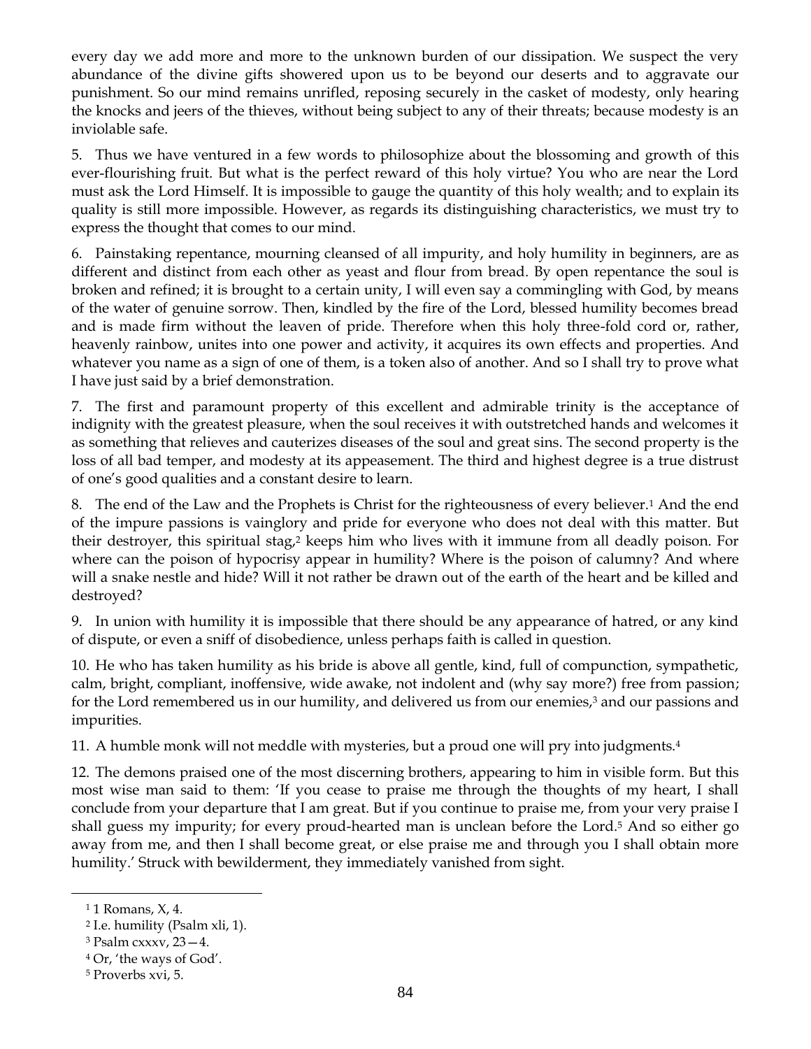every day we add more and more to the unknown burden of our dissipation. We suspect the very abundance of the divine gifts showered upon us to be beyond our deserts and to aggravate our punishment. So our mind remains unrifled, reposing securely in the casket of modesty, only hearing the knocks and jeers of the thieves, without being subject to any of their threats; because modesty is an inviolable safe.

5. Thus we have ventured in a few words to philosophize about the blossoming and growth of this ever-flourishing fruit. But what is the perfect reward of this holy virtue? You who are near the Lord must ask the Lord Himself. It is impossible to gauge the quantity of this holy wealth; and to explain its quality is still more impossible. However, as regards its distinguishing characteristics, we must try to express the thought that comes to our mind.

6. Painstaking repentance, mourning cleansed of all impurity, and holy humility in beginners, are as different and distinct from each other as yeast and flour from bread. By open repentance the soul is broken and refined; it is brought to a certain unity, I will even say a commingling with God, by means of the water of genuine sorrow. Then, kindled by the fire of the Lord, blessed humility becomes bread and is made firm without the leaven of pride. Therefore when this holy three-fold cord or, rather, heavenly rainbow, unites into one power and activity, it acquires its own effects and properties. And whatever you name as a sign of one of them, is a token also of another. And so I shall try to prove what I have just said by a brief demonstration.

7. The first and paramount property of this excellent and admirable trinity is the acceptance of indignity with the greatest pleasure, when the soul receives it with outstretched hands and welcomes it as something that relieves and cauterizes diseases of the soul and great sins. The second property is the loss of all bad temper, and modesty at its appeasement. The third and highest degree is a true distrust of one's good qualities and a constant desire to learn.

8. The end of the Law and the Prophets is Christ for the righteousness of every believer.[1] And the end of the impure passions is vainglory and pride for everyone who does not deal with this matter. But their destroyer, this spiritual stag,[2] keeps him who lives with it immune from all deadly poison. For where can the poison of hypocrisy appear in humility? Where is the poison of calumny? And where will a snake nestle and hide? Will it not rather be drawn out of the earth of the heart and be killed and destroyed?

9. In union with humility it is impossible that there should be any appearance of hatred, or any kind of dispute, or even a sniff of disobedience, unless perhaps faith is called in question.

10. He who has taken humility as his bride is above all gentle, kind, full of compunction, sympathetic, calm, bright, compliant, inoffensive, wide awake, not indolent and (why say more?) free from passion; for the Lord remembered us in our humility, and delivered us from our enemies,[3] and our passions and impurities.

11. A humble monk will not meddle with mysteries, but a proud one will pry into judgments.[4]

12. The demons praised one of the most discerning brothers, appearing to him in visible form. But this most wise man said to them: 'If you cease to praise me through the thoughts of my heart, I shall conclude from your departure that I am great. But if you continue to praise me, from your very praise I shall guess my impurity; for every proud-hearted man is unclean before the Lord.[5] And so either go away from me, and then I shall become great, or else praise me and through you I shall obtain more humility.' Struck with bewilderment, they immediately vanished from sight.

---

[1] 1 Romans, X, 4.

[2] I.e. humility (Psalm xli, 1).

[3] Psalm cxxxv, 23—4.

[4] Or, 'the ways of God'.

[5] Proverbs xvi, 5.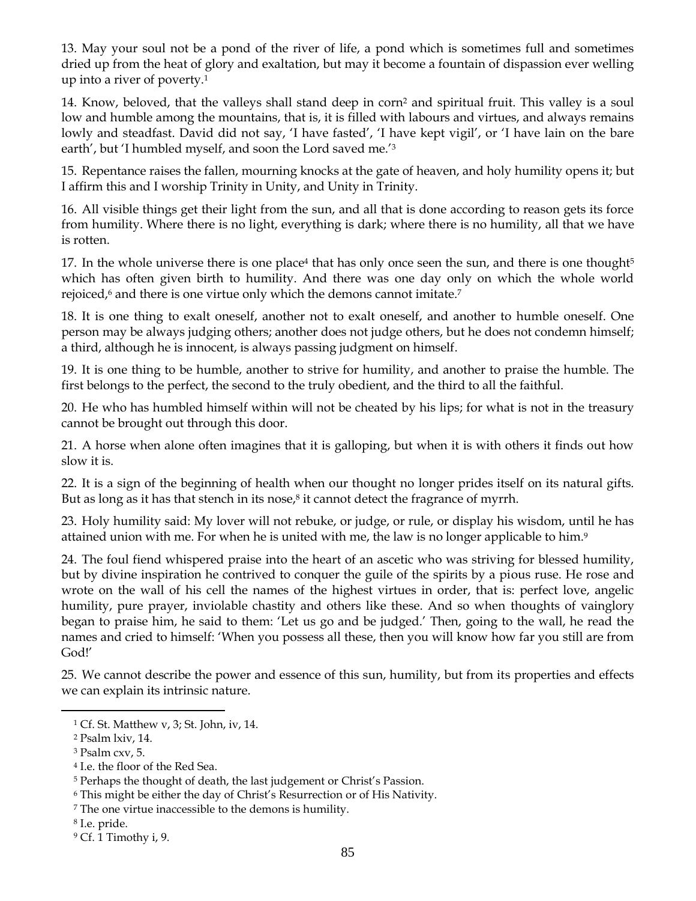13. May your soul not be a pond of the river of life, a pond which is sometimes full and sometimes dried up from the heat of glory and exaltation, but may it become a fountain of dispassion ever welling up into a river of poverty.[1]

14. Know, beloved, that the valleys shall stand deep in corn[2] and spiritual fruit. This valley is a soul low and humble among the mountains, that is, it is filled with labours and virtues, and always remains lowly and steadfast. David did not say, 'I have fasted', 'I have kept vigil', or 'I have lain on the bare earth', but 'I humbled myself, and soon the Lord saved me.'[3]

15. Repentance raises the fallen, mourning knocks at the gate of heaven, and holy humility opens it; but I affirm this and I worship Trinity in Unity, and Unity in Trinity.

16. All visible things get their light from the sun, and all that is done according to reason gets its force from humility. Where there is no light, everything is dark; where there is no humility, all that we have is rotten.

17. In the whole universe there is one place[4] that has only once seen the sun, and there is one thought[5] which has often given birth to humility. And there was one day only on which the whole world rejoiced,[6] and there is one virtue only which the demons cannot imitate.[7]

18. It is one thing to exalt oneself, another not to exalt oneself, and another to humble oneself. One person may be always judging others; another does not judge others, but he does not condemn himself; a third, although he is innocent, is always passing judgment on himself.

19. It is one thing to be humble, another to strive for humility, and another to praise the humble. The first belongs to the perfect, the second to the truly obedient, and the third to all the faithful.

20. He who has humbled himself within will not be cheated by his lips; for what is not in the treasury cannot be brought out through this door.

21. A horse when alone often imagines that it is galloping, but when it is with others it finds out how slow it is.

22. It is a sign of the beginning of health when our thought no longer prides itself on its natural gifts. But as long as it has that stench in its nose,[8] it cannot detect the fragrance of myrrh.

23. Holy humility said: My lover will not rebuke, or judge, or rule, or display his wisdom, until he has attained union with me. For when he is united with me, the law is no longer applicable to him.[9]

24. The foul fiend whispered praise into the heart of an ascetic who was striving for blessed humility, but by divine inspiration he contrived to conquer the guile of the spirits by a pious ruse. He rose and wrote on the wall of his cell the names of the highest virtues in order, that is: perfect love, angelic humility, pure prayer, inviolable chastity and others like these. And so when thoughts of vainglory began to praise him, he said to them: 'Let us go and be judged.' Then, going to the wall, he read the names and cried to himself: 'When you possess all these, then you will know how far you still are from God!'

25. We cannot describe the power and essence of this sun, humility, but from its properties and effects we can explain its intrinsic nature.

---

[1] Cf. St. Matthew v, 3; St. John, iv, 14.

[2] Psalm lxiv, 14.

[3] Psalm cxv, 5.

[4] I.e. the floor of the Red Sea.

[5] Perhaps the thought of death, the last judgement or Christ's Passion.

[6] This might be either the day of Christ's Resurrection or of His Nativity.

[7] The one virtue inaccessible to the demons is humility.

[8] I.e. pride.

[9] Cf. 1 Timothy i, 9.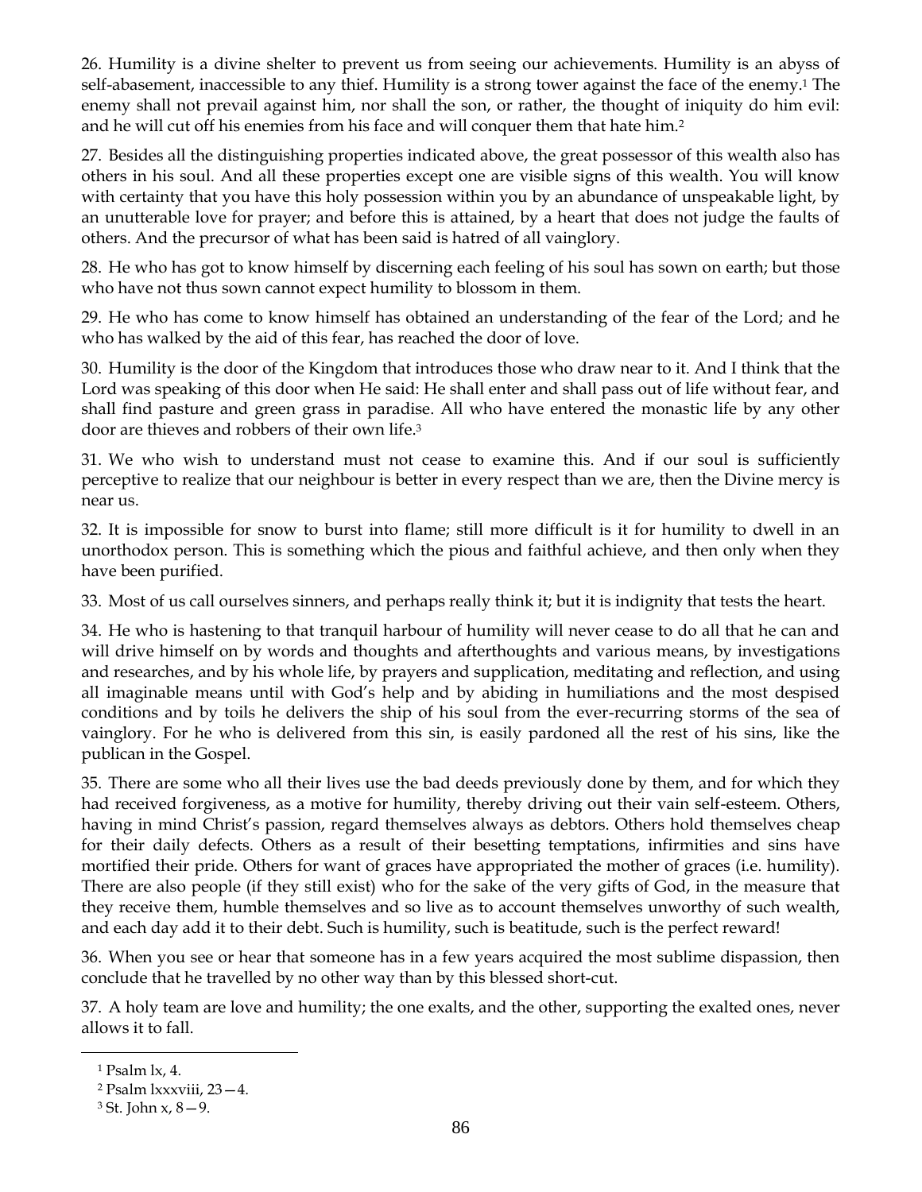26. Humility is a divine shelter to prevent us from seeing our achievements. Humility is an abyss of self-abasement, inaccessible to any thief. Humility is a strong tower against the face of the enemy.[1] The enemy shall not prevail against him, nor shall the son, or rather, the thought of iniquity do him evil: and he will cut off his enemies from his face and will conquer them that hate him.[2]

27. Besides all the distinguishing properties indicated above, the great possessor of this wealth also has others in his soul. And all these properties except one are visible signs of this wealth. You will know with certainty that you have this holy possession within you by an abundance of unspeakable light, by an unutterable love for prayer; and before this is attained, by a heart that does not judge the faults of others. And the precursor of what has been said is hatred of all vainglory.

28. He who has got to know himself by discerning each feeling of his soul has sown on earth; but those who have not thus sown cannot expect humility to blossom in them.

29. He who has come to know himself has obtained an understanding of the fear of the Lord; and he who has walked by the aid of this fear, has reached the door of love.

30. Humility is the door of the Kingdom that introduces those who draw near to it. And I think that the Lord was speaking of this door when He said: He shall enter and shall pass out of life without fear, and shall find pasture and green grass in paradise. All who have entered the monastic life by any other door are thieves and robbers of their own life.[3]

31. We who wish to understand must not cease to examine this. And if our soul is sufficiently perceptive to realize that our neighbour is better in every respect than we are, then the Divine mercy is near us.

32. It is impossible for snow to burst into flame; still more difficult is it for humility to dwell in an unorthodox person. This is something which the pious and faithful achieve, and then only when they have been purified.

33. Most of us call ourselves sinners, and perhaps really think it; but it is indignity that tests the heart.

34. He who is hastening to that tranquil harbour of humility will never cease to do all that he can and will drive himself on by words and thoughts and afterthoughts and various means, by investigations and researches, and by his whole life, by prayers and supplication, meditating and reflection, and using all imaginable means until with God's help and by abiding in humiliations and the most despised conditions and by toils he delivers the ship of his soul from the ever-recurring storms of the sea of vainglory. For he who is delivered from this sin, is easily pardoned all the rest of his sins, like the publican in the Gospel.

35. There are some who all their lives use the bad deeds previously done by them, and for which they had received forgiveness, as a motive for humility, thereby driving out their vain self-esteem. Others, having in mind Christ's passion, regard themselves always as debtors. Others hold themselves cheap for their daily defects. Others as a result of their besetting temptations, infirmities and sins have mortified their pride. Others for want of graces have appropriated the mother of graces (i.e. humility). There are also people (if they still exist) who for the sake of the very gifts of God, in the measure that they receive them, humble themselves and so live as to account themselves unworthy of such wealth, and each day add it to their debt. Such is humility, such is beatitude, such is the perfect reward!

36. When you see or hear that someone has in a few years acquired the most sublime dispassion, then conclude that he travelled by no other way than by this blessed short-cut.

37. A holy team are love and humility; the one exalts, and the other, supporting the exalted ones, never allows it to fall.

---

[1] Psalm lx, 4.

[2] Psalm lxxxviii, 23—4.

[3] St. John x, 8—9.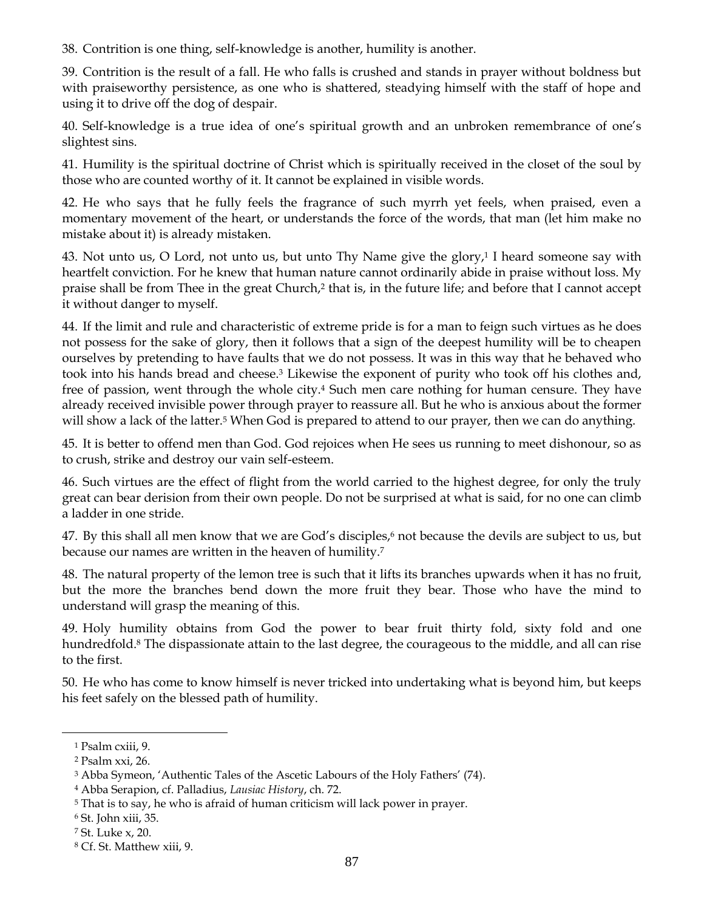38. Contrition is one thing, self-knowledge is another, humility is another.

39. Contrition is the result of a fall. He who falls is crushed and stands in prayer without boldness but with praiseworthy persistence, as one who is shattered, steadying himself with the staff of hope and using it to drive off the dog of despair.

40. Self-knowledge is a true idea of one's spiritual growth and an unbroken remembrance of one's slightest sins.

41. Humility is the spiritual doctrine of Christ which is spiritually received in the closet of the soul by those who are counted worthy of it. It cannot be explained in visible words.

42. He who says that he fully feels the fragrance of such myrrh yet feels, when praised, even a momentary movement of the heart, or understands the force of the words, that man (let him make no mistake about it) is already mistaken.

43. Not unto us, O Lord, not unto us, but unto Thy Name give the glory,[1] I heard someone say with heartfelt conviction. For he knew that human nature cannot ordinarily abide in praise without loss. My praise shall be from Thee in the great Church,[2] that is, in the future life; and before that I cannot accept it without danger to myself.

44. If the limit and rule and characteristic of extreme pride is for a man to feign such virtues as he does not possess for the sake of glory, then it follows that a sign of the deepest humility will be to cheapen ourselves by pretending to have faults that we do not possess. It was in this way that he behaved who took into his hands bread and cheese.[3] Likewise the exponent of purity who took off his clothes and, free of passion, went through the whole city.[4] Such men care nothing for human censure. They have already received invisible power through prayer to reassure all. But he who is anxious about the former will show a lack of the latter.[5] When God is prepared to attend to our prayer, then we can do anything.

45. It is better to offend men than God. God rejoices when He sees us running to meet dishonour, so as to crush, strike and destroy our vain self-esteem.

46. Such virtues are the effect of flight from the world carried to the highest degree, for only the truly great can bear derision from their own people. Do not be surprised at what is said, for no one can climb a ladder in one stride.

47. By this shall all men know that we are God's disciples,[6] not because the devils are subject to us, but because our names are written in the heaven of humility.[7]

48. The natural property of the lemon tree is such that it lifts its branches upwards when it has no fruit, but the more the branches bend down the more fruit they bear. Those who have the mind to understand will grasp the meaning of this.

49. Holy humility obtains from God the power to bear fruit thirty fold, sixty fold and one hundredfold.[8] The dispassionate attain to the last degree, the courageous to the middle, and all can rise to the first.

50. He who has come to know himself is never tricked into undertaking what is beyond him, but keeps his feet safely on the blessed path of humility.

---

[1] Psalm cxiii, 9.

[2] Psalm xxi, 26.

[3] Abba Symeon, 'Authentic Tales of the Ascetic Labours of the Holy Fathers' (74).

[4] Abba Serapion, cf. Palladius, *Lausiac History*, ch. 72.

[5] That is to say, he who is afraid of human criticism will lack power in prayer.

[6] St. John xiii, 35.

[7] St. Luke x, 20.

[8] Cf. St. Matthew xiii, 9.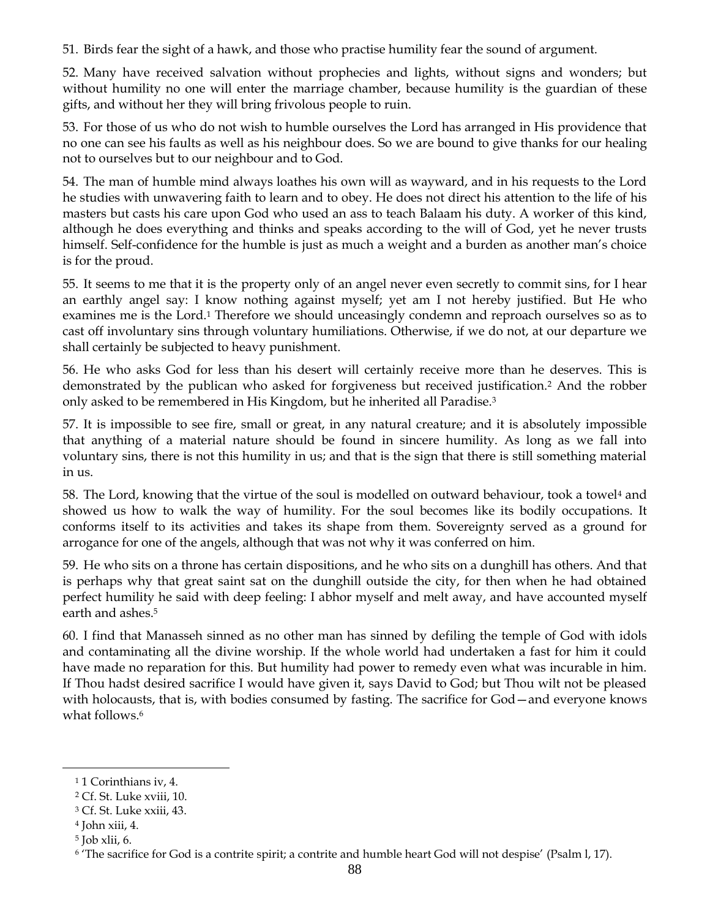51. Birds fear the sight of a hawk, and those who practise humility fear the sound of argument.

52. Many have received salvation without prophecies and lights, without signs and wonders; but without humility no one will enter the marriage chamber, because humility is the guardian of these gifts, and without her they will bring frivolous people to ruin.

53. For those of us who do not wish to humble ourselves the Lord has arranged in His providence that no one can see his faults as well as his neighbour does. So we are bound to give thanks for our healing not to ourselves but to our neighbour and to God.

54. The man of humble mind always loathes his own will as wayward, and in his requests to the Lord he studies with unwavering faith to learn and to obey. He does not direct his attention to the life of his masters but casts his care upon God who used an ass to teach Balaam his duty. A worker of this kind, although he does everything and thinks and speaks according to the will of God, yet he never trusts himself. Self-confidence for the humble is just as much a weight and a burden as another man's choice is for the proud.

55. It seems to me that it is the property only of an angel never even secretly to commit sins, for I hear an earthly angel say: I know nothing against myself; yet am I not hereby justified. But He who examines me is the Lord.[1] Therefore we should unceasingly condemn and reproach ourselves so as to cast off involuntary sins through voluntary humiliations. Otherwise, if we do not, at our departure we shall certainly be subjected to heavy punishment.

56. He who asks God for less than his desert will certainly receive more than he deserves. This is demonstrated by the publican who asked for forgiveness but received justification.[2] And the robber only asked to be remembered in His Kingdom, but he inherited all Paradise.[3]

57. It is impossible to see fire, small or great, in any natural creature; and it is absolutely impossible that anything of a material nature should be found in sincere humility. As long as we fall into voluntary sins, there is not this humility in us; and that is the sign that there is still something material in us.

58. The Lord, knowing that the virtue of the soul is modelled on outward behaviour, took a towel[4] and showed us how to walk the way of humility. For the soul becomes like its bodily occupations. It conforms itself to its activities and takes its shape from them. Sovereignty served as a ground for arrogance for one of the angels, although that was not why it was conferred on him.

59. He who sits on a throne has certain dispositions, and he who sits on a dunghill has others. And that is perhaps why that great saint sat on the dunghill outside the city, for then when he had obtained perfect humility he said with deep feeling: I abhor myself and melt away, and have accounted myself earth and ashes.[5]

60. I find that Manasseh sinned as no other man has sinned by defiling the temple of God with idols and contaminating all the divine worship. If the whole world had undertaken a fast for him it could have made no reparation for this. But humility had power to remedy even what was incurable in him. If Thou hadst desired sacrifice I would have given it, says David to God; but Thou wilt not be pleased with holocausts, that is, with bodies consumed by fasting. The sacrifice for God—and everyone knows what follows.[6]

---

[1] 1 Corinthians iv, 4.

[2] Cf. St. Luke xviii, 10.

[3] Cf. St. Luke xxiii, 43.

[4] John xiii, 4.

[5] Job xlii, 6.

[6] 'The sacrifice for God is a contrite spirit; a contrite and humble heart God will not despise' (Psalm l, 17).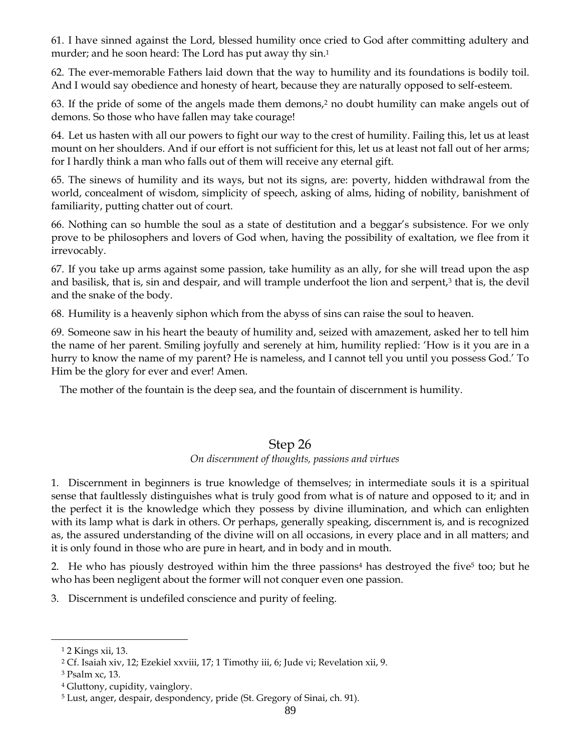61. I have sinned against the Lord, blessed humility once cried to God after committing adultery and murder; and he soon heard: The Lord has put away thy sin.[1]

62. The ever-memorable Fathers laid down that the way to humility and its foundations is bodily toil. And I would say obedience and honesty of heart, because they are naturally opposed to self-esteem.

63. If the pride of some of the angels made them demons,[2] no doubt humility can make angels out of demons. So those who have fallen may take courage!

64. Let us hasten with all our powers to fight our way to the crest of humility. Failing this, let us at least mount on her shoulders. And if our effort is not sufficient for this, let us at least not fall out of her arms; for I hardly think a man who falls out of them will receive any eternal gift.

65. The sinews of humility and its ways, but not its signs, are: poverty, hidden withdrawal from the world, concealment of wisdom, simplicity of speech, asking of alms, hiding of nobility, banishment of familiarity, putting chatter out of court.

66. Nothing can so humble the soul as a state of destitution and a beggar's subsistence. For we only prove to be philosophers and lovers of God when, having the possibility of exaltation, we flee from it irrevocably.

67. If you take up arms against some passion, take humility as an ally, for she will tread upon the asp and basilisk, that is, sin and despair, and will trample underfoot the lion and serpent,[3] that is, the devil and the snake of the body.

68. Humility is a heavenly siphon which from the abyss of sins can raise the soul to heaven.

69. Someone saw in his heart the beauty of humility and, seized with amazement, asked her to tell him the name of her parent. Smiling joyfully and serenely at him, humility replied: 'How is it you are in a hurry to know the name of my parent? He is nameless, and I cannot tell you until you possess God.' To Him be the glory for ever and ever! Amen.

The mother of the fountain is the deep sea, and the fountain of discernment is humility.

## Step 26

*On discernment of thoughts, passions and virtues*

1. Discernment in beginners is true knowledge of themselves; in intermediate souls it is a spiritual sense that faultlessly distinguishes what is truly good from what is of nature and opposed to it; and in the perfect it is the knowledge which they possess by divine illumination, and which can enlighten with its lamp what is dark in others. Or perhaps, generally speaking, discernment is, and is recognized as, the assured understanding of the divine will on all occasions, in every place and in all matters; and it is only found in those who are pure in heart, and in body and in mouth.

2. He who has piously destroyed within him the three passions[4] has destroyed the five[5] too; but he who has been negligent about the former will not conquer even one passion.

3. Discernment is undefiled conscience and purity of feeling.

---

[1] 2 Kings xii, 13.

[2] Cf. Isaiah xiv, 12; Ezekiel xxviii, 17; 1 Timothy iii, 6; Jude vi; Revelation xii, 9.

[3] Psalm xc, 13.

[4] Gluttony, cupidity, vainglory.

[5] Lust, anger, despair, despondency, pride (St. Gregory of Sinai, ch. 91).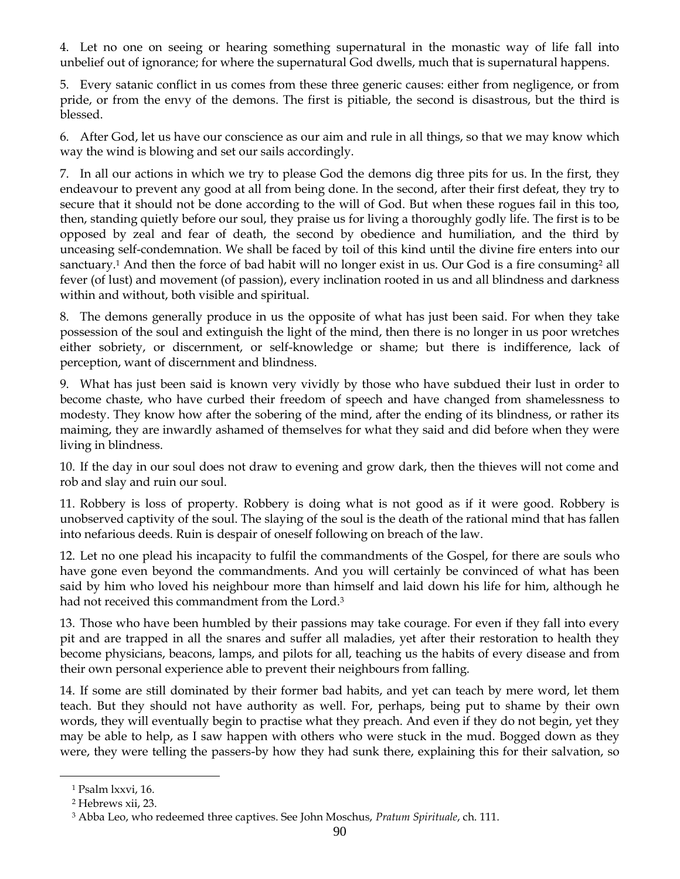4. Let no one on seeing or hearing something supernatural in the monastic way of life fall into unbelief out of ignorance; for where the supernatural God dwells, much that is supernatural happens.

5. Every satanic conflict in us comes from these three generic causes: either from negligence, or from pride, or from the envy of the demons. The first is pitiable, the second is disastrous, but the third is blessed.

6. After God, let us have our conscience as our aim and rule in all things, so that we may know which way the wind is blowing and set our sails accordingly.

7. In all our actions in which we try to please God the demons dig three pits for us. In the first, they endeavour to prevent any good at all from being done. In the second, after their first defeat, they try to secure that it should not be done according to the will of God. But when these rogues fail in this too, then, standing quietly before our soul, they praise us for living a thoroughly godly life. The first is to be opposed by zeal and fear of death, the second by obedience and humiliation, and the third by unceasing self-condemnation. We shall be faced by toil of this kind until the divine fire enters into our sanctuary.[1] And then the force of bad habit will no longer exist in us. Our God is a fire consuming[2] all fever (of lust) and movement (of passion), every inclination rooted in us and all blindness and darkness within and without, both visible and spiritual.

8. The demons generally produce in us the opposite of what has just been said. For when they take possession of the soul and extinguish the light of the mind, then there is no longer in us poor wretches either sobriety, or discernment, or self-knowledge or shame; but there is indifference, lack of perception, want of discernment and blindness.

9. What has just been said is known very vividly by those who have subdued their lust in order to become chaste, who have curbed their freedom of speech and have changed from shamelessness to modesty. They know how after the sobering of the mind, after the ending of its blindness, or rather its maiming, they are inwardly ashamed of themselves for what they said and did before when they were living in blindness.

10. If the day in our soul does not draw to evening and grow dark, then the thieves will not come and rob and slay and ruin our soul.

11. Robbery is loss of property. Robbery is doing what is not good as if it were good. Robbery is unobserved captivity of the soul. The slaying of the soul is the death of the rational mind that has fallen into nefarious deeds. Ruin is despair of oneself following on breach of the law.

12. Let no one plead his incapacity to fulfil the commandments of the Gospel, for there are souls who have gone even beyond the commandments. And you will certainly be convinced of what has been said by him who loved his neighbour more than himself and laid down his life for him, although he had not received this commandment from the Lord.[3]

13. Those who have been humbled by their passions may take courage. For even if they fall into every pit and are trapped in all the snares and suffer all maladies, yet after their restoration to health they become physicians, beacons, lamps, and pilots for all, teaching us the habits of every disease and from their own personal experience able to prevent their neighbours from falling.

14. If some are still dominated by their former bad habits, and yet can teach by mere word, let them teach. But they should not have authority as well. For, perhaps, being put to shame by their own words, they will eventually begin to practise what they preach. And even if they do not begin, yet they may be able to help, as I saw happen with others who were stuck in the mud. Bogged down as they were, they were telling the passers-by how they had sunk there, explaining this for their salvation, so

---

[1] Psalm lxxvi, 16.

[2] Hebrews xii, 23.

[3] Abba Leo, who redeemed three captives. See John Moschus, *Pratum Spirituale*, ch. 111.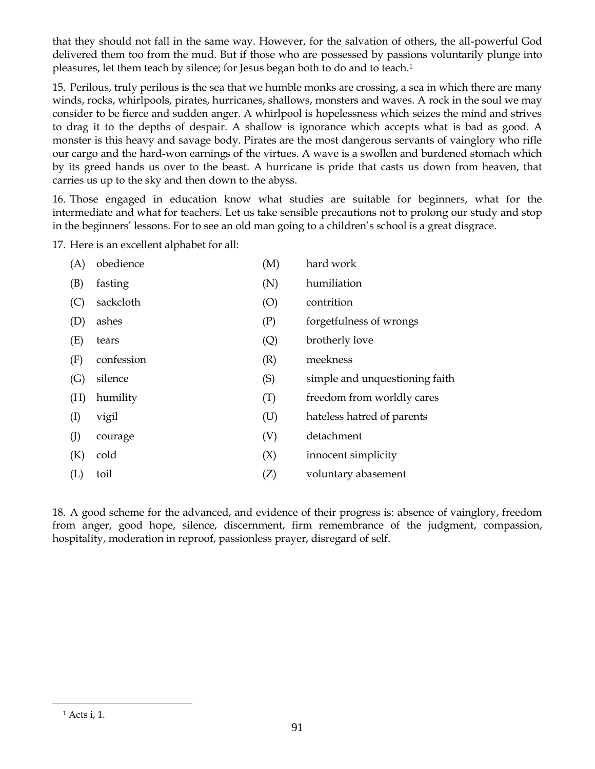that they should not fall in the same way. However, for the salvation of others, the all-powerful God delivered them too from the mud. But if those who are possessed by passions voluntarily plunge into pleasures, let them teach by silence; for Jesus began both to do and to teach.[1]

15. Perilous, truly perilous is the sea that we humble monks are crossing, a sea in which there are many winds, rocks, whirlpools, pirates, hurricanes, shallows, monsters and waves. A rock in the soul we may consider to be fierce and sudden anger. A whirlpool is hopelessness which seizes the mind and strives to drag it to the depths of despair. A shallow is ignorance which accepts what is bad as good. A monster is this heavy and savage body. Pirates are the most dangerous servants of vainglory who rifle our cargo and the hard-won earnings of the virtues. A wave is a swollen and burdened stomach which by its greed hands us over to the beast. A hurricane is pride that casts us down from heaven, that carries us up to the sky and then down to the abyss.

16. Those engaged in education know what studies are suitable for beginners, what for the intermediate and what for teachers. Let us take sensible precautions not to prolong our study and stop in the beginners' lessons. For to see an old man going to a children's school is a great disgrace.

17. Here is an excellent alphabet for all:

| | | | |
|---|---|---|---|
| (A) | obedience | (M) | hard work |
| (B) | fasting | (N) | humiliation |
| (C) | sackcloth | (O) | contrition |
| (D) | ashes | (P) | forgetfulness of wrongs |
| (E) | tears | (Q) | brotherly love |
| (F) | confession | (R) | meekness |
| (G) | silence | (S) | simple and unquestioning faith |
| (H) | humility | (T) | freedom from worldly cares |
| (I) | vigil | (U) | hateless hatred of parents |
| (J) | courage | (V) | detachment |
| (K) | cold | (X) | innocent simplicity |
| (L) | toil | (Z) | voluntary abasement |

18. A good scheme for the advanced, and evidence of their progress is: absence of vainglory, freedom from anger, good hope, silence, discernment, firm remembrance of the judgment, compassion, hospitality, moderation in reproof, passionless prayer, disregard of self.

[1] Acts i, 1.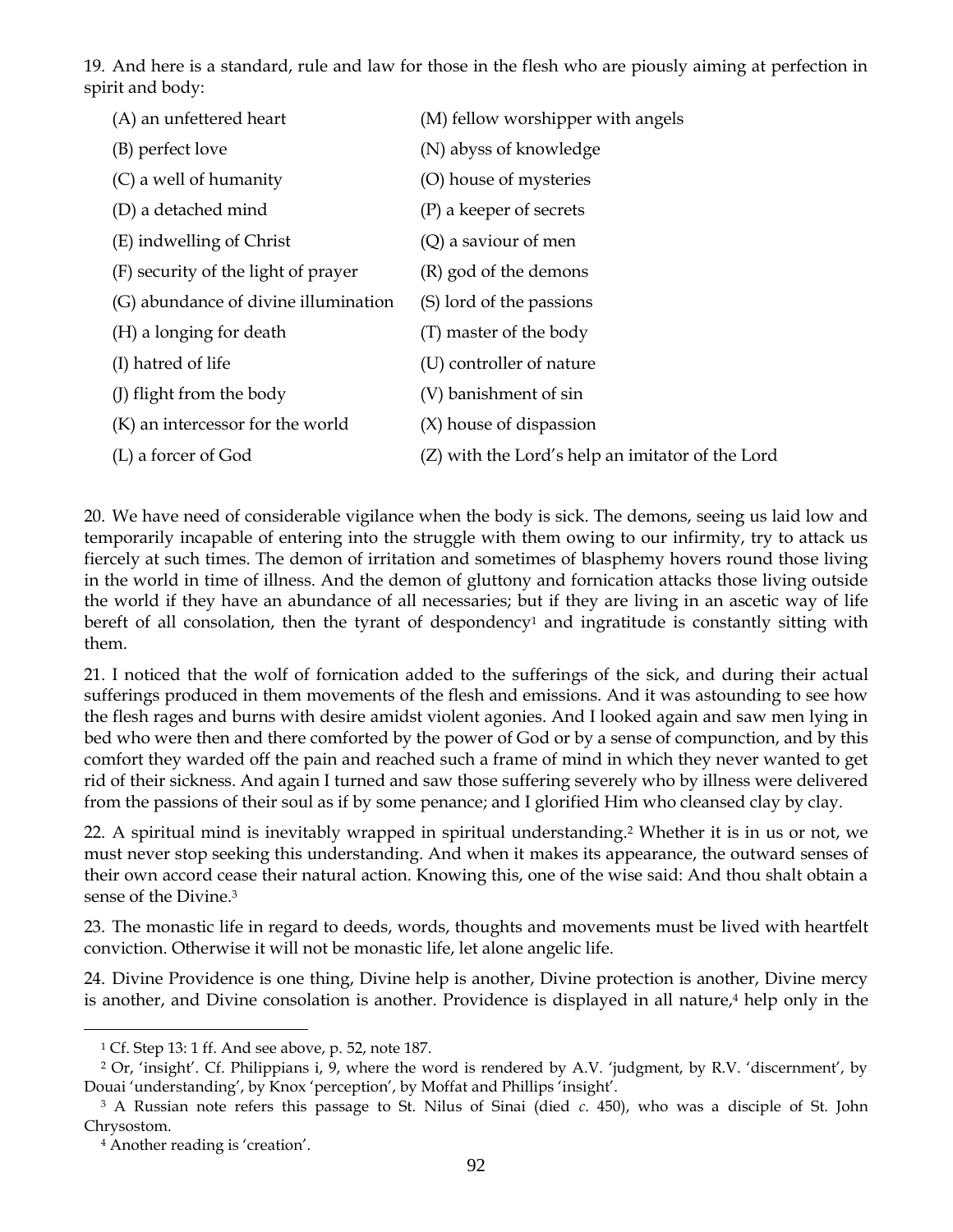19. And here is a standard, rule and law for those in the flesh who are piously aiming at perfection in spirit and body:

(A) an unfettered heart
(B) perfect love
(C) a well of humanity
(D) a detached mind
(E) indwelling of Christ
(F) security of the light of prayer
(G) abundance of divine illumination
(H) a longing for death
(I) hatred of life
(J) flight from the body
(K) an intercessor for the world
(L) a forcer of God
(M) fellow worshipper with angels
(N) abyss of knowledge
(O) house of mysteries
(P) a keeper of secrets
(Q) a saviour of men
(R) god of the demons
(S) lord of the passions
(T) master of the body
(U) controller of nature
(V) banishment of sin
(X) house of dispassion
(Z) with the Lord's help an imitator of the Lord

20. We have need of considerable vigilance when the body is sick. The demons, seeing us laid low and temporarily incapable of entering into the struggle with them owing to our infirmity, try to attack us fiercely at such times. The demon of irritation and sometimes of blasphemy hovers round those living in the world in time of illness. And the demon of gluttony and fornication attacks those living outside the world if they have an abundance of all necessaries; but if they are living in an ascetic way of life bereft of all consolation, then the tyrant of despondency[1] and ingratitude is constantly sitting with them.

21. I noticed that the wolf of fornication added to the sufferings of the sick, and during their actual sufferings produced in them movements of the flesh and emissions. And it was astounding to see how the flesh rages and burns with desire amidst violent agonies. And I looked again and saw men lying in bed who were then and there comforted by the power of God or by a sense of compunction, and by this comfort they warded off the pain and reached such a frame of mind in which they never wanted to get rid of their sickness. And again I turned and saw those suffering severely who by illness were delivered from the passions of their soul as if by some penance; and I glorified Him who cleansed clay by clay.

22. A spiritual mind is inevitably wrapped in spiritual understanding.[2] Whether it is in us or not, we must never stop seeking this understanding. And when it makes its appearance, the outward senses of their own accord cease their natural action. Knowing this, one of the wise said: And thou shalt obtain a sense of the Divine.[3]

23. The monastic life in regard to deeds, words, thoughts and movements must be lived with heartfelt conviction. Otherwise it will not be monastic life, let alone angelic life.

24. Divine Providence is one thing, Divine help is another, Divine protection is another, Divine mercy is another, and Divine consolation is another. Providence is displayed in all nature,[4] help only in the

---

[1] Cf. Step 13: 1 ff. And see above, p. 52, note 187.

[2] Or, 'insight'. Cf. Philippians i, 9, where the word is rendered by A.V. 'judgment, by R.V. 'discernment', by Douai 'understanding', by Knox 'perception', by Moffat and Phillips 'insight'.

[3] A Russian note refers this passage to St. Nilus of Sinai (died *c*. 450), who was a disciple of St. John Chrysostom.

[4] Another reading is 'creation'.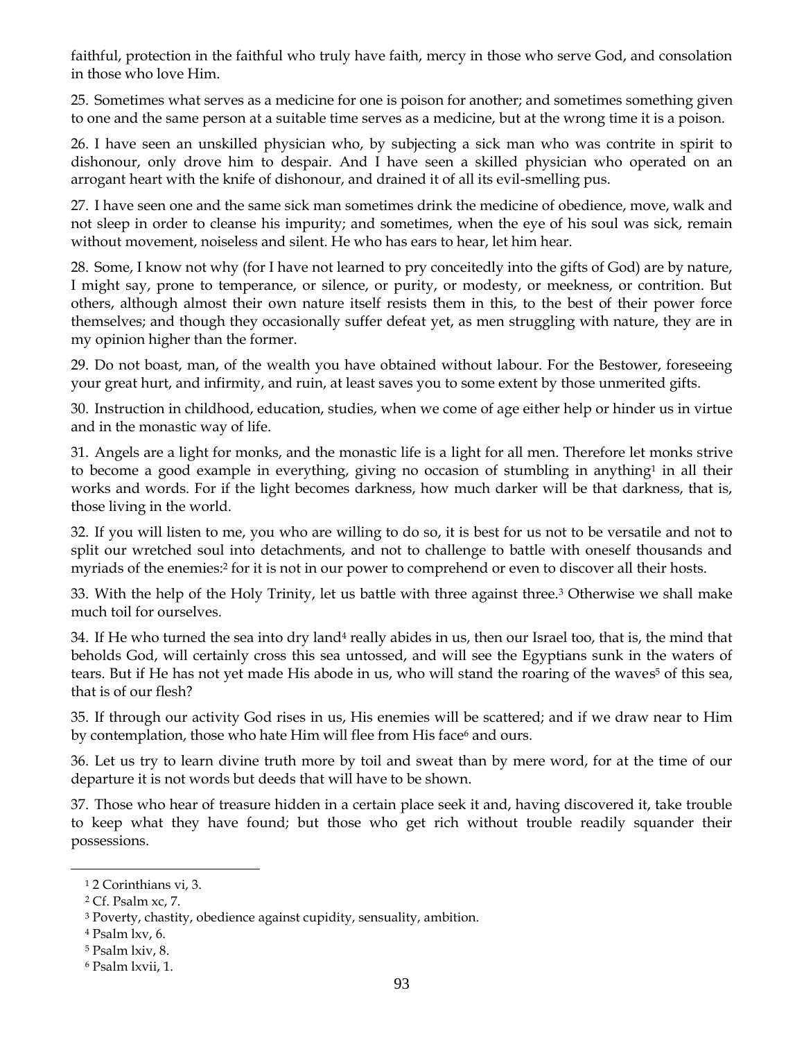faithful, protection in the faithful who truly have faith, mercy in those who serve God, and consolation in those who love Him.

25. Sometimes what serves as a medicine for one is poison for another; and sometimes something given to one and the same person at a suitable time serves as a medicine, but at the wrong time it is a poison.

26. I have seen an unskilled physician who, by subjecting a sick man who was contrite in spirit to dishonour, only drove him to despair. And I have seen a skilled physician who operated on an arrogant heart with the knife of dishonour, and drained it of all its evil-smelling pus.

27. I have seen one and the same sick man sometimes drink the medicine of obedience, move, walk and not sleep in order to cleanse his impurity; and sometimes, when the eye of his soul was sick, remain without movement, noiseless and silent. He who has ears to hear, let him hear.

28. Some, I know not why (for I have not learned to pry conceitedly into the gifts of God) are by nature, I might say, prone to temperance, or silence, or purity, or modesty, or meekness, or contrition. But others, although almost their own nature itself resists them in this, to the best of their power force themselves; and though they occasionally suffer defeat yet, as men struggling with nature, they are in my opinion higher than the former.

29. Do not boast, man, of the wealth you have obtained without labour. For the Bestower, foreseeing your great hurt, and infirmity, and ruin, at least saves you to some extent by those unmerited gifts.

30. Instruction in childhood, education, studies, when we come of age either help or hinder us in virtue and in the monastic way of life.

31. Angels are a light for monks, and the monastic life is a light for all men. Therefore let monks strive to become a good example in everything, giving no occasion of stumbling in anything[1] in all their works and words. For if the light becomes darkness, how much darker will be that darkness, that is, those living in the world.

32. If you will listen to me, you who are willing to do so, it is best for us not to be versatile and not to split our wretched soul into detachments, and not to challenge to battle with oneself thousands and myriads of the enemies:[2] for it is not in our power to comprehend or even to discover all their hosts.

33. With the help of the Holy Trinity, let us battle with three against three.[3] Otherwise we shall make much toil for ourselves.

34. If He who turned the sea into dry land[4] really abides in us, then our Israel too, that is, the mind that beholds God, will certainly cross this sea untossed, and will see the Egyptians sunk in the waters of tears. But if He has not yet made His abode in us, who will stand the roaring of the waves[5] of this sea, that is of our flesh?

35. If through our activity God rises in us, His enemies will be scattered; and if we draw near to Him by contemplation, those who hate Him will flee from His face[6] and ours.

36. Let us try to learn divine truth more by toil and sweat than by mere word, for at the time of our departure it is not words but deeds that will have to be shown.

37. Those who hear of treasure hidden in a certain place seek it and, having discovered it, take trouble to keep what they have found; but those who get rich without trouble readily squander their possessions.

---

[1] 2 Corinthians vi, 3.

[2] Cf. Psalm xc, 7.

[3] Poverty, chastity, obedience against cupidity, sensuality, ambition.

[4] Psalm lxv, 6.

[5] Psalm lxiv, 8.

[6] Psalm lxvii, 1.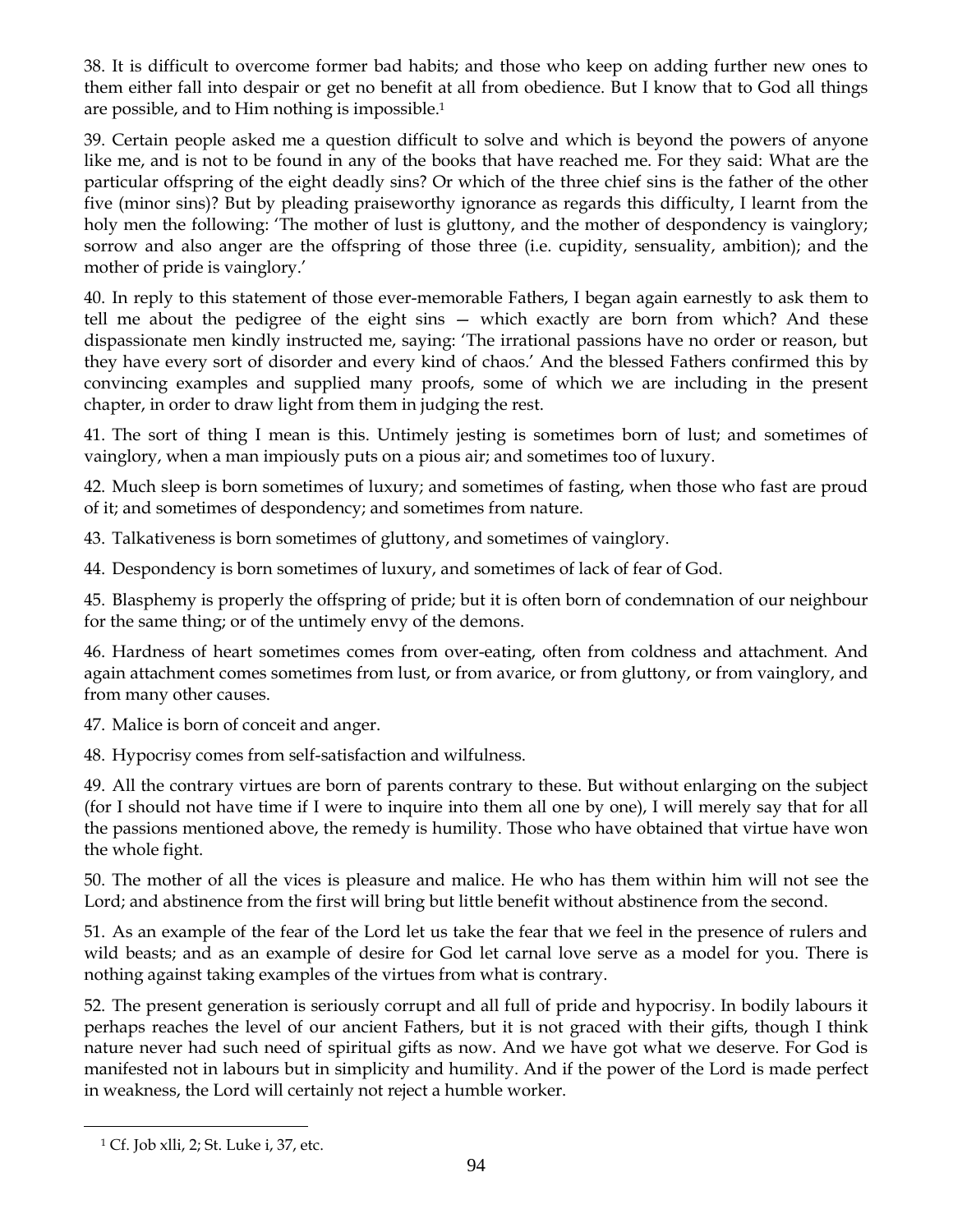38. It is difficult to overcome former bad habits; and those who keep on adding further new ones to them either fall into despair or get no benefit at all from obedience. But I know that to God all things are possible, and to Him nothing is impossible.[1]

39. Certain people asked me a question difficult to solve and which is beyond the powers of anyone like me, and is not to be found in any of the books that have reached me. For they said: What are the particular offspring of the eight deadly sins? Or which of the three chief sins is the father of the other five (minor sins)? But by pleading praiseworthy ignorance as regards this difficulty, I learnt from the holy men the following: 'The mother of lust is gluttony, and the mother of despondency is vainglory; sorrow and also anger are the offspring of those three (i.e. cupidity, sensuality, ambition); and the mother of pride is vainglory.'

40. In reply to this statement of those ever-memorable Fathers, I began again earnestly to ask them to tell me about the pedigree of the eight sins — which exactly are born from which? And these dispassionate men kindly instructed me, saying: 'The irrational passions have no order or reason, but they have every sort of disorder and every kind of chaos.' And the blessed Fathers confirmed this by convincing examples and supplied many proofs, some of which we are including in the present chapter, in order to draw light from them in judging the rest.

41. The sort of thing I mean is this. Untimely jesting is sometimes born of lust; and sometimes of vainglory, when a man impiously puts on a pious air; and sometimes too of luxury.

42. Much sleep is born sometimes of luxury; and sometimes of fasting, when those who fast are proud of it; and sometimes of despondency; and sometimes from nature.

43. Talkativeness is born sometimes of gluttony, and sometimes of vainglory.

44. Despondency is born sometimes of luxury, and sometimes of lack of fear of God.

45. Blasphemy is properly the offspring of pride; but it is often born of condemnation of our neighbour for the same thing; or of the untimely envy of the demons.

46. Hardness of heart sometimes comes from over-eating, often from coldness and attachment. And again attachment comes sometimes from lust, or from avarice, or from gluttony, or from vainglory, and from many other causes.

47. Malice is born of conceit and anger.

48. Hypocrisy comes from self-satisfaction and wilfulness.

49. All the contrary virtues are born of parents contrary to these. But without enlarging on the subject (for I should not have time if I were to inquire into them all one by one), I will merely say that for all the passions mentioned above, the remedy is humility. Those who have obtained that virtue have won the whole fight.

50. The mother of all the vices is pleasure and malice. He who has them within him will not see the Lord; and abstinence from the first will bring but little benefit without abstinence from the second.

51. As an example of the fear of the Lord let us take the fear that we feel in the presence of rulers and wild beasts; and as an example of desire for God let carnal love serve as a model for you. There is nothing against taking examples of the virtues from what is contrary.

52. The present generation is seriously corrupt and all full of pride and hypocrisy. In bodily labours it perhaps reaches the level of our ancient Fathers, but it is not graced with their gifts, though I think nature never had such need of spiritual gifts as now. And we have got what we deserve. For God is manifested not in labours but in simplicity and humility. And if the power of the Lord is made perfect in weakness, the Lord will certainly not reject a humble worker.

---

[1] Cf. Job xlli, 2; St. Luke i, 37, etc.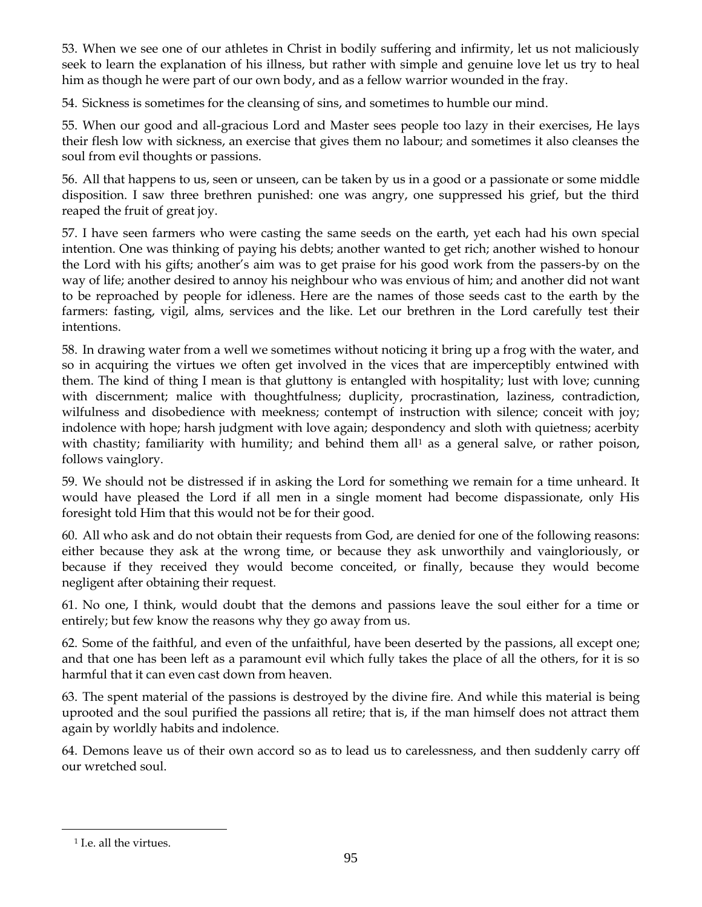53. When we see one of our athletes in Christ in bodily suffering and infirmity, let us not maliciously seek to learn the explanation of his illness, but rather with simple and genuine love let us try to heal him as though he were part of our own body, and as a fellow warrior wounded in the fray.

54. Sickness is sometimes for the cleansing of sins, and sometimes to humble our mind.

55. When our good and all-gracious Lord and Master sees people too lazy in their exercises, He lays their flesh low with sickness, an exercise that gives them no labour; and sometimes it also cleanses the soul from evil thoughts or passions.

56. All that happens to us, seen or unseen, can be taken by us in a good or a passionate or some middle disposition. I saw three brethren punished: one was angry, one suppressed his grief, but the third reaped the fruit of great joy.

57. I have seen farmers who were casting the same seeds on the earth, yet each had his own special intention. One was thinking of paying his debts; another wanted to get rich; another wished to honour the Lord with his gifts; another's aim was to get praise for his good work from the passers-by on the way of life; another desired to annoy his neighbour who was envious of him; and another did not want to be reproached by people for idleness. Here are the names of those seeds cast to the earth by the farmers: fasting, vigil, alms, services and the like. Let our brethren in the Lord carefully test their intentions.

58. In drawing water from a well we sometimes without noticing it bring up a frog with the water, and so in acquiring the virtues we often get involved in the vices that are imperceptibly entwined with them. The kind of thing I mean is that gluttony is entangled with hospitality; lust with love; cunning with discernment; malice with thoughtfulness; duplicity, procrastination, laziness, contradiction, wilfulness and disobedience with meekness; contempt of instruction with silence; conceit with joy; indolence with hope; harsh judgment with love again; despondency and sloth with quietness; acerbity with chastity; familiarity with humility; and behind them all[1] as a general salve, or rather poison, follows vainglory.

59. We should not be distressed if in asking the Lord for something we remain for a time unheard. It would have pleased the Lord if all men in a single moment had become dispassionate, only His foresight told Him that this would not be for their good.

60. All who ask and do not obtain their requests from God, are denied for one of the following reasons: either because they ask at the wrong time, or because they ask unworthily and vaingloriously, or because if they received they would become conceited, or finally, because they would become negligent after obtaining their request.

61. No one, I think, would doubt that the demons and passions leave the soul either for a time or entirely; but few know the reasons why they go away from us.

62. Some of the faithful, and even of the unfaithful, have been deserted by the passions, all except one; and that one has been left as a paramount evil which fully takes the place of all the others, for it is so harmful that it can even cast down from heaven.

63. The spent material of the passions is destroyed by the divine fire. And while this material is being uprooted and the soul purified the passions all retire; that is, if the man himself does not attract them again by worldly habits and indolence.

64. Demons leave us of their own accord so as to lead us to carelessness, and then suddenly carry off our wretched soul.

[1] I.e. all the virtues.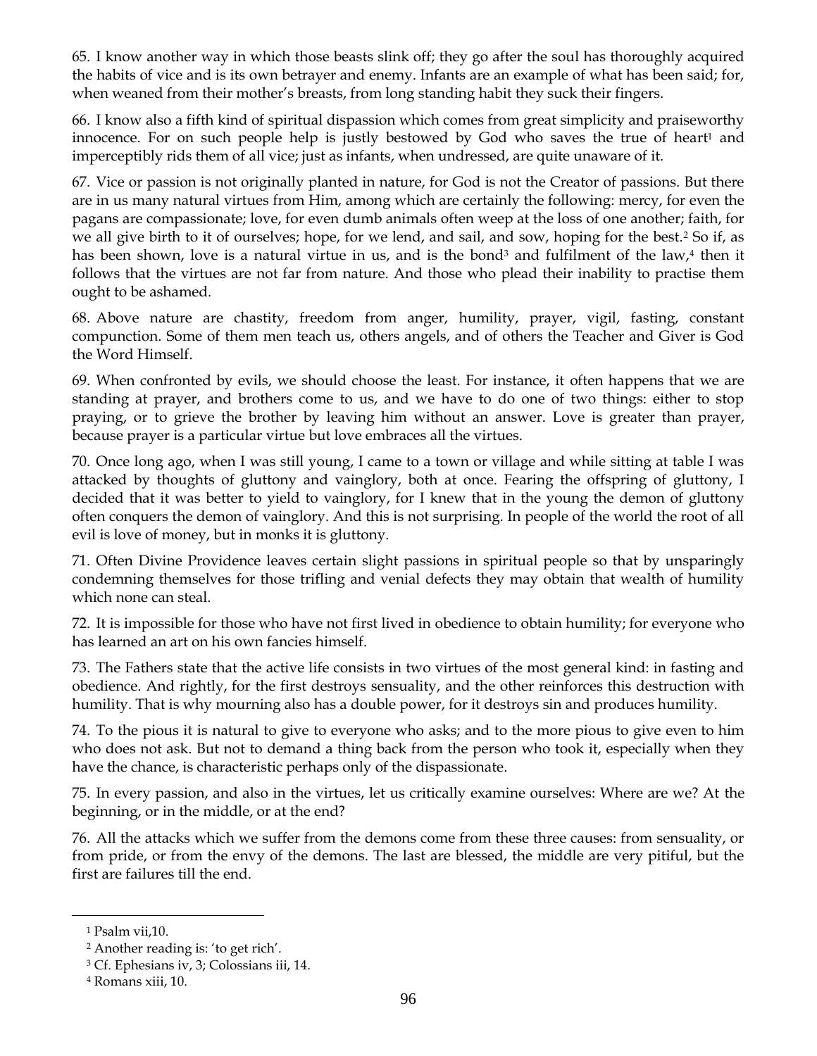65. I know another way in which those beasts slink off; they go after the soul has thoroughly acquired the habits of vice and is its own betrayer and enemy. Infants are an example of what has been said; for, when weaned from their mother's breasts, from long standing habit they suck their fingers.

66. I know also a fifth kind of spiritual dispassion which comes from great simplicity and praiseworthy innocence. For on such people help is justly bestowed by God who saves the true of heart[1] and imperceptibly rids them of all vice; just as infants, when undressed, are quite unaware of it.

67. Vice or passion is not originally planted in nature, for God is not the Creator of passions. But there are in us many natural virtues from Him, among which are certainly the following: mercy, for even the pagans are compassionate; love, for even dumb animals often weep at the loss of one another; faith, for we all give birth to it of ourselves; hope, for we lend, and sail, and sow, hoping for the best.[2] So if, as has been shown, love is a natural virtue in us, and is the bond[3] and fulfilment of the law,[4] then it follows that the virtues are not far from nature. And those who plead their inability to practise them ought to be ashamed.

68. Above nature are chastity, freedom from anger, humility, prayer, vigil, fasting, constant compunction. Some of them men teach us, others angels, and of others the Teacher and Giver is God the Word Himself.

69. When confronted by evils, we should choose the least. For instance, it often happens that we are standing at prayer, and brothers come to us, and we have to do one of two things: either to stop praying, or to grieve the brother by leaving him without an answer. Love is greater than prayer, because prayer is a particular virtue but love embraces all the virtues.

70. Once long ago, when I was still young, I came to a town or village and while sitting at table I was attacked by thoughts of gluttony and vainglory, both at once. Fearing the offspring of gluttony, I decided that it was better to yield to vainglory, for I knew that in the young the demon of gluttony often conquers the demon of vainglory. And this is not surprising. In people of the world the root of all evil is love of money, but in monks it is gluttony.

71. Often Divine Providence leaves certain slight passions in spiritual people so that by unsparingly condemning themselves for those trifling and venial defects they may obtain that wealth of humility which none can steal.

72. It is impossible for those who have not first lived in obedience to obtain humility; for everyone who has learned an art on his own fancies himself.

73. The Fathers state that the active life consists in two virtues of the most general kind: in fasting and obedience. And rightly, for the first destroys sensuality, and the other reinforces this destruction with humility. That is why mourning also has a double power, for it destroys sin and produces humility.

74. To the pious it is natural to give to everyone who asks; and to the more pious to give even to him who does not ask. But not to demand a thing back from the person who took it, especially when they have the chance, is characteristic perhaps only of the dispassionate.

75. In every passion, and also in the virtues, let us critically examine ourselves: Where are we? At the beginning, or in the middle, or at the end?

76. All the attacks which we suffer from the demons come from these three causes: from sensuality, or from pride, or from the envy of the demons. The last are blessed, the middle are very pitiful, but the first are failures till the end.

---

[1] Psalm vii,10.

[2] Another reading is: 'to get rich'.

[3] Cf. Ephesians iv, 3; Colossians iii, 14.

[4] Romans xiii, 10.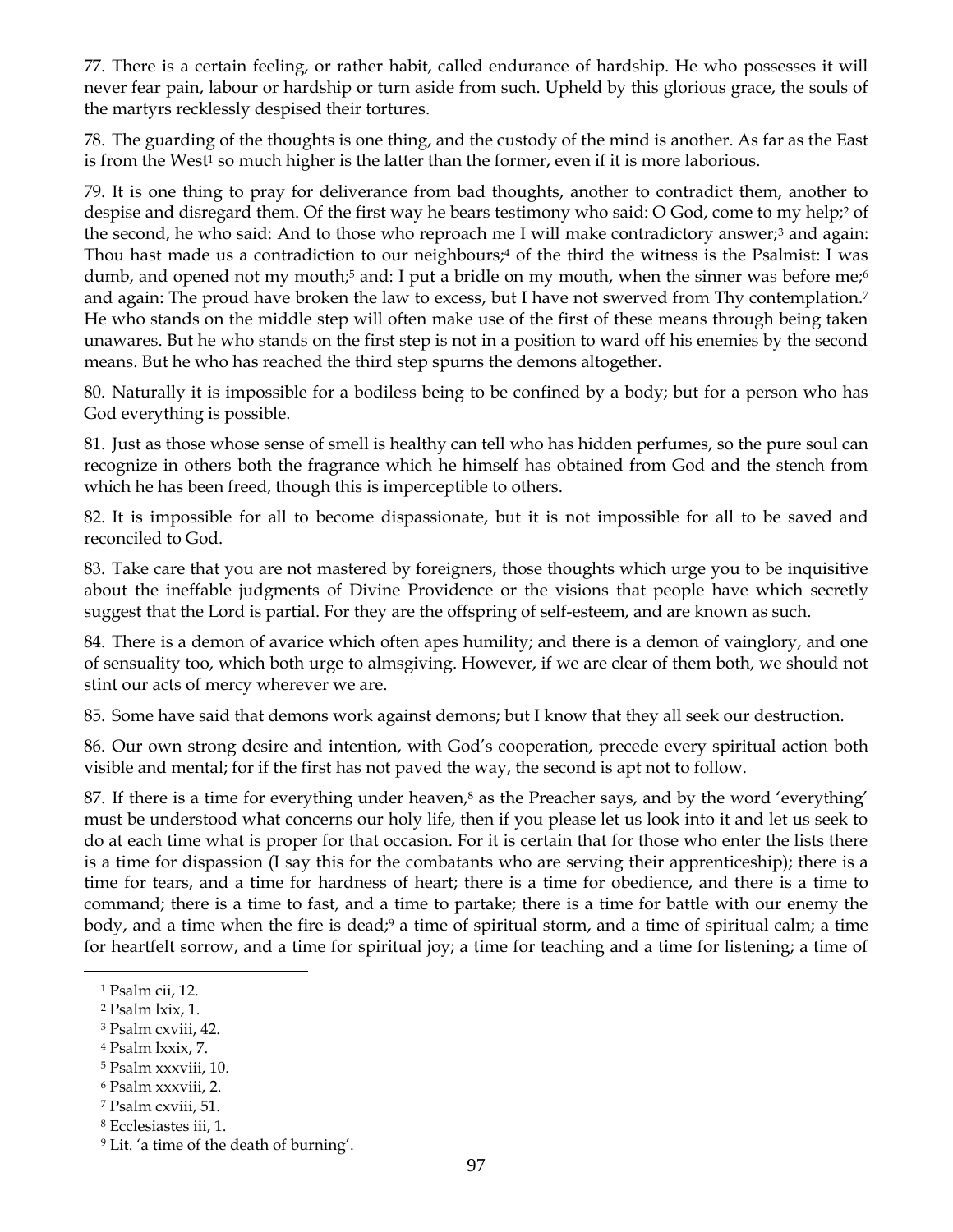77. There is a certain feeling, or rather habit, called endurance of hardship. He who possesses it will never fear pain, labour or hardship or turn aside from such. Upheld by this glorious grace, the souls of the martyrs recklessly despised their tortures.

78. The guarding of the thoughts is one thing, and the custody of the mind is another. As far as the East is from the West[1] so much higher is the latter than the former, even if it is more laborious.

79. It is one thing to pray for deliverance from bad thoughts, another to contradict them, another to despise and disregard them. Of the first way he bears testimony who said: O God, come to my help;[2] of the second, he who said: And to those who reproach me I will make contradictory answer;[3] and again: Thou hast made us a contradiction to our neighbours;[4] of the third the witness is the Psalmist: I was dumb, and opened not my mouth;[5] and: I put a bridle on my mouth, when the sinner was before me;[6] and again: The proud have broken the law to excess, but I have not swerved from Thy contemplation.[7] He who stands on the middle step will often make use of the first of these means through being taken unawares. But he who stands on the first step is not in a position to ward off his enemies by the second means. But he who has reached the third step spurns the demons altogether.

80. Naturally it is impossible for a bodiless being to be confined by a body; but for a person who has God everything is possible.

81. Just as those whose sense of smell is healthy can tell who has hidden perfumes, so the pure soul can recognize in others both the fragrance which he himself has obtained from God and the stench from which he has been freed, though this is imperceptible to others.

82. It is impossible for all to become dispassionate, but it is not impossible for all to be saved and reconciled to God.

83. Take care that you are not mastered by foreigners, those thoughts which urge you to be inquisitive about the ineffable judgments of Divine Providence or the visions that people have which secretly suggest that the Lord is partial. For they are the offspring of self-esteem, and are known as such.

84. There is a demon of avarice which often apes humility; and there is a demon of vainglory, and one of sensuality too, which both urge to almsgiving. However, if we are clear of them both, we should not stint our acts of mercy wherever we are.

85. Some have said that demons work against demons; but I know that they all seek our destruction.

86. Our own strong desire and intention, with God's cooperation, precede every spiritual action both visible and mental; for if the first has not paved the way, the second is apt not to follow.

87. If there is a time for everything under heaven,[8] as the Preacher says, and by the word 'everything' must be understood what concerns our holy life, then if you please let us look into it and let us seek to do at each time what is proper for that occasion. For it is certain that for those who enter the lists there is a time for dispassion (I say this for the combatants who are serving their apprenticeship); there is a time for tears, and a time for hardness of heart; there is a time for obedience, and there is a time to command; there is a time to fast, and a time to partake; there is a time for battle with our enemy the body, and a time when the fire is dead;[9] a time of spiritual storm, and a time of spiritual calm; a time for heartfelt sorrow, and a time for spiritual joy; a time for teaching and a time for listening; a time of

---

[1] Psalm cii, 12.

[2] Psalm lxix, 1.

[3] Psalm cxviii, 42.

[4] Psalm lxxix, 7.

[5] Psalm xxxviii, 10.

[6] Psalm xxxviii, 2.

[7] Psalm cxviii, 51.

[8] Ecclesiastes iii, 1.

[9] Lit. 'a time of the death of burning'.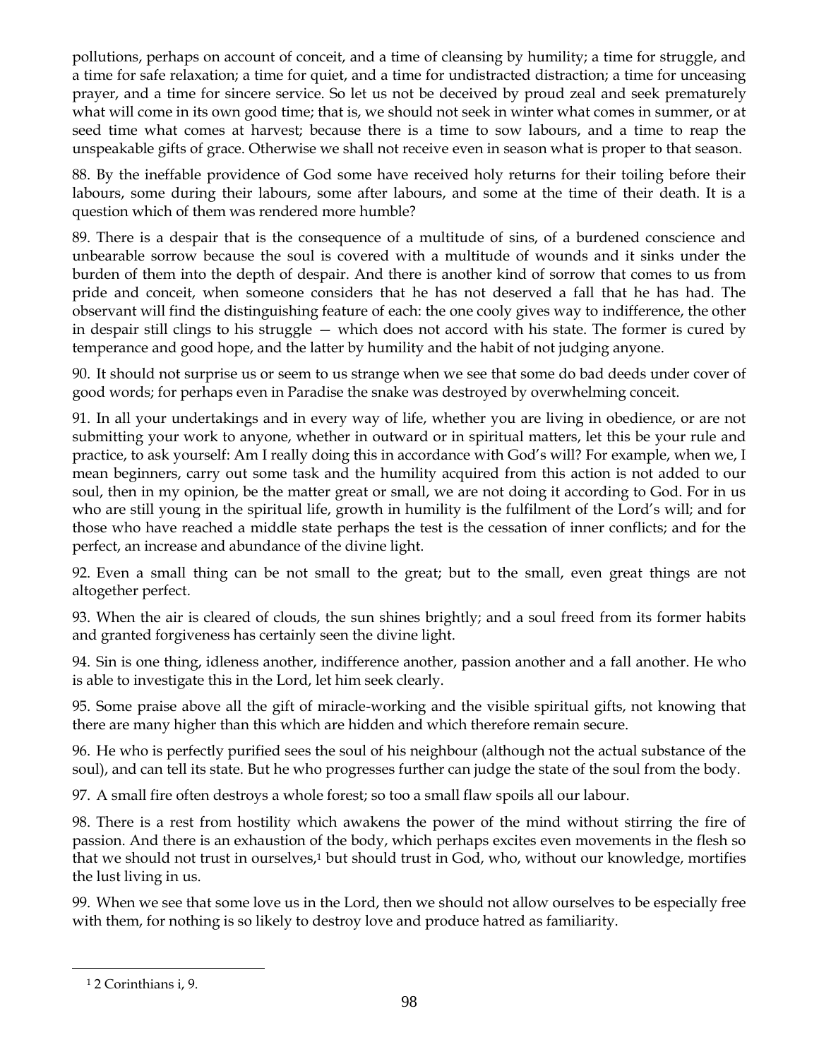pollutions, perhaps on account of conceit, and a time of cleansing by humility; a time for struggle, and a time for safe relaxation; a time for quiet, and a time for undistracted distraction; a time for unceasing prayer, and a time for sincere service. So let us not be deceived by proud zeal and seek prematurely what will come in its own good time; that is, we should not seek in winter what comes in summer, or at seed time what comes at harvest; because there is a time to sow labours, and a time to reap the unspeakable gifts of grace. Otherwise we shall not receive even in season what is proper to that season.

88. By the ineffable providence of God some have received holy returns for their toiling before their labours, some during their labours, some after labours, and some at the time of their death. It is a question which of them was rendered more humble?

89. There is a despair that is the consequence of a multitude of sins, of a burdened conscience and unbearable sorrow because the soul is covered with a multitude of wounds and it sinks under the burden of them into the depth of despair. And there is another kind of sorrow that comes to us from pride and conceit, when someone considers that he has not deserved a fall that he has had. The observant will find the distinguishing feature of each: the one cooly gives way to indifference, the other in despair still clings to his struggle — which does not accord with his state. The former is cured by temperance and good hope, and the latter by humility and the habit of not judging anyone.

90. It should not surprise us or seem to us strange when we see that some do bad deeds under cover of good words; for perhaps even in Paradise the snake was destroyed by overwhelming conceit.

91. In all your undertakings and in every way of life, whether you are living in obedience, or are not submitting your work to anyone, whether in outward or in spiritual matters, let this be your rule and practice, to ask yourself: Am I really doing this in accordance with God's will? For example, when we, I mean beginners, carry out some task and the humility acquired from this action is not added to our soul, then in my opinion, be the matter great or small, we are not doing it according to God. For in us who are still young in the spiritual life, growth in humility is the fulfilment of the Lord's will; and for those who have reached a middle state perhaps the test is the cessation of inner conflicts; and for the perfect, an increase and abundance of the divine light.

92. Even a small thing can be not small to the great; but to the small, even great things are not altogether perfect.

93. When the air is cleared of clouds, the sun shines brightly; and a soul freed from its former habits and granted forgiveness has certainly seen the divine light.

94. Sin is one thing, idleness another, indifference another, passion another and a fall another. He who is able to investigate this in the Lord, let him seek clearly.

95. Some praise above all the gift of miracle-working and the visible spiritual gifts, not knowing that there are many higher than this which are hidden and which therefore remain secure.

96. He who is perfectly purified sees the soul of his neighbour (although not the actual substance of the soul), and can tell its state. But he who progresses further can judge the state of the soul from the body.

97. A small fire often destroys a whole forest; so too a small flaw spoils all our labour.

98. There is a rest from hostility which awakens the power of the mind without stirring the fire of passion. And there is an exhaustion of the body, which perhaps excites even movements in the flesh so that we should not trust in ourselves,[1] but should trust in God, who, without our knowledge, mortifies the lust living in us.

99. When we see that some love us in the Lord, then we should not allow ourselves to be especially free with them, for nothing is so likely to destroy love and produce hatred as familiarity.

---

[1] 2 Corinthians i, 9.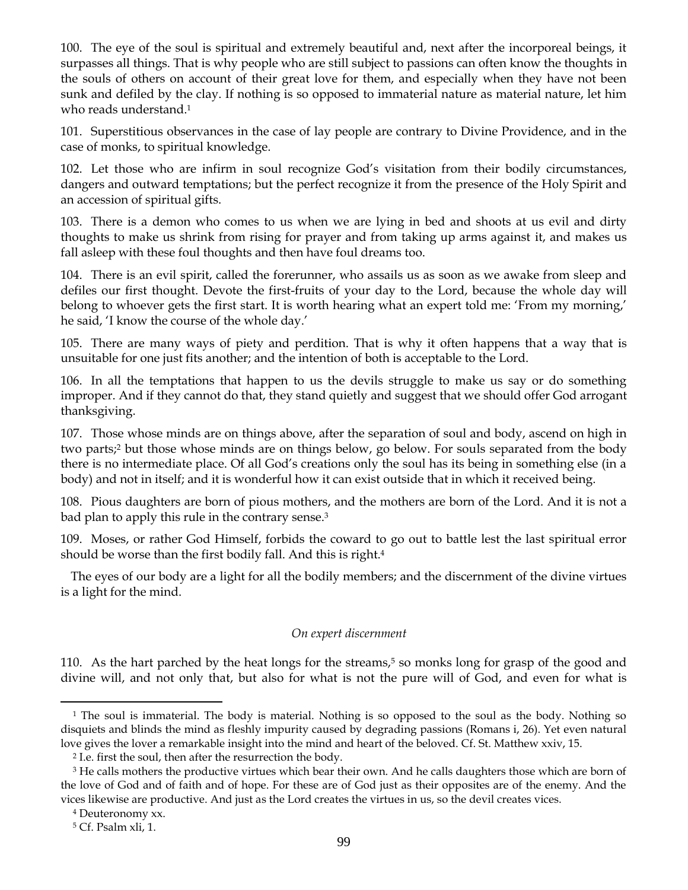100. The eye of the soul is spiritual and extremely beautiful and, next after the incorporeal beings, it surpasses all things. That is why people who are still subject to passions can often know the thoughts in the souls of others on account of their great love for them, and especially when they have not been sunk and defiled by the clay. If nothing is so opposed to immaterial nature as material nature, let him who reads understand.[1]

101. Superstitious observances in the case of lay people are contrary to Divine Providence, and in the case of monks, to spiritual knowledge.

102. Let those who are infirm in soul recognize God's visitation from their bodily circumstances, dangers and outward temptations; but the perfect recognize it from the presence of the Holy Spirit and an accession of spiritual gifts.

103. There is a demon who comes to us when we are lying in bed and shoots at us evil and dirty thoughts to make us shrink from rising for prayer and from taking up arms against it, and makes us fall asleep with these foul thoughts and then have foul dreams too.

104. There is an evil spirit, called the forerunner, who assails us as soon as we awake from sleep and defiles our first thought. Devote the first-fruits of your day to the Lord, because the whole day will belong to whoever gets the first start. It is worth hearing what an expert told me: 'From my morning,' he said, 'I know the course of the whole day.'

105. There are many ways of piety and perdition. That is why it often happens that a way that is unsuitable for one just fits another; and the intention of both is acceptable to the Lord.

106. In all the temptations that happen to us the devils struggle to make us say or do something improper. And if they cannot do that, they stand quietly and suggest that we should offer God arrogant thanksgiving.

107. Those whose minds are on things above, after the separation of soul and body, ascend on high in two parts;[2] but those whose minds are on things below, go below. For souls separated from the body there is no intermediate place. Of all God's creations only the soul has its being in something else (in a body) and not in itself; and it is wonderful how it can exist outside that in which it received being.

108. Pious daughters are born of pious mothers, and the mothers are born of the Lord. And it is not a bad plan to apply this rule in the contrary sense.[3]

109. Moses, or rather God Himself, forbids the coward to go out to battle lest the last spiritual error should be worse than the first bodily fall. And this is right.[4]

The eyes of our body are a light for all the bodily members; and the discernment of the divine virtues is a light for the mind.

*On expert discernment*

110. As the hart parched by the heat longs for the streams,[5] so monks long for grasp of the good and divine will, and not only that, but also for what is not the pure will of God, and even for what is

---

[1] The soul is immaterial. The body is material. Nothing is so opposed to the soul as the body. Nothing so disquiets and blinds the mind as fleshly impurity caused by degrading passions (Romans i, 26). Yet even natural love gives the lover a remarkable insight into the mind and heart of the beloved. Cf. St. Matthew xxiv, 15.

[2] I.e. first the soul, then after the resurrection the body.

[3] He calls mothers the productive virtues which bear their own. And he calls daughters those which are born of the love of God and of faith and of hope. For these are of God just as their opposites are of the enemy. And the vices likewise are productive. And just as the Lord creates the virtues in us, so the devil creates vices.

[4] Deuteronomy xx.

[5] Cf. Psalm xli, 1.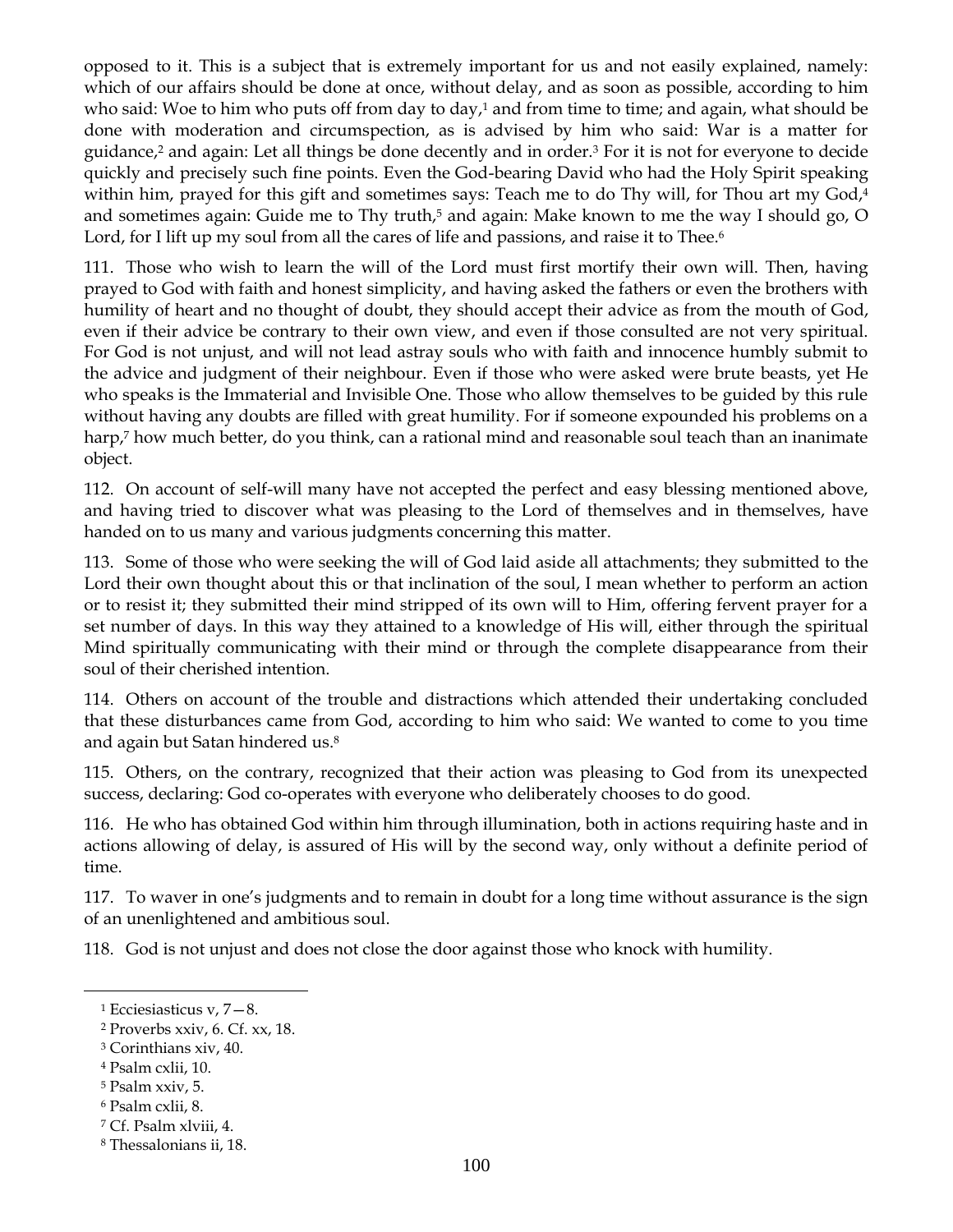opposed to it. This is a subject that is extremely important for us and not easily explained, namely: which of our affairs should be done at once, without delay, and as soon as possible, according to him who said: Woe to him who puts off from day to day,[1] and from time to time; and again, what should be done with moderation and circumspection, as is advised by him who said: War is a matter for guidance,[2] and again: Let all things be done decently and in order.[3] For it is not for everyone to decide quickly and precisely such fine points. Even the God-bearing David who had the Holy Spirit speaking within him, prayed for this gift and sometimes says: Teach me to do Thy will, for Thou art my God,[4] and sometimes again: Guide me to Thy truth,[5] and again: Make known to me the way I should go, O Lord, for I lift up my soul from all the cares of life and passions, and raise it to Thee.[6]

111. Those who wish to learn the will of the Lord must first mortify their own will. Then, having prayed to God with faith and honest simplicity, and having asked the fathers or even the brothers with humility of heart and no thought of doubt, they should accept their advice as from the mouth of God, even if their advice be contrary to their own view, and even if those consulted are not very spiritual. For God is not unjust, and will not lead astray souls who with faith and innocence humbly submit to the advice and judgment of their neighbour. Even if those who were asked were brute beasts, yet He who speaks is the Immaterial and Invisible One. Those who allow themselves to be guided by this rule without having any doubts are filled with great humility. For if someone expounded his problems on a harp,[7] how much better, do you think, can a rational mind and reasonable soul teach than an inanimate object.

112. On account of self-will many have not accepted the perfect and easy blessing mentioned above, and having tried to discover what was pleasing to the Lord of themselves and in themselves, have handed on to us many and various judgments concerning this matter.

113. Some of those who were seeking the will of God laid aside all attachments; they submitted to the Lord their own thought about this or that inclination of the soul, I mean whether to perform an action or to resist it; they submitted their mind stripped of its own will to Him, offering fervent prayer for a set number of days. In this way they attained to a knowledge of His will, either through the spiritual Mind spiritually communicating with their mind or through the complete disappearance from their soul of their cherished intention.

114. Others on account of the trouble and distractions which attended their undertaking concluded that these disturbances came from God, according to him who said: We wanted to come to you time and again but Satan hindered us.[8]

115. Others, on the contrary, recognized that their action was pleasing to God from its unexpected success, declaring: God co-operates with everyone who deliberately chooses to do good.

116. He who has obtained God within him through illumination, both in actions requiring haste and in actions allowing of delay, is assured of His will by the second way, only without a definite period of time.

117. To waver in one's judgments and to remain in doubt for a long time without assurance is the sign of an unenlightened and ambitious soul.

118. God is not unjust and does not close the door against those who knock with humility.

---

[1] Ecciesiasticus v, 7—8.

[2] Proverbs xxiv, 6. Cf. xx, 18.

[3] Corinthians xiv, 40.

[4] Psalm cxlii, 10.

[5] Psalm xxiv, 5.

[6] Psalm cxlii, 8.

[7] Cf. Psalm xlviii, 4.

[8] Thessalonians ii, 18.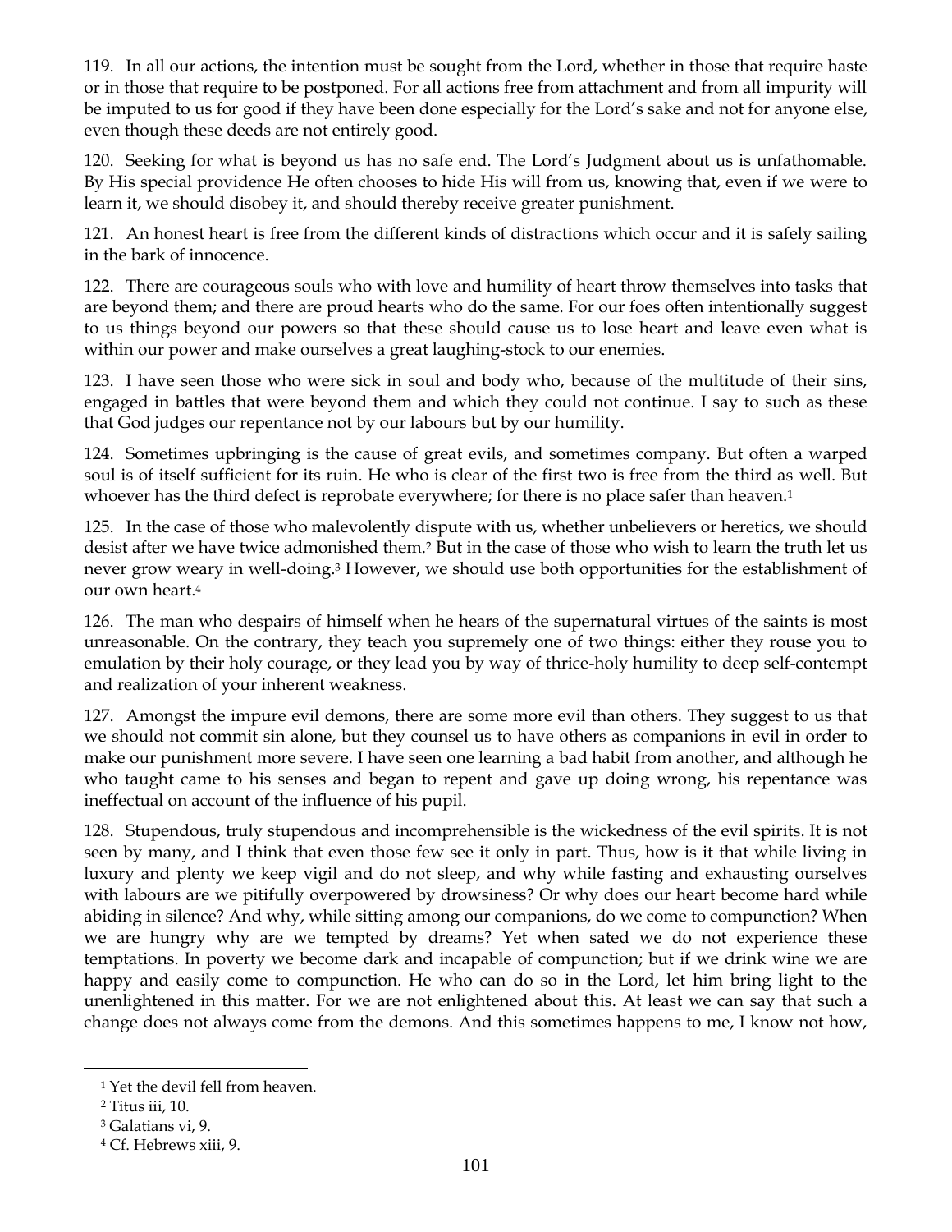119. In all our actions, the intention must be sought from the Lord, whether in those that require haste or in those that require to be postponed. For all actions free from attachment and from all impurity will be imputed to us for good if they have been done especially for the Lord's sake and not for anyone else, even though these deeds are not entirely good.

120. Seeking for what is beyond us has no safe end. The Lord's Judgment about us is unfathomable. By His special providence He often chooses to hide His will from us, knowing that, even if we were to learn it, we should disobey it, and should thereby receive greater punishment.

121. An honest heart is free from the different kinds of distractions which occur and it is safely sailing in the bark of innocence.

122. There are courageous souls who with love and humility of heart throw themselves into tasks that are beyond them; and there are proud hearts who do the same. For our foes often intentionally suggest to us things beyond our powers so that these should cause us to lose heart and leave even what is within our power and make ourselves a great laughing-stock to our enemies.

123. I have seen those who were sick in soul and body who, because of the multitude of their sins, engaged in battles that were beyond them and which they could not continue. I say to such as these that God judges our repentance not by our labours but by our humility.

124. Sometimes upbringing is the cause of great evils, and sometimes company. But often a warped soul is of itself sufficient for its ruin. He who is clear of the first two is free from the third as well. But whoever has the third defect is reprobate everywhere; for there is no place safer than heaven.[1]

125. In the case of those who malevolently dispute with us, whether unbelievers or heretics, we should desist after we have twice admonished them.[2] But in the case of those who wish to learn the truth let us never grow weary in well-doing.[3] However, we should use both opportunities for the establishment of our own heart.[4]

126. The man who despairs of himself when he hears of the supernatural virtues of the saints is most unreasonable. On the contrary, they teach you supremely one of two things: either they rouse you to emulation by their holy courage, or they lead you by way of thrice-holy humility to deep self-contempt and realization of your inherent weakness.

127. Amongst the impure evil demons, there are some more evil than others. They suggest to us that we should not commit sin alone, but they counsel us to have others as companions in evil in order to make our punishment more severe. I have seen one learning a bad habit from another, and although he who taught came to his senses and began to repent and gave up doing wrong, his repentance was ineffectual on account of the influence of his pupil.

128. Stupendous, truly stupendous and incomprehensible is the wickedness of the evil spirits. It is not seen by many, and I think that even those few see it only in part. Thus, how is it that while living in luxury and plenty we keep vigil and do not sleep, and why while fasting and exhausting ourselves with labours are we pitifully overpowered by drowsiness? Or why does our heart become hard while abiding in silence? And why, while sitting among our companions, do we come to compunction? When we are hungry why are we tempted by dreams? Yet when sated we do not experience these temptations. In poverty we become dark and incapable of compunction; but if we drink wine we are happy and easily come to compunction. He who can do so in the Lord, let him bring light to the unenlightened in this matter. For we are not enlightened about this. At least we can say that such a change does not always come from the demons. And this sometimes happens to me, I know not how,

---

[1] Yet the devil fell from heaven.

[2] Titus iii, 10.

[3] Galatians vi, 9.

[4] Cf. Hebrews xiii, 9.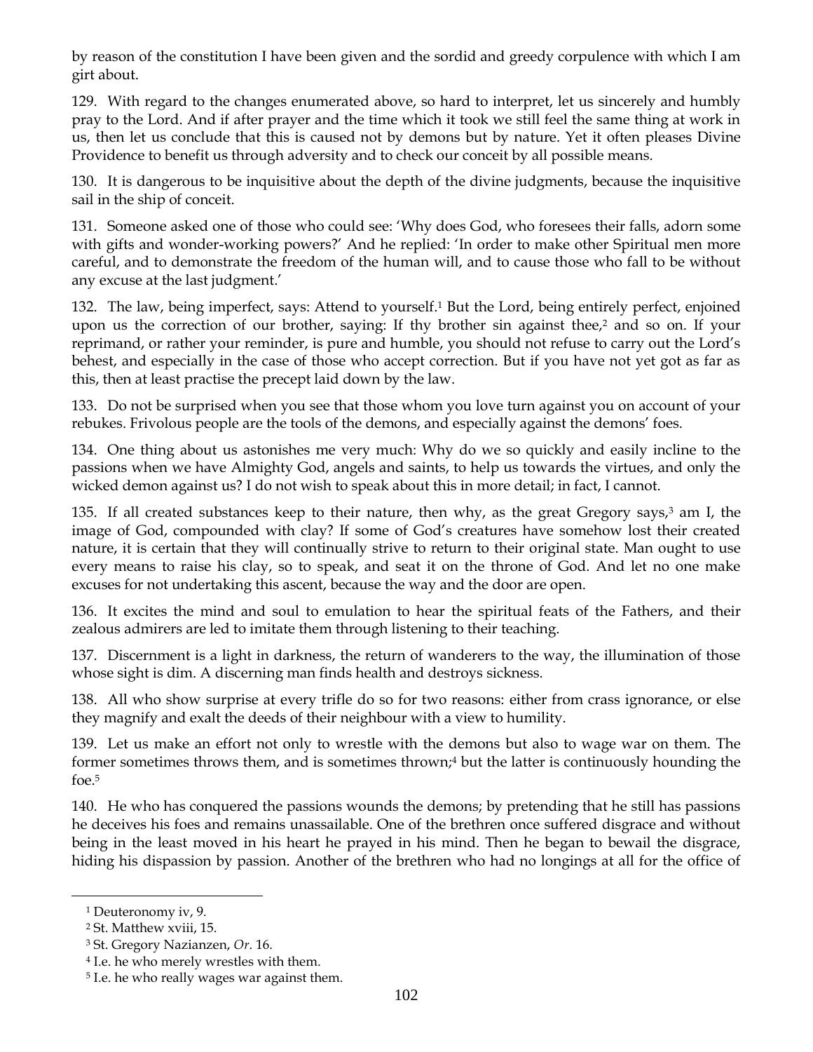by reason of the constitution I have been given and the sordid and greedy corpulence with which I am girt about.

129. With regard to the changes enumerated above, so hard to interpret, let us sincerely and humbly pray to the Lord. And if after prayer and the time which it took we still feel the same thing at work in us, then let us conclude that this is caused not by demons but by nature. Yet it often pleases Divine Providence to benefit us through adversity and to check our conceit by all possible means.

130. It is dangerous to be inquisitive about the depth of the divine judgments, because the inquisitive sail in the ship of conceit.

131. Someone asked one of those who could see: 'Why does God, who foresees their falls, adorn some with gifts and wonder-working powers?' And he replied: 'In order to make other Spiritual men more careful, and to demonstrate the freedom of the human will, and to cause those who fall to be without any excuse at the last judgment.'

132. The law, being imperfect, says: Attend to yourself.[1] But the Lord, being entirely perfect, enjoined upon us the correction of our brother, saying: If thy brother sin against thee,[2] and so on. If your reprimand, or rather your reminder, is pure and humble, you should not refuse to carry out the Lord's behest, and especially in the case of those who accept correction. But if you have not yet got as far as this, then at least practise the precept laid down by the law.

133. Do not be surprised when you see that those whom you love turn against you on account of your rebukes. Frivolous people are the tools of the demons, and especially against the demons' foes.

134. One thing about us astonishes me very much: Why do we so quickly and easily incline to the passions when we have Almighty God, angels and saints, to help us towards the virtues, and only the wicked demon against us? I do not wish to speak about this in more detail; in fact, I cannot.

135. If all created substances keep to their nature, then why, as the great Gregory says,[3] am I, the image of God, compounded with clay? If some of God's creatures have somehow lost their created nature, it is certain that they will continually strive to return to their original state. Man ought to use every means to raise his clay, so to speak, and seat it on the throne of God. And let no one make excuses for not undertaking this ascent, because the way and the door are open.

136. It excites the mind and soul to emulation to hear the spiritual feats of the Fathers, and their zealous admirers are led to imitate them through listening to their teaching.

137. Discernment is a light in darkness, the return of wanderers to the way, the illumination of those whose sight is dim. A discerning man finds health and destroys sickness.

138. All who show surprise at every trifle do so for two reasons: either from crass ignorance, or else they magnify and exalt the deeds of their neighbour with a view to humility.

139. Let us make an effort not only to wrestle with the demons but also to wage war on them. The former sometimes throws them, and is sometimes thrown;[4] but the latter is continuously hounding the foe.[5]

140. He who has conquered the passions wounds the demons; by pretending that he still has passions he deceives his foes and remains unassailable. One of the brethren once suffered disgrace and without being in the least moved in his heart he prayed in his mind. Then he began to bewail the disgrace, hiding his dispassion by passion. Another of the brethren who had no longings at all for the office of

---

[1] Deuteronomy iv, 9.

[2] St. Matthew xviii, 15.

[3] St. Gregory Nazianzen, *Or*. 16.

[4] I.e. he who merely wrestles with them.

[5] I.e. he who really wages war against them.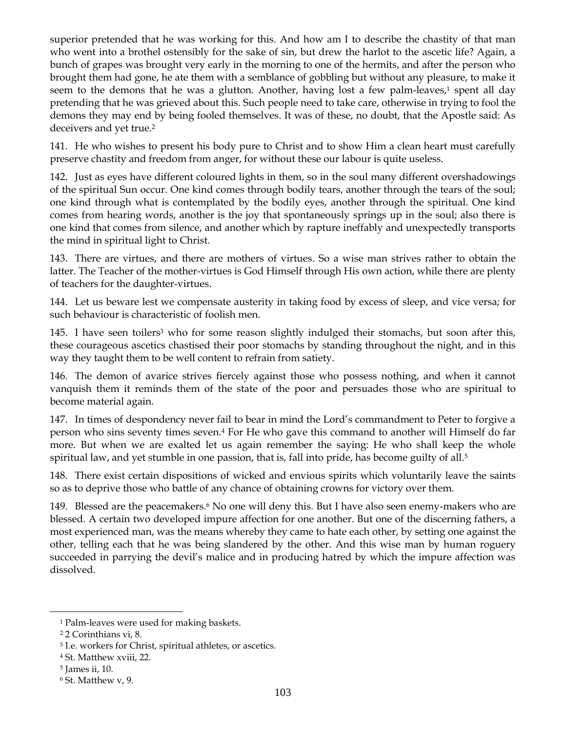superior pretended that he was working for this. And how am I to describe the chastity of that man who went into a brothel ostensibly for the sake of sin, but drew the harlot to the ascetic life? Again, a bunch of grapes was brought very early in the morning to one of the hermits, and after the person who brought them had gone, he ate them with a semblance of gobbling but without any pleasure, to make it seem to the demons that he was a glutton. Another, having lost a few palm-leaves,[1] spent all day pretending that he was grieved about this. Such people need to take care, otherwise in trying to fool the demons they may end by being fooled themselves. It was of these, no doubt, that the Apostle said: As deceivers and yet true.[2]

141. He who wishes to present his body pure to Christ and to show Him a clean heart must carefully preserve chastity and freedom from anger, for without these our labour is quite useless.

142. Just as eyes have different coloured lights in them, so in the soul many different overshadowings of the spiritual Sun occur. One kind comes through bodily tears, another through the tears of the soul; one kind through what is contemplated by the bodily eyes, another through the spiritual. One kind comes from hearing words, another is the joy that spontaneously springs up in the soul; also there is one kind that comes from silence, and another which by rapture ineffably and unexpectedly transports the mind in spiritual light to Christ.

143. There are virtues, and there are mothers of virtues. So a wise man strives rather to obtain the latter. The Teacher of the mother-virtues is God Himself through His own action, while there are plenty of teachers for the daughter-virtues.

144. Let us beware lest we compensate austerity in taking food by excess of sleep, and vice versa; for such behaviour is characteristic of foolish men.

145. I have seen toilers[3] who for some reason slightly indulged their stomachs, but soon after this, these courageous ascetics chastised their poor stomachs by standing throughout the night, and in this way they taught them to be well content to refrain from satiety.

146. The demon of avarice strives fiercely against those who possess nothing, and when it cannot vanquish them it reminds them of the state of the poor and persuades those who are spiritual to become material again.

147. In times of despondency never fail to bear in mind the Lord's commandment to Peter to forgive a person who sins seventy times seven.[4] For He who gave this command to another will Himself do far more. But when we are exalted let us again remember the saying: He who shall keep the whole spiritual law, and yet stumble in one passion, that is, fall into pride, has become guilty of all.[5]

148. There exist certain dispositions of wicked and envious spirits which voluntarily leave the saints so as to deprive those who battle of any chance of obtaining crowns for victory over them.

149. Blessed are the peacemakers.[6] No one will deny this. But I have also seen enemy-makers who are blessed. A certain two developed impure affection for one another. But one of the discerning fathers, a most experienced man, was the means whereby they came to hate each other, by setting one against the other, telling each that he was being slandered by the other. And this wise man by human roguery succeeded in parrying the devil's malice and in producing hatred by which the impure affection was dissolved.

---

[1] Palm-leaves were used for making baskets.

[2] 2 Corinthians vi, 8.

[3] I.e. workers for Christ, spiritual athletes, or ascetics.

[4] St. Matthew xviii, 22.

[5] James ii, 10.

[6] St. Matthew v, 9.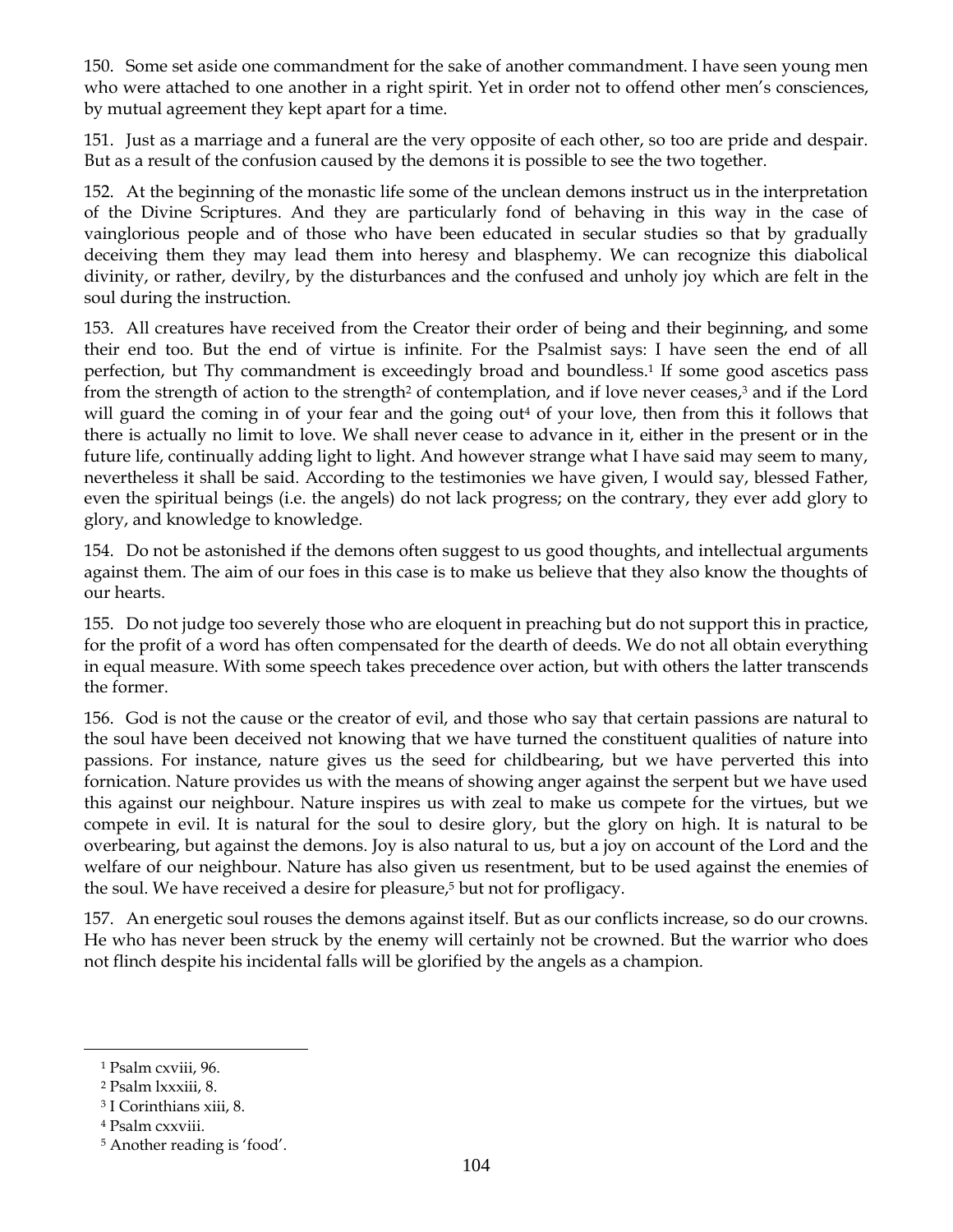150. Some set aside one commandment for the sake of another commandment. I have seen young men who were attached to one another in a right spirit. Yet in order not to offend other men's consciences, by mutual agreement they kept apart for a time.

151. Just as a marriage and a funeral are the very opposite of each other, so too are pride and despair. But as a result of the confusion caused by the demons it is possible to see the two together.

152. At the beginning of the monastic life some of the unclean demons instruct us in the interpretation of the Divine Scriptures. And they are particularly fond of behaving in this way in the case of vainglorious people and of those who have been educated in secular studies so that by gradually deceiving them they may lead them into heresy and blasphemy. We can recognize this diabolical divinity, or rather, devilry, by the disturbances and the confused and unholy joy which are felt in the soul during the instruction.

153. All creatures have received from the Creator their order of being and their beginning, and some their end too. But the end of virtue is infinite. For the Psalmist says: I have seen the end of all perfection, but Thy commandment is exceedingly broad and boundless.[1] If some good ascetics pass from the strength of action to the strength[2] of contemplation, and if love never ceases,[3] and if the Lord will guard the coming in of your fear and the going out[4] of your love, then from this it follows that there is actually no limit to love. We shall never cease to advance in it, either in the present or in the future life, continually adding light to light. And however strange what I have said may seem to many, nevertheless it shall be said. According to the testimonies we have given, I would say, blessed Father, even the spiritual beings (i.e. the angels) do not lack progress; on the contrary, they ever add glory to glory, and knowledge to knowledge.

154. Do not be astonished if the demons often suggest to us good thoughts, and intellectual arguments against them. The aim of our foes in this case is to make us believe that they also know the thoughts of our hearts.

155. Do not judge too severely those who are eloquent in preaching but do not support this in practice, for the profit of a word has often compensated for the dearth of deeds. We do not all obtain everything in equal measure. With some speech takes precedence over action, but with others the latter transcends the former.

156. God is not the cause or the creator of evil, and those who say that certain passions are natural to the soul have been deceived not knowing that we have turned the constituent qualities of nature into passions. For instance, nature gives us the seed for childbearing, but we have perverted this into fornication. Nature provides us with the means of showing anger against the serpent but we have used this against our neighbour. Nature inspires us with zeal to make us compete for the virtues, but we compete in evil. It is natural for the soul to desire glory, but the glory on high. It is natural to be overbearing, but against the demons. Joy is also natural to us, but a joy on account of the Lord and the welfare of our neighbour. Nature has also given us resentment, but to be used against the enemies of the soul. We have received a desire for pleasure,[5] but not for profligacy.

157. An energetic soul rouses the demons against itself. But as our conflicts increase, so do our crowns. He who has never been struck by the enemy will certainly not be crowned. But the warrior who does not flinch despite his incidental falls will be glorified by the angels as a champion.

---

[1] Psalm cxviii, 96.

[2] Psalm lxxxiii, 8.

[3] I Corinthians xiii, 8.

[4] Psalm cxxviii.

[5] Another reading is 'food'.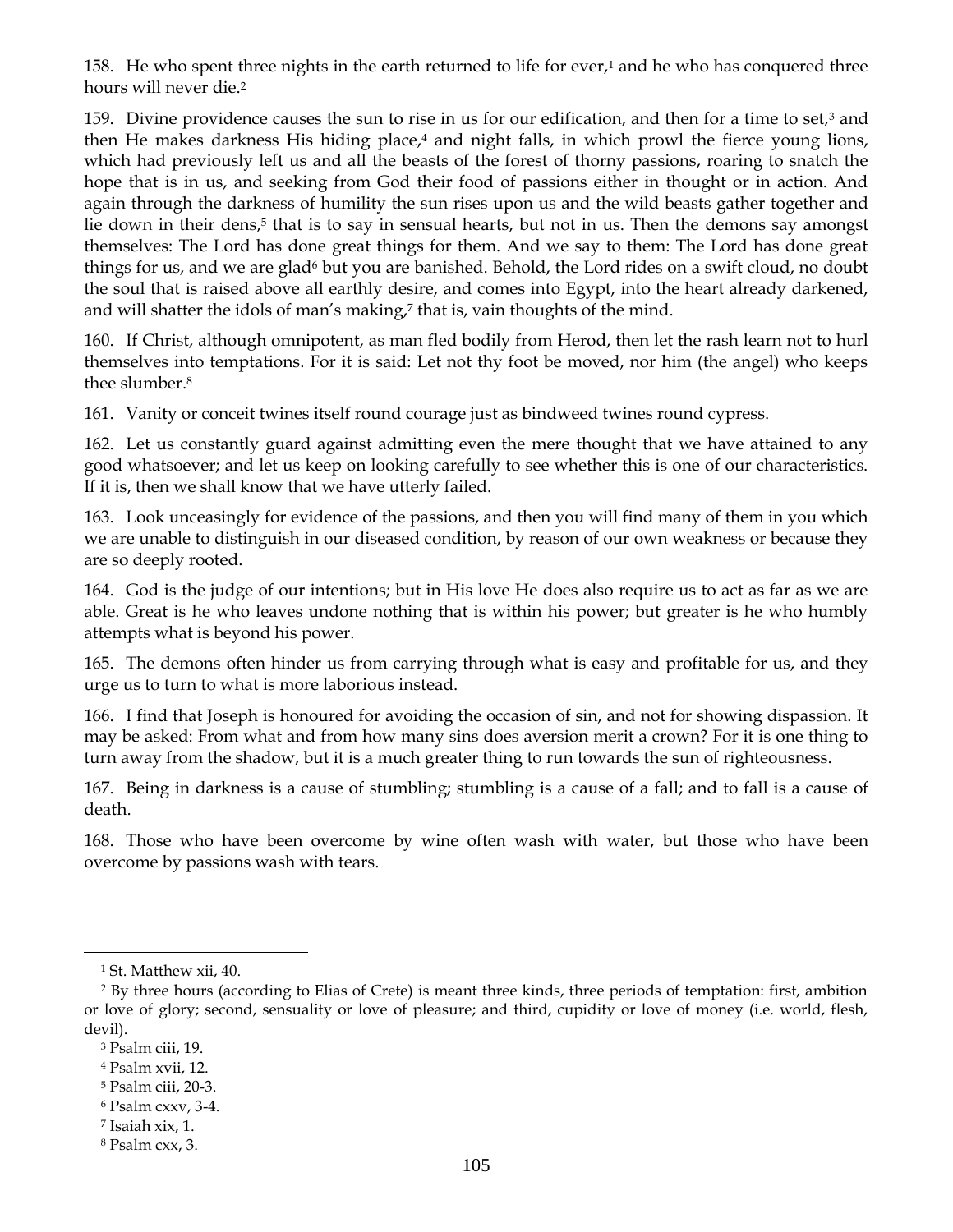158. He who spent three nights in the earth returned to life for ever,[1] and he who has conquered three hours will never die.[2]

159. Divine providence causes the sun to rise in us for our edification, and then for a time to set,[3] and then He makes darkness His hiding place,[4] and night falls, in which prowl the fierce young lions, which had previously left us and all the beasts of the forest of thorny passions, roaring to snatch the hope that is in us, and seeking from God their food of passions either in thought or in action. And again through the darkness of humility the sun rises upon us and the wild beasts gather together and lie down in their dens,[5] that is to say in sensual hearts, but not in us. Then the demons say amongst themselves: The Lord has done great things for them. And we say to them: The Lord has done great things for us, and we are glad[6] but you are banished. Behold, the Lord rides on a swift cloud, no doubt the soul that is raised above all earthly desire, and comes into Egypt, into the heart already darkened, and will shatter the idols of man's making,[7] that is, vain thoughts of the mind.

160. If Christ, although omnipotent, as man fled bodily from Herod, then let the rash learn not to hurl themselves into temptations. For it is said: Let not thy foot be moved, nor him (the angel) who keeps thee slumber.[8]

161. Vanity or conceit twines itself round courage just as bindweed twines round cypress.

162. Let us constantly guard against admitting even the mere thought that we have attained to any good whatsoever; and let us keep on looking carefully to see whether this is one of our characteristics. If it is, then we shall know that we have utterly failed.

163. Look unceasingly for evidence of the passions, and then you will find many of them in you which we are unable to distinguish in our diseased condition, by reason of our own weakness or because they are so deeply rooted.

164. God is the judge of our intentions; but in His love He does also require us to act as far as we are able. Great is he who leaves undone nothing that is within his power; but greater is he who humbly attempts what is beyond his power.

165. The demons often hinder us from carrying through what is easy and profitable for us, and they urge us to turn to what is more laborious instead.

166. I find that Joseph is honoured for avoiding the occasion of sin, and not for showing dispassion. It may be asked: From what and from how many sins does aversion merit a crown? For it is one thing to turn away from the shadow, but it is a much greater thing to run towards the sun of righteousness.

167. Being in darkness is a cause of stumbling; stumbling is a cause of a fall; and to fall is a cause of death.

168. Those who have been overcome by wine often wash with water, but those who have been overcome by passions wash with tears.

---

[1] St. Matthew xii, 40.

[2] By three hours (according to Elias of Crete) is meant three kinds, three periods of temptation: first, ambition or love of glory; second, sensuality or love of pleasure; and third, cupidity or love of money (i.e. world, flesh, devil).

[3] Psalm ciii, 19.

[4] Psalm xvii, 12.

[5] Psalm ciii, 20-3.

[6] Psalm cxxv, 3-4.

[7] Isaiah xix, 1.

[8] Psalm cxx, 3.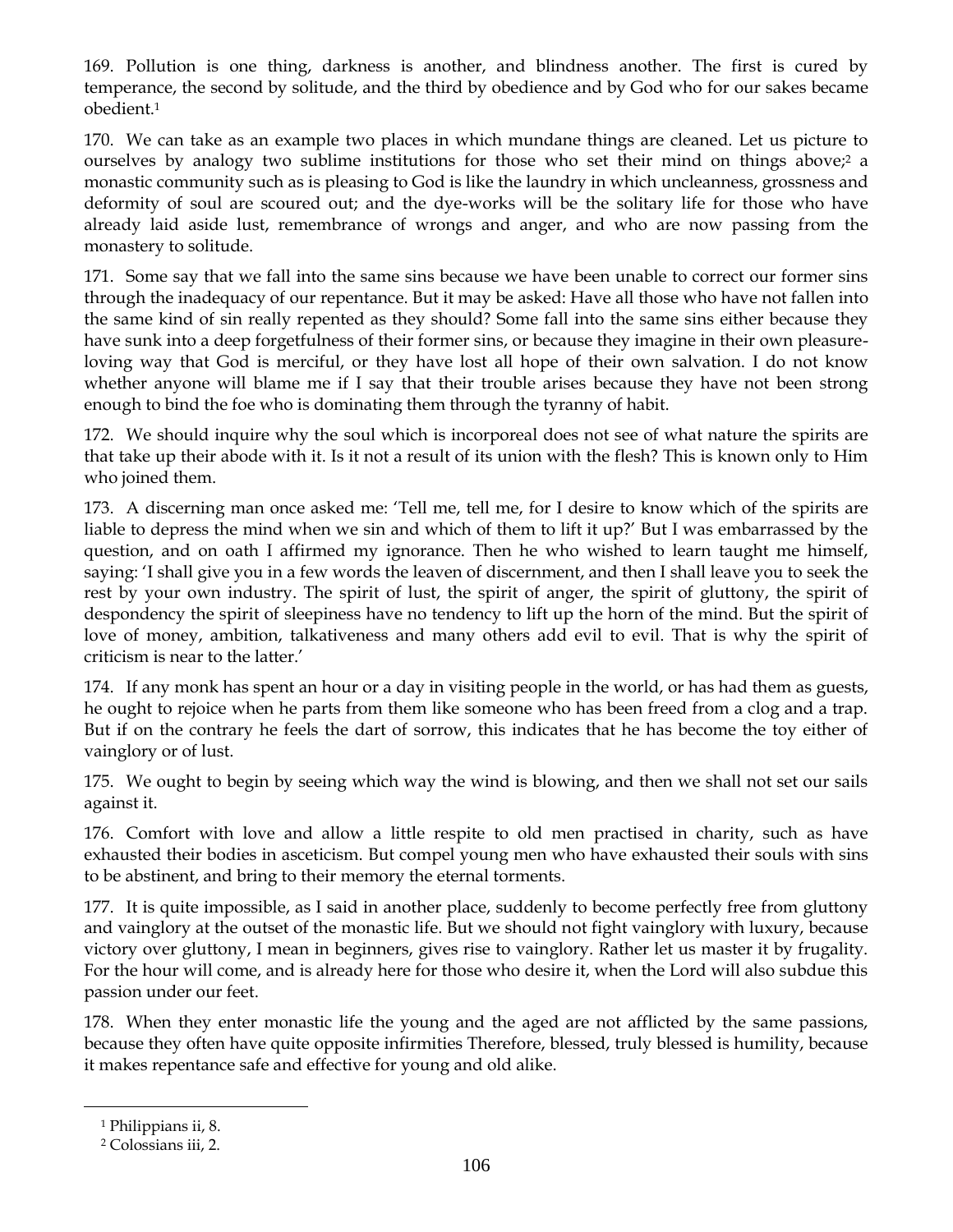169. Pollution is one thing, darkness is another, and blindness another. The first is cured by temperance, the second by solitude, and the third by obedience and by God who for our sakes became obedient.[1]

170. We can take as an example two places in which mundane things are cleaned. Let us picture to ourselves by analogy two sublime institutions for those who set their mind on things above;[2] a monastic community such as is pleasing to God is like the laundry in which uncleanness, grossness and deformity of soul are scoured out; and the dye-works will be the solitary life for those who have already laid aside lust, remembrance of wrongs and anger, and who are now passing from the monastery to solitude.

171. Some say that we fall into the same sins because we have been unable to correct our former sins through the inadequacy of our repentance. But it may be asked: Have all those who have not fallen into the same kind of sin really repented as they should? Some fall into the same sins either because they have sunk into a deep forgetfulness of their former sins, or because they imagine in their own pleasure-loving way that God is merciful, or they have lost all hope of their own salvation. I do not know whether anyone will blame me if I say that their trouble arises because they have not been strong enough to bind the foe who is dominating them through the tyranny of habit.

172. We should inquire why the soul which is incorporeal does not see of what nature the spirits are that take up their abode with it. Is it not a result of its union with the flesh? This is known only to Him who joined them.

173. A discerning man once asked me: 'Tell me, tell me, for I desire to know which of the spirits are liable to depress the mind when we sin and which of them to lift it up?' But I was embarrassed by the question, and on oath I affirmed my ignorance. Then he who wished to learn taught me himself, saying: 'I shall give you in a few words the leaven of discernment, and then I shall leave you to seek the rest by your own industry. The spirit of lust, the spirit of anger, the spirit of gluttony, the spirit of despondency the spirit of sleepiness have no tendency to lift up the horn of the mind. But the spirit of love of money, ambition, talkativeness and many others add evil to evil. That is why the spirit of criticism is near to the latter.'

174. If any monk has spent an hour or a day in visiting people in the world, or has had them as guests, he ought to rejoice when he parts from them like someone who has been freed from a clog and a trap. But if on the contrary he feels the dart of sorrow, this indicates that he has become the toy either of vainglory or of lust.

175. We ought to begin by seeing which way the wind is blowing, and then we shall not set our sails against it.

176. Comfort with love and allow a little respite to old men practised in charity, such as have exhausted their bodies in asceticism. But compel young men who have exhausted their souls with sins to be abstinent, and bring to their memory the eternal torments.

177. It is quite impossible, as I said in another place, suddenly to become perfectly free from gluttony and vainglory at the outset of the monastic life. But we should not fight vainglory with luxury, because victory over gluttony, I mean in beginners, gives rise to vainglory. Rather let us master it by frugality. For the hour will come, and is already here for those who desire it, when the Lord will also subdue this passion under our feet.

178. When they enter monastic life the young and the aged are not afflicted by the same passions, because they often have quite opposite infirmities Therefore, blessed, truly blessed is humility, because it makes repentance safe and effective for young and old alike.

---

[1] Philippians ii, 8.

[2] Colossians iii, 2.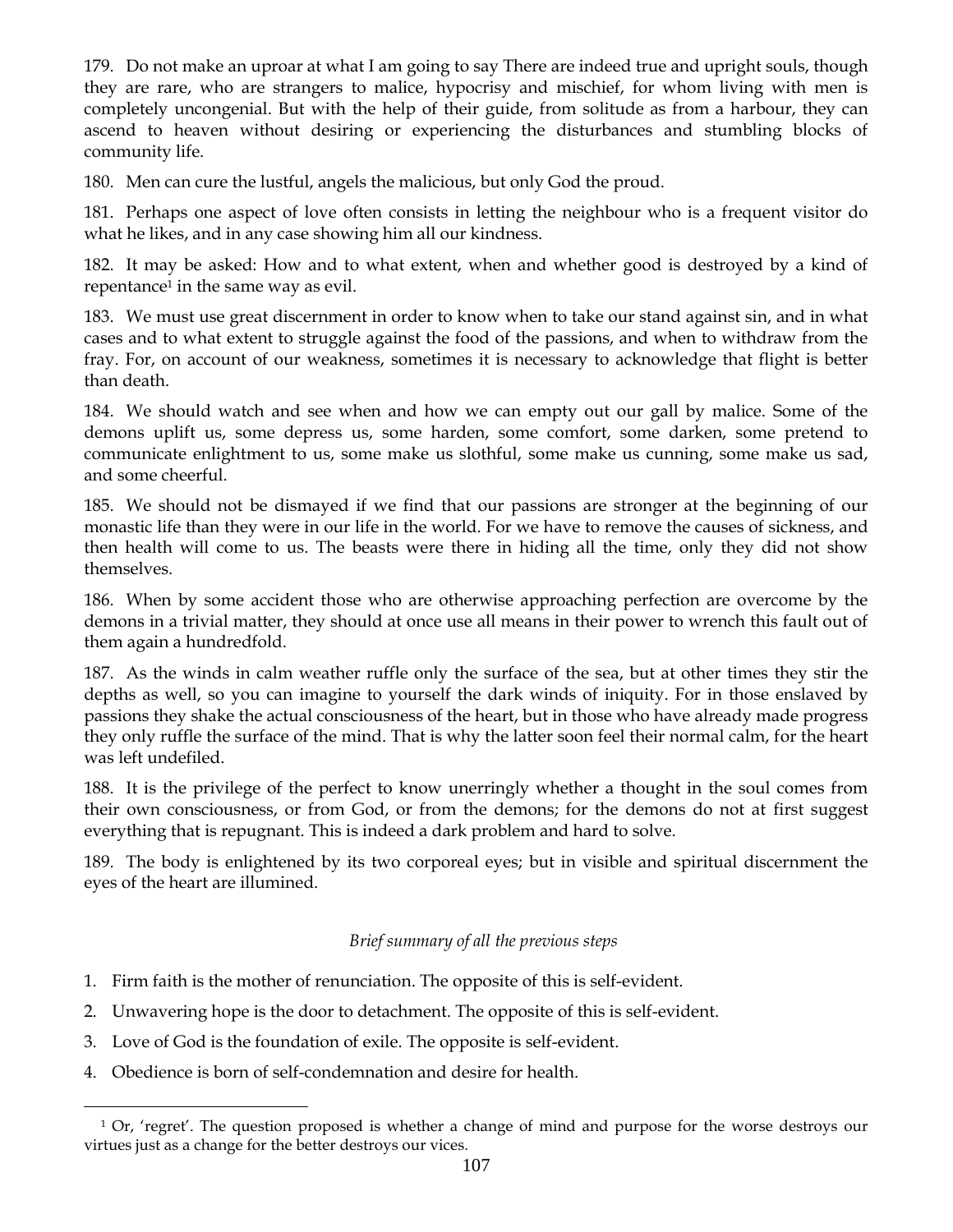179. Do not make an uproar at what I am going to say There are indeed true and upright souls, though they are rare, who are strangers to malice, hypocrisy and mischief, for whom living with men is completely uncongenial. But with the help of their guide, from solitude as from a harbour, they can ascend to heaven without desiring or experiencing the disturbances and stumbling blocks of community life.

180. Men can cure the lustful, angels the malicious, but only God the proud.

181. Perhaps one aspect of love often consists in letting the neighbour who is a frequent visitor do what he likes, and in any case showing him all our kindness.

182. It may be asked: How and to what extent, when and whether good is destroyed by a kind of repentance[1] in the same way as evil.

183. We must use great discernment in order to know when to take our stand against sin, and in what cases and to what extent to struggle against the food of the passions, and when to withdraw from the fray. For, on account of our weakness, sometimes it is necessary to acknowledge that flight is better than death.

184. We should watch and see when and how we can empty out our gall by malice. Some of the demons uplift us, some depress us, some harden, some comfort, some darken, some pretend to communicate enlightment to us, some make us slothful, some make us cunning, some make us sad, and some cheerful.

185. We should not be dismayed if we find that our passions are stronger at the beginning of our monastic life than they were in our life in the world. For we have to remove the causes of sickness, and then health will come to us. The beasts were there in hiding all the time, only they did not show themselves.

186. When by some accident those who are otherwise approaching perfection are overcome by the demons in a trivial matter, they should at once use all means in their power to wrench this fault out of them again a hundredfold.

187. As the winds in calm weather ruffle only the surface of the sea, but at other times they stir the depths as well, so you can imagine to yourself the dark winds of iniquity. For in those enslaved by passions they shake the actual consciousness of the heart, but in those who have already made progress they only ruffle the surface of the mind. That is why the latter soon feel their normal calm, for the heart was left undefiled.

188. It is the privilege of the perfect to know unerringly whether a thought in the soul comes from their own consciousness, or from God, or from the demons; for the demons do not at first suggest everything that is repugnant. This is indeed a dark problem and hard to solve.

189. The body is enlightened by its two corporeal eyes; but in visible and spiritual discernment the eyes of the heart are illumined.

*Brief summary of all the previous steps*

1. Firm faith is the mother of renunciation. The opposite of this is self-evident.
2. Unwavering hope is the door to detachment. The opposite of this is self-evident.
3. Love of God is the foundation of exile. The opposite is self-evident.
4. Obedience is born of self-condemnation and desire for health.

[1] Or, 'regret'. The question proposed is whether a change of mind and purpose for the worse destroys our virtues just as a change for the better destroys our vices.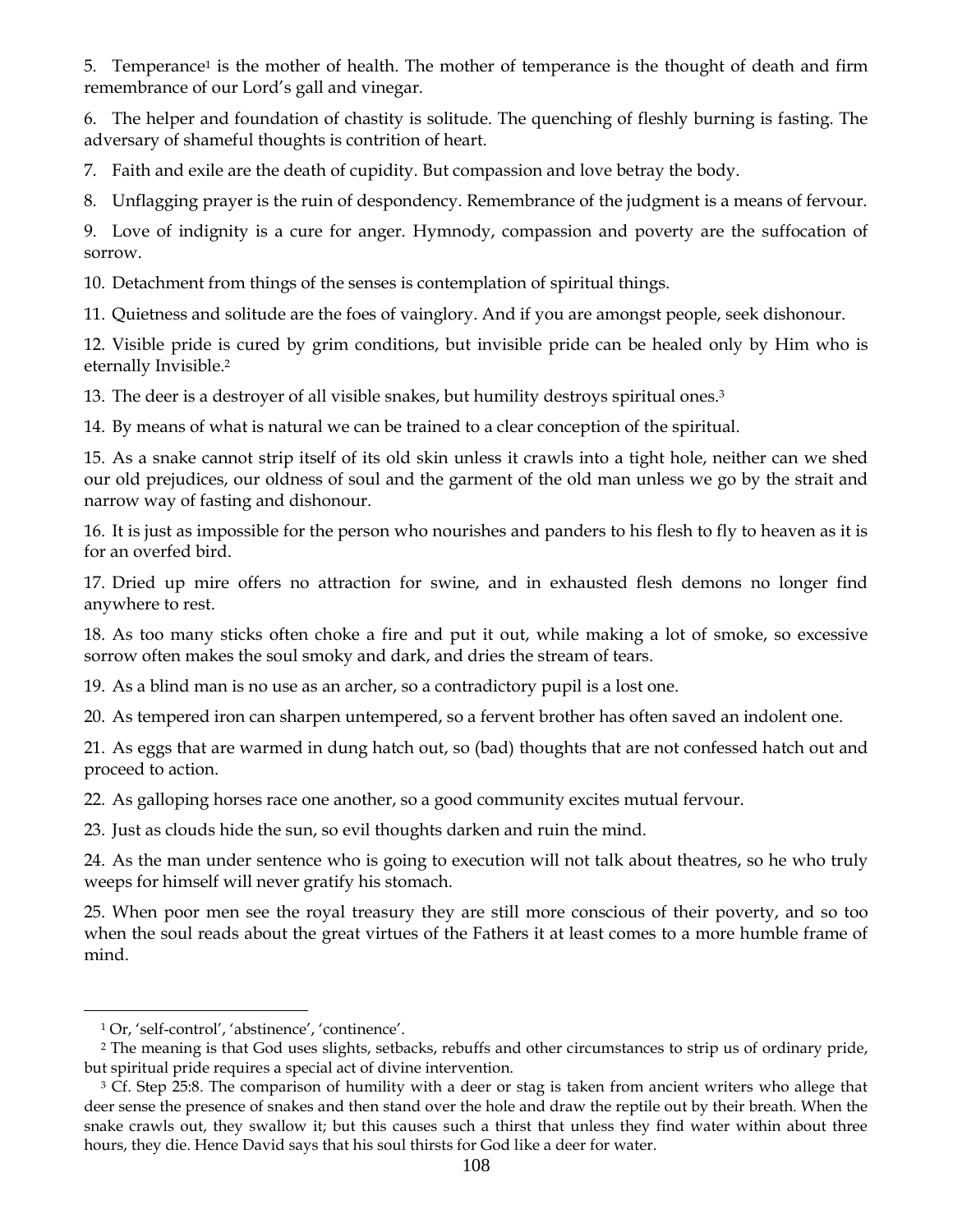5. Temperance[1] is the mother of health. The mother of temperance is the thought of death and firm remembrance of our Lord's gall and vinegar.

6. The helper and foundation of chastity is solitude. The quenching of fleshly burning is fasting. The adversary of shameful thoughts is contrition of heart.

7. Faith and exile are the death of cupidity. But compassion and love betray the body.

8. Unflagging prayer is the ruin of despondency. Remembrance of the judgment is a means of fervour.

9. Love of indignity is a cure for anger. Hymnody, compassion and poverty are the suffocation of sorrow.

10. Detachment from things of the senses is contemplation of spiritual things.

11. Quietness and solitude are the foes of vainglory. And if you are amongst people, seek dishonour.

12. Visible pride is cured by grim conditions, but invisible pride can be healed only by Him who is eternally Invisible.[2]

13. The deer is a destroyer of all visible snakes, but humility destroys spiritual ones.[3]

14. By means of what is natural we can be trained to a clear conception of the spiritual.

15. As a snake cannot strip itself of its old skin unless it crawls into a tight hole, neither can we shed our old prejudices, our oldness of soul and the garment of the old man unless we go by the strait and narrow way of fasting and dishonour.

16. It is just as impossible for the person who nourishes and panders to his flesh to fly to heaven as it is for an overfed bird.

17. Dried up mire offers no attraction for swine, and in exhausted flesh demons no longer find anywhere to rest.

18. As too many sticks often choke a fire and put it out, while making a lot of smoke, so excessive sorrow often makes the soul smoky and dark, and dries the stream of tears.

19. As a blind man is no use as an archer, so a contradictory pupil is a lost one.

20. As tempered iron can sharpen untempered, so a fervent brother has often saved an indolent one.

21. As eggs that are warmed in dung hatch out, so (bad) thoughts that are not confessed hatch out and proceed to action.

22. As galloping horses race one another, so a good community excites mutual fervour.

23. Just as clouds hide the sun, so evil thoughts darken and ruin the mind.

24. As the man under sentence who is going to execution will not talk about theatres, so he who truly weeps for himself will never gratify his stomach.

25. When poor men see the royal treasury they are still more conscious of their poverty, and so too when the soul reads about the great virtues of the Fathers it at least comes to a more humble frame of mind.

---

[1] Or, 'self-control', 'abstinence', 'continence'.

[2] The meaning is that God uses slights, setbacks, rebuffs and other circumstances to strip us of ordinary pride, but spiritual pride requires a special act of divine intervention.

[3] Cf. Step 25:8. The comparison of humility with a deer or stag is taken from ancient writers who allege that deer sense the presence of snakes and then stand over the hole and draw the reptile out by their breath. When the snake crawls out, they swallow it; but this causes such a thirst that unless they find water within about three hours, they die. Hence David says that his soul thirsts for God like a deer for water.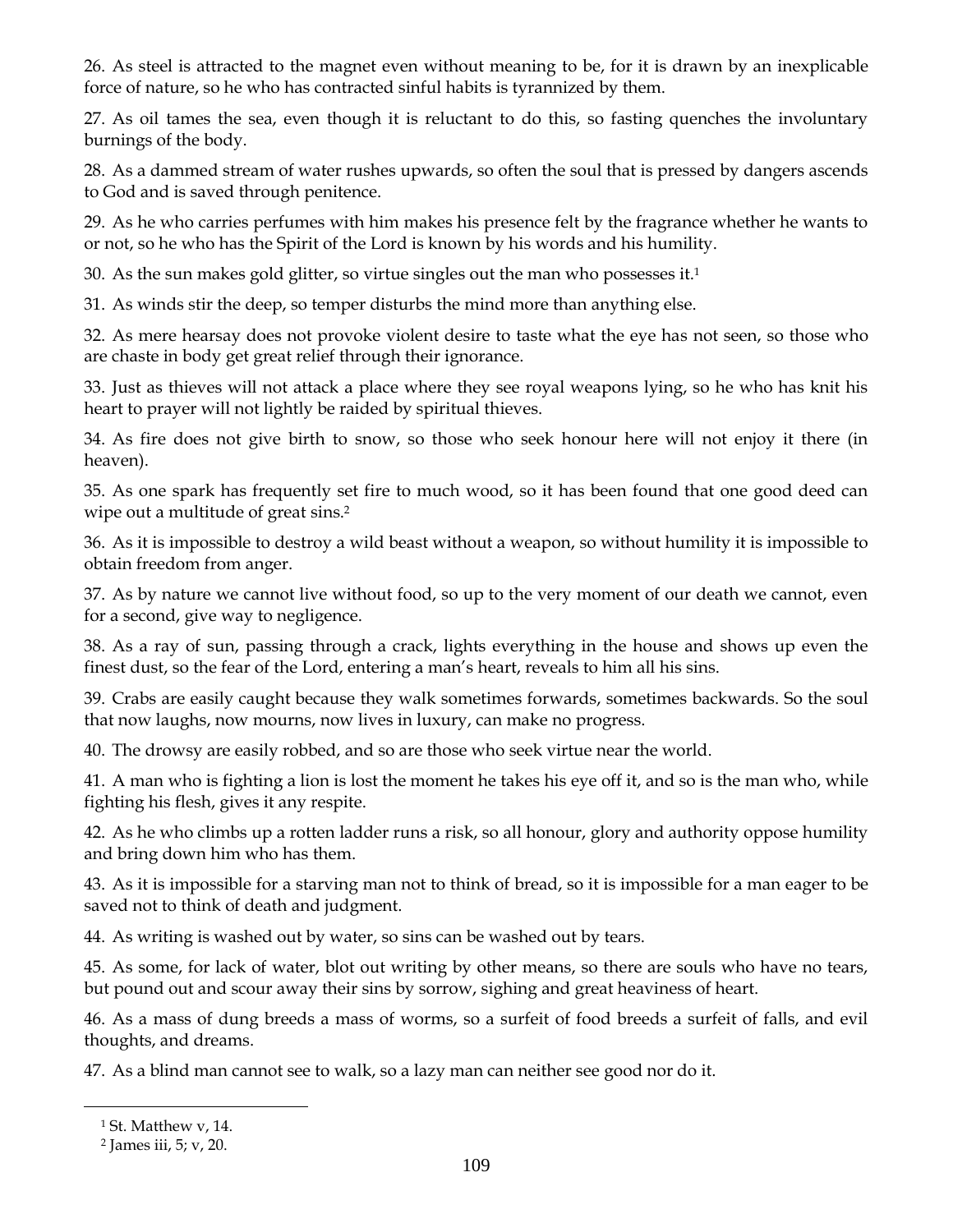26. As steel is attracted to the magnet even without meaning to be, for it is drawn by an inexplicable force of nature, so he who has contracted sinful habits is tyrannized by them.

27. As oil tames the sea, even though it is reluctant to do this, so fasting quenches the involuntary burnings of the body.

28. As a dammed stream of water rushes upwards, so often the soul that is pressed by dangers ascends to God and is saved through penitence.

29. As he who carries perfumes with him makes his presence felt by the fragrance whether he wants to or not, so he who has the Spirit of the Lord is known by his words and his humility.

30. As the sun makes gold glitter, so virtue singles out the man who possesses it.[1]

31. As winds stir the deep, so temper disturbs the mind more than anything else.

32. As mere hearsay does not provoke violent desire to taste what the eye has not seen, so those who are chaste in body get great relief through their ignorance.

33. Just as thieves will not attack a place where they see royal weapons lying, so he who has knit his heart to prayer will not lightly be raided by spiritual thieves.

34. As fire does not give birth to snow, so those who seek honour here will not enjoy it there (in heaven).

35. As one spark has frequently set fire to much wood, so it has been found that one good deed can wipe out a multitude of great sins.[2]

36. As it is impossible to destroy a wild beast without a weapon, so without humility it is impossible to obtain freedom from anger.

37. As by nature we cannot live without food, so up to the very moment of our death we cannot, even for a second, give way to negligence.

38. As a ray of sun, passing through a crack, lights everything in the house and shows up even the finest dust, so the fear of the Lord, entering a man's heart, reveals to him all his sins.

39. Crabs are easily caught because they walk sometimes forwards, sometimes backwards. So the soul that now laughs, now mourns, now lives in luxury, can make no progress.

40. The drowsy are easily robbed, and so are those who seek virtue near the world.

41. A man who is fighting a lion is lost the moment he takes his eye off it, and so is the man who, while fighting his flesh, gives it any respite.

42. As he who climbs up a rotten ladder runs a risk, so all honour, glory and authority oppose humility and bring down him who has them.

43. As it is impossible for a starving man not to think of bread, so it is impossible for a man eager to be saved not to think of death and judgment.

44. As writing is washed out by water, so sins can be washed out by tears.

45. As some, for lack of water, blot out writing by other means, so there are souls who have no tears, but pound out and scour away their sins by sorrow, sighing and great heaviness of heart.

46. As a mass of dung breeds a mass of worms, so a surfeit of food breeds a surfeit of falls, and evil thoughts, and dreams.

47. As a blind man cannot see to walk, so a lazy man can neither see good nor do it.

---

[1] St. Matthew v, 14.

[2] James iii, 5; v, 20.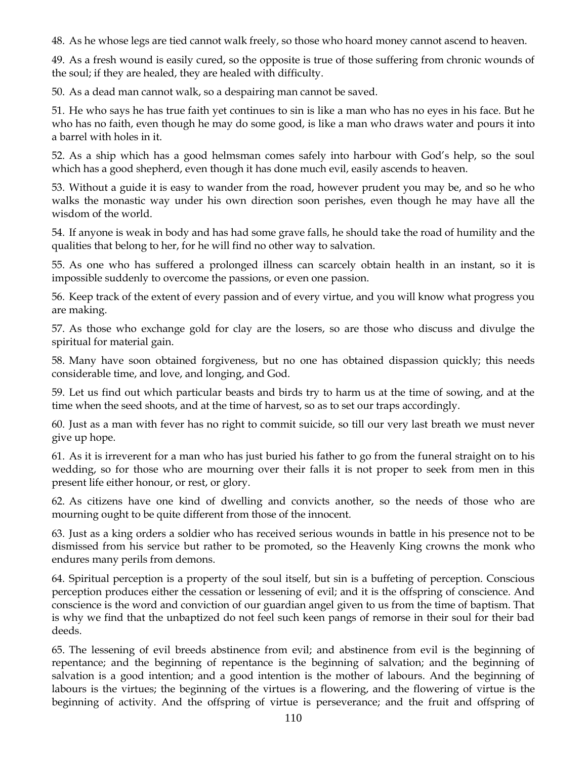48. As he whose legs are tied cannot walk freely, so those who hoard money cannot ascend to heaven.

49. As a fresh wound is easily cured, so the opposite is true of those suffering from chronic wounds of the soul; if they are healed, they are healed with difficulty.

50. As a dead man cannot walk, so a despairing man cannot be saved.

51. He who says he has true faith yet continues to sin is like a man who has no eyes in his face. But he who has no faith, even though he may do some good, is like a man who draws water and pours it into a barrel with holes in it.

52. As a ship which has a good helmsman comes safely into harbour with God's help, so the soul which has a good shepherd, even though it has done much evil, easily ascends to heaven.

53. Without a guide it is easy to wander from the road, however prudent you may be, and so he who walks the monastic way under his own direction soon perishes, even though he may have all the wisdom of the world.

54. If anyone is weak in body and has had some grave falls, he should take the road of humility and the qualities that belong to her, for he will find no other way to salvation.

55. As one who has suffered a prolonged illness can scarcely obtain health in an instant, so it is impossible suddenly to overcome the passions, or even one passion.

56. Keep track of the extent of every passion and of every virtue, and you will know what progress you are making.

57. As those who exchange gold for clay are the losers, so are those who discuss and divulge the spiritual for material gain.

58. Many have soon obtained forgiveness, but no one has obtained dispassion quickly; this needs considerable time, and love, and longing, and God.

59. Let us find out which particular beasts and birds try to harm us at the time of sowing, and at the time when the seed shoots, and at the time of harvest, so as to set our traps accordingly.

60. Just as a man with fever has no right to commit suicide, so till our very last breath we must never give up hope.

61. As it is irreverent for a man who has just buried his father to go from the funeral straight on to his wedding, so for those who are mourning over their falls it is not proper to seek from men in this present life either honour, or rest, or glory.

62. As citizens have one kind of dwelling and convicts another, so the needs of those who are mourning ought to be quite different from those of the innocent.

63. Just as a king orders a soldier who has received serious wounds in battle in his presence not to be dismissed from his service but rather to be promoted, so the Heavenly King crowns the monk who endures many perils from demons.

64. Spiritual perception is a property of the soul itself, but sin is a buffeting of perception. Conscious perception produces either the cessation or lessening of evil; and it is the offspring of conscience. And conscience is the word and conviction of our guardian angel given to us from the time of baptism. That is why we find that the unbaptized do not feel such keen pangs of remorse in their soul for their bad deeds.

65. The lessening of evil breeds abstinence from evil; and abstinence from evil is the beginning of repentance; and the beginning of repentance is the beginning of salvation; and the beginning of salvation is a good intention; and a good intention is the mother of labours. And the beginning of labours is the virtues; the beginning of the virtues is a flowering, and the flowering of virtue is the beginning of activity. And the offspring of virtue is perseverance; and the fruit and offspring of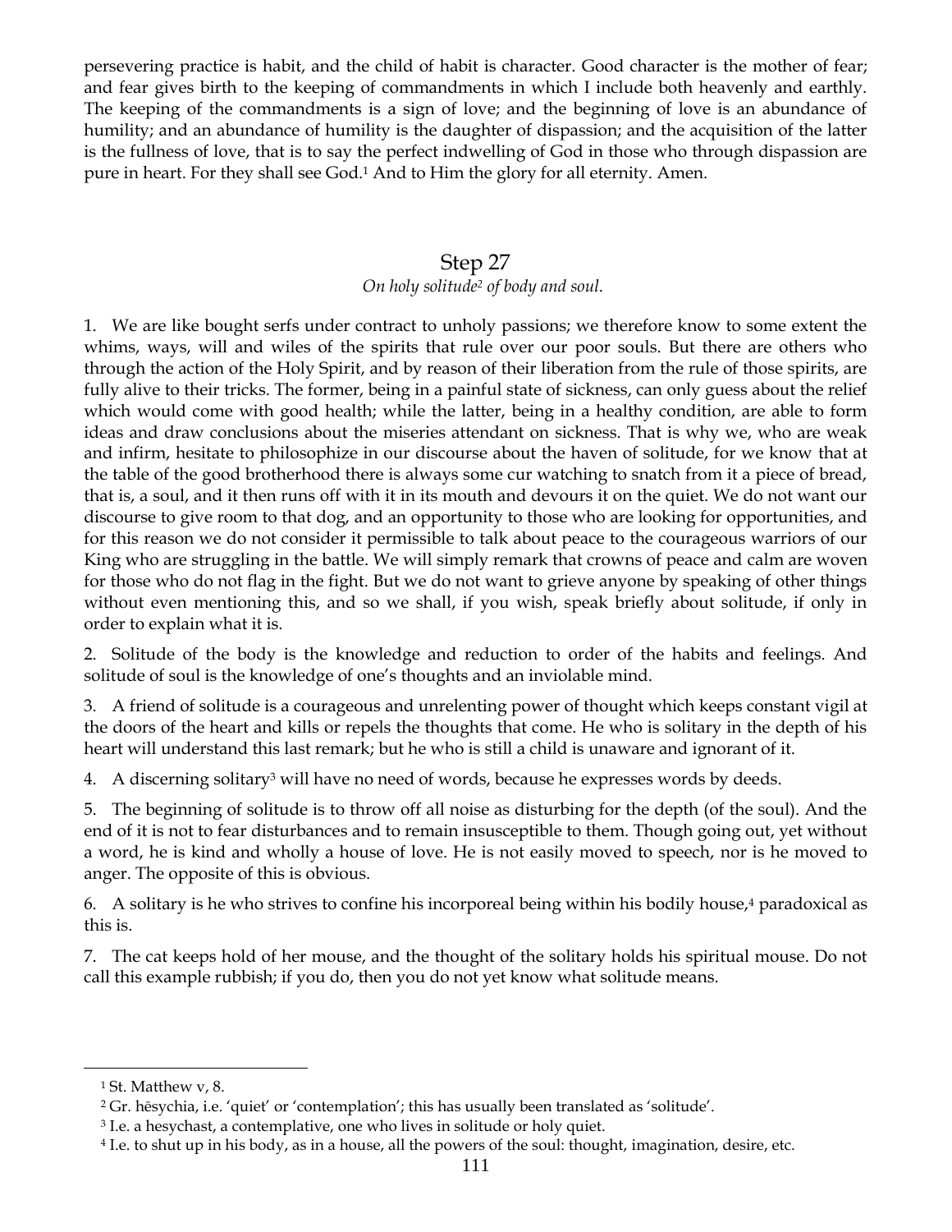persevering practice is habit, and the child of habit is character. Good character is the mother of fear; and fear gives birth to the keeping of commandments in which I include both heavenly and earthly. The keeping of the commandments is a sign of love; and the beginning of love is an abundance of humility; and an abundance of humility is the daughter of dispassion; and the acquisition of the latter is the fullness of love, that is to say the perfect indwelling of God in those who through dispassion are pure in heart. For they shall see God.[1] And to Him the glory for all eternity. Amen.

## Step 27

*On holy solitude[2] of body and soul.*

1. We are like bought serfs under contract to unholy passions; we therefore know to some extent the whims, ways, will and wiles of the spirits that rule over our poor souls. But there are others who through the action of the Holy Spirit, and by reason of their liberation from the rule of those spirits, are fully alive to their tricks. The former, being in a painful state of sickness, can only guess about the relief which would come with good health; while the latter, being in a healthy condition, are able to form ideas and draw conclusions about the miseries attendant on sickness. That is why we, who are weak and infirm, hesitate to philosophize in our discourse about the haven of solitude, for we know that at the table of the good brotherhood there is always some cur watching to snatch from it a piece of bread, that is, a soul, and it then runs off with it in its mouth and devours it on the quiet. We do not want our discourse to give room to that dog, and an opportunity to those who are looking for opportunities, and for this reason we do not consider it permissible to talk about peace to the courageous warriors of our King who are struggling in the battle. We will simply remark that crowns of peace and calm are woven for those who do not flag in the fight. But we do not want to grieve anyone by speaking of other things without even mentioning this, and so we shall, if you wish, speak briefly about solitude, if only in order to explain what it is.

2. Solitude of the body is the knowledge and reduction to order of the habits and feelings. And solitude of soul is the knowledge of one's thoughts and an inviolable mind.

3. A friend of solitude is a courageous and unrelenting power of thought which keeps constant vigil at the doors of the heart and kills or repels the thoughts that come. He who is solitary in the depth of his heart will understand this last remark; but he who is still a child is unaware and ignorant of it.

4. A discerning solitary[3] will have no need of words, because he expresses words by deeds.

5. The beginning of solitude is to throw off all noise as disturbing for the depth (of the soul). And the end of it is not to fear disturbances and to remain insusceptible to them. Though going out, yet without a word, he is kind and wholly a house of love. He is not easily moved to speech, nor is he moved to anger. The opposite of this is obvious.

6. A solitary is he who strives to confine his incorporeal being within his bodily house,[4] paradoxical as this is.

7. The cat keeps hold of her mouse, and the thought of the solitary holds his spiritual mouse. Do not call this example rubbish; if you do, then you do not yet know what solitude means.

---

[1] St. Matthew v, 8.

[2] Gr. hēsychia, i.e. 'quiet' or 'contemplation'; this has usually been translated as 'solitude'.

[3] I.e. a hesychast, a contemplative, one who lives in solitude or holy quiet.

[4] I.e. to shut up in his body, as in a house, all the powers of the soul: thought, imagination, desire, etc.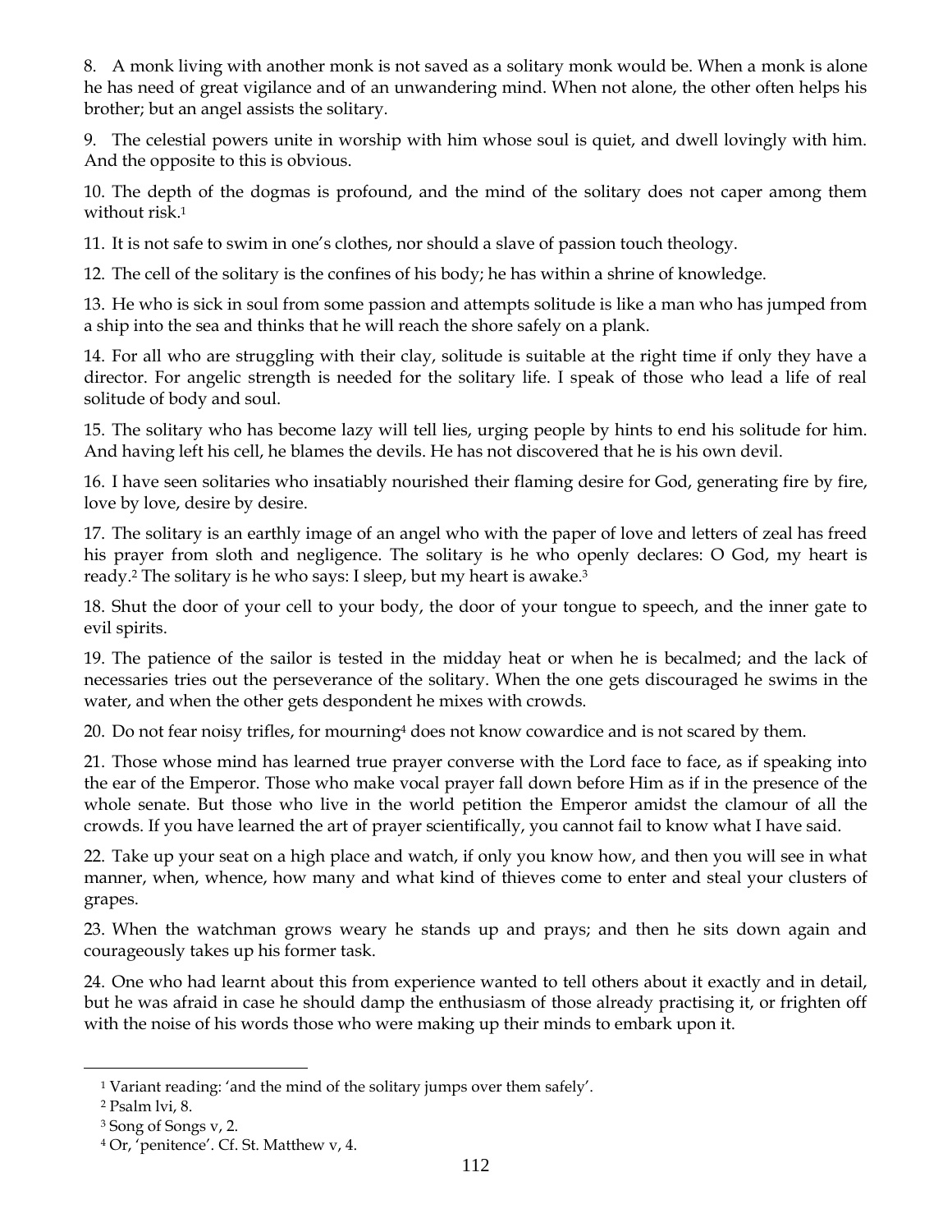8. A monk living with another monk is not saved as a solitary monk would be. When a monk is alone he has need of great vigilance and of an unwandering mind. When not alone, the other often helps his brother; but an angel assists the solitary.

9. The celestial powers unite in worship with him whose soul is quiet, and dwell lovingly with him. And the opposite to this is obvious.

10. The depth of the dogmas is profound, and the mind of the solitary does not caper among them without risk.[1]

11. It is not safe to swim in one's clothes, nor should a slave of passion touch theology.

12. The cell of the solitary is the confines of his body; he has within a shrine of knowledge.

13. He who is sick in soul from some passion and attempts solitude is like a man who has jumped from a ship into the sea and thinks that he will reach the shore safely on a plank.

14. For all who are struggling with their clay, solitude is suitable at the right time if only they have a director. For angelic strength is needed for the solitary life. I speak of those who lead a life of real solitude of body and soul.

15. The solitary who has become lazy will tell lies, urging people by hints to end his solitude for him. And having left his cell, he blames the devils. He has not discovered that he is his own devil.

16. I have seen solitaries who insatiably nourished their flaming desire for God, generating fire by fire, love by love, desire by desire.

17. The solitary is an earthly image of an angel who with the paper of love and letters of zeal has freed his prayer from sloth and negligence. The solitary is he who openly declares: O God, my heart is ready.[2] The solitary is he who says: I sleep, but my heart is awake.[3]

18. Shut the door of your cell to your body, the door of your tongue to speech, and the inner gate to evil spirits.

19. The patience of the sailor is tested in the midday heat or when he is becalmed; and the lack of necessaries tries out the perseverance of the solitary. When the one gets discouraged he swims in the water, and when the other gets despondent he mixes with crowds.

20. Do not fear noisy trifles, for mourning[4] does not know cowardice and is not scared by them.

21. Those whose mind has learned true prayer converse with the Lord face to face, as if speaking into the ear of the Emperor. Those who make vocal prayer fall down before Him as if in the presence of the whole senate. But those who live in the world petition the Emperor amidst the clamour of all the crowds. If you have learned the art of prayer scientifically, you cannot fail to know what I have said.

22. Take up your seat on a high place and watch, if only you know how, and then you will see in what manner, when, whence, how many and what kind of thieves come to enter and steal your clusters of grapes.

23. When the watchman grows weary he stands up and prays; and then he sits down again and courageously takes up his former task.

24. One who had learnt about this from experience wanted to tell others about it exactly and in detail, but he was afraid in case he should damp the enthusiasm of those already practising it, or frighten off with the noise of his words those who were making up their minds to embark upon it.

---

[1] Variant reading: 'and the mind of the solitary jumps over them safely'.

[2] Psalm lvi, 8.

[3] Song of Songs v, 2.

[4] Or, 'penitence'. Cf. St. Matthew v, 4.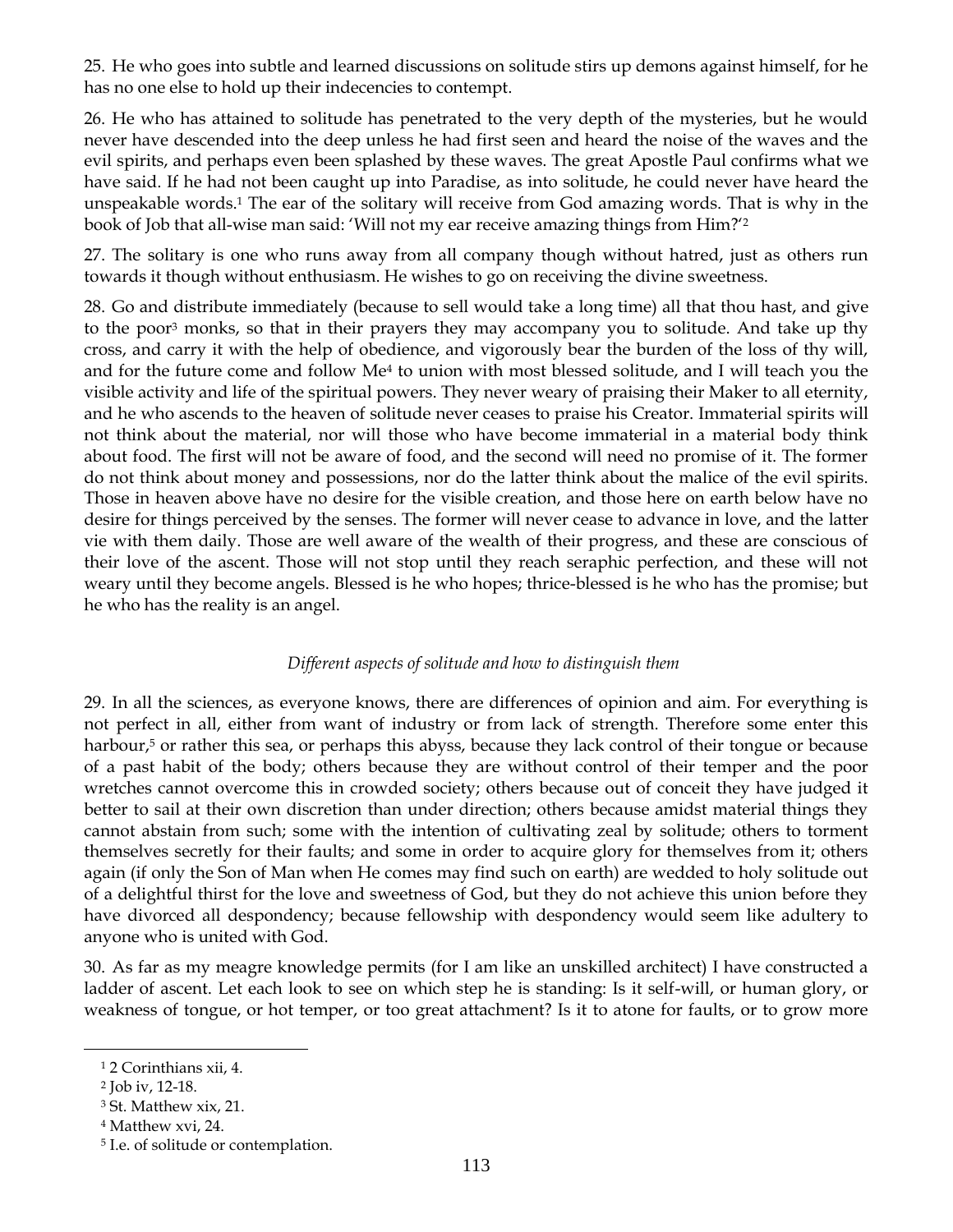25. He who goes into subtle and learned discussions on solitude stirs up demons against himself, for he has no one else to hold up their indecencies to contempt.

26. He who has attained to solitude has penetrated to the very depth of the mysteries, but he would never have descended into the deep unless he had first seen and heard the noise of the waves and the evil spirits, and perhaps even been splashed by these waves. The great Apostle Paul confirms what we have said. If he had not been caught up into Paradise, as into solitude, he could never have heard the unspeakable words.[1] The ear of the solitary will receive from God amazing words. That is why in the book of Job that all-wise man said: 'Will not my ear receive amazing things from Him?'[2]

27. The solitary is one who runs away from all company though without hatred, just as others run towards it though without enthusiasm. He wishes to go on receiving the divine sweetness.

28. Go and distribute immediately (because to sell would take a long time) all that thou hast, and give to the poor[3] monks, so that in their prayers they may accompany you to solitude. And take up thy cross, and carry it with the help of obedience, and vigorously bear the burden of the loss of thy will, and for the future come and follow Me[4] to union with most blessed solitude, and I will teach you the visible activity and life of the spiritual powers. They never weary of praising their Maker to all eternity, and he who ascends to the heaven of solitude never ceases to praise his Creator. Immaterial spirits will not think about the material, nor will those who have become immaterial in a material body think about food. The first will not be aware of food, and the second will need no promise of it. The former do not think about money and possessions, nor do the latter think about the malice of the evil spirits. Those in heaven above have no desire for the visible creation, and those here on earth below have no desire for things perceived by the senses. The former will never cease to advance in love, and the latter vie with them daily. Those are well aware of the wealth of their progress, and these are conscious of their love of the ascent. Those will not stop until they reach seraphic perfection, and these will not weary until they become angels. Blessed is he who hopes; thrice-blessed is he who has the promise; but he who has the reality is an angel.

*Different aspects of solitude and how to distinguish them*

29. In all the sciences, as everyone knows, there are differences of opinion and aim. For everything is not perfect in all, either from want of industry or from lack of strength. Therefore some enter this harbour,[5] or rather this sea, or perhaps this abyss, because they lack control of their tongue or because of a past habit of the body; others because they are without control of their temper and the poor wretches cannot overcome this in crowded society; others because out of conceit they have judged it better to sail at their own discretion than under direction; others because amidst material things they cannot abstain from such; some with the intention of cultivating zeal by solitude; others to torment themselves secretly for their faults; and some in order to acquire glory for themselves from it; others again (if only the Son of Man when He comes may find such on earth) are wedded to holy solitude out of a delightful thirst for the love and sweetness of God, but they do not achieve this union before they have divorced all despondency; because fellowship with despondency would seem like adultery to anyone who is united with God.

30. As far as my meagre knowledge permits (for I am like an unskilled architect) I have constructed a ladder of ascent. Let each look to see on which step he is standing: Is it self-will, or human glory, or weakness of tongue, or hot temper, or too great attachment? Is it to atone for faults, or to grow more

---

[1] 2 Corinthians xii, 4.

[2] Job iv, 12-18.

[3] St. Matthew xix, 21.

[4] Matthew xvi, 24.

[5] I.e. of solitude or contemplation.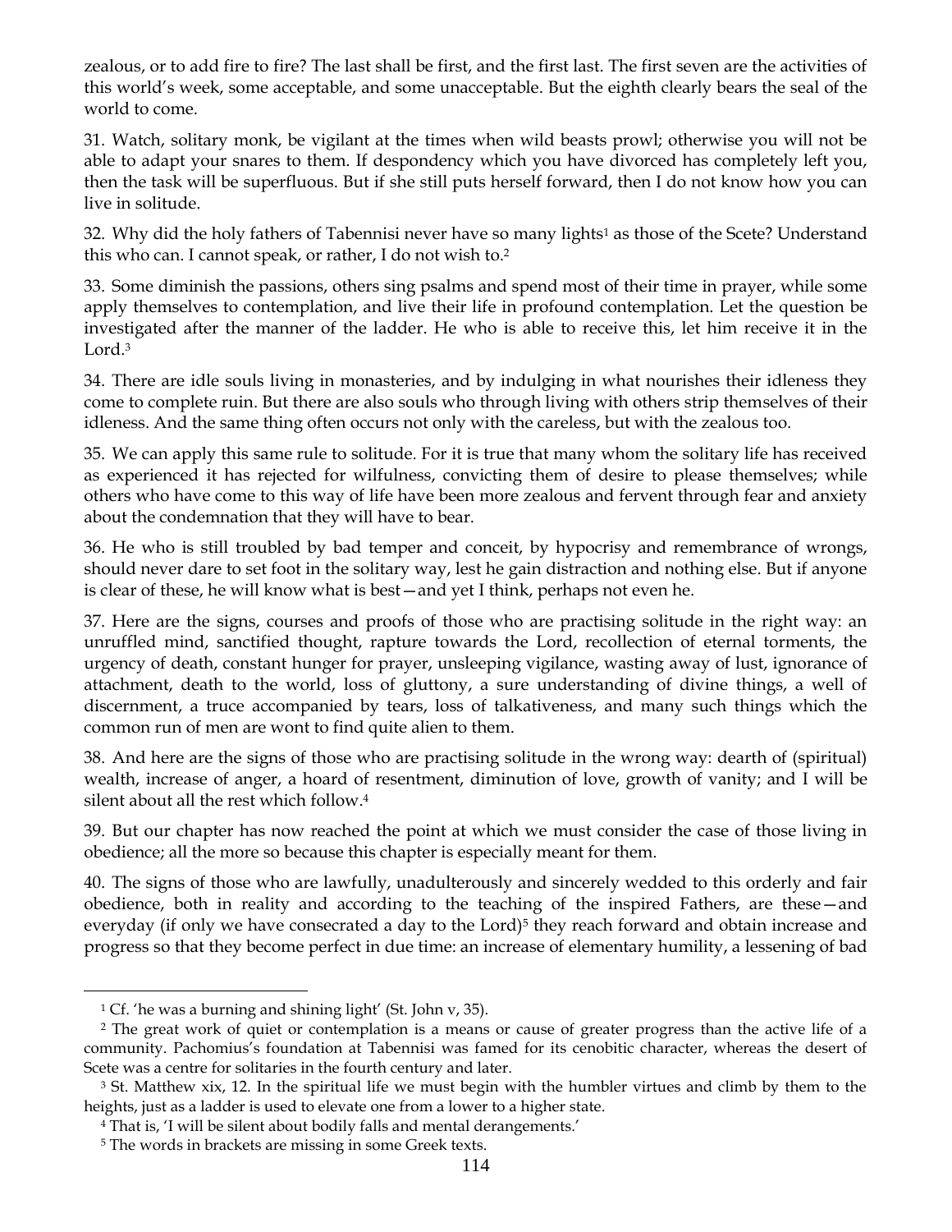zealous, or to add fire to fire? The last shall be first, and the first last. The first seven are the activities of this world's week, some acceptable, and some unacceptable. But the eighth clearly bears the seal of the world to come.

31. Watch, solitary monk, be vigilant at the times when wild beasts prowl; otherwise you will not be able to adapt your snares to them. If despondency which you have divorced has completely left you, then the task will be superfluous. But if she still puts herself forward, then I do not know how you can live in solitude.

32. Why did the holy fathers of Tabennisi never have so many lights[1] as those of the Scete? Understand this who can. I cannot speak, or rather, I do not wish to.[2]

33. Some diminish the passions, others sing psalms and spend most of their time in prayer, while some apply themselves to contemplation, and live their life in profound contemplation. Let the question be investigated after the manner of the ladder. He who is able to receive this, let him receive it in the Lord.[3]

34. There are idle souls living in monasteries, and by indulging in what nourishes their idleness they come to complete ruin. But there are also souls who through living with others strip themselves of their idleness. And the same thing often occurs not only with the careless, but with the zealous too.

35. We can apply this same rule to solitude. For it is true that many whom the solitary life has received as experienced it has rejected for wilfulness, convicting them of desire to please themselves; while others who have come to this way of life have been more zealous and fervent through fear and anxiety about the condemnation that they will have to bear.

36. He who is still troubled by bad temper and conceit, by hypocrisy and remembrance of wrongs, should never dare to set foot in the solitary way, lest he gain distraction and nothing else. But if anyone is clear of these, he will know what is best—and yet I think, perhaps not even he.

37. Here are the signs, courses and proofs of those who are practising solitude in the right way: an unruffled mind, sanctified thought, rapture towards the Lord, recollection of eternal torments, the urgency of death, constant hunger for prayer, unsleeping vigilance, wasting away of lust, ignorance of attachment, death to the world, loss of gluttony, a sure understanding of divine things, a well of discernment, a truce accompanied by tears, loss of talkativeness, and many such things which the common run of men are wont to find quite alien to them.

38. And here are the signs of those who are practising solitude in the wrong way: dearth of (spiritual) wealth, increase of anger, a hoard of resentment, diminution of love, growth of vanity; and I will be silent about all the rest which follow.[4]

39. But our chapter has now reached the point at which we must consider the case of those living in obedience; all the more so because this chapter is especially meant for them.

40. The signs of those who are lawfully, unadulterously and sincerely wedded to this orderly and fair obedience, both in reality and according to the teaching of the inspired Fathers, are these—and everyday (if only we have consecrated a day to the Lord)[5] they reach forward and obtain increase and progress so that they become perfect in due time: an increase of elementary humility, a lessening of bad

---

[1] Cf. 'he was a burning and shining light' (St. John v, 35).

[2] The great work of quiet or contemplation is a means or cause of greater progress than the active life of a community. Pachomius's foundation at Tabennisi was famed for its cenobitic character, whereas the desert of Scete was a centre for solitaries in the fourth century and later.

[3] St. Matthew xix, 12. In the spiritual life we must begin with the humbler virtues and climb by them to the heights, just as a ladder is used to elevate one from a lower to a higher state.

[4] That is, 'I will be silent about bodily falls and mental derangements.'

[5] The words in brackets are missing in some Greek texts.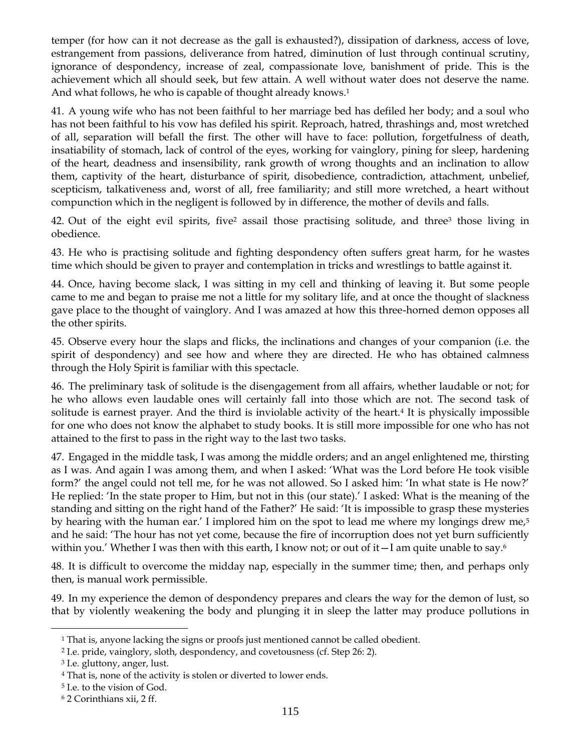temper (for how can it not decrease as the gall is exhausted?), dissipation of darkness, access of love, estrangement from passions, deliverance from hatred, diminution of lust through continual scrutiny, ignorance of despondency, increase of zeal, compassionate love, banishment of pride. This is the achievement which all should seek, but few attain. A well without water does not deserve the name. And what follows, he who is capable of thought already knows.[1]

41. A young wife who has not been faithful to her marriage bed has defiled her body; and a soul who has not been faithful to his vow has defiled his spirit. Reproach, hatred, thrashings and, most wretched of all, separation will befall the first. The other will have to face: pollution, forgetfulness of death, insatiability of stomach, lack of control of the eyes, working for vainglory, pining for sleep, hardening of the heart, deadness and insensibility, rank growth of wrong thoughts and an inclination to allow them, captivity of the heart, disturbance of spirit, disobedience, contradiction, attachment, unbelief, scepticism, talkativeness and, worst of all, free familiarity; and still more wretched, a heart without compunction which in the negligent is followed by in difference, the mother of devils and falls.

42. Out of the eight evil spirits, five[2] assail those practising solitude, and three[3] those living in obedience.

43. He who is practising solitude and fighting despondency often suffers great harm, for he wastes time which should be given to prayer and contemplation in tricks and wrestlings to battle against it.

44. Once, having become slack, I was sitting in my cell and thinking of leaving it. But some people came to me and began to praise me not a little for my solitary life, and at once the thought of slackness gave place to the thought of vainglory. And I was amazed at how this three-horned demon opposes all the other spirits.

45. Observe every hour the slaps and flicks, the inclinations and changes of your companion (i.e. the spirit of despondency) and see how and where they are directed. He who has obtained calmness through the Holy Spirit is familiar with this spectacle.

46. The preliminary task of solitude is the disengagement from all affairs, whether laudable or not; for he who allows even laudable ones will certainly fall into those which are not. The second task of solitude is earnest prayer. And the third is inviolable activity of the heart.[4] It is physically impossible for one who does not know the alphabet to study books. It is still more impossible for one who has not attained to the first to pass in the right way to the last two tasks.

47. Engaged in the middle task, I was among the middle orders; and an angel enlightened me, thirsting as I was. And again I was among them, and when I asked: 'What was the Lord before He took visible form?' the angel could not tell me, for he was not allowed. So I asked him: 'In what state is He now?' He replied: 'In the state proper to Him, but not in this (our state).' I asked: What is the meaning of the standing and sitting on the right hand of the Father?' He said: 'It is impossible to grasp these mysteries by hearing with the human ear.' I implored him on the spot to lead me where my longings drew me,[5] and he said: 'The hour has not yet come, because the fire of incorruption does not yet burn sufficiently within you.' Whether I was then with this earth, I know not; or out of it—I am quite unable to say.[6]

48. It is difficult to overcome the midday nap, especially in the summer time; then, and perhaps only then, is manual work permissible.

49. In my experience the demon of despondency prepares and clears the way for the demon of lust, so that by violently weakening the body and plunging it in sleep the latter may produce pollutions in

---

[1] That is, anyone lacking the signs or proofs just mentioned cannot be called obedient.

[2] I.e. pride, vainglory, sloth, despondency, and covetousness (cf. Step 26: 2).

[3] I.e. gluttony, anger, lust.

[4] That is, none of the activity is stolen or diverted to lower ends.

[5] I.e. to the vision of God.

[6] 2 Corinthians xii, 2 ff.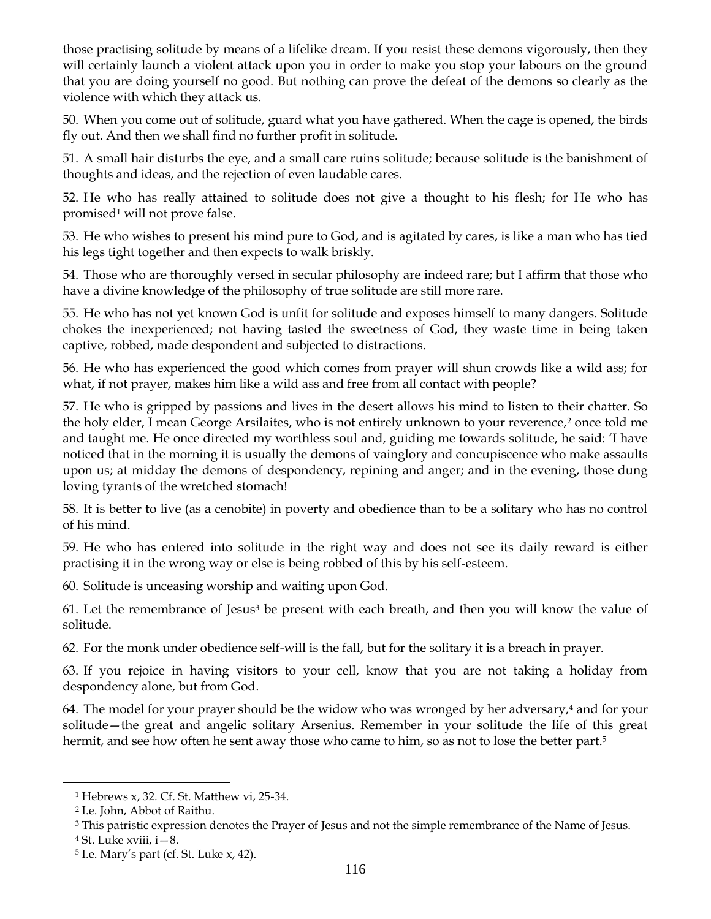those practising solitude by means of a lifelike dream. If you resist these demons vigorously, then they will certainly launch a violent attack upon you in order to make you stop your labours on the ground that you are doing yourself no good. But nothing can prove the defeat of the demons so clearly as the violence with which they attack us.

50. When you come out of solitude, guard what you have gathered. When the cage is opened, the birds fly out. And then we shall find no further profit in solitude.

51. A small hair disturbs the eye, and a small care ruins solitude; because solitude is the banishment of thoughts and ideas, and the rejection of even laudable cares.

52. He who has really attained to solitude does not give a thought to his flesh; for He who has promised[1] will not prove false.

53. He who wishes to present his mind pure to God, and is agitated by cares, is like a man who has tied his legs tight together and then expects to walk briskly.

54. Those who are thoroughly versed in secular philosophy are indeed rare; but I affirm that those who have a divine knowledge of the philosophy of true solitude are still more rare.

55. He who has not yet known God is unfit for solitude and exposes himself to many dangers. Solitude chokes the inexperienced; not having tasted the sweetness of God, they waste time in being taken captive, robbed, made despondent and subjected to distractions.

56. He who has experienced the good which comes from prayer will shun crowds like a wild ass; for what, if not prayer, makes him like a wild ass and free from all contact with people?

57. He who is gripped by passions and lives in the desert allows his mind to listen to their chatter. So the holy elder, I mean George Arsilaites, who is not entirely unknown to your reverence,[2] once told me and taught me. He once directed my worthless soul and, guiding me towards solitude, he said: 'I have noticed that in the morning it is usually the demons of vainglory and concupiscence who make assaults upon us; at midday the demons of despondency, repining and anger; and in the evening, those dung loving tyrants of the wretched stomach!

58. It is better to live (as a cenobite) in poverty and obedience than to be a solitary who has no control of his mind.

59. He who has entered into solitude in the right way and does not see its daily reward is either practising it in the wrong way or else is being robbed of this by his self-esteem.

60. Solitude is unceasing worship and waiting upon God.

61. Let the remembrance of Jesus[3] be present with each breath, and then you will know the value of solitude.

62. For the monk under obedience self-will is the fall, but for the solitary it is a breach in prayer.

63. If you rejoice in having visitors to your cell, know that you are not taking a holiday from despondency alone, but from God.

64. The model for your prayer should be the widow who was wronged by her adversary,[4] and for your solitude—the great and angelic solitary Arsenius. Remember in your solitude the life of this great hermit, and see how often he sent away those who came to him, so as not to lose the better part.[5]

---

[1] Hebrews x, 32. Cf. St. Matthew vi, 25-34.

[2] I.e. John, Abbot of Raithu.

[3] This patristic expression denotes the Prayer of Jesus and not the simple remembrance of the Name of Jesus.

[4] St. Luke xviii, i—8.

[5] I.e. Mary's part (cf. St. Luke x, 42).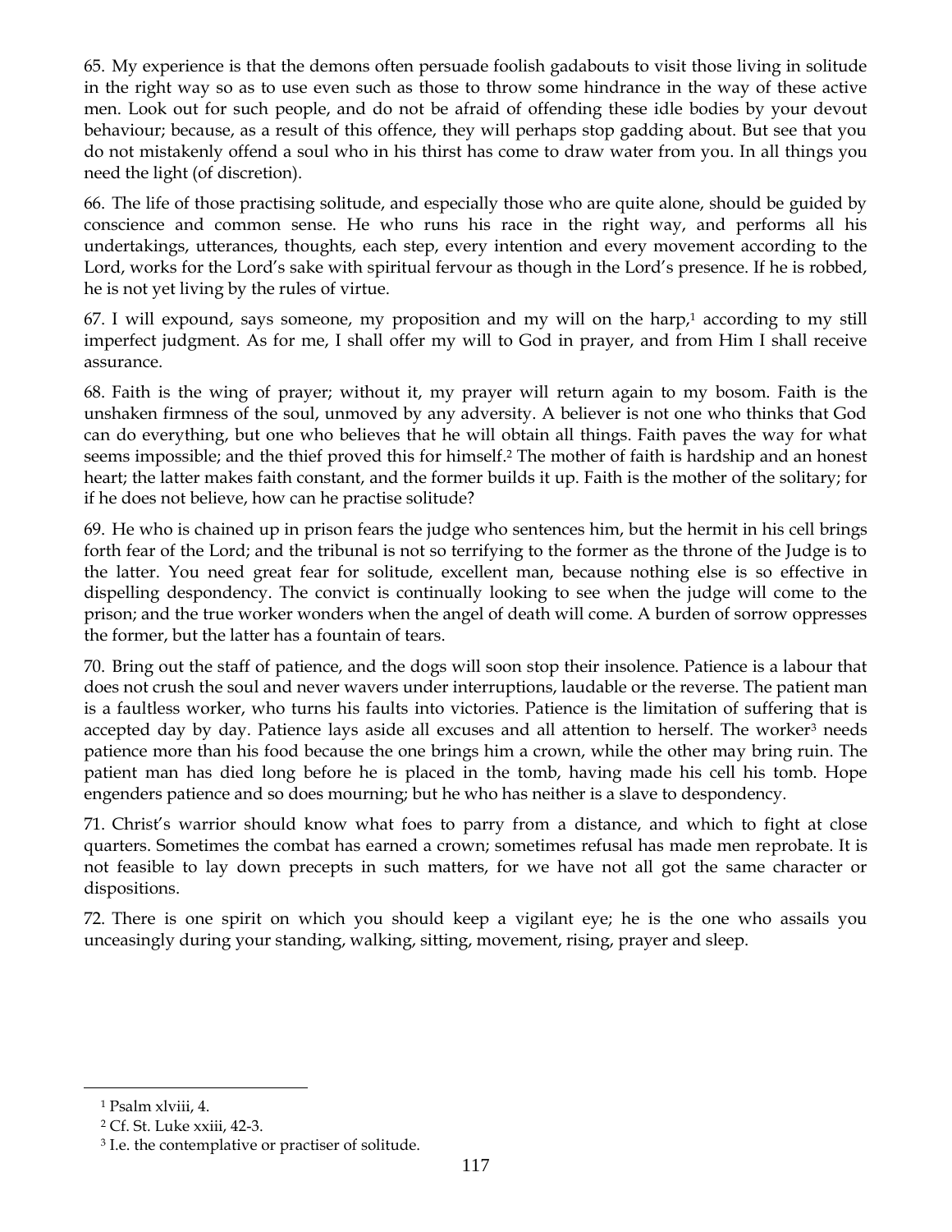65. My experience is that the demons often persuade foolish gadabouts to visit those living in solitude in the right way so as to use even such as those to throw some hindrance in the way of these active men. Look out for such people, and do not be afraid of offending these idle bodies by your devout behaviour; because, as a result of this offence, they will perhaps stop gadding about. But see that you do not mistakenly offend a soul who in his thirst has come to draw water from you. In all things you need the light (of discretion).

66. The life of those practising solitude, and especially those who are quite alone, should be guided by conscience and common sense. He who runs his race in the right way, and performs all his undertakings, utterances, thoughts, each step, every intention and every movement according to the Lord, works for the Lord's sake with spiritual fervour as though in the Lord's presence. If he is robbed, he is not yet living by the rules of virtue.

67. I will expound, says someone, my proposition and my will on the harp,[1] according to my still imperfect judgment. As for me, I shall offer my will to God in prayer, and from Him I shall receive assurance.

68. Faith is the wing of prayer; without it, my prayer will return again to my bosom. Faith is the unshaken firmness of the soul, unmoved by any adversity. A believer is not one who thinks that God can do everything, but one who believes that he will obtain all things. Faith paves the way for what seems impossible; and the thief proved this for himself.[2] The mother of faith is hardship and an honest heart; the latter makes faith constant, and the former builds it up. Faith is the mother of the solitary; for if he does not believe, how can he practise solitude?

69. He who is chained up in prison fears the judge who sentences him, but the hermit in his cell brings forth fear of the Lord; and the tribunal is not so terrifying to the former as the throne of the Judge is to the latter. You need great fear for solitude, excellent man, because nothing else is so effective in dispelling despondency. The convict is continually looking to see when the judge will come to the prison; and the true worker wonders when the angel of death will come. A burden of sorrow oppresses the former, but the latter has a fountain of tears.

70. Bring out the staff of patience, and the dogs will soon stop their insolence. Patience is a labour that does not crush the soul and never wavers under interruptions, laudable or the reverse. The patient man is a faultless worker, who turns his faults into victories. Patience is the limitation of suffering that is accepted day by day. Patience lays aside all excuses and all attention to herself. The worker[3] needs patience more than his food because the one brings him a crown, while the other may bring ruin. The patient man has died long before he is placed in the tomb, having made his cell his tomb. Hope engenders patience and so does mourning; but he who has neither is a slave to despondency.

71. Christ's warrior should know what foes to parry from a distance, and which to fight at close quarters. Sometimes the combat has earned a crown; sometimes refusal has made men reprobate. It is not feasible to lay down precepts in such matters, for we have not all got the same character or dispositions.

72. There is one spirit on which you should keep a vigilant eye; he is the one who assails you unceasingly during your standing, walking, sitting, movement, rising, prayer and sleep.

---

[1] Psalm xlviii, 4.

[2] Cf. St. Luke xxiii, 42-3.

[3] I.e. the contemplative or practiser of solitude.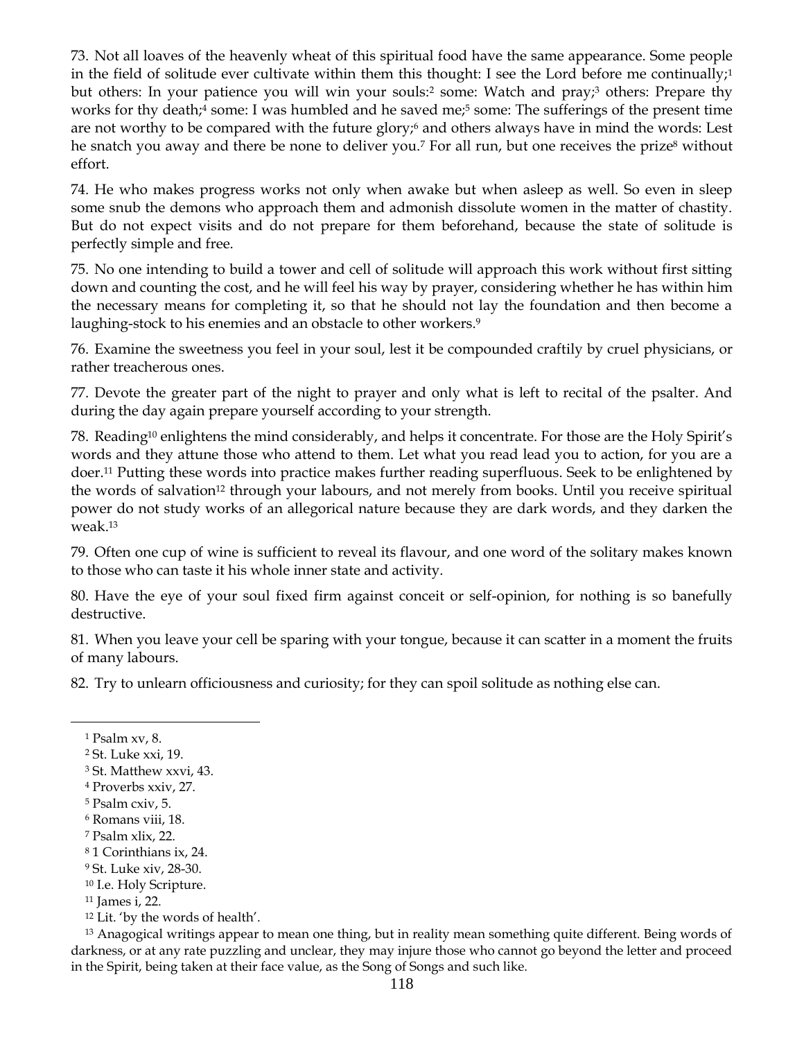73. Not all loaves of the heavenly wheat of this spiritual food have the same appearance. Some people in the field of solitude ever cultivate within them this thought: I see the Lord before me continually;[1] but others: In your patience you will win your souls:[2] some: Watch and pray;[3] others: Prepare thy works for thy death;[4] some: I was humbled and he saved me;[5] some: The sufferings of the present time are not worthy to be compared with the future glory;[6] and others always have in mind the words: Lest he snatch you away and there be none to deliver you.[7] For all run, but one receives the prize[8] without effort.

74. He who makes progress works not only when awake but when asleep as well. So even in sleep some snub the demons who approach them and admonish dissolute women in the matter of chastity. But do not expect visits and do not prepare for them beforehand, because the state of solitude is perfectly simple and free.

75. No one intending to build a tower and cell of solitude will approach this work without first sitting down and counting the cost, and he will feel his way by prayer, considering whether he has within him the necessary means for completing it, so that he should not lay the foundation and then become a laughing-stock to his enemies and an obstacle to other workers.[9]

76. Examine the sweetness you feel in your soul, lest it be compounded craftily by cruel physicians, or rather treacherous ones.

77. Devote the greater part of the night to prayer and only what is left to recital of the psalter. And during the day again prepare yourself according to your strength.

78. Reading[10] enlightens the mind considerably, and helps it concentrate. For those are the Holy Spirit's words and they attune those who attend to them. Let what you read lead you to action, for you are a doer.[11] Putting these words into practice makes further reading superfluous. Seek to be enlightened by the words of salvation[12] through your labours, and not merely from books. Until you receive spiritual power do not study works of an allegorical nature because they are dark words, and they darken the weak.[13]

79. Often one cup of wine is sufficient to reveal its flavour, and one word of the solitary makes known to those who can taste it his whole inner state and activity.

80. Have the eye of your soul fixed firm against conceit or self-opinion, for nothing is so banefully destructive.

81. When you leave your cell be sparing with your tongue, because it can scatter in a moment the fruits of many labours.

82. Try to unlearn officiousness and curiosity; for they can spoil solitude as nothing else can.

---

[1] Psalm xv, 8.

[2] St. Luke xxi, 19.

[3] St. Matthew xxvi, 43.

[4] Proverbs xxiv, 27.

[5] Psalm cxiv, 5.

[6] Romans viii, 18.

[7] Psalm xlix, 22.

[8] 1 Corinthians ix, 24.

[9] St. Luke xiv, 28-30.

[10] I.e. Holy Scripture.

[11] James i, 22.

[12] Lit. 'by the words of health'.

[13] Anagogical writings appear to mean one thing, but in reality mean something quite different. Being words of darkness, or at any rate puzzling and unclear, they may injure those who cannot go beyond the letter and proceed in the Spirit, being taken at their face value, as the Song of Songs and such like.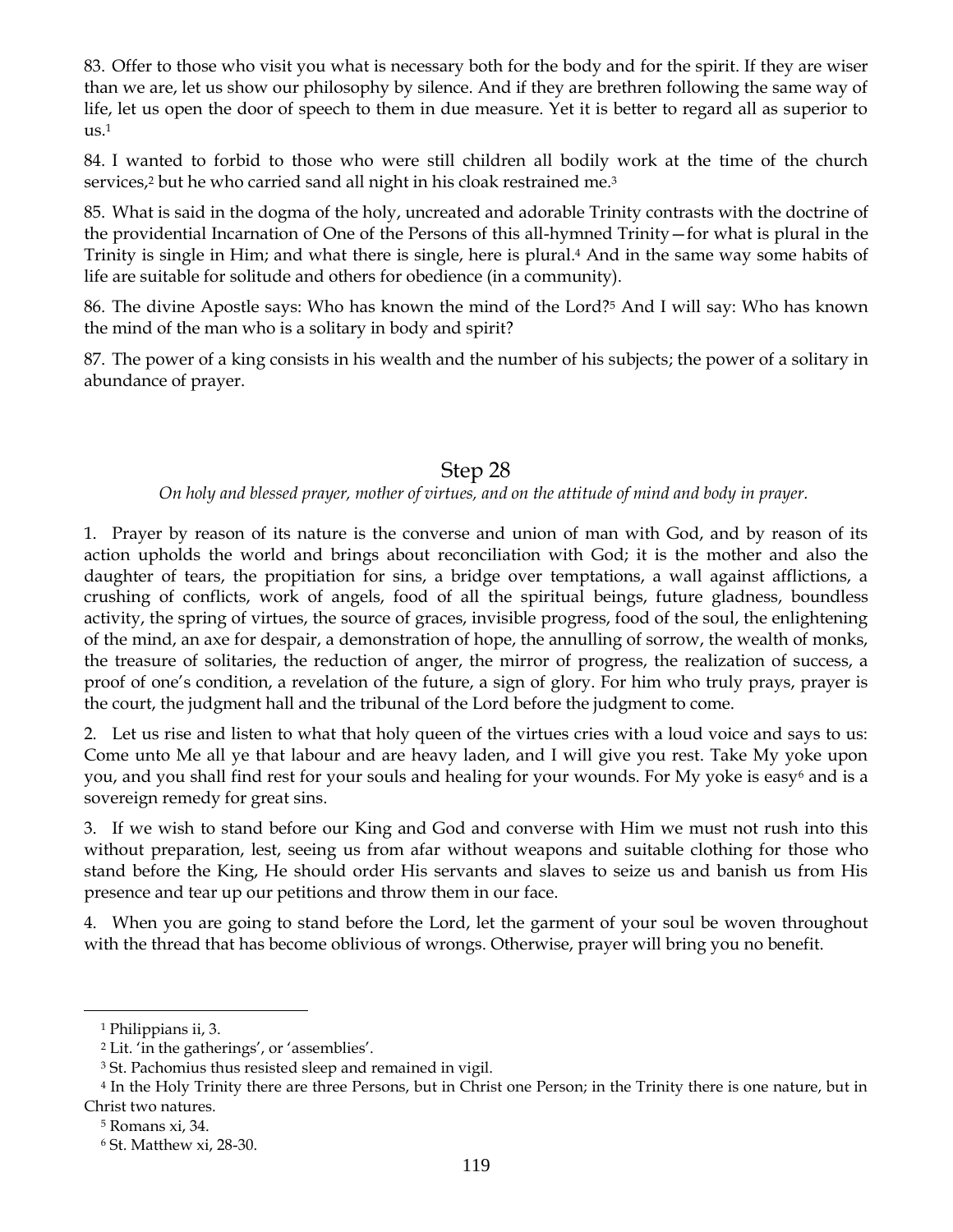83. Offer to those who visit you what is necessary both for the body and for the spirit. If they are wiser than we are, let us show our philosophy by silence. And if they are brethren following the same way of life, let us open the door of speech to them in due measure. Yet it is better to regard all as superior to us.[1]

84. I wanted to forbid to those who were still children all bodily work at the time of the church services,[2] but he who carried sand all night in his cloak restrained me.[3]

85. What is said in the dogma of the holy, uncreated and adorable Trinity contrasts with the doctrine of the providential Incarnation of One of the Persons of this all-hymned Trinity—for what is plural in the Trinity is single in Him; and what there is single, here is plural.[4] And in the same way some habits of life are suitable for solitude and others for obedience (in a community).

86. The divine Apostle says: Who has known the mind of the Lord?[5] And I will say: Who has known the mind of the man who is a solitary in body and spirit?

87. The power of a king consists in his wealth and the number of his subjects; the power of a solitary in abundance of prayer.

## Step 28

*On holy and blessed prayer, mother of virtues, and on the attitude of mind and body in prayer.*

1. Prayer by reason of its nature is the converse and union of man with God, and by reason of its action upholds the world and brings about reconciliation with God; it is the mother and also the daughter of tears, the propitiation for sins, a bridge over temptations, a wall against afflictions, a crushing of conflicts, work of angels, food of all the spiritual beings, future gladness, boundless activity, the spring of virtues, the source of graces, invisible progress, food of the soul, the enlightening of the mind, an axe for despair, a demonstration of hope, the annulling of sorrow, the wealth of monks, the treasure of solitaries, the reduction of anger, the mirror of progress, the realization of success, a proof of one's condition, a revelation of the future, a sign of glory. For him who truly prays, prayer is the court, the judgment hall and the tribunal of the Lord before the judgment to come.

2. Let us rise and listen to what that holy queen of the virtues cries with a loud voice and says to us: Come unto Me all ye that labour and are heavy laden, and I will give you rest. Take My yoke upon you, and you shall find rest for your souls and healing for your wounds. For My yoke is easy[6] and is a sovereign remedy for great sins.

3. If we wish to stand before our King and God and converse with Him we must not rush into this without preparation, lest, seeing us from afar without weapons and suitable clothing for those who stand before the King, He should order His servants and slaves to seize us and banish us from His presence and tear up our petitions and throw them in our face.

4. When you are going to stand before the Lord, let the garment of your soul be woven throughout with the thread that has become oblivious of wrongs. Otherwise, prayer will bring you no benefit.

---

[1] Philippians ii, 3.

[2] Lit. 'in the gatherings', or 'assemblies'.

[3] St. Pachomius thus resisted sleep and remained in vigil.

[4] In the Holy Trinity there are three Persons, but in Christ one Person; in the Trinity there is one nature, but in Christ two natures.

[5] Romans xi, 34.

[6] St. Matthew xi, 28-30.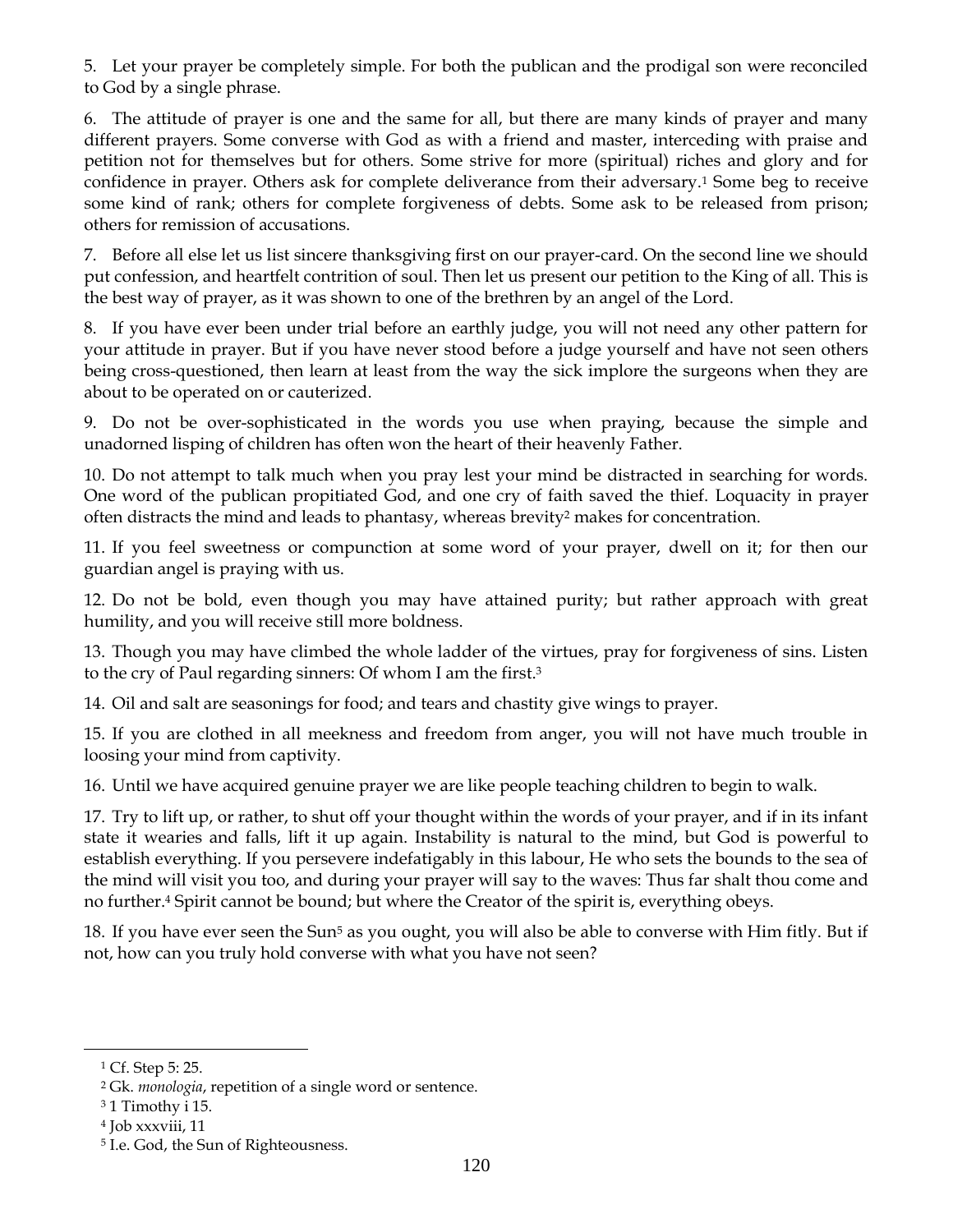5. Let your prayer be completely simple. For both the publican and the prodigal son were reconciled to God by a single phrase.

6. The attitude of prayer is one and the same for all, but there are many kinds of prayer and many different prayers. Some converse with God as with a friend and master, interceding with praise and petition not for themselves but for others. Some strive for more (spiritual) riches and glory and for confidence in prayer. Others ask for complete deliverance from their adversary.[1] Some beg to receive some kind of rank; others for complete forgiveness of debts. Some ask to be released from prison; others for remission of accusations.

7. Before all else let us list sincere thanksgiving first on our prayer-card. On the second line we should put confession, and heartfelt contrition of soul. Then let us present our petition to the King of all. This is the best way of prayer, as it was shown to one of the brethren by an angel of the Lord.

8. If you have ever been under trial before an earthly judge, you will not need any other pattern for your attitude in prayer. But if you have never stood before a judge yourself and have not seen others being cross-questioned, then learn at least from the way the sick implore the surgeons when they are about to be operated on or cauterized.

9. Do not be over-sophisticated in the words you use when praying, because the simple and unadorned lisping of children has often won the heart of their heavenly Father.

10. Do not attempt to talk much when you pray lest your mind be distracted in searching for words. One word of the publican propitiated God, and one cry of faith saved the thief. Loquacity in prayer often distracts the mind and leads to phantasy, whereas brevity[2] makes for concentration.

11. If you feel sweetness or compunction at some word of your prayer, dwell on it; for then our guardian angel is praying with us.

12. Do not be bold, even though you may have attained purity; but rather approach with great humility, and you will receive still more boldness.

13. Though you may have climbed the whole ladder of the virtues, pray for forgiveness of sins. Listen to the cry of Paul regarding sinners: Of whom I am the first.[3]

14. Oil and salt are seasonings for food; and tears and chastity give wings to prayer.

15. If you are clothed in all meekness and freedom from anger, you will not have much trouble in loosing your mind from captivity.

16. Until we have acquired genuine prayer we are like people teaching children to begin to walk.

17. Try to lift up, or rather, to shut off your thought within the words of your prayer, and if in its infant state it wearies and falls, lift it up again. Instability is natural to the mind, but God is powerful to establish everything. If you persevere indefatigably in this labour, He who sets the bounds to the sea of the mind will visit you too, and during your prayer will say to the waves: Thus far shalt thou come and no further.[4] Spirit cannot be bound; but where the Creator of the spirit is, everything obeys.

18. If you have ever seen the Sun[5] as you ought, you will also be able to converse with Him fitly. But if not, how can you truly hold converse with what you have not seen?

---

[1] Cf. Step 5: 25.

[2] Gk. *monologia*, repetition of a single word or sentence.

[3] 1 Timothy i 15.

[4] Job xxxviii, 11

[5] I.e. God, the Sun of Righteousness.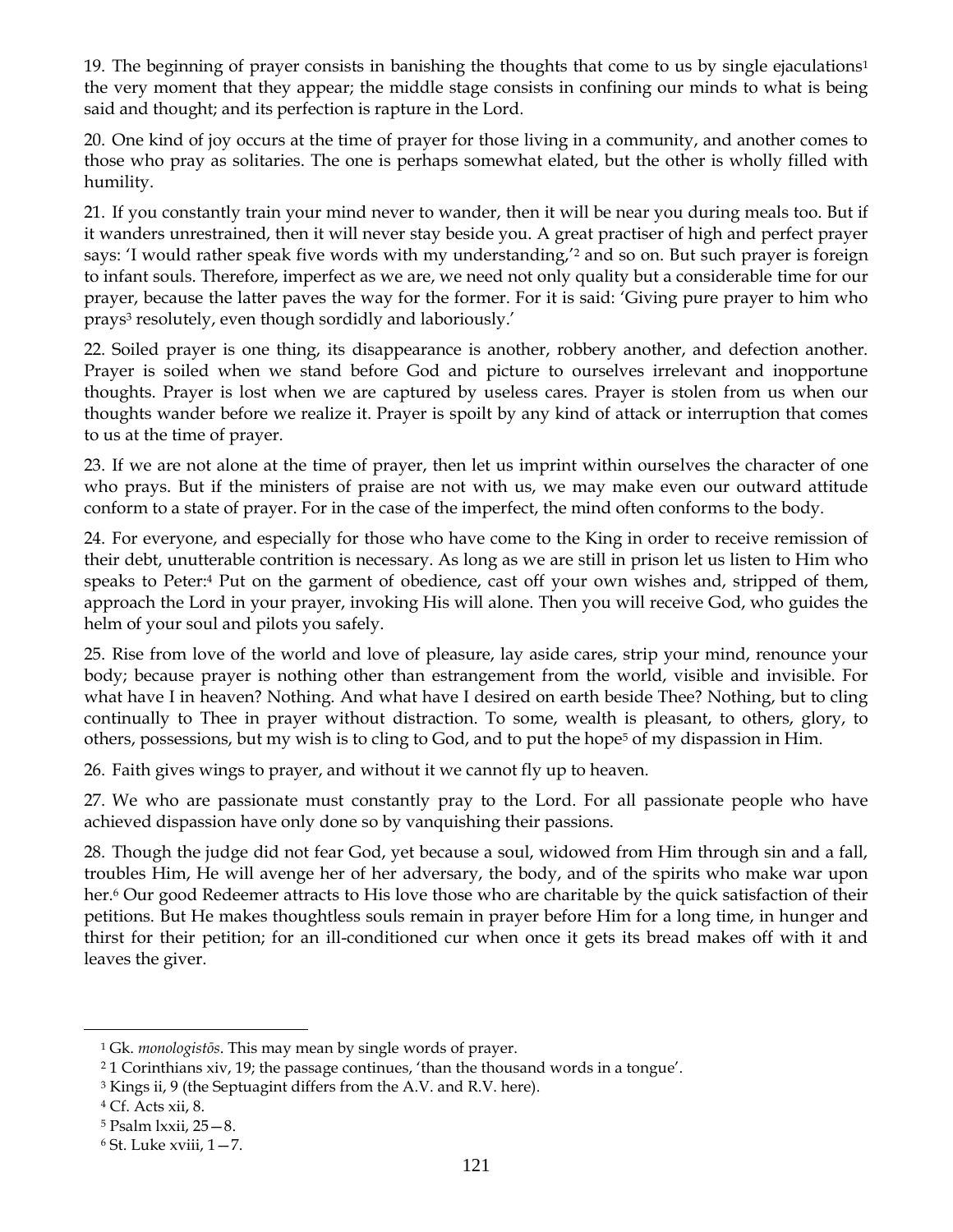19. The beginning of prayer consists in banishing the thoughts that come to us by single ejaculations[1] the very moment that they appear; the middle stage consists in confining our minds to what is being said and thought; and its perfection is rapture in the Lord.

20. One kind of joy occurs at the time of prayer for those living in a community, and another comes to those who pray as solitaries. The one is perhaps somewhat elated, but the other is wholly filled with humility.

21. If you constantly train your mind never to wander, then it will be near you during meals too. But if it wanders unrestrained, then it will never stay beside you. A great practiser of high and perfect prayer says: 'I would rather speak five words with my understanding,'[2] and so on. But such prayer is foreign to infant souls. Therefore, imperfect as we are, we need not only quality but a considerable time for our prayer, because the latter paves the way for the former. For it is said: 'Giving pure prayer to him who prays[3] resolutely, even though sordidly and laboriously.'

22. Soiled prayer is one thing, its disappearance is another, robbery another, and defection another. Prayer is soiled when we stand before God and picture to ourselves irrelevant and inopportune thoughts. Prayer is lost when we are captured by useless cares. Prayer is stolen from us when our thoughts wander before we realize it. Prayer is spoilt by any kind of attack or interruption that comes to us at the time of prayer.

23. If we are not alone at the time of prayer, then let us imprint within ourselves the character of one who prays. But if the ministers of praise are not with us, we may make even our outward attitude conform to a state of prayer. For in the case of the imperfect, the mind often conforms to the body.

24. For everyone, and especially for those who have come to the King in order to receive remission of their debt, unutterable contrition is necessary. As long as we are still in prison let us listen to Him who speaks to Peter:[4] Put on the garment of obedience, cast off your own wishes and, stripped of them, approach the Lord in your prayer, invoking His will alone. Then you will receive God, who guides the helm of your soul and pilots you safely.

25. Rise from love of the world and love of pleasure, lay aside cares, strip your mind, renounce your body; because prayer is nothing other than estrangement from the world, visible and invisible. For what have I in heaven? Nothing. And what have I desired on earth beside Thee? Nothing, but to cling continually to Thee in prayer without distraction. To some, wealth is pleasant, to others, glory, to others, possessions, but my wish is to cling to God, and to put the hope[5] of my dispassion in Him.

26. Faith gives wings to prayer, and without it we cannot fly up to heaven.

27. We who are passionate must constantly pray to the Lord. For all passionate people who have achieved dispassion have only done so by vanquishing their passions.

28. Though the judge did not fear God, yet because a soul, widowed from Him through sin and a fall, troubles Him, He will avenge her of her adversary, the body, and of the spirits who make war upon her.[6] Our good Redeemer attracts to His love those who are charitable by the quick satisfaction of their petitions. But He makes thoughtless souls remain in prayer before Him for a long time, in hunger and thirst for their petition; for an ill-conditioned cur when once it gets its bread makes off with it and leaves the giver.

---

[1] Gk. *monologistōs*. This may mean by single words of prayer.

[2] 1 Corinthians xiv, 19; the passage continues, 'than the thousand words in a tongue'.

[3] Kings ii, 9 (the Septuagint differs from the A.V. and R.V. here).

[4] Cf. Acts xii, 8.

[5] Psalm lxxii, 25—8.

[6] St. Luke xviii, 1—7.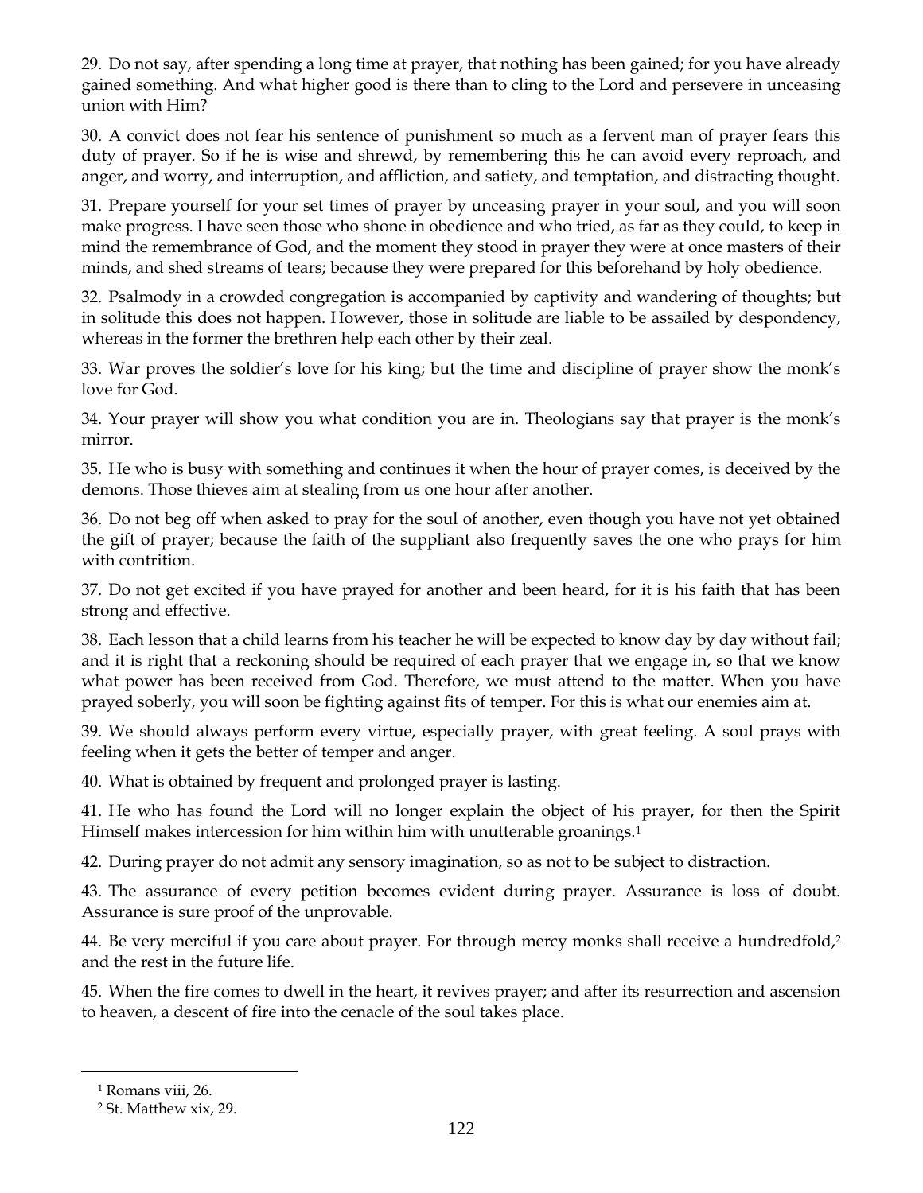29. Do not say, after spending a long time at prayer, that nothing has been gained; for you have already gained something. And what higher good is there than to cling to the Lord and persevere in unceasing union with Him?

30. A convict does not fear his sentence of punishment so much as a fervent man of prayer fears this duty of prayer. So if he is wise and shrewd, by remembering this he can avoid every reproach, and anger, and worry, and interruption, and affliction, and satiety, and temptation, and distracting thought.

31. Prepare yourself for your set times of prayer by unceasing prayer in your soul, and you will soon make progress. I have seen those who shone in obedience and who tried, as far as they could, to keep in mind the remembrance of God, and the moment they stood in prayer they were at once masters of their minds, and shed streams of tears; because they were prepared for this beforehand by holy obedience.

32. Psalmody in a crowded congregation is accompanied by captivity and wandering of thoughts; but in solitude this does not happen. However, those in solitude are liable to be assailed by despondency, whereas in the former the brethren help each other by their zeal.

33. War proves the soldier's love for his king; but the time and discipline of prayer show the monk's love for God.

34. Your prayer will show you what condition you are in. Theologians say that prayer is the monk's mirror.

35. He who is busy with something and continues it when the hour of prayer comes, is deceived by the demons. Those thieves aim at stealing from us one hour after another.

36. Do not beg off when asked to pray for the soul of another, even though you have not yet obtained the gift of prayer; because the faith of the suppliant also frequently saves the one who prays for him with contrition.

37. Do not get excited if you have prayed for another and been heard, for it is his faith that has been strong and effective.

38. Each lesson that a child learns from his teacher he will be expected to know day by day without fail; and it is right that a reckoning should be required of each prayer that we engage in, so that we know what power has been received from God. Therefore, we must attend to the matter. When you have prayed soberly, you will soon be fighting against fits of temper. For this is what our enemies aim at.

39. We should always perform every virtue, especially prayer, with great feeling. A soul prays with feeling when it gets the better of temper and anger.

40. What is obtained by frequent and prolonged prayer is lasting.

41. He who has found the Lord will no longer explain the object of his prayer, for then the Spirit Himself makes intercession for him within him with unutterable groanings.[1]

42. During prayer do not admit any sensory imagination, so as not to be subject to distraction.

43. The assurance of every petition becomes evident during prayer. Assurance is loss of doubt. Assurance is sure proof of the unprovable.

44. Be very merciful if you care about prayer. For through mercy monks shall receive a hundredfold,[2] and the rest in the future life.

45. When the fire comes to dwell in the heart, it revives prayer; and after its resurrection and ascension to heaven, a descent of fire into the cenacle of the soul takes place.

[1] Romans viii, 26.

[2] St. Matthew xix, 29.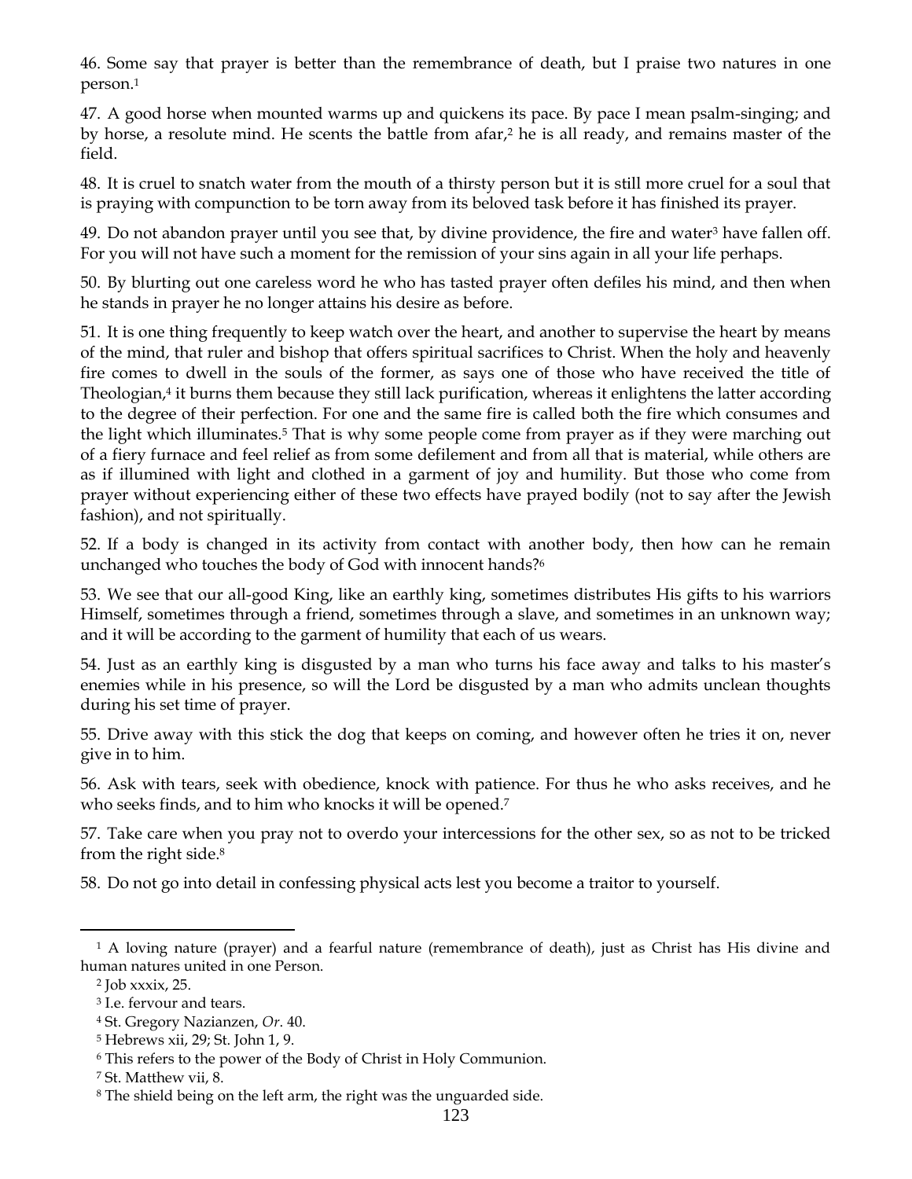46. Some say that prayer is better than the remembrance of death, but I praise two natures in one person.[1]

47. A good horse when mounted warms up and quickens its pace. By pace I mean psalm-singing; and by horse, a resolute mind. He scents the battle from afar,[2] he is all ready, and remains master of the field.

48. It is cruel to snatch water from the mouth of a thirsty person but it is still more cruel for a soul that is praying with compunction to be torn away from its beloved task before it has finished its prayer.

49. Do not abandon prayer until you see that, by divine providence, the fire and water[3] have fallen off. For you will not have such a moment for the remission of your sins again in all your life perhaps.

50. By blurting out one careless word he who has tasted prayer often defiles his mind, and then when he stands in prayer he no longer attains his desire as before.

51. It is one thing frequently to keep watch over the heart, and another to supervise the heart by means of the mind, that ruler and bishop that offers spiritual sacrifices to Christ. When the holy and heavenly fire comes to dwell in the souls of the former, as says one of those who have received the title of Theologian,[4] it burns them because they still lack purification, whereas it enlightens the latter according to the degree of their perfection. For one and the same fire is called both the fire which consumes and the light which illuminates.[5] That is why some people come from prayer as if they were marching out of a fiery furnace and feel relief as from some defilement and from all that is material, while others are as if illumined with light and clothed in a garment of joy and humility. But those who come from prayer without experiencing either of these two effects have prayed bodily (not to say after the Jewish fashion), and not spiritually.

52. If a body is changed in its activity from contact with another body, then how can he remain unchanged who touches the body of God with innocent hands?[6]

53. We see that our all-good King, like an earthly king, sometimes distributes His gifts to his warriors Himself, sometimes through a friend, sometimes through a slave, and sometimes in an unknown way; and it will be according to the garment of humility that each of us wears.

54. Just as an earthly king is disgusted by a man who turns his face away and talks to his master's enemies while in his presence, so will the Lord be disgusted by a man who admits unclean thoughts during his set time of prayer.

55. Drive away with this stick the dog that keeps on coming, and however often he tries it on, never give in to him.

56. Ask with tears, seek with obedience, knock with patience. For thus he who asks receives, and he who seeks finds, and to him who knocks it will be opened.[7]

57. Take care when you pray not to overdo your intercessions for the other sex, so as not to be tricked from the right side.[8]

58. Do not go into detail in confessing physical acts lest you become a traitor to yourself.

---

[1] A loving nature (prayer) and a fearful nature (remembrance of death), just as Christ has His divine and human natures united in one Person.

[2] Job xxxix, 25.

[3] I.e. fervour and tears.

[4] St. Gregory Nazianzen, *Or.* 40.

[5] Hebrews xii, 29; St. John 1, 9.

[6] This refers to the power of the Body of Christ in Holy Communion.

[7] St. Matthew vii, 8.

[8] The shield being on the left arm, the right was the unguarded side.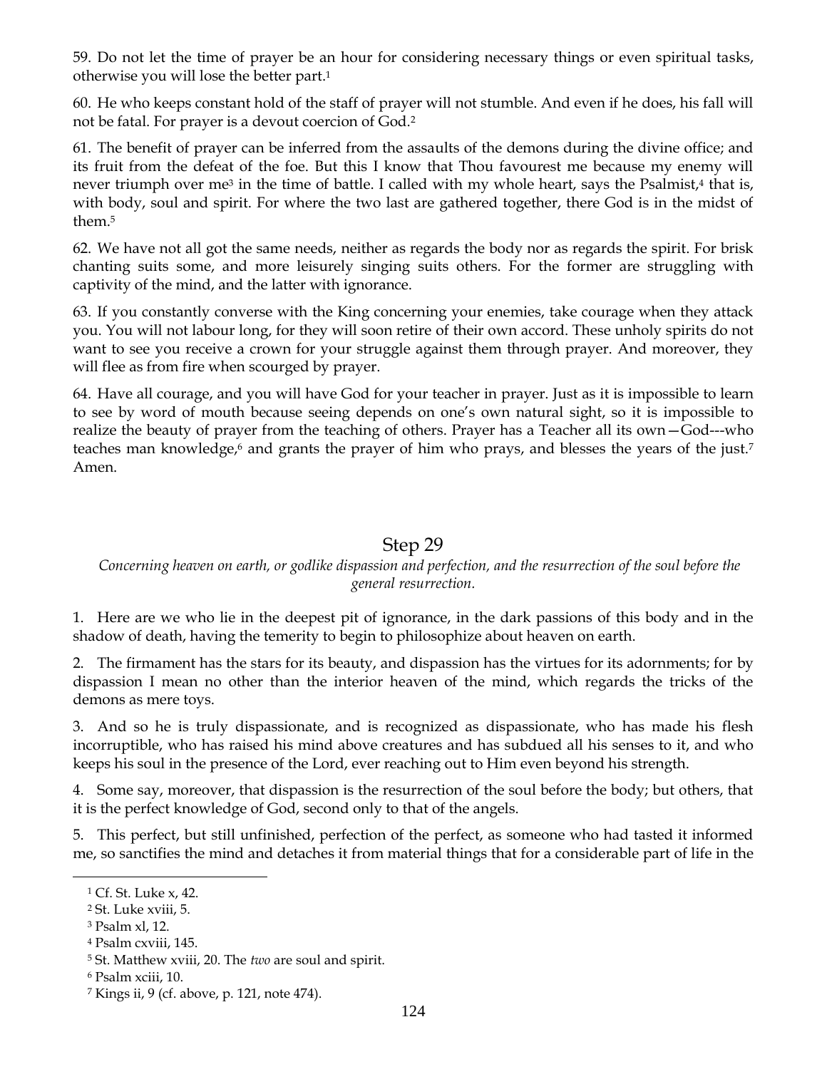59. Do not let the time of prayer be an hour for considering necessary things or even spiritual tasks, otherwise you will lose the better part.[1]

60. He who keeps constant hold of the staff of prayer will not stumble. And even if he does, his fall will not be fatal. For prayer is a devout coercion of God.[2]

61. The benefit of prayer can be inferred from the assaults of the demons during the divine office; and its fruit from the defeat of the foe. But this I know that Thou favourest me because my enemy will never triumph over me[3] in the time of battle. I called with my whole heart, says the Psalmist,[4] that is, with body, soul and spirit. For where the two last are gathered together, there God is in the midst of them.[5]

62. We have not all got the same needs, neither as regards the body nor as regards the spirit. For brisk chanting suits some, and more leisurely singing suits others. For the former are struggling with captivity of the mind, and the latter with ignorance.

63. If you constantly converse with the King concerning your enemies, take courage when they attack you. You will not labour long, for they will soon retire of their own accord. These unholy spirits do not want to see you receive a crown for your struggle against them through prayer. And moreover, they will flee as from fire when scourged by prayer.

64. Have all courage, and you will have God for your teacher in prayer. Just as it is impossible to learn to see by word of mouth because seeing depends on one's own natural sight, so it is impossible to realize the beauty of prayer from the teaching of others. Prayer has a Teacher all its own—God---who teaches man knowledge,[6] and grants the prayer of him who prays, and blesses the years of the just.[7] Amen.

## Step 29

*Concerning heaven on earth, or godlike dispassion and perfection, and the resurrection of the soul before the general resurrection.*

1. Here are we who lie in the deepest pit of ignorance, in the dark passions of this body and in the shadow of death, having the temerity to begin to philosophize about heaven on earth.

2. The firmament has the stars for its beauty, and dispassion has the virtues for its adornments; for by dispassion I mean no other than the interior heaven of the mind, which regards the tricks of the demons as mere toys.

3. And so he is truly dispassionate, and is recognized as dispassionate, who has made his flesh incorruptible, who has raised his mind above creatures and has subdued all his senses to it, and who keeps his soul in the presence of the Lord, ever reaching out to Him even beyond his strength.

4. Some say, moreover, that dispassion is the resurrection of the soul before the body; but others, that it is the perfect knowledge of God, second only to that of the angels.

5. This perfect, but still unfinished, perfection of the perfect, as someone who had tasted it informed me, so sanctifies the mind and detaches it from material things that for a considerable part of life in the

---

[1] Cf. St. Luke x, 42.

[2] St. Luke xviii, 5.

[3] Psalm xl, 12.

[4] Psalm cxviii, 145.

[5] St. Matthew xviii, 20. The *two* are soul and spirit.

[6] Psalm xciii, 10.

[7] Kings ii, 9 (cf. above, p. 121, note 474).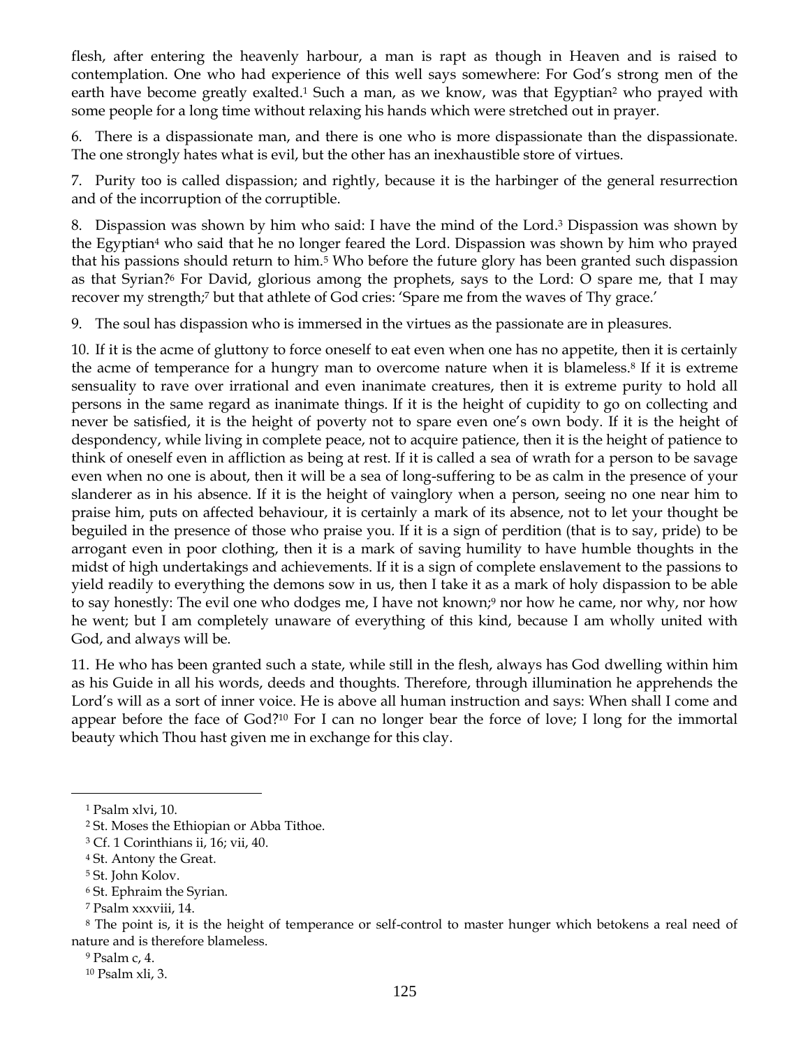flesh, after entering the heavenly harbour, a man is rapt as though in Heaven and is raised to contemplation. One who had experience of this well says somewhere: For God's strong men of the earth have become greatly exalted.[1] Such a man, as we know, was that Egyptian[2] who prayed with some people for a long time without relaxing his hands which were stretched out in prayer.

6. There is a dispassionate man, and there is one who is more dispassionate than the dispassionate. The one strongly hates what is evil, but the other has an inexhaustible store of virtues.

7. Purity too is called dispassion; and rightly, because it is the harbinger of the general resurrection and of the incorruption of the corruptible.

8. Dispassion was shown by him who said: I have the mind of the Lord.[3] Dispassion was shown by the Egyptian[4] who said that he no longer feared the Lord. Dispassion was shown by him who prayed that his passions should return to him.[5] Who before the future glory has been granted such dispassion as that Syrian?[6] For David, glorious among the prophets, says to the Lord: O spare me, that I may recover my strength;[7] but that athlete of God cries: 'Spare me from the waves of Thy grace.'

9. The soul has dispassion who is immersed in the virtues as the passionate are in pleasures.

10. If it is the acme of gluttony to force oneself to eat even when one has no appetite, then it is certainly the acme of temperance for a hungry man to overcome nature when it is blameless.[8] If it is extreme sensuality to rave over irrational and even inanimate creatures, then it is extreme purity to hold all persons in the same regard as inanimate things. If it is the height of cupidity to go on collecting and never be satisfied, it is the height of poverty not to spare even one's own body. If it is the height of despondency, while living in complete peace, not to acquire patience, then it is the height of patience to think of oneself even in affliction as being at rest. If it is called a sea of wrath for a person to be savage even when no one is about, then it will be a sea of long-suffering to be as calm in the presence of your slanderer as in his absence. If it is the height of vainglory when a person, seeing no one near him to praise him, puts on affected behaviour, it is certainly a mark of its absence, not to let your thought be beguiled in the presence of those who praise you. If it is a sign of perdition (that is to say, pride) to be arrogant even in poor clothing, then it is a mark of saving humility to have humble thoughts in the midst of high undertakings and achievements. If it is a sign of complete enslavement to the passions to yield readily to everything the demons sow in us, then I take it as a mark of holy dispassion to be able to say honestly: The evil one who dodges me, I have not known;[9] nor how he came, nor why, nor how he went; but I am completely unaware of everything of this kind, because I am wholly united with God, and always will be.

11. He who has been granted such a state, while still in the flesh, always has God dwelling within him as his Guide in all his words, deeds and thoughts. Therefore, through illumination he apprehends the Lord's will as a sort of inner voice. He is above all human instruction and says: When shall I come and appear before the face of God?[10] For I can no longer bear the force of love; I long for the immortal beauty which Thou hast given me in exchange for this clay.

---

[1] Psalm xlvi, 10.

[2] St. Moses the Ethiopian or Abba Tithoe.

[3] Cf. 1 Corinthians ii, 16; vii, 40.

[4] St. Antony the Great.

[5] St. John Kolov.

[6] St. Ephraim the Syrian.

[7] Psalm xxxviii, 14.

[8] The point is, it is the height of temperance or self-control to master hunger which betokens a real need of nature and is therefore blameless.

[9] Psalm c, 4.

[10] Psalm xli, 3.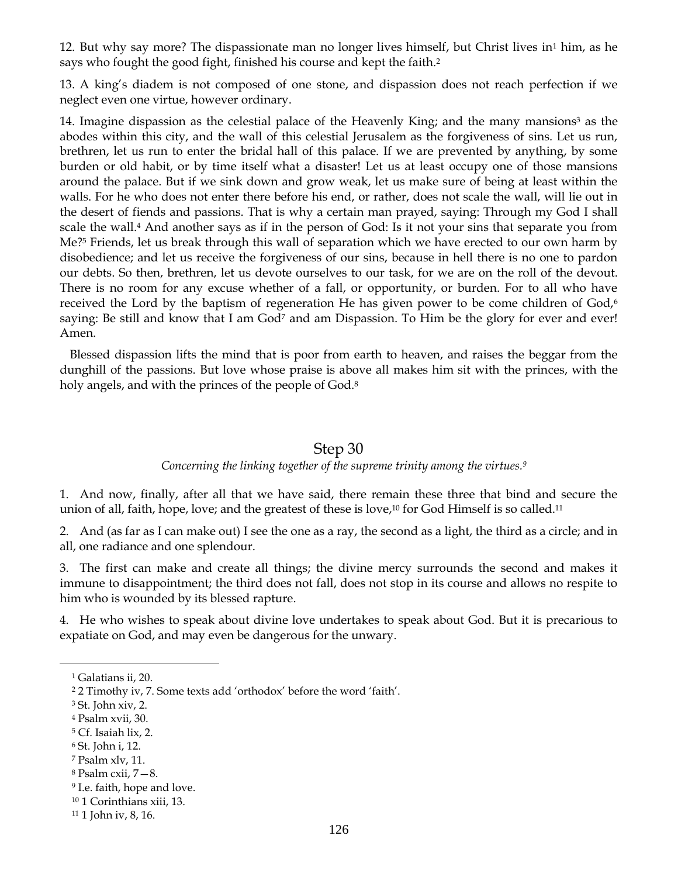12. But why say more? The dispassionate man no longer lives himself, but Christ lives in[1] him, as he says who fought the good fight, finished his course and kept the faith.[2]

13. A king's diadem is not composed of one stone, and dispassion does not reach perfection if we neglect even one virtue, however ordinary.

14. Imagine dispassion as the celestial palace of the Heavenly King; and the many mansions[3] as the abodes within this city, and the wall of this celestial Jerusalem as the forgiveness of sins. Let us run, brethren, let us run to enter the bridal hall of this palace. If we are prevented by anything, by some burden or old habit, or by time itself what a disaster! Let us at least occupy one of those mansions around the palace. But if we sink down and grow weak, let us make sure of being at least within the walls. For he who does not enter there before his end, or rather, does not scale the wall, will lie out in the desert of fiends and passions. That is why a certain man prayed, saying: Through my God I shall scale the wall.[4] And another says as if in the person of God: Is it not your sins that separate you from Me?[5] Friends, let us break through this wall of separation which we have erected to our own harm by disobedience; and let us receive the forgiveness of our sins, because in hell there is no one to pardon our debts. So then, brethren, let us devote ourselves to our task, for we are on the roll of the devout. There is no room for any excuse whether of a fall, or opportunity, or burden. For to all who have received the Lord by the baptism of regeneration He has given power to be come children of God,[6] saying: Be still and know that I am God[7] and am Dispassion. To Him be the glory for ever and ever! Amen.

Blessed dispassion lifts the mind that is poor from earth to heaven, and raises the beggar from the dunghill of the passions. But love whose praise is above all makes him sit with the princes, with the holy angels, and with the princes of the people of God.[8]

## Step 30

*Concerning the linking together of the supreme trinity among the virtues.*[9]

1. And now, finally, after all that we have said, there remain these three that bind and secure the union of all, faith, hope, love; and the greatest of these is love,[10] for God Himself is so called.[11]

2. And (as far as I can make out) I see the one as a ray, the second as a light, the third as a circle; and in all, one radiance and one splendour.

3. The first can make and create all things; the divine mercy surrounds the second and makes it immune to disappointment; the third does not fall, does not stop in its course and allows no respite to him who is wounded by its blessed rapture.

4. He who wishes to speak about divine love undertakes to speak about God. But it is precarious to expatiate on God, and may even be dangerous for the unwary.

---

[1] Galatians ii, 20.
[2] 2 Timothy iv, 7. Some texts add 'orthodox' before the word 'faith'.
[3] St. John xiv, 2.
[4] Psalm xvii, 30.
[5] Cf. Isaiah lix, 2.
[6] St. John i, 12.
[7] Psalm xlv, 11.
[8] Psalm cxii, 7—8.
[9] I.e. faith, hope and love.
[10] 1 Corinthians xiii, 13.
[11] 1 John iv, 8, 16.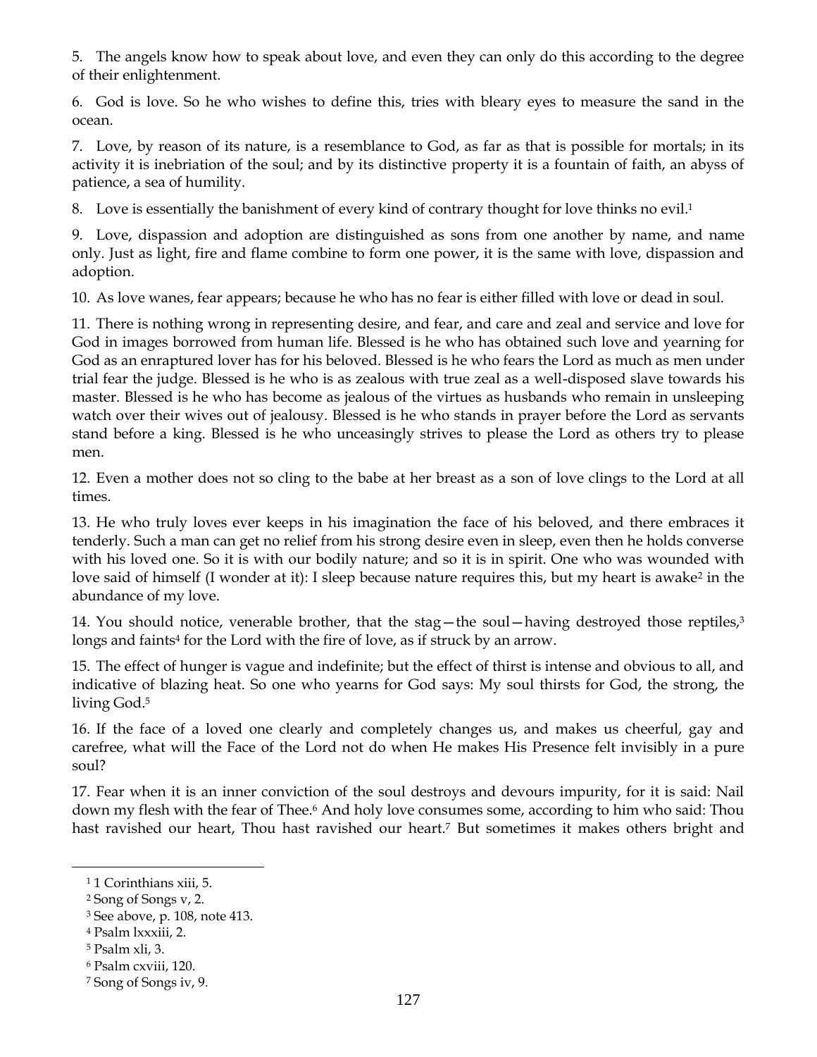5. The angels know how to speak about love, and even they can only do this according to the degree of their enlightenment.

6. God is love. So he who wishes to define this, tries with bleary eyes to measure the sand in the ocean.

7. Love, by reason of its nature, is a resemblance to God, as far as that is possible for mortals; in its activity it is inebriation of the soul; and by its distinctive property it is a fountain of faith, an abyss of patience, a sea of humility.

8. Love is essentially the banishment of every kind of contrary thought for love thinks no evil.[1]

9. Love, dispassion and adoption are distinguished as sons from one another by name, and name only. Just as light, fire and flame combine to form one power, it is the same with love, dispassion and adoption.

10. As love wanes, fear appears; because he who has no fear is either filled with love or dead in soul.

11. There is nothing wrong in representing desire, and fear, and care and zeal and service and love for God in images borrowed from human life. Blessed is he who has obtained such love and yearning for God as an enraptured lover has for his beloved. Blessed is he who fears the Lord as much as men under trial fear the judge. Blessed is he who is as zealous with true zeal as a well-disposed slave towards his master. Blessed is he who has become as jealous of the virtues as husbands who remain in unsleeping watch over their wives out of jealousy. Blessed is he who stands in prayer before the Lord as servants stand before a king. Blessed is he who unceasingly strives to please the Lord as others try to please men.

12. Even a mother does not so cling to the babe at her breast as a son of love clings to the Lord at all times.

13. He who truly loves ever keeps in his imagination the face of his beloved, and there embraces it tenderly. Such a man can get no relief from his strong desire even in sleep, even then he holds converse with his loved one. So it is with our bodily nature; and so it is in spirit. One who was wounded with love said of himself (I wonder at it): I sleep because nature requires this, but my heart is awake[2] in the abundance of my love.

14. You should notice, venerable brother, that the stag—the soul—having destroyed those reptiles,[3] longs and faints[4] for the Lord with the fire of love, as if struck by an arrow.

15. The effect of hunger is vague and indefinite; but the effect of thirst is intense and obvious to all, and indicative of blazing heat. So one who yearns for God says: My soul thirsts for God, the strong, the living God.[5]

16. If the face of a loved one clearly and completely changes us, and makes us cheerful, gay and carefree, what will the Face of the Lord not do when He makes His Presence felt invisibly in a pure soul?

17. Fear when it is an inner conviction of the soul destroys and devours impurity, for it is said: Nail down my flesh with the fear of Thee.[6] And holy love consumes some, according to him who said: Thou hast ravished our heart, Thou hast ravished our heart.[7] But sometimes it makes others bright and

---

[1] 1 Corinthians xiii, 5.

[2] Song of Songs v, 2.

[3] See above, p. 108, note 413.

[4] Psalm lxxxiii, 2.

[5] Psalm xli, 3.

[6] Psalm cxviii, 120.

[7] Song of Songs iv, 9.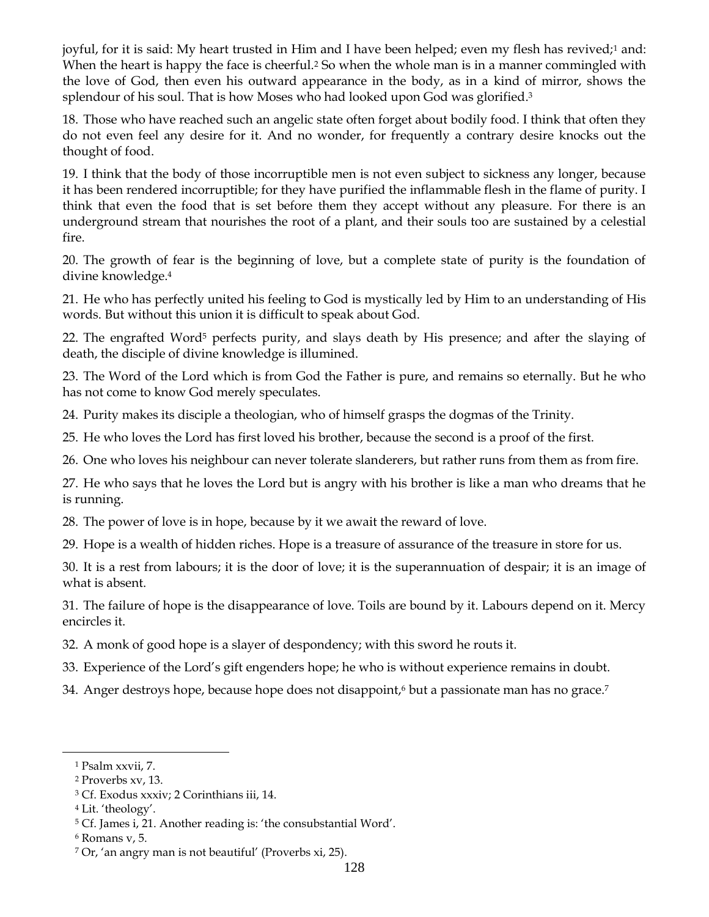joyful, for it is said: My heart trusted in Him and I have been helped; even my flesh has revived;[1] and: When the heart is happy the face is cheerful.[2] So when the whole man is in a manner commingled with the love of God, then even his outward appearance in the body, as in a kind of mirror, shows the splendour of his soul. That is how Moses who had looked upon God was glorified.[3]

18. Those who have reached such an angelic state often forget about bodily food. I think that often they do not even feel any desire for it. And no wonder, for frequently a contrary desire knocks out the thought of food.

19. I think that the body of those incorruptible men is not even subject to sickness any longer, because it has been rendered incorruptible; for they have purified the inflammable flesh in the flame of purity. I think that even the food that is set before them they accept without any pleasure. For there is an underground stream that nourishes the root of a plant, and their souls too are sustained by a celestial fire.

20. The growth of fear is the beginning of love, but a complete state of purity is the foundation of divine knowledge.[4]

21. He who has perfectly united his feeling to God is mystically led by Him to an understanding of His words. But without this union it is difficult to speak about God.

22. The engrafted Word[5] perfects purity, and slays death by His presence; and after the slaying of death, the disciple of divine knowledge is illumined.

23. The Word of the Lord which is from God the Father is pure, and remains so eternally. But he who has not come to know God merely speculates.

24. Purity makes its disciple a theologian, who of himself grasps the dogmas of the Trinity.

25. He who loves the Lord has first loved his brother, because the second is a proof of the first.

26. One who loves his neighbour can never tolerate slanderers, but rather runs from them as from fire.

27. He who says that he loves the Lord but is angry with his brother is like a man who dreams that he is running.

28. The power of love is in hope, because by it we await the reward of love.

29. Hope is a wealth of hidden riches. Hope is a treasure of assurance of the treasure in store for us.

30. It is a rest from labours; it is the door of love; it is the superannuation of despair; it is an image of what is absent.

31. The failure of hope is the disappearance of love. Toils are bound by it. Labours depend on it. Mercy encircles it.

32. A monk of good hope is a slayer of despondency; with this sword he routs it.

33. Experience of the Lord's gift engenders hope; he who is without experience remains in doubt.

34. Anger destroys hope, because hope does not disappoint,[6] but a passionate man has no grace.[7]

---

[1] Psalm xxvii, 7.

[2] Proverbs xv, 13.

[3] Cf. Exodus xxxiv; 2 Corinthians iii, 14.

[4] Lit. 'theology'.

[5] Cf. James i, 21. Another reading is: 'the consubstantial Word'.

[6] Romans v, 5.

[7] Or, 'an angry man is not beautiful' (Proverbs xi, 25).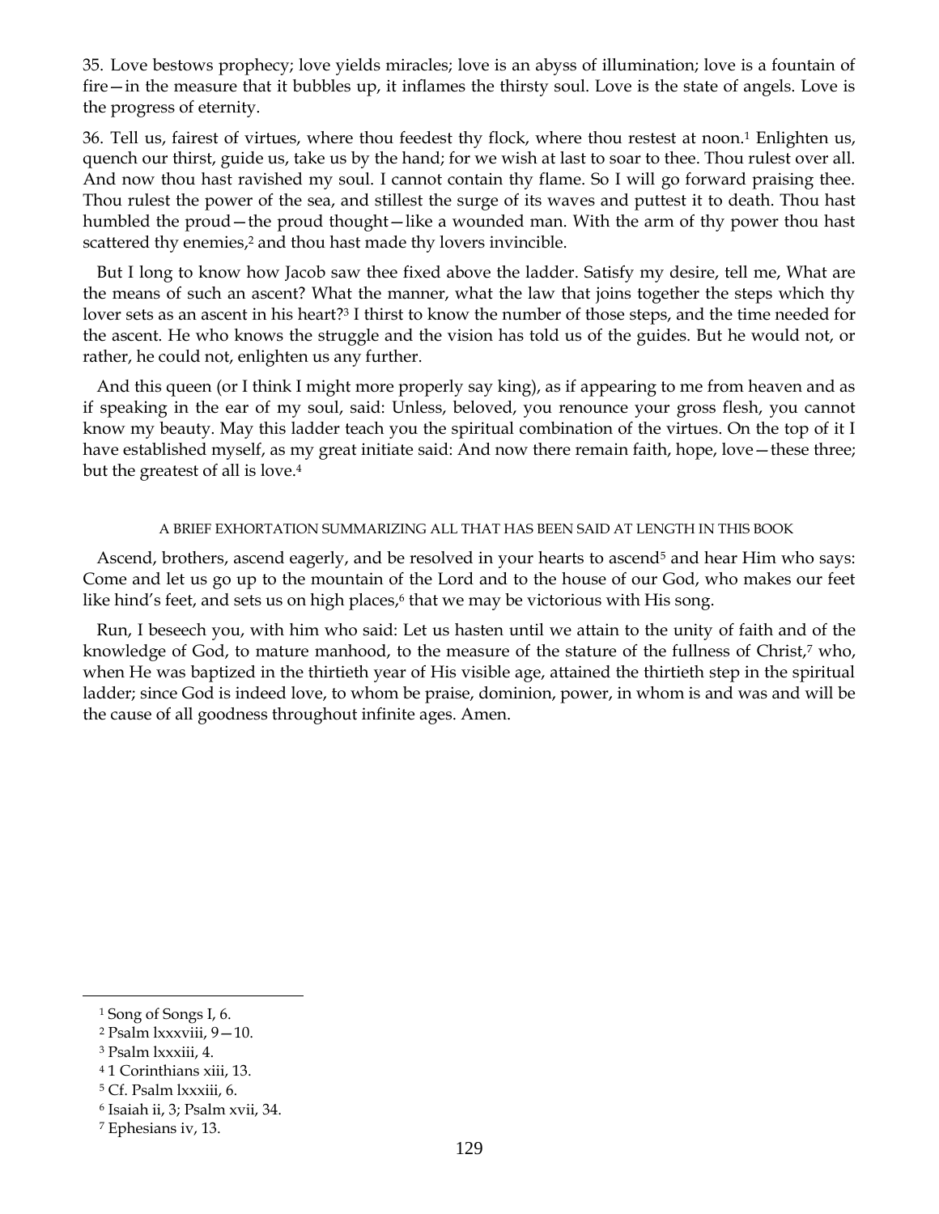35. Love bestows prophecy; love yields miracles; love is an abyss of illumination; love is a fountain of fire—in the measure that it bubbles up, it inflames the thirsty soul. Love is the state of angels. Love is the progress of eternity.

36. Tell us, fairest of virtues, where thou feedest thy flock, where thou restest at noon.[1] Enlighten us, quench our thirst, guide us, take us by the hand; for we wish at last to soar to thee. Thou rulest over all. And now thou hast ravished my soul. I cannot contain thy flame. So I will go forward praising thee. Thou rulest the power of the sea, and stillest the surge of its waves and puttest it to death. Thou hast humbled the proud—the proud thought—like a wounded man. With the arm of thy power thou hast scattered thy enemies,[2] and thou hast made thy lovers invincible.

But I long to know how Jacob saw thee fixed above the ladder. Satisfy my desire, tell me, What are the means of such an ascent? What the manner, what the law that joins together the steps which thy lover sets as an ascent in his heart?[3] I thirst to know the number of those steps, and the time needed for the ascent. He who knows the struggle and the vision has told us of the guides. But he would not, or rather, he could not, enlighten us any further.

And this queen (or I think I might more properly say king), as if appearing to me from heaven and as if speaking in the ear of my soul, said: Unless, beloved, you renounce your gross flesh, you cannot know my beauty. May this ladder teach you the spiritual combination of the virtues. On the top of it I have established myself, as my great initiate said: And now there remain faith, hope, love—these three; but the greatest of all is love.[4]

### A BRIEF EXHORTATION SUMMARIZING ALL THAT HAS BEEN SAID AT LENGTH IN THIS BOOK

Ascend, brothers, ascend eagerly, and be resolved in your hearts to ascend[5] and hear Him who says: Come and let us go up to the mountain of the Lord and to the house of our God, who makes our feet like hind's feet, and sets us on high places,[6] that we may be victorious with His song.

Run, I beseech you, with him who said: Let us hasten until we attain to the unity of faith and of the knowledge of God, to mature manhood, to the measure of the stature of the fullness of Christ,[7] who, when He was baptized in the thirtieth year of His visible age, attained the thirtieth step in the spiritual ladder; since God is indeed love, to whom be praise, dominion, power, in whom is and was and will be the cause of all goodness throughout infinite ages. Amen.

---

[1] Song of Songs I, 6.

[2] Psalm lxxxviii, 9—10.

[3] Psalm lxxxiii, 4.

[4] 1 Corinthians xiii, 13.

[5] Cf. Psalm lxxxiii, 6.

[6] Isaiah ii, 3; Psalm xvii, 34.

[7] Ephesians iv, 13.